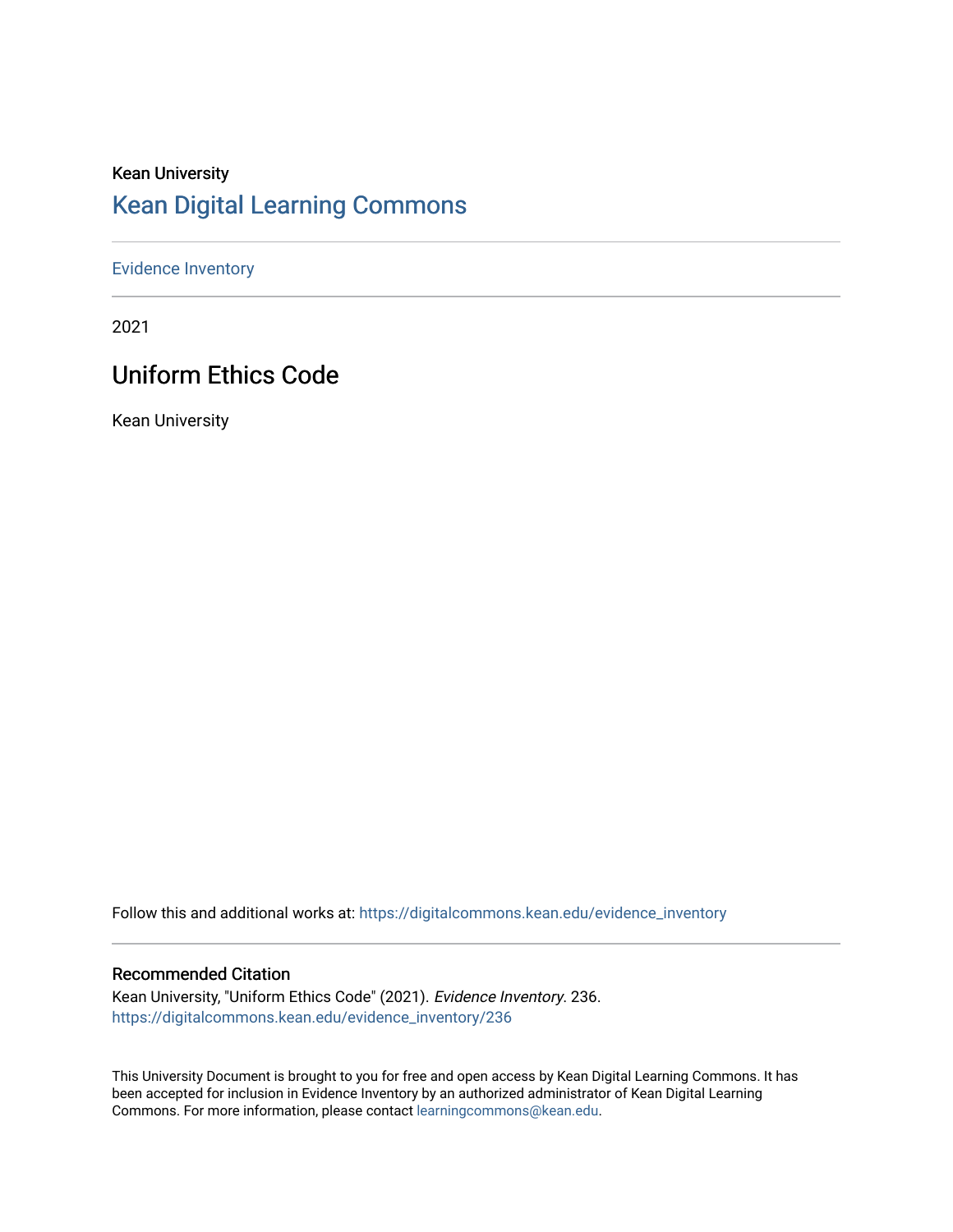Kean University

# Kean Digital Learning Commons

---

Evidence Inventory

---

2021

## Uniform Ethics Code

Kean University

Follow this and additional works at: https://digitalcommons.kean.edu/evidence_inventory

---

### Recommended Citation

Kean University, "Uniform Ethics Code" (2021). *Evidence Inventory*. 236.
https://digitalcommons.kean.edu/evidence_inventory/236

This University Document is brought to you for free and open access by Kean Digital Learning Commons. It has been accepted for inclusion in Evidence Inventory by an authorized administrator of Kean Digital Learning Commons. For more information, please contact learningcommons@kean.edu.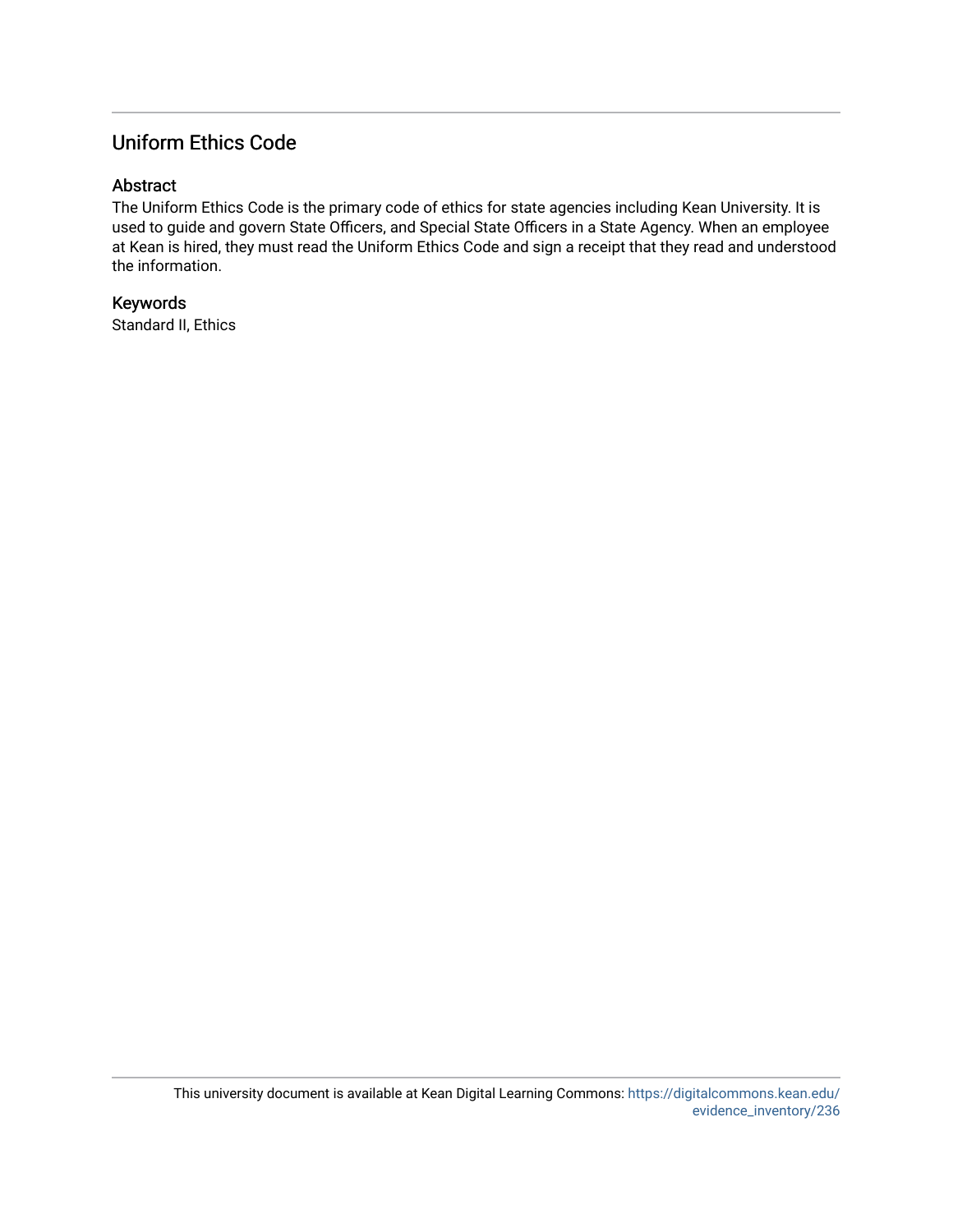## Uniform Ethics Code

### Abstract

The Uniform Ethics Code is the primary code of ethics for state agencies including Kean University. It is used to guide and govern State Officers, and Special State Officers in a State Agency. When an employee at Kean is hired, they must read the Uniform Ethics Code and sign a receipt that they read and understood the information.

### Keywords

Standard II, Ethics

This university document is available at Kean Digital Learning Commons: https://digitalcommons.kean.edu/evidence_inventory/236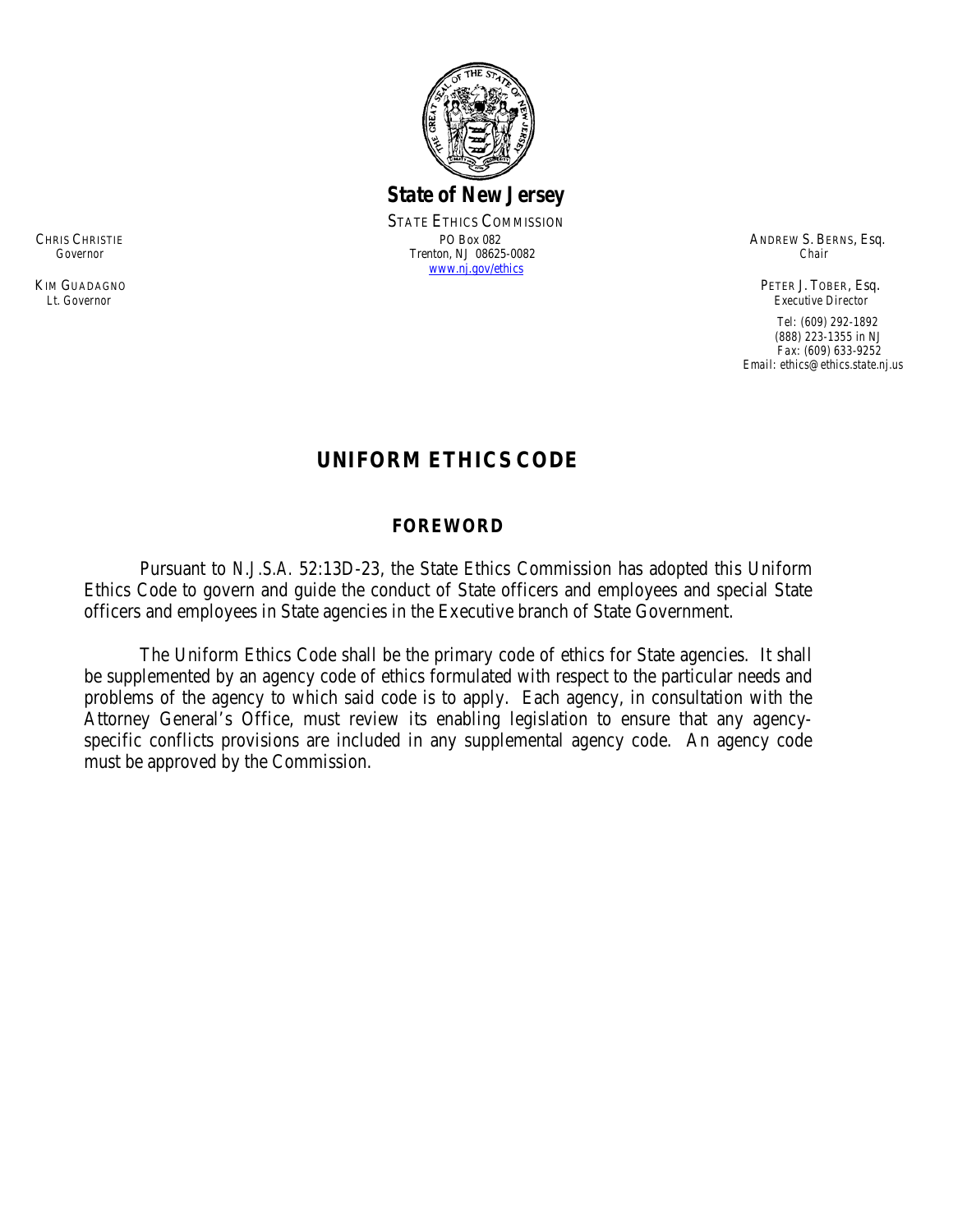**State of New Jersey**

STATE ETHICS COMMISSION
PO Box 082
Trenton, NJ 08625-0082
www.nj.gov/ethics

CHRIS CHRISTIE
*Governor*

KIM GUADAGNO
*Lt. Governor*

ANDREW S. BERNS, Esq.
*Chair*

PETER J. TOBER, Esq.
*Executive Director*

Tel: (609) 292-1892
(888) 223-1355 in NJ
Fax: (609) 633-9252
Email: ethics@ethics.state.nj.us

# UNIFORM ETHICS CODE

## FOREWORD

Pursuant to N.J.S.A. 52:13D-23, the State Ethics Commission has adopted this Uniform Ethics Code to govern and guide the conduct of State officers and employees and special State officers and employees in State agencies in the Executive branch of State Government.

The Uniform Ethics Code shall be the primary code of ethics for State agencies. It shall be supplemented by an agency code of ethics formulated with respect to the particular needs and problems of the agency to which said code is to apply. Each agency, in consultation with the Attorney General's Office, must review its enabling legislation to ensure that any agency-specific conflicts provisions are included in any supplemental agency code. An agency code must be approved by the Commission.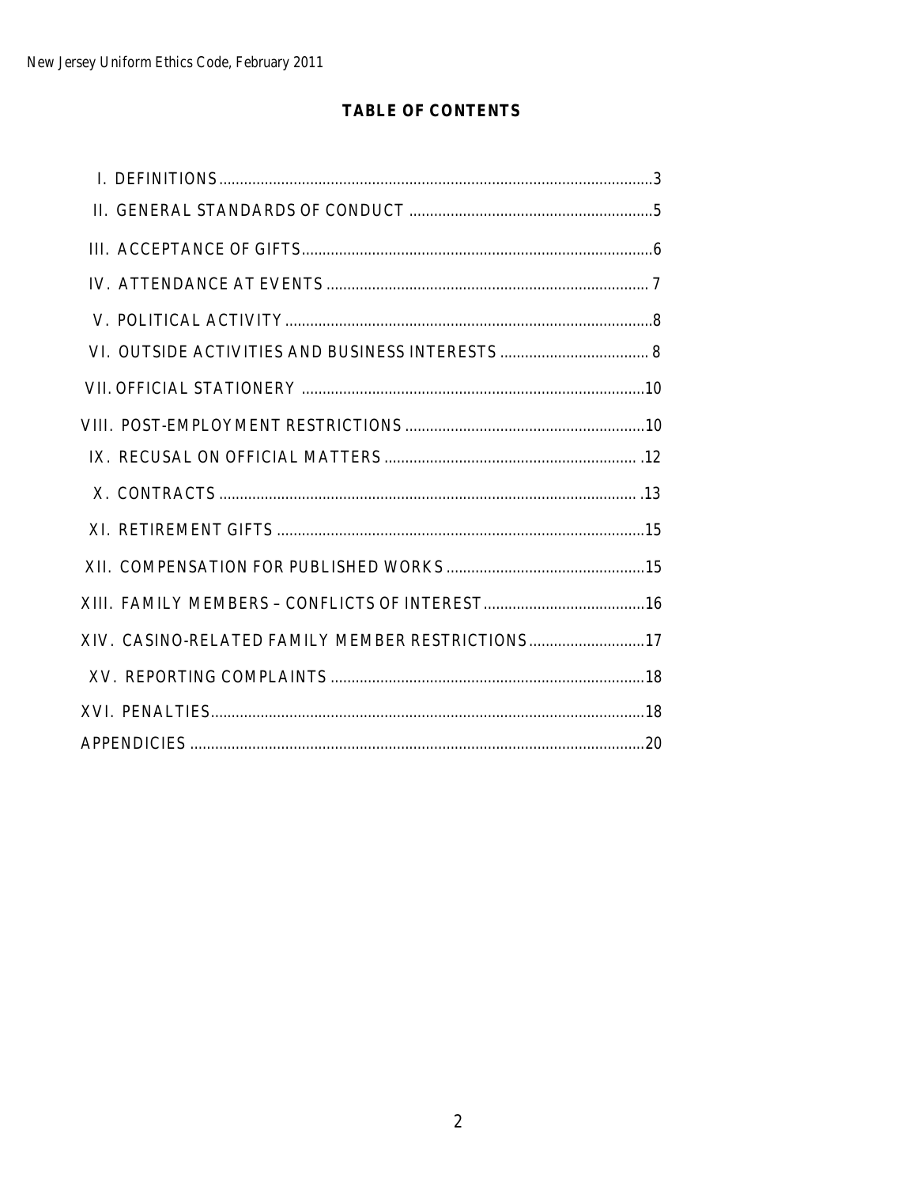# TABLE OF CONTENTS

I. DEFINITIONS........................................................................................................3

II. GENERAL STANDARDS OF CONDUCT ...........................................................5

III. ACCEPTANCE OF GIFTS....................................................................................6

IV. ATTENDANCE AT EVENTS ............................................................................. 7

V. POLITICAL ACTIVITY ........................................................................................8

VI. OUTSIDE ACTIVITIES AND BUSINESS INTERESTS .................................... 8

VII. OFFICIAL STATIONERY ..................................................................................10

VIII. POST-EMPLOYMENT RESTRICTIONS ..........................................................10

IX. RECUSAL ON OFFICIAL MATTERS ............................................................. .12

X. CONTRACTS ..................................................................................................... .13

XI. RETIREMENT GIFTS ........................................................................................15

XII. COMPENSATION FOR PUBLISHED WORKS ................................................15

XIII. FAMILY MEMBERS – CONFLICTS OF INTEREST.......................................16

XIV. CASINO-RELATED FAMILY MEMBER RESTRICTIONS............................17

XV. REPORTING COMPLAINTS ............................................................................18

XVI. PENALTIES........................................................................................................18

APPENDICIES .............................................................................................................20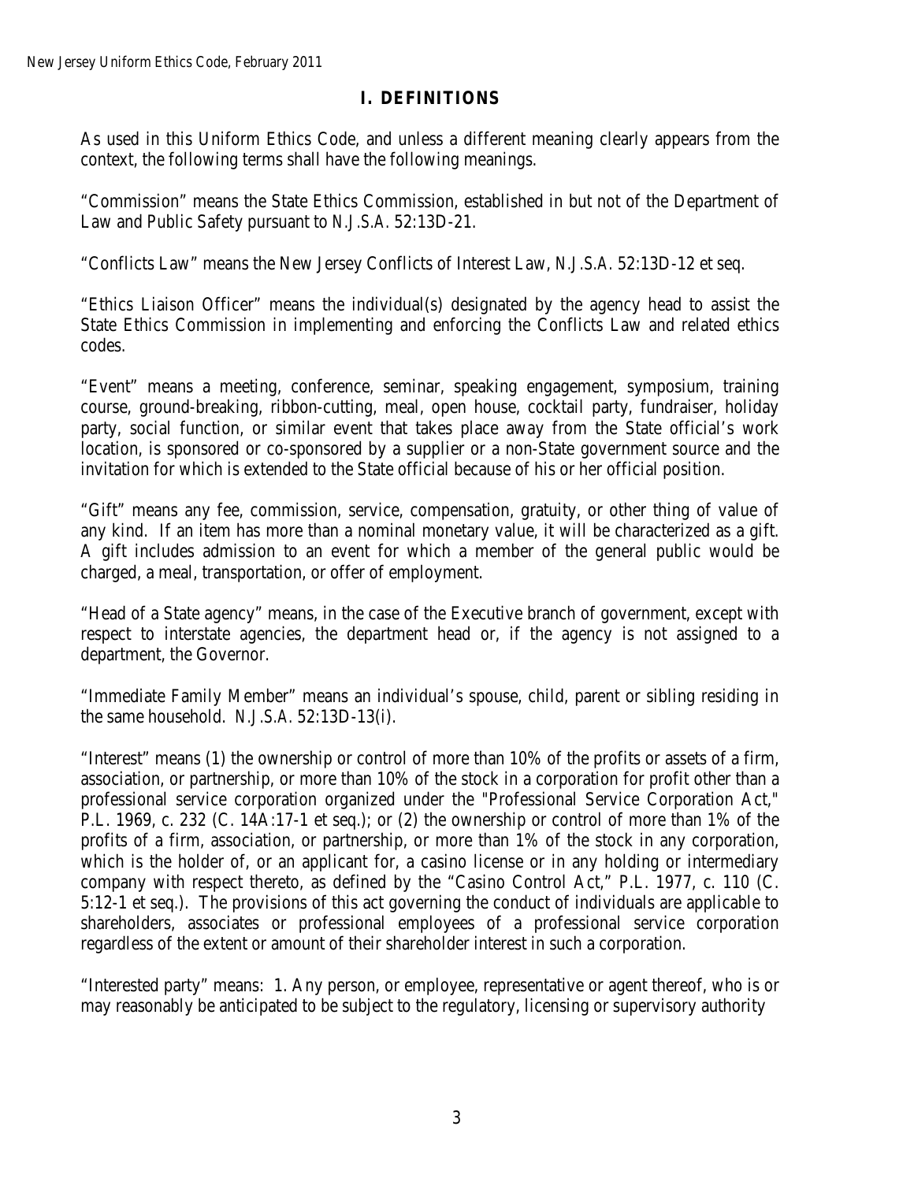## I. DEFINITIONS

As used in this Uniform Ethics Code, and unless a different meaning clearly appears from the context, the following terms shall have the following meanings.

"Commission" means the State Ethics Commission, established in but not of the Department of Law and Public Safety pursuant to *N.J.S.A.* 52:13D-21.

"Conflicts Law" means the New Jersey Conflicts of Interest Law, *N.J.S.A.* 52:13D-12 et seq.

"Ethics Liaison Officer" means the individual(s) designated by the agency head to assist the State Ethics Commission in implementing and enforcing the Conflicts Law and related ethics codes.

"Event" means a meeting, conference, seminar, speaking engagement, symposium, training course, ground-breaking, ribbon-cutting, meal, open house, cocktail party, fundraiser, holiday party, social function, or similar event that takes place away from the State official's work location, is sponsored or co-sponsored by a supplier or a non-State government source and the invitation for which is extended to the State official because of his or her official position.

"Gift" means any fee, commission, service, compensation, gratuity, or other thing of value of any kind. If an item has more than a nominal monetary value, it will be characterized as a gift. A gift includes admission to an event for which a member of the general public would be charged, a meal, transportation, or offer of employment.

"Head of a State agency" means, in the case of the Executive branch of government, except with respect to interstate agencies, the department head or, if the agency is not assigned to a department, the Governor.

"Immediate Family Member" means an individual's spouse, child, parent or sibling residing in the same household. *N.J.S.A.* 52:13D-13(i).

"Interest" means (1) the ownership or control of more than 10% of the profits or assets of a firm, association, or partnership, or more than 10% of the stock in a corporation for profit other than a professional service corporation organized under the "Professional Service Corporation Act," P.L. 1969, c. 232 (C. 14A:17-1 et seq.); or (2) the ownership or control of more than 1% of the profits of a firm, association, or partnership, or more than 1% of the stock in any corporation, which is the holder of, or an applicant for, a casino license or in any holding or intermediary company with respect thereto, as defined by the "Casino Control Act," P.L. 1977, c. 110 (C. 5:12-1 et seq.). The provisions of this act governing the conduct of individuals are applicable to shareholders, associates or professional employees of a professional service corporation regardless of the extent or amount of their shareholder interest in such a corporation.

"Interested party" means: 1. Any person, or employee, representative or agent thereof, who is or may reasonably be anticipated to be subject to the regulatory, licensing or supervisory authority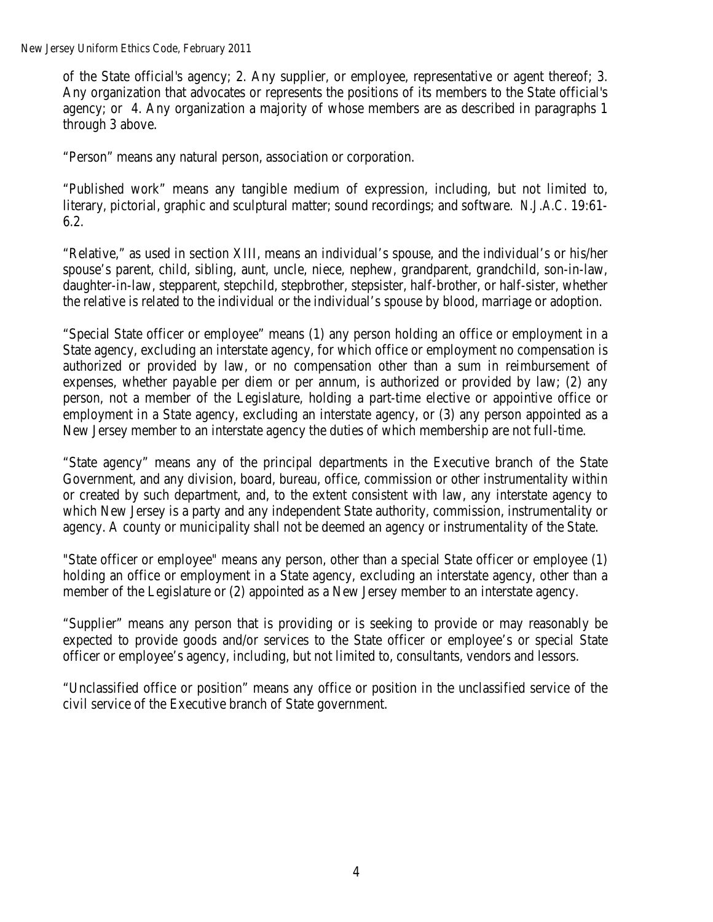of the State official's agency; 2. Any supplier, or employee, representative or agent thereof; 3. Any organization that advocates or represents the positions of its members to the State official's agency; or 4. Any organization a majority of whose members are as described in paragraphs 1 through 3 above.

"Person" means any natural person, association or corporation.

"Published work" means any tangible medium of expression, including, but not limited to, literary, pictorial, graphic and sculptural matter; sound recordings; and software. N.J.A.C. 19:61-6.2.

"Relative," as used in section XIII, means an individual's spouse, and the individual's or his/her spouse's parent, child, sibling, aunt, uncle, niece, nephew, grandparent, grandchild, son-in-law, daughter-in-law, stepparent, stepchild, stepbrother, stepsister, half-brother, or half-sister, whether the relative is related to the individual or the individual's spouse by blood, marriage or adoption.

"Special State officer or employee" means (1) any person holding an office or employment in a State agency, excluding an interstate agency, for which office or employment no compensation is authorized or provided by law, or no compensation other than a sum in reimbursement of expenses, whether payable per diem or per annum, is authorized or provided by law; (2) any person, not a member of the Legislature, holding a part-time elective or appointive office or employment in a State agency, excluding an interstate agency, or (3) any person appointed as a New Jersey member to an interstate agency the duties of which membership are not full-time.

"State agency" means any of the principal departments in the Executive branch of the State Government, and any division, board, bureau, office, commission or other instrumentality within or created by such department, and, to the extent consistent with law, any interstate agency to which New Jersey is a party and any independent State authority, commission, instrumentality or agency. A county or municipality shall not be deemed an agency or instrumentality of the State.

"State officer or employee" means any person, other than a special State officer or employee (1) holding an office or employment in a State agency, excluding an interstate agency, other than a member of the Legislature or (2) appointed as a New Jersey member to an interstate agency.

"Supplier" means any person that is providing or is seeking to provide or may reasonably be expected to provide goods and/or services to the State officer or employee's or special State officer or employee's agency, including, but not limited to, consultants, vendors and lessors.

"Unclassified office or position" means any office or position in the unclassified service of the civil service of the Executive branch of State government.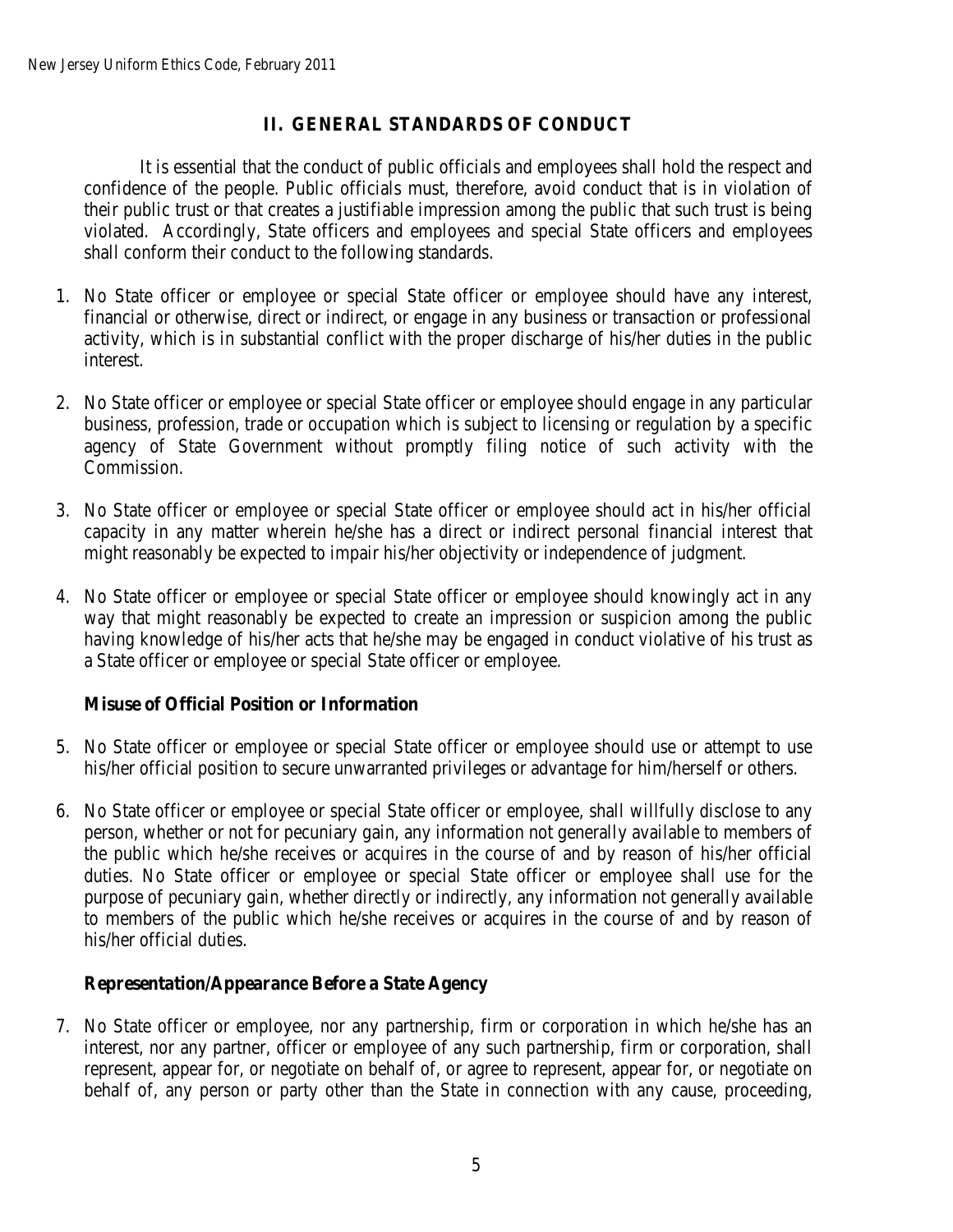## II. GENERAL STANDARDS OF CONDUCT

It is essential that the conduct of public officials and employees shall hold the respect and confidence of the people. Public officials must, therefore, avoid conduct that is in violation of their public trust or that creates a justifiable impression among the public that such trust is being violated. Accordingly, State officers and employees and special State officers and employees shall conform their conduct to the following standards.

1. No State officer or employee or special State officer or employee should have any interest, financial or otherwise, direct or indirect, or engage in any business or transaction or professional activity, which is in substantial conflict with the proper discharge of his/her duties in the public interest.

2. No State officer or employee or special State officer or employee should engage in any particular business, profession, trade or occupation which is subject to licensing or regulation by a specific agency of State Government without promptly filing notice of such activity with the Commission.

3. No State officer or employee or special State officer or employee should act in his/her official capacity in any matter wherein he/she has a direct or indirect personal financial interest that might reasonably be expected to impair his/her objectivity or independence of judgment.

4. No State officer or employee or special State officer or employee should knowingly act in any way that might reasonably be expected to create an impression or suspicion among the public having knowledge of his/her acts that he/she may be engaged in conduct violative of his trust as a State officer or employee or special State officer or employee.

### Misuse of Official Position or Information

5. No State officer or employee or special State officer or employee should use or attempt to use his/her official position to secure unwarranted privileges or advantage for him/herself or others.

6. No State officer or employee or special State officer or employee, shall willfully disclose to any person, whether or not for pecuniary gain, any information not generally available to members of the public which he/she receives or acquires in the course of and by reason of his/her official duties. No State officer or employee or special State officer or employee shall use for the purpose of pecuniary gain, whether directly or indirectly, any information not generally available to members of the public which he/she receives or acquires in the course of and by reason of his/her official duties.

### Representation/Appearance Before a State Agency

7. No State officer or employee, nor any partnership, firm or corporation in which he/she has an interest, nor any partner, officer or employee of any such partnership, firm or corporation, shall represent, appear for, or negotiate on behalf of, or agree to represent, appear for, or negotiate on behalf of, any person or party other than the State in connection with any cause, proceeding,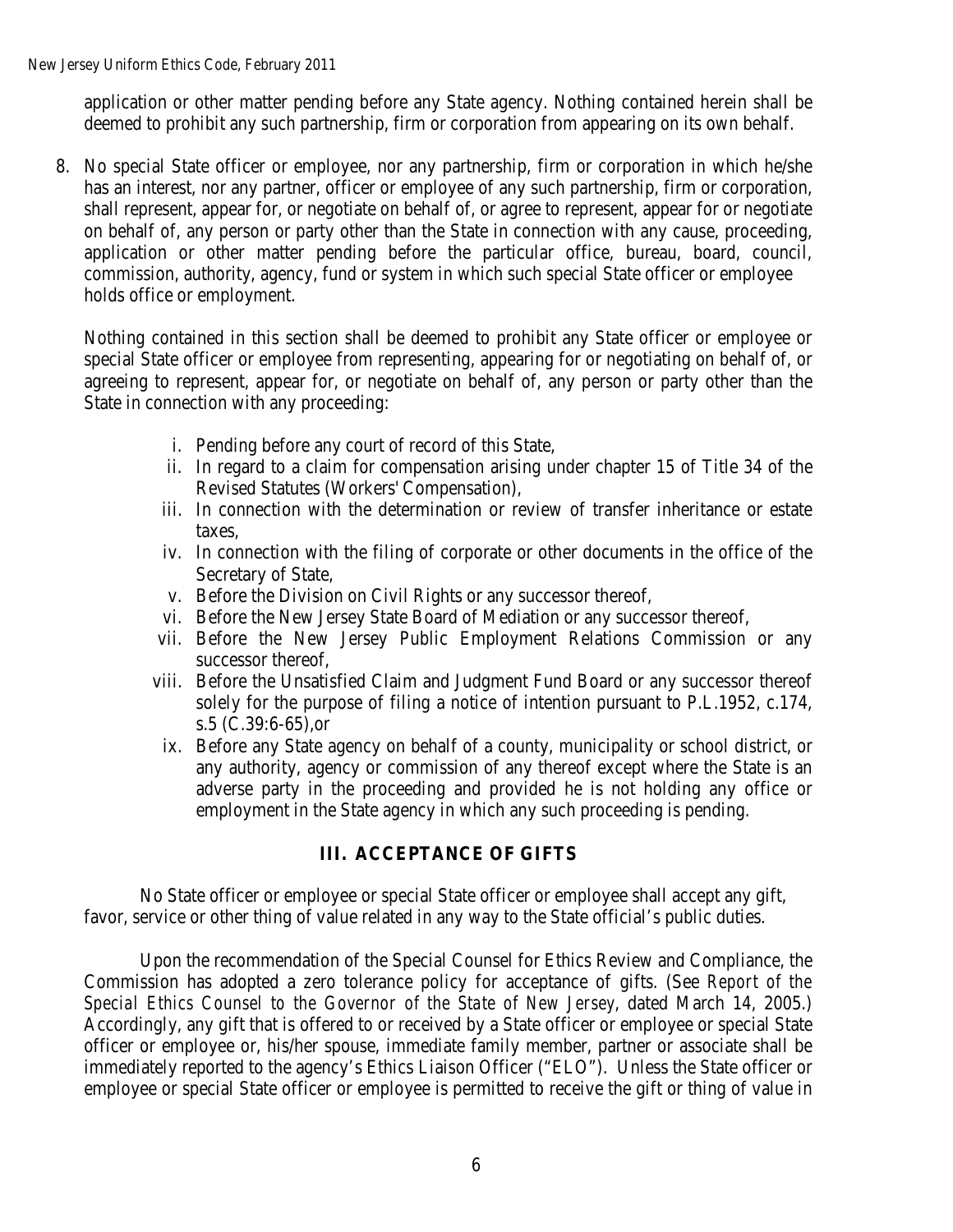application or other matter pending before any State agency. Nothing contained herein shall be deemed to prohibit any such partnership, firm or corporation from appearing on its own behalf.

8. No special State officer or employee, nor any partnership, firm or corporation in which he/she has an interest, nor any partner, officer or employee of any such partnership, firm or corporation, shall represent, appear for, or negotiate on behalf of, or agree to represent, appear for or negotiate on behalf of, any person or party other than the State in connection with any cause, proceeding, application or other matter pending before the particular office, bureau, board, council, commission, authority, agency, fund or system in which such special State officer or employee holds office or employment.

   Nothing contained in this section shall be deemed to prohibit any State officer or employee or special State officer or employee from representing, appearing for or negotiating on behalf of, or agreeing to represent, appear for, or negotiate on behalf of, any person or party other than the State in connection with any proceeding:

   i. Pending before any court of record of this State,
   ii. In regard to a claim for compensation arising under chapter 15 of Title 34 of the Revised Statutes (Workers' Compensation),
   iii. In connection with the determination or review of transfer inheritance or estate taxes,
   iv. In connection with the filing of corporate or other documents in the office of the Secretary of State,
   v. Before the Division on Civil Rights or any successor thereof,
   vi. Before the New Jersey State Board of Mediation or any successor thereof,
   vii. Before the New Jersey Public Employment Relations Commission or any successor thereof,
   viii. Before the Unsatisfied Claim and Judgment Fund Board or any successor thereof solely for the purpose of filing a notice of intention pursuant to P.L.1952, c.174, s.5 (C.39:6-65),or
   ix. Before any State agency on behalf of a county, municipality or school district, or any authority, agency or commission of any thereof except where the State is an adverse party in the proceeding and provided he is not holding any office or employment in the State agency in which any such proceeding is pending.

## III. ACCEPTANCE OF GIFTS

No State officer or employee or special State officer or employee shall accept any gift, favor, service or other thing of value related in any way to the State official's public duties.

Upon the recommendation of the Special Counsel for Ethics Review and Compliance, the Commission has adopted a zero tolerance policy for acceptance of gifts. (See *Report of the Special Ethics Counsel to the Governor of the State of New Jersey*, dated March 14, 2005.) Accordingly, any gift that is offered to or received by a State officer or employee or special State officer or employee or, his/her spouse, immediate family member, partner or associate shall be immediately reported to the agency's Ethics Liaison Officer ("ELO"). Unless the State officer or employee or special State officer or employee is permitted to receive the gift or thing of value in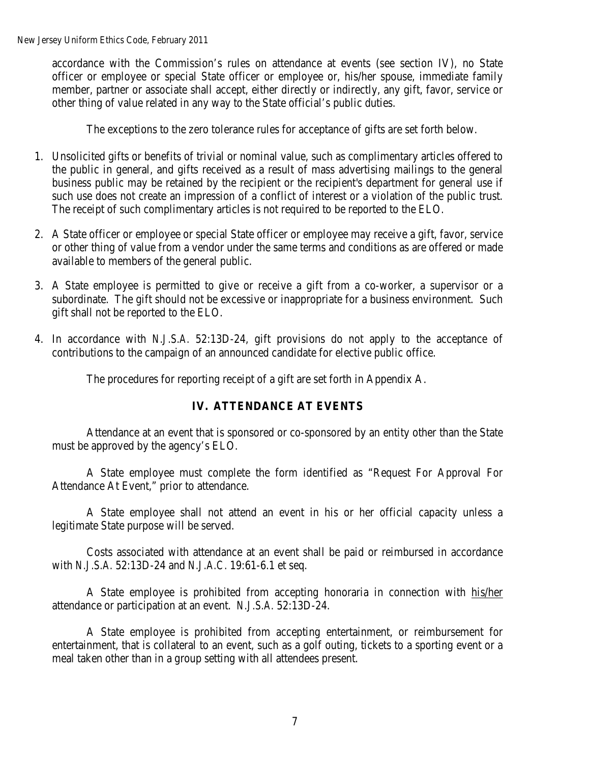accordance with the Commission's rules on attendance at events (see section IV), no State officer or employee or special State officer or employee or, his/her spouse, immediate family member, partner or associate shall accept, either directly or indirectly, any gift, favor, service or other thing of value related in any way to the State official's public duties.

The exceptions to the zero tolerance rules for acceptance of gifts are set forth below.

1. Unsolicited gifts or benefits of trivial or nominal value, such as complimentary articles offered to the public in general, and gifts received as a result of mass advertising mailings to the general business public may be retained by the recipient or the recipient's department for general use if such use does not create an impression of a conflict of interest or a violation of the public trust. The receipt of such complimentary articles is not required to be reported to the ELO.

2. A State officer or employee or special State officer or employee may receive a gift, favor, service or other thing of value from a vendor under the same terms and conditions as are offered or made available to members of the general public.

3. A State employee is permitted to give or receive a gift from a co-worker, a supervisor or a subordinate. The gift should not be excessive or inappropriate for a business environment. Such gift shall not be reported to the ELO.

4. In accordance with *N.J.S.A.* 52:13D-24, gift provisions do not apply to the acceptance of contributions to the campaign of an announced candidate for elective public office.

The procedures for reporting receipt of a gift are set forth in Appendix A.

## IV. ATTENDANCE AT EVENTS

Attendance at an event that is sponsored or co-sponsored by an entity other than the State must be approved by the agency's ELO.

A State employee must complete the form identified as "Request For Approval For Attendance At Event," prior to attendance.

A State employee shall not attend an event in his or her official capacity unless a legitimate State purpose will be served.

Costs associated with attendance at an event shall be paid or reimbursed in accordance with *N.J.S.A.* 52:13D-24 and *N.J.A.C.* 19:61-6.1 et seq.

A State employee is prohibited from accepting honoraria in connection with his/her attendance or participation at an event. *N.J.S.A.* 52:13D-24.

A State employee is prohibited from accepting entertainment, or reimbursement for entertainment, that is collateral to an event, such as a golf outing, tickets to a sporting event or a meal taken other than in a group setting with all attendees present.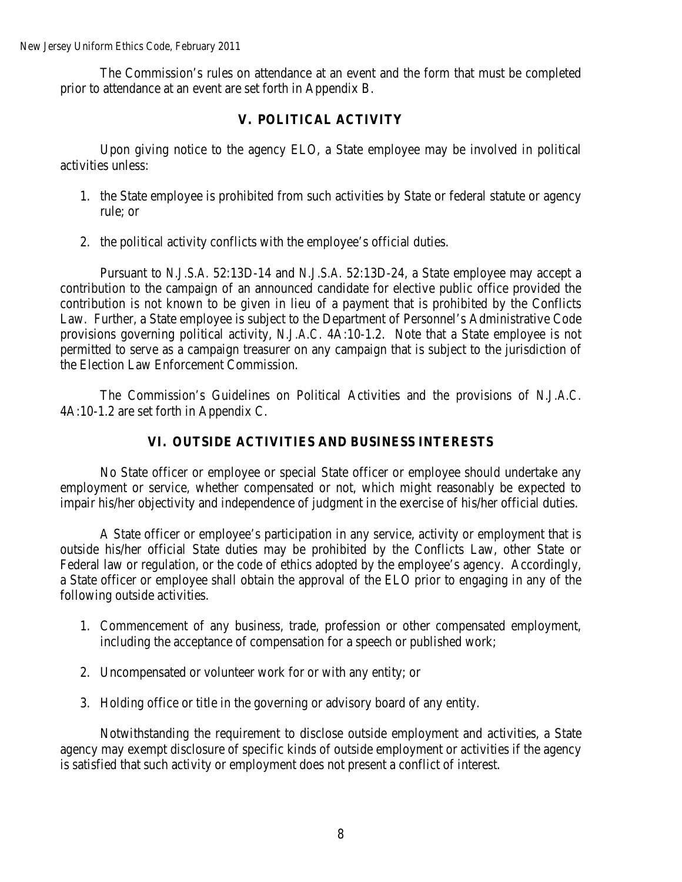The Commission's rules on attendance at an event and the form that must be completed prior to attendance at an event are set forth in Appendix B.

## V. POLITICAL ACTIVITY

Upon giving notice to the agency ELO, a State employee may be involved in political activities unless:

1. the State employee is prohibited from such activities by State or federal statute or agency rule; or

2. the political activity conflicts with the employee's official duties.

Pursuant to *N.J.S.A.* 52:13D-14 and *N.J.S.A.* 52:13D-24, a State employee may accept a contribution to the campaign of an announced candidate for elective public office provided the contribution is not known to be given in lieu of a payment that is prohibited by the Conflicts Law. Further, a State employee is subject to the Department of Personnel's Administrative Code provisions governing political activity, *N.J.A.C.* 4A:10-1.2. Note that a State employee is not permitted to serve as a campaign treasurer on any campaign that is subject to the jurisdiction of the Election Law Enforcement Commission.

The Commission's Guidelines on Political Activities and the provisions of *N.J.A.C.* 4A:10-1.2 are set forth in Appendix C.

## VI. OUTSIDE ACTIVITIES AND BUSINESS INTERESTS

No State officer or employee or special State officer or employee should undertake any employment or service, whether compensated or not, which might reasonably be expected to impair his/her objectivity and independence of judgment in the exercise of his/her official duties.

A State officer or employee's participation in any service, activity or employment that is outside his/her official State duties may be prohibited by the Conflicts Law, other State or Federal law or regulation, or the code of ethics adopted by the employee's agency. Accordingly, a State officer or employee shall obtain the approval of the ELO prior to engaging in any of the following outside activities.

1. Commencement of any business, trade, profession or other compensated employment, including the acceptance of compensation for a speech or published work;

2. Uncompensated or volunteer work for or with any entity; or

3. Holding office or title in the governing or advisory board of any entity.

Notwithstanding the requirement to disclose outside employment and activities, a State agency may exempt disclosure of specific kinds of outside employment or activities if the agency is satisfied that such activity or employment does not present a conflict of interest.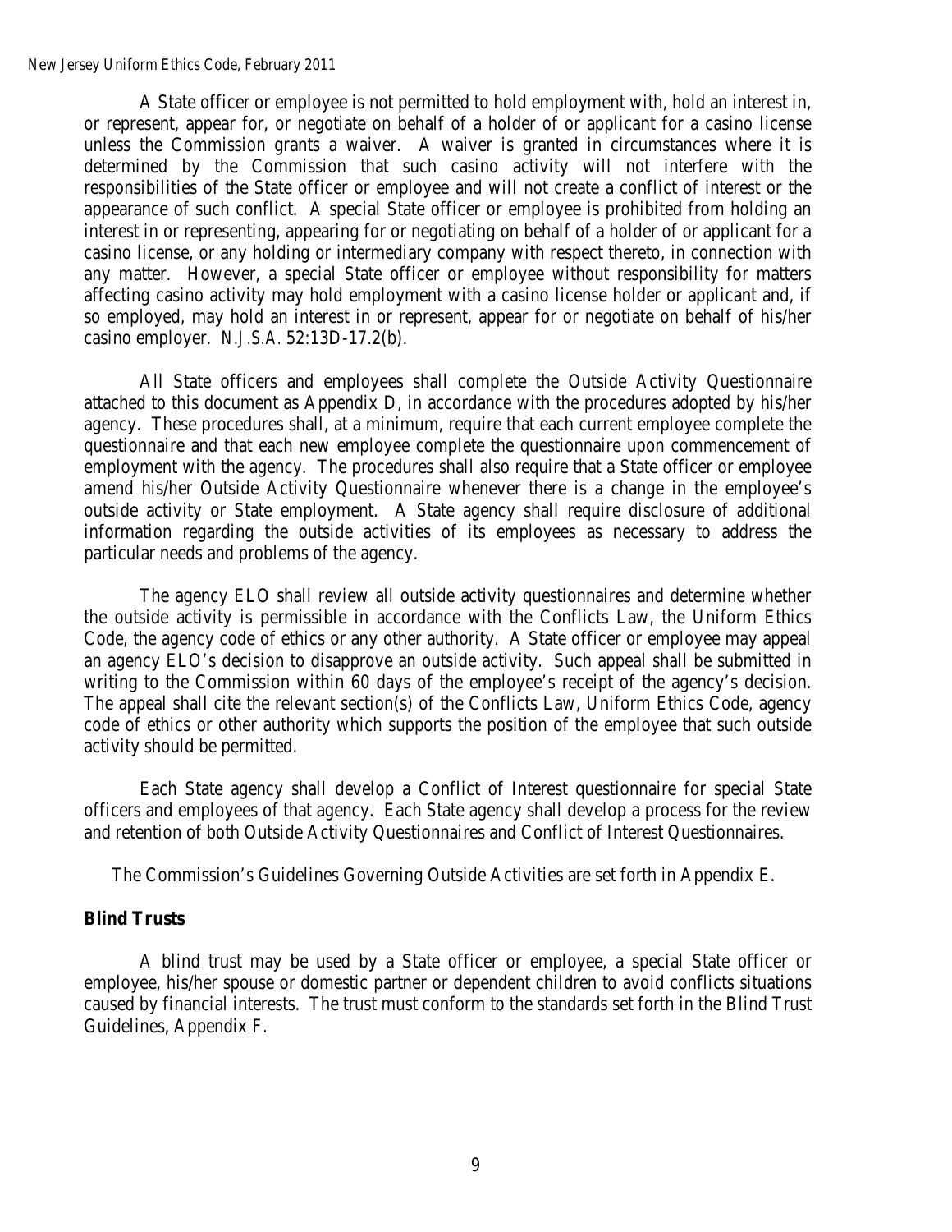A State officer or employee is not permitted to hold employment with, hold an interest in, or represent, appear for, or negotiate on behalf of a holder of or applicant for a casino license unless the Commission grants a waiver. A waiver is granted in circumstances where it is determined by the Commission that such casino activity will not interfere with the responsibilities of the State officer or employee and will not create a conflict of interest or the appearance of such conflict. A special State officer or employee is prohibited from holding an interest in or representing, appearing for or negotiating on behalf of a holder of or applicant for a casino license, or any holding or intermediary company with respect thereto, in connection with any matter. However, a special State officer or employee without responsibility for matters affecting casino activity may hold employment with a casino license holder or applicant and, if so employed, may hold an interest in or represent, appear for or negotiate on behalf of his/her casino employer. *N.J.S.A.* 52:13D-17.2(b).

All State officers and employees shall complete the Outside Activity Questionnaire attached to this document as Appendix D, in accordance with the procedures adopted by his/her agency. These procedures shall, at a minimum, require that each current employee complete the questionnaire and that each new employee complete the questionnaire upon commencement of employment with the agency. The procedures shall also require that a State officer or employee amend his/her Outside Activity Questionnaire whenever there is a change in the employee's outside activity or State employment. A State agency shall require disclosure of additional information regarding the outside activities of its employees as necessary to address the particular needs and problems of the agency.

The agency ELO shall review all outside activity questionnaires and determine whether the outside activity is permissible in accordance with the Conflicts Law, the Uniform Ethics Code, the agency code of ethics or any other authority. A State officer or employee may appeal an agency ELO's decision to disapprove an outside activity. Such appeal shall be submitted in writing to the Commission within 60 days of the employee's receipt of the agency's decision. The appeal shall cite the relevant section(s) of the Conflicts Law, Uniform Ethics Code, agency code of ethics or other authority which supports the position of the employee that such outside activity should be permitted.

Each State agency shall develop a Conflict of Interest questionnaire for special State officers and employees of that agency. Each State agency shall develop a process for the review and retention of both Outside Activity Questionnaires and Conflict of Interest Questionnaires.

The Commission's Guidelines Governing Outside Activities are set forth in Appendix E.

**Blind Trusts**

A blind trust may be used by a State officer or employee, a special State officer or employee, his/her spouse or domestic partner or dependent children to avoid conflicts situations caused by financial interests. The trust must conform to the standards set forth in the Blind Trust Guidelines, Appendix F.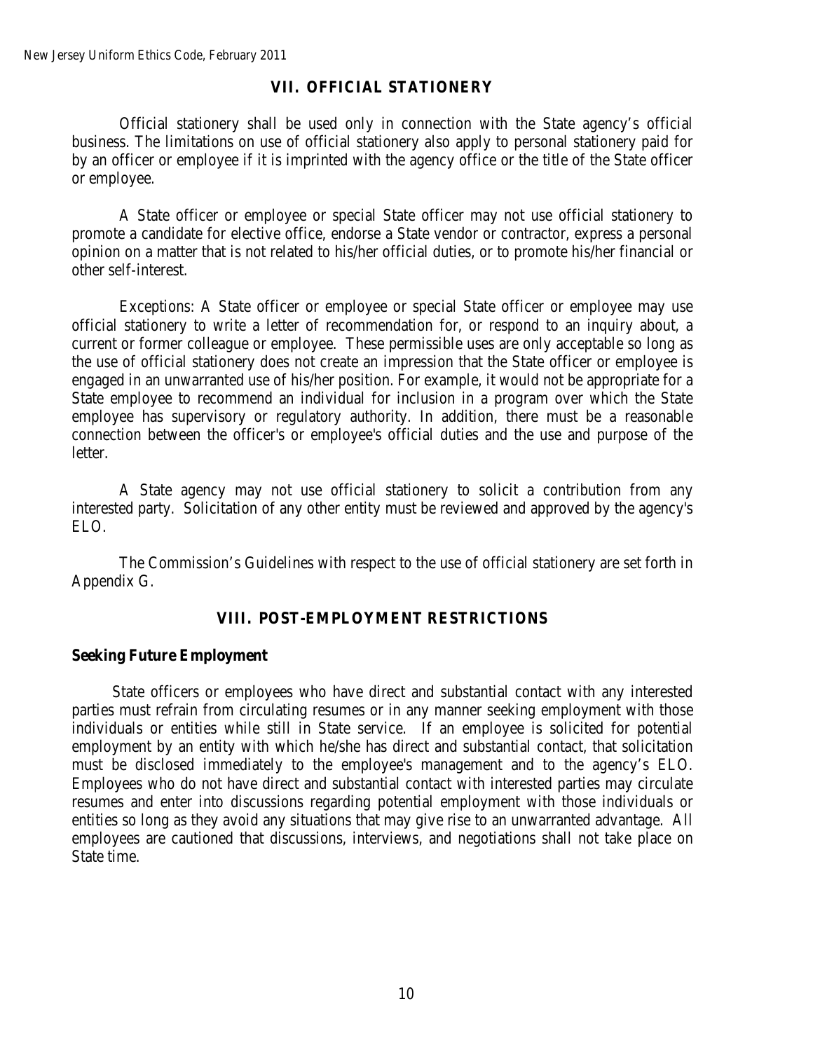## VII. OFFICIAL STATIONERY

Official stationery shall be used only in connection with the State agency's official business. The limitations on use of official stationery also apply to personal stationery paid for by an officer or employee if it is imprinted with the agency office or the title of the State officer or employee.

A State officer or employee or special State officer may not use official stationery to promote a candidate for elective office, endorse a State vendor or contractor, express a personal opinion on a matter that is not related to his/her official duties, or to promote his/her financial or other self-interest.

Exceptions: A State officer or employee or special State officer or employee may use official stationery to write a letter of recommendation for, or respond to an inquiry about, a current or former colleague or employee. These permissible uses are only acceptable so long as the use of official stationery does not create an impression that the State officer or employee is engaged in an unwarranted use of his/her position. For example, it would not be appropriate for a State employee to recommend an individual for inclusion in a program over which the State employee has supervisory or regulatory authority. In addition, there must be a reasonable connection between the officer's or employee's official duties and the use and purpose of the letter.

A State agency may not use official stationery to solicit a contribution from any interested party. Solicitation of any other entity must be reviewed and approved by the agency's ELO.

The Commission's Guidelines with respect to the use of official stationery are set forth in Appendix G.

## VIII. POST-EMPLOYMENT RESTRICTIONS

### Seeking Future Employment

State officers or employees who have direct and substantial contact with any interested parties must refrain from circulating resumes or in any manner seeking employment with those individuals or entities while still in State service. If an employee is solicited for potential employment by an entity with which he/she has direct and substantial contact, that solicitation must be disclosed immediately to the employee's management and to the agency's ELO. Employees who do not have direct and substantial contact with interested parties may circulate resumes and enter into discussions regarding potential employment with those individuals or entities so long as they avoid any situations that may give rise to an unwarranted advantage. All employees are cautioned that discussions, interviews, and negotiations shall not take place on State time.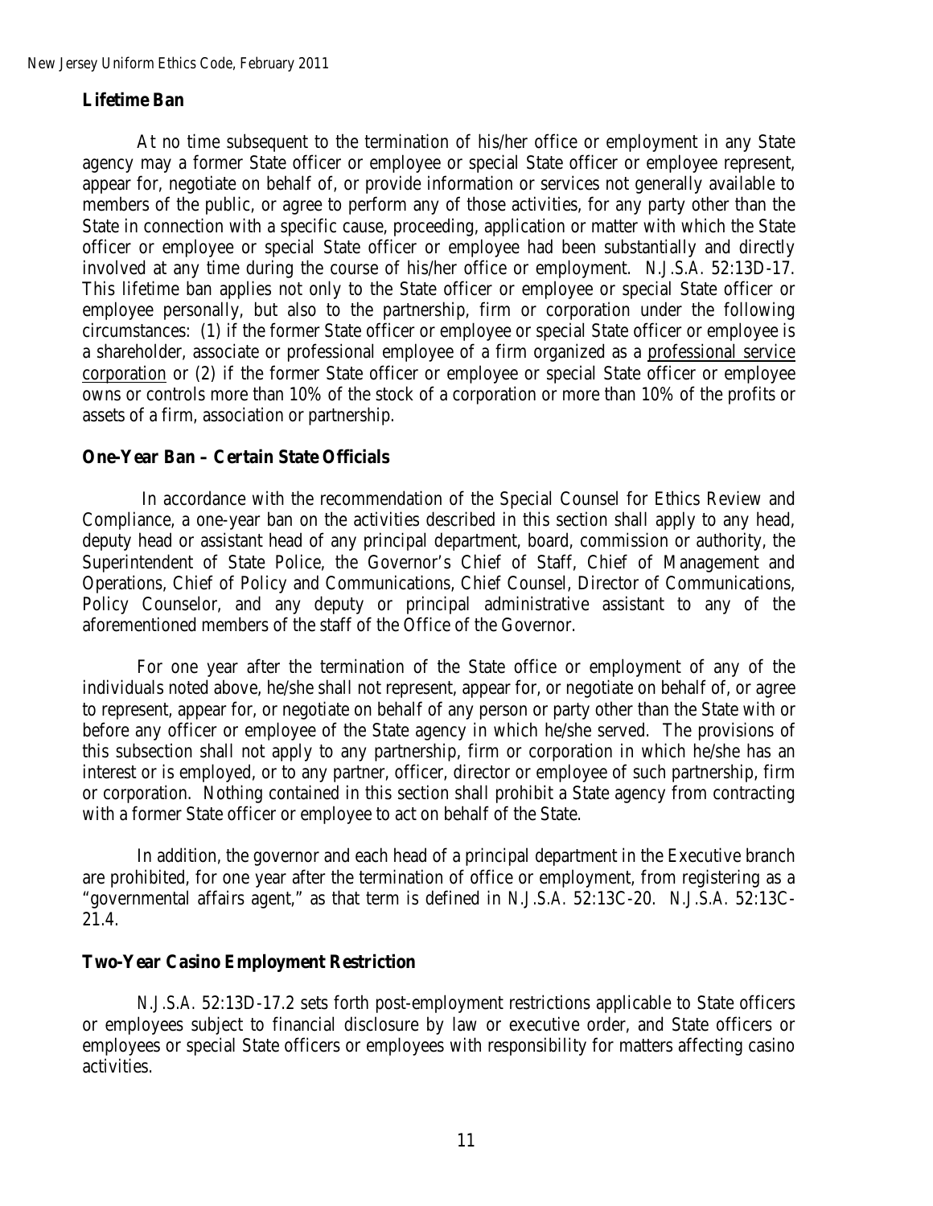### Lifetime Ban

At no time subsequent to the termination of his/her office or employment in any State agency may a former State officer or employee or special State officer or employee represent, appear for, negotiate on behalf of, or provide information or services not generally available to members of the public, or agree to perform any of those activities, for any party other than the State in connection with a specific cause, proceeding, application or matter with which the State officer or employee or special State officer or employee had been substantially and directly involved at any time during the course of his/her office or employment. *N.J.S.A.* 52:13D-17. This lifetime ban applies not only to the State officer or employee or special State officer or employee personally, but also to the partnership, firm or corporation under the following circumstances: (1) if the former State officer or employee or special State officer or employee is a shareholder, associate or professional employee of a firm organized as a <u>professional service corporation</u> or (2) if the former State officer or employee or special State officer or employee owns or controls more than 10% of the stock of a corporation or more than 10% of the profits or assets of a firm, association or partnership.

### One-Year Ban – Certain State Officials

In accordance with the recommendation of the Special Counsel for Ethics Review and Compliance, a one-year ban on the activities described in this section shall apply to any head, deputy head or assistant head of any principal department, board, commission or authority, the Superintendent of State Police, the Governor's Chief of Staff, Chief of Management and Operations, Chief of Policy and Communications, Chief Counsel, Director of Communications, Policy Counselor, and any deputy or principal administrative assistant to any of the aforementioned members of the staff of the Office of the Governor.

For one year after the termination of the State office or employment of any of the individuals noted above, he/she shall not represent, appear for, or negotiate on behalf of, or agree to represent, appear for, or negotiate on behalf of any person or party other than the State with or before any officer or employee of the State agency in which he/she served. The provisions of this subsection shall not apply to any partnership, firm or corporation in which he/she has an interest or is employed, or to any partner, officer, director or employee of such partnership, firm or corporation. Nothing contained in this section shall prohibit a State agency from contracting with a former State officer or employee to act on behalf of the State.

In addition, the governor and each head of a principal department in the Executive branch are prohibited, for one year after the termination of office or employment, from registering as a "governmental affairs agent," as that term is defined in *N.J.S.A.* 52:13C-20. *N.J.S.A.* 52:13C-21.4.

### Two-Year Casino Employment Restriction

*N.J.S.A.* 52:13D-17.2 sets forth post-employment restrictions applicable to State officers or employees subject to financial disclosure by law or executive order, and State officers or employees or special State officers or employees with responsibility for matters affecting casino activities.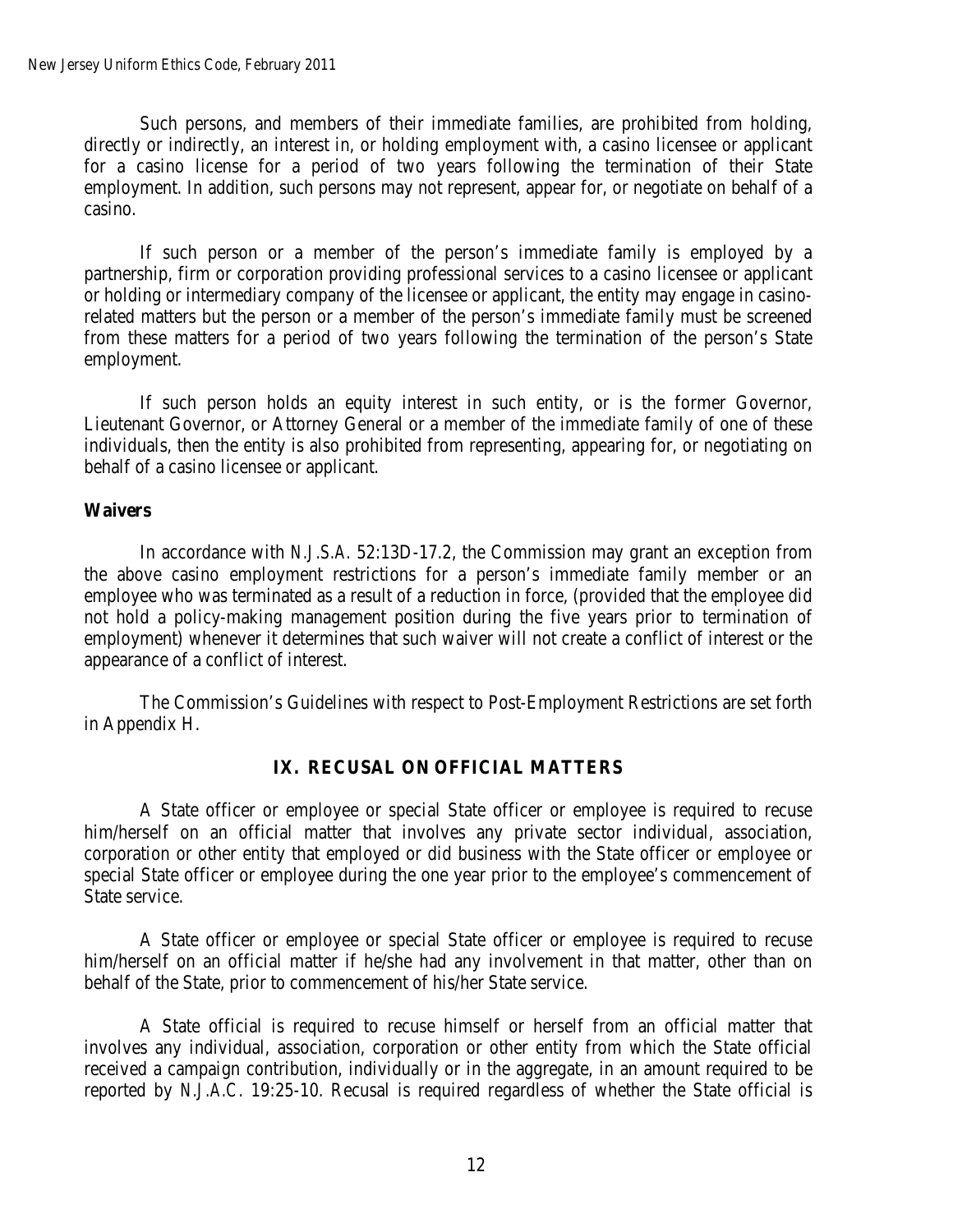Such persons, and members of their immediate families, are prohibited from holding, directly or indirectly, an interest in, or holding employment with, a casino licensee or applicant for a casino license for a period of two years following the termination of their State employment. In addition, such persons may not represent, appear for, or negotiate on behalf of a casino.

If such person or a member of the person's immediate family is employed by a partnership, firm or corporation providing professional services to a casino licensee or applicant or holding or intermediary company of the licensee or applicant, the entity may engage in casino-related matters but the person or a member of the person's immediate family must be screened from these matters for a period of two years following the termination of the person's State employment.

If such person holds an equity interest in such entity, or is the former Governor, Lieutenant Governor, or Attorney General or a member of the immediate family of one of these individuals, then the entity is also prohibited from representing, appearing for, or negotiating on behalf of a casino licensee or applicant.

**Waivers**

In accordance with *N.J.S.A.* 52:13D-17.2, the Commission may grant an exception from the above casino employment restrictions for a person's immediate family member or an employee who was terminated as a result of a reduction in force, (provided that the employee did not hold a policy-making management position during the five years prior to termination of employment) whenever it determines that such waiver will not create a conflict of interest or the appearance of a conflict of interest.

The Commission's Guidelines with respect to Post-Employment Restrictions are set forth in Appendix H.

## IX. RECUSAL ON OFFICIAL MATTERS

A State officer or employee or special State officer or employee is required to recuse him/herself on an official matter that involves any private sector individual, association, corporation or other entity that employed or did business with the State officer or employee or special State officer or employee during the one year prior to the employee's commencement of State service.

A State officer or employee or special State officer or employee is required to recuse him/herself on an official matter if he/she had any involvement in that matter, other than on behalf of the State, prior to commencement of his/her State service.

A State official is required to recuse himself or herself from an official matter that involves any individual, association, corporation or other entity from which the State official received a campaign contribution, individually or in the aggregate, in an amount required to be reported by *N.J.A.C.* 19:25-10. Recusal is required regardless of whether the State official is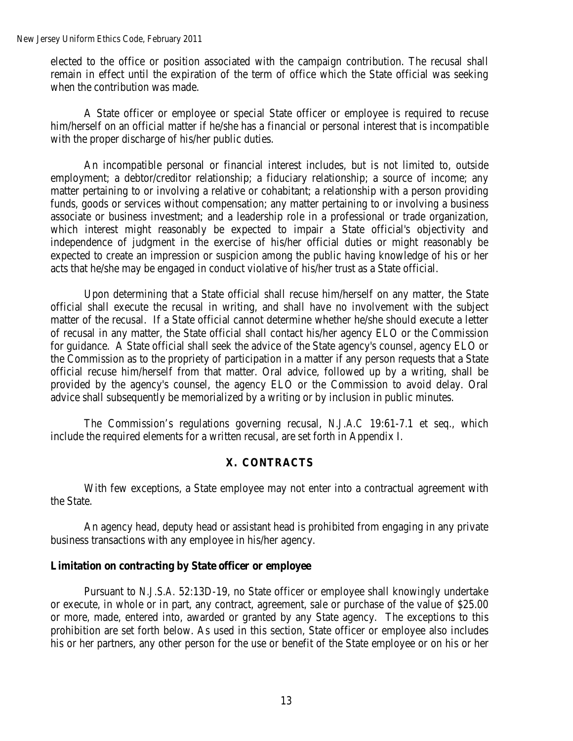elected to the office or position associated with the campaign contribution. The recusal shall remain in effect until the expiration of the term of office which the State official was seeking when the contribution was made.

A State officer or employee or special State officer or employee is required to recuse him/herself on an official matter if he/she has a financial or personal interest that is incompatible with the proper discharge of his/her public duties.

An incompatible personal or financial interest includes, but is not limited to, outside employment; a debtor/creditor relationship; a fiduciary relationship; a source of income; any matter pertaining to or involving a relative or cohabitant; a relationship with a person providing funds, goods or services without compensation; any matter pertaining to or involving a business associate or business investment; and a leadership role in a professional or trade organization, which interest might reasonably be expected to impair a State official's objectivity and independence of judgment in the exercise of his/her official duties or might reasonably be expected to create an impression or suspicion among the public having knowledge of his or her acts that he/she may be engaged in conduct violative of his/her trust as a State official.

Upon determining that a State official shall recuse him/herself on any matter, the State official shall execute the recusal in writing, and shall have no involvement with the subject matter of the recusal. If a State official cannot determine whether he/she should execute a letter of recusal in any matter, the State official shall contact his/her agency ELO or the Commission for guidance. A State official shall seek the advice of the State agency's counsel, agency ELO or the Commission as to the propriety of participation in a matter if any person requests that a State official recuse him/herself from that matter. Oral advice, followed up by a writing, shall be provided by the agency's counsel, the agency ELO or the Commission to avoid delay. Oral advice shall subsequently be memorialized by a writing or by inclusion in public minutes.

The Commission's regulations governing recusal, *N.J.A.C* 19:61-7.1 et seq., which include the required elements for a written recusal, are set forth in Appendix I.

## X. CONTRACTS

With few exceptions, a State employee may not enter into a contractual agreement with the State.

An agency head, deputy head or assistant head is prohibited from engaging in any private business transactions with any employee in his/her agency.

**Limitation on contracting by State officer or employee**

Pursuant to *N.J.S.A.* 52:13D-19, no State officer or employee shall knowingly undertake or execute, in whole or in part, any contract, agreement, sale or purchase of the value of $25.00 or more, made, entered into, awarded or granted by any State agency. The exceptions to this prohibition are set forth below. As used in this section, State officer or employee also includes his or her partners, any other person for the use or benefit of the State employee or on his or her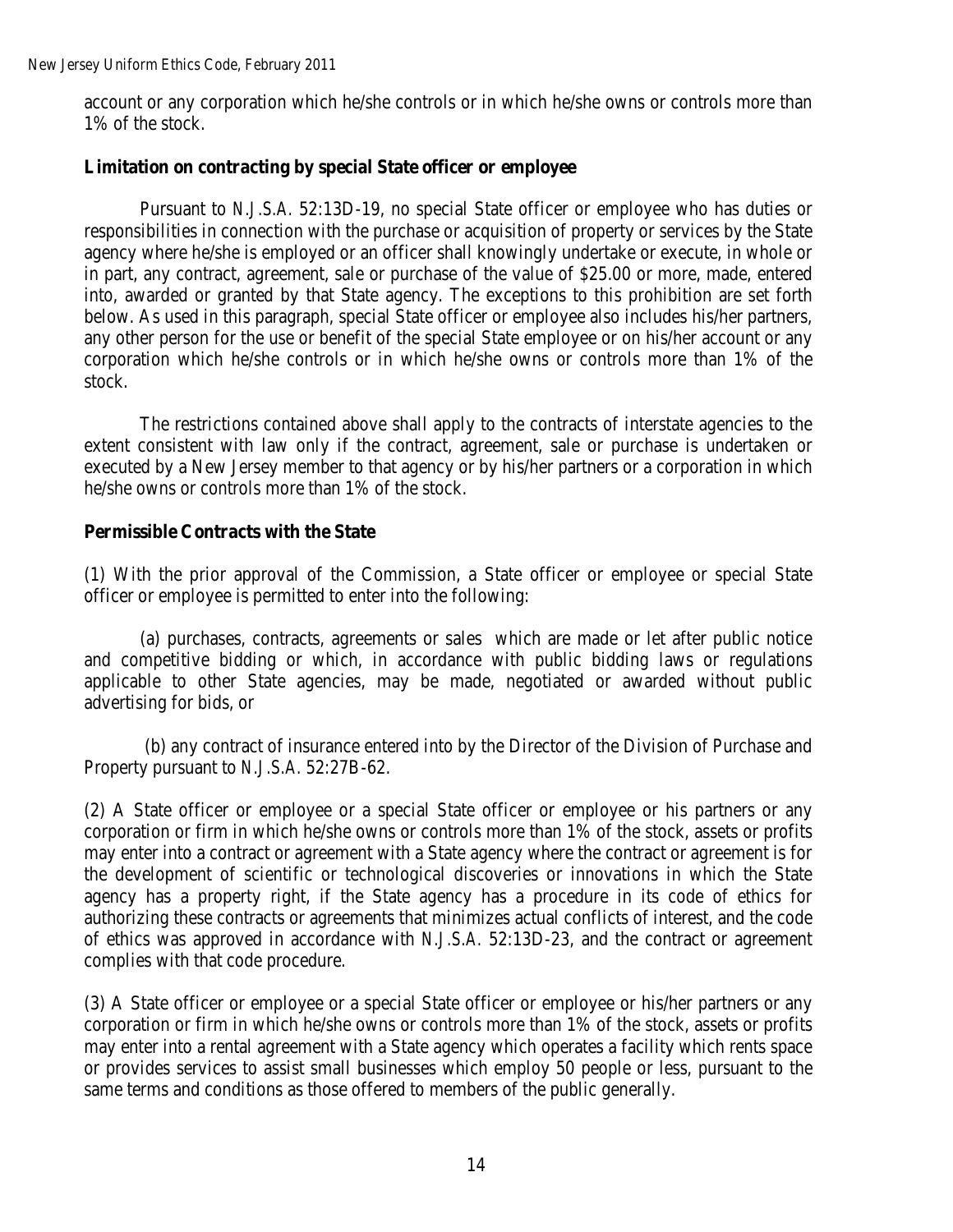account or any corporation which he/she controls or in which he/she owns or controls more than 1% of the stock.

**Limitation on contracting by special State officer or employee**

Pursuant to N.J.S.A. 52:13D-19, no special State officer or employee who has duties or responsibilities in connection with the purchase or acquisition of property or services by the State agency where he/she is employed or an officer shall knowingly undertake or execute, in whole or in part, any contract, agreement, sale or purchase of the value of $25.00 or more, made, entered into, awarded or granted by that State agency. The exceptions to this prohibition are set forth below. As used in this paragraph, special State officer or employee also includes his/her partners, any other person for the use or benefit of the special State employee or on his/her account or any corporation which he/she controls or in which he/she owns or controls more than 1% of the stock.

The restrictions contained above shall apply to the contracts of interstate agencies to the extent consistent with law only if the contract, agreement, sale or purchase is undertaken or executed by a New Jersey member to that agency or by his/her partners or a corporation in which he/she owns or controls more than 1% of the stock.

**Permissible Contracts with the State**

(1) With the prior approval of the Commission, a State officer or employee or special State officer or employee is permitted to enter into the following:

(a) purchases, contracts, agreements or sales which are made or let after public notice and competitive bidding or which, in accordance with public bidding laws or regulations applicable to other State agencies, may be made, negotiated or awarded without public advertising for bids, or

(b) any contract of insurance entered into by the Director of the Division of Purchase and Property pursuant to N.J.S.A. 52:27B-62.

(2) A State officer or employee or a special State officer or employee or his partners or any corporation or firm in which he/she owns or controls more than 1% of the stock, assets or profits may enter into a contract or agreement with a State agency where the contract or agreement is for the development of scientific or technological discoveries or innovations in which the State agency has a property right, if the State agency has a procedure in its code of ethics for authorizing these contracts or agreements that minimizes actual conflicts of interest, and the code of ethics was approved in accordance with N.J.S.A. 52:13D-23, and the contract or agreement complies with that code procedure.

(3) A State officer or employee or a special State officer or employee or his/her partners or any corporation or firm in which he/she owns or controls more than 1% of the stock, assets or profits may enter into a rental agreement with a State agency which operates a facility which rents space or provides services to assist small businesses which employ 50 people or less, pursuant to the same terms and conditions as those offered to members of the public generally.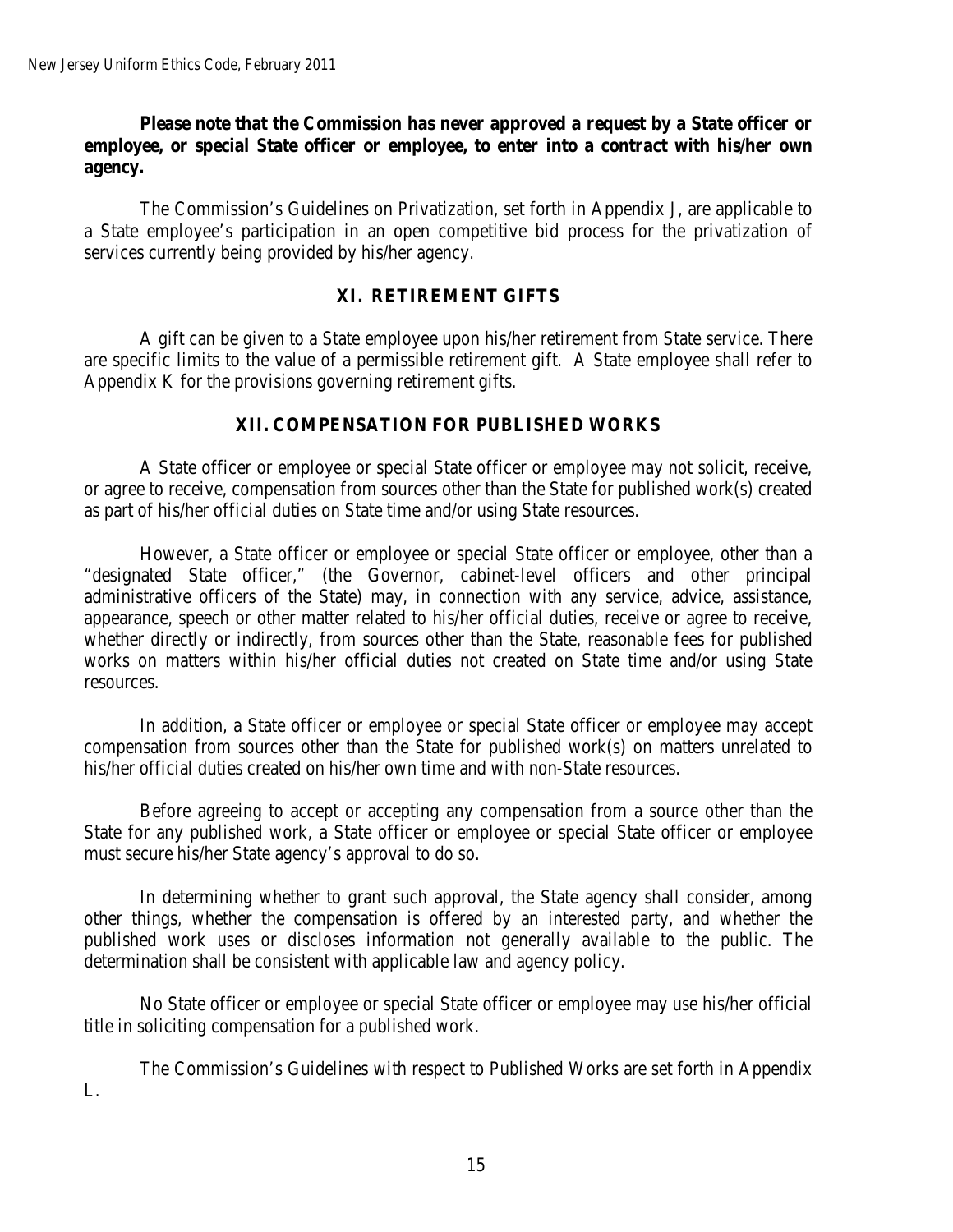**Please note that the Commission has never approved a request by a State officer or employee, or special State officer or employee, to enter into a contract with his/her own agency.**

The Commission's Guidelines on Privatization, set forth in Appendix J, are applicable to a State employee's participation in an open competitive bid process for the privatization of services currently being provided by his/her agency.

## XI. RETIREMENT GIFTS

A gift can be given to a State employee upon his/her retirement from State service. There are specific limits to the value of a permissible retirement gift. A State employee shall refer to Appendix K for the provisions governing retirement gifts.

## XII. COMPENSATION FOR PUBLISHED WORKS

A State officer or employee or special State officer or employee may not solicit, receive, or agree to receive, compensation from sources other than the State for published work(s) created as part of his/her official duties on State time and/or using State resources.

However, a State officer or employee or special State officer or employee, other than a "designated State officer," (the Governor, cabinet-level officers and other principal administrative officers of the State) may, in connection with any service, advice, assistance, appearance, speech or other matter related to his/her official duties, receive or agree to receive, whether directly or indirectly, from sources other than the State, reasonable fees for published works on matters within his/her official duties not created on State time and/or using State resources.

In addition, a State officer or employee or special State officer or employee may accept compensation from sources other than the State for published work(s) on matters unrelated to his/her official duties created on his/her own time and with non-State resources.

Before agreeing to accept or accepting any compensation from a source other than the State for any published work, a State officer or employee or special State officer or employee must secure his/her State agency's approval to do so.

In determining whether to grant such approval, the State agency shall consider, among other things, whether the compensation is offered by an interested party, and whether the published work uses or discloses information not generally available to the public. The determination shall be consistent with applicable law and agency policy.

No State officer or employee or special State officer or employee may use his/her official title in soliciting compensation for a published work.

The Commission's Guidelines with respect to Published Works are set forth in Appendix L.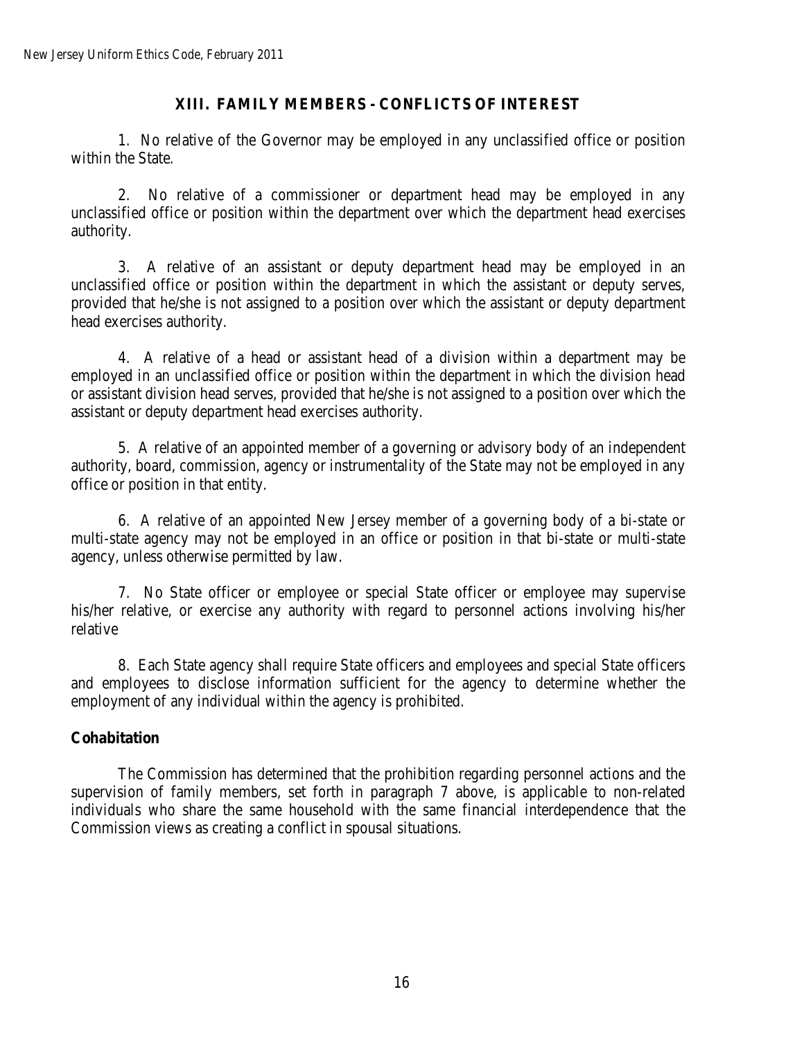## XIII. FAMILY MEMBERS - CONFLICTS OF INTEREST

1. No relative of the Governor may be employed in any unclassified office or position within the State.

2. No relative of a commissioner or department head may be employed in any unclassified office or position within the department over which the department head exercises authority.

3. A relative of an assistant or deputy department head may be employed in an unclassified office or position within the department in which the assistant or deputy serves, provided that he/she is not assigned to a position over which the assistant or deputy department head exercises authority.

4. A relative of a head or assistant head of a division within a department may be employed in an unclassified office or position within the department in which the division head or assistant division head serves, provided that he/she is not assigned to a position over which the assistant or deputy department head exercises authority.

5. A relative of an appointed member of a governing or advisory body of an independent authority, board, commission, agency or instrumentality of the State may not be employed in any office or position in that entity.

6. A relative of an appointed New Jersey member of a governing body of a bi-state or multi-state agency may not be employed in an office or position in that bi-state or multi-state agency, unless otherwise permitted by law.

7. No State officer or employee or special State officer or employee may supervise his/her relative, or exercise any authority with regard to personnel actions involving his/her relative

8. Each State agency shall require State officers and employees and special State officers and employees to disclose information sufficient for the agency to determine whether the employment of any individual within the agency is prohibited.

**Cohabitation**

The Commission has determined that the prohibition regarding personnel actions and the supervision of family members, set forth in paragraph 7 above, is applicable to non-related individuals who share the same household with the same financial interdependence that the Commission views as creating a conflict in spousal situations.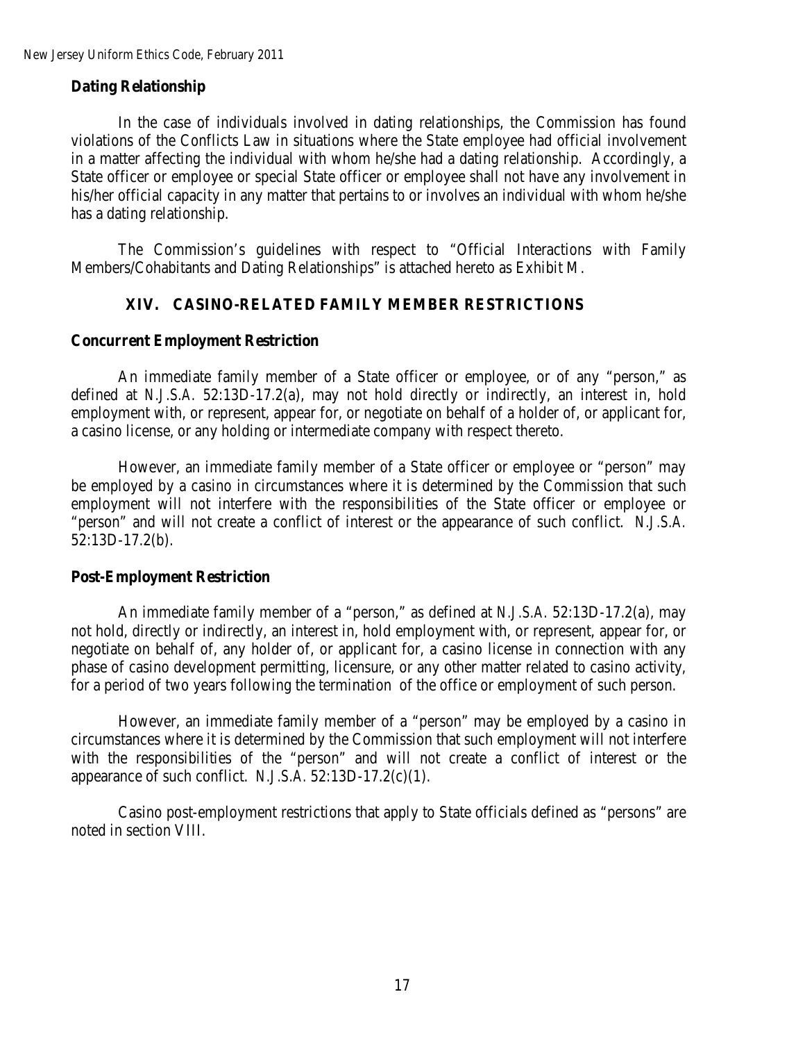### Dating Relationship

In the case of individuals involved in dating relationships, the Commission has found violations of the Conflicts Law in situations where the State employee had official involvement in a matter affecting the individual with whom he/she had a dating relationship. Accordingly, a State officer or employee or special State officer or employee shall not have any involvement in his/her official capacity in any matter that pertains to or involves an individual with whom he/she has a dating relationship.

The Commission's guidelines with respect to "Official Interactions with Family Members/Cohabitants and Dating Relationships" is attached hereto as Exhibit M.

## XIV. CASINO-RELATED FAMILY MEMBER RESTRICTIONS

### Concurrent Employment Restriction

An immediate family member of a State officer or employee, or of any "person," as defined at *N.J.S.A.* 52:13D-17.2(a), may not hold directly or indirectly, an interest in, hold employment with, or represent, appear for, or negotiate on behalf of a holder of, or applicant for, a casino license, or any holding or intermediate company with respect thereto.

However, an immediate family member of a State officer or employee or "person" may be employed by a casino in circumstances where it is determined by the Commission that such employment will not interfere with the responsibilities of the State officer or employee or "person" and will not create a conflict of interest or the appearance of such conflict. *N.J.S.A.* 52:13D-17.2(b).

### Post-Employment Restriction

An immediate family member of a "person," as defined at *N.J.S.A.* 52:13D-17.2(a), may not hold, directly or indirectly, an interest in, hold employment with, or represent, appear for, or negotiate on behalf of, any holder of, or applicant for, a casino license in connection with any phase of casino development permitting, licensure, or any other matter related to casino activity, for a period of two years following the termination of the office or employment of such person.

However, an immediate family member of a "person" may be employed by a casino in circumstances where it is determined by the Commission that such employment will not interfere with the responsibilities of the "person" and will not create a conflict of interest or the appearance of such conflict. *N.J.S.A.* 52:13D-17.2(c)(1).

Casino post-employment restrictions that apply to State officials defined as "persons" are noted in section VIII.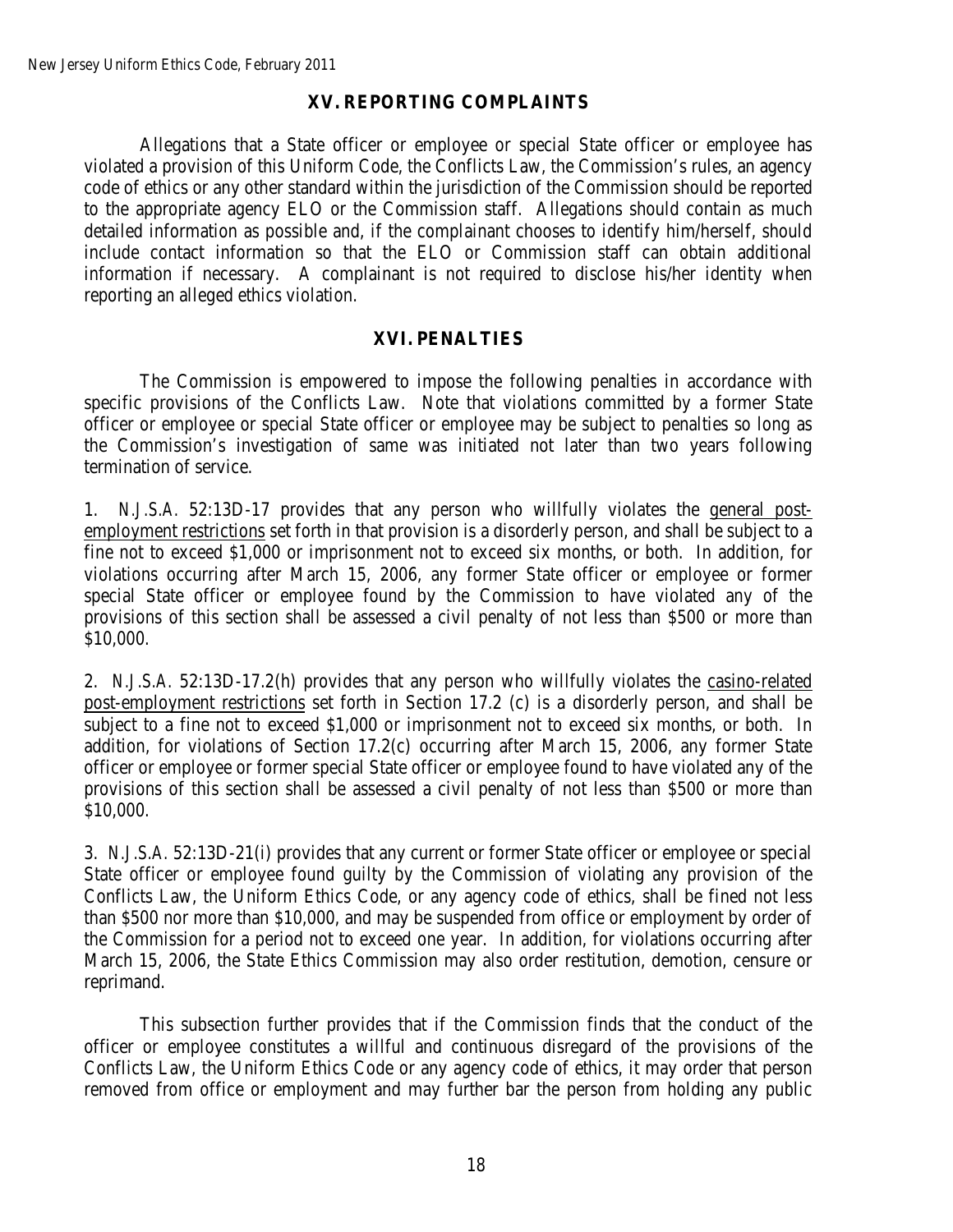## XV. REPORTING COMPLAINTS

Allegations that a State officer or employee or special State officer or employee has violated a provision of this Uniform Code, the Conflicts Law, the Commission's rules, an agency code of ethics or any other standard within the jurisdiction of the Commission should be reported to the appropriate agency ELO or the Commission staff. Allegations should contain as much detailed information as possible and, if the complainant chooses to identify him/herself, should include contact information so that the ELO or Commission staff can obtain additional information if necessary. A complainant is not required to disclose his/her identity when reporting an alleged ethics violation.

## XVI. PENALTIES

The Commission is empowered to impose the following penalties in accordance with specific provisions of the Conflicts Law. Note that violations committed by a former State officer or employee or special State officer or employee may be subject to penalties so long as the Commission's investigation of same was initiated not later than two years following termination of service.

1. *N.J.S.A.* 52:13D-17 provides that any person who willfully violates the general post-employment restrictions set forth in that provision is a disorderly person, and shall be subject to a fine not to exceed $1,000 or imprisonment not to exceed six months, or both. In addition, for violations occurring after March 15, 2006, any former State officer or employee or former special State officer or employee found by the Commission to have violated any of the provisions of this section shall be assessed a civil penalty of not less than $500 or more than $10,000.

2. *N.J.S.A.* 52:13D-17.2(h) provides that any person who willfully violates the casino-related post-employment restrictions set forth in Section 17.2 (c) is a disorderly person, and shall be subject to a fine not to exceed $1,000 or imprisonment not to exceed six months, or both. In addition, for violations of Section 17.2(c) occurring after March 15, 2006, any former State officer or employee or former special State officer or employee found to have violated any of the provisions of this section shall be assessed a civil penalty of not less than $500 or more than $10,000.

3. *N.J.S.A.* 52:13D-21(i) provides that any current or former State officer or employee or special State officer or employee found guilty by the Commission of violating any provision of the Conflicts Law, the Uniform Ethics Code, or any agency code of ethics, shall be fined not less than $500 nor more than $10,000, and may be suspended from office or employment by order of the Commission for a period not to exceed one year. In addition, for violations occurring after March 15, 2006, the State Ethics Commission may also order restitution, demotion, censure or reprimand.

This subsection further provides that if the Commission finds that the conduct of the officer or employee constitutes a willful and continuous disregard of the provisions of the Conflicts Law, the Uniform Ethics Code or any agency code of ethics, it may order that person removed from office or employment and may further bar the person from holding any public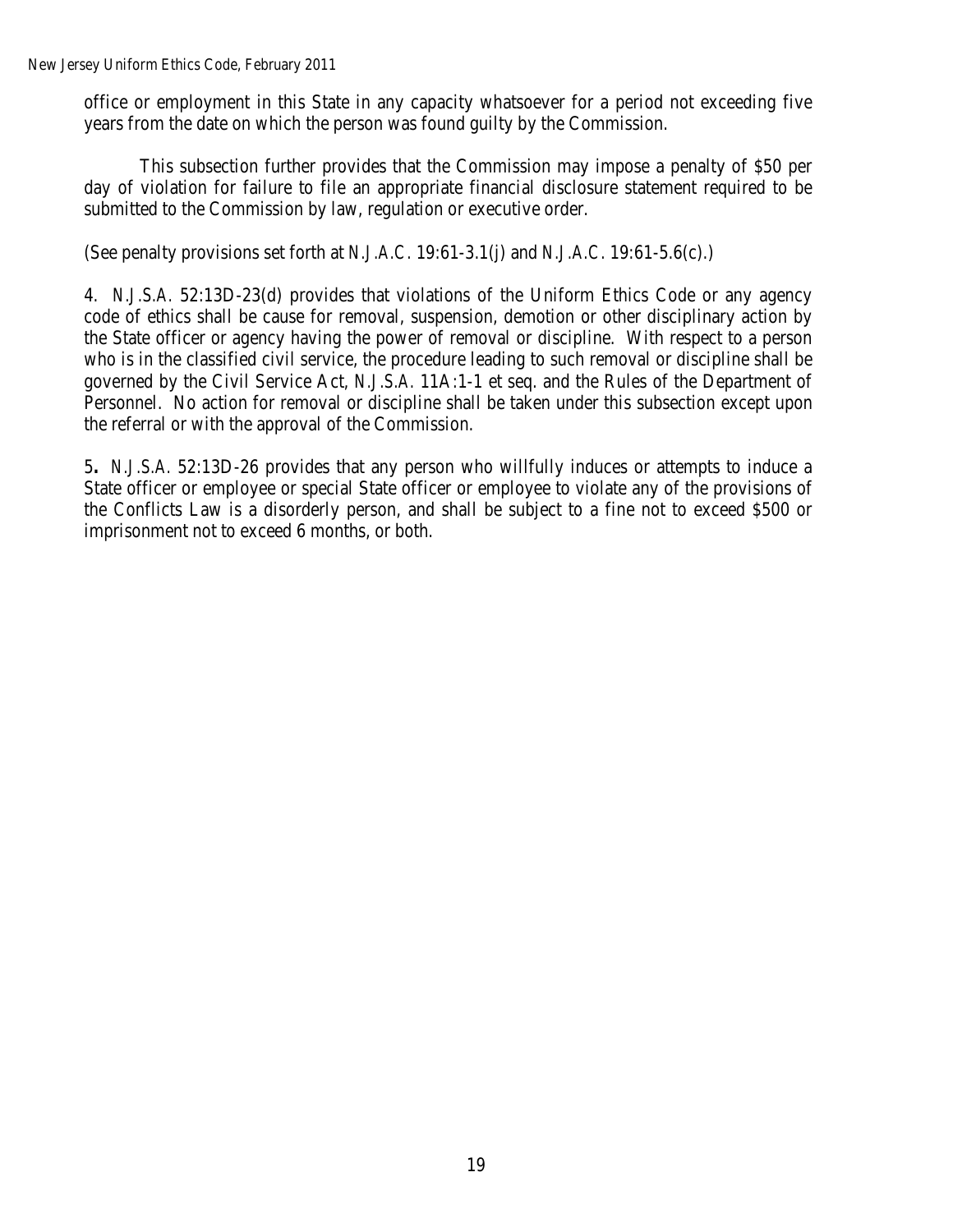office or employment in this State in any capacity whatsoever for a period not exceeding five years from the date on which the person was found guilty by the Commission.

This subsection further provides that the Commission may impose a penalty of $50 per day of violation for failure to file an appropriate financial disclosure statement required to be submitted to the Commission by law, regulation or executive order.

(See penalty provisions set forth at *N.J.A.C.* 19:61-3.1(j) and *N.J.A.C.* 19:61-5.6(c).)

4. *N.J.S.A.* 52:13D-23(d) provides that violations of the Uniform Ethics Code or any agency code of ethics shall be cause for removal, suspension, demotion or other disciplinary action by the State officer or agency having the power of removal or discipline. With respect to a person who is in the classified civil service, the procedure leading to such removal or discipline shall be governed by the Civil Service Act, *N.J.S.A.* 11A:1-1 et seq. and the Rules of the Department of Personnel. No action for removal or discipline shall be taken under this subsection except upon the referral or with the approval of the Commission.

5**.** *N.J.S.A.* 52:13D-26 provides that any person who willfully induces or attempts to induce a State officer or employee or special State officer or employee to violate any of the provisions of the Conflicts Law is a disorderly person, and shall be subject to a fine not to exceed $500 or imprisonment not to exceed 6 months, or both.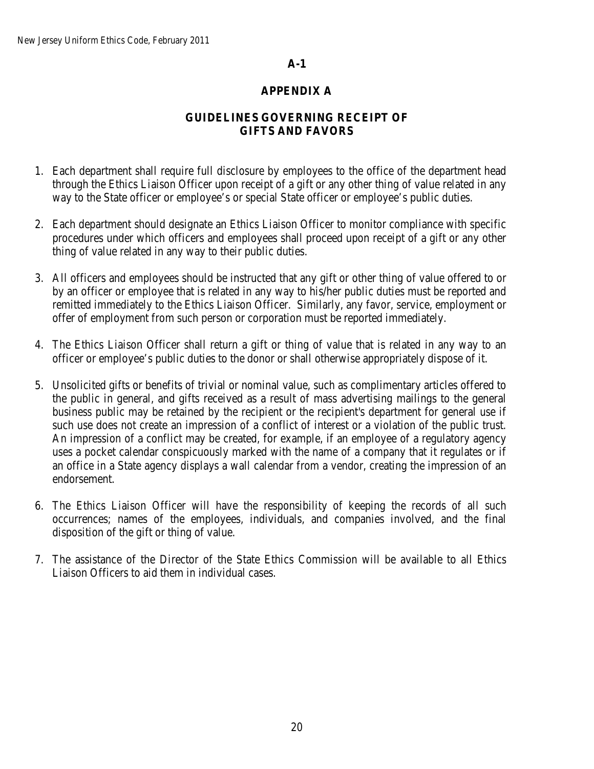**A-1**

# APPENDIX A

## GUIDELINES GOVERNING RECEIPT OF GIFTS AND FAVORS

1. Each department shall require full disclosure by employees to the office of the department head through the Ethics Liaison Officer upon receipt of a gift or any other thing of value related in any way to the State officer or employee's or special State officer or employee's public duties.

2. Each department should designate an Ethics Liaison Officer to monitor compliance with specific procedures under which officers and employees shall proceed upon receipt of a gift or any other thing of value related in any way to their public duties.

3. All officers and employees should be instructed that any gift or other thing of value offered to or by an officer or employee that is related in any way to his/her public duties must be reported and remitted immediately to the Ethics Liaison Officer. Similarly, any favor, service, employment or offer of employment from such person or corporation must be reported immediately.

4. The Ethics Liaison Officer shall return a gift or thing of value that is related in any way to an officer or employee's public duties to the donor or shall otherwise appropriately dispose of it.

5. Unsolicited gifts or benefits of trivial or nominal value, such as complimentary articles offered to the public in general, and gifts received as a result of mass advertising mailings to the general business public may be retained by the recipient or the recipient's department for general use if such use does not create an impression of a conflict of interest or a violation of the public trust. An impression of a conflict may be created, for example, if an employee of a regulatory agency uses a pocket calendar conspicuously marked with the name of a company that it regulates or if an office in a State agency displays a wall calendar from a vendor, creating the impression of an endorsement.

6. The Ethics Liaison Officer will have the responsibility of keeping the records of all such occurrences; names of the employees, individuals, and companies involved, and the final disposition of the gift or thing of value.

7. The assistance of the Director of the State Ethics Commission will be available to all Ethics Liaison Officers to aid them in individual cases.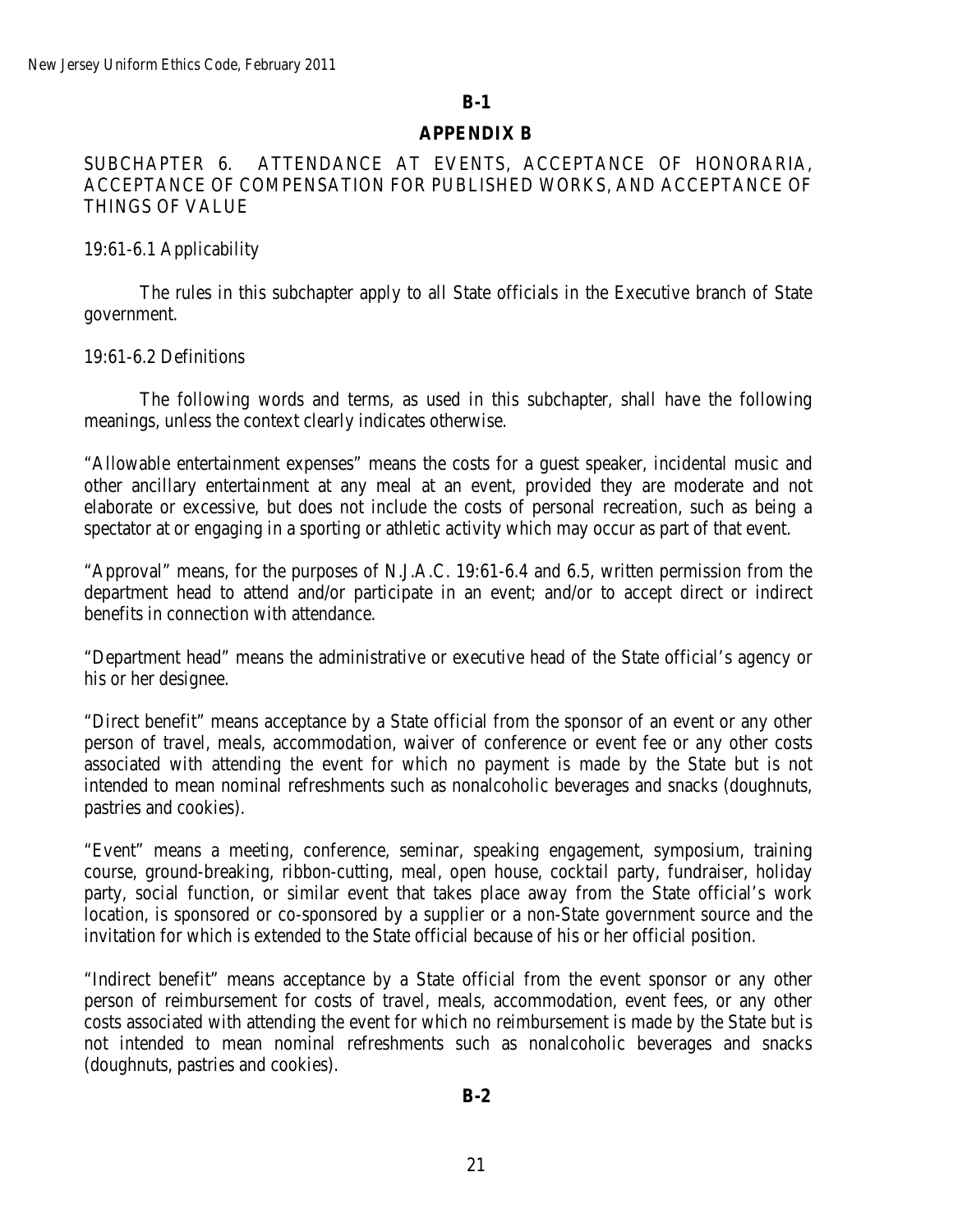**B-1**

**APPENDIX B**

SUBCHAPTER 6. ATTENDANCE AT EVENTS, ACCEPTANCE OF HONORARIA, ACCEPTANCE OF COMPENSATION FOR PUBLISHED WORKS, AND ACCEPTANCE OF THINGS OF VALUE

19:61-6.1 Applicability

The rules in this subchapter apply to all State officials in the Executive branch of State government.

19:61-6.2 Definitions

The following words and terms, as used in this subchapter, shall have the following meanings, unless the context clearly indicates otherwise.

"Allowable entertainment expenses" means the costs for a guest speaker, incidental music and other ancillary entertainment at any meal at an event, provided they are moderate and not elaborate or excessive, but does not include the costs of personal recreation, such as being a spectator at or engaging in a sporting or athletic activity which may occur as part of that event.

"Approval" means, for the purposes of N.J.A.C. 19:61-6.4 and 6.5, written permission from the department head to attend and/or participate in an event; and/or to accept direct or indirect benefits in connection with attendance.

"Department head" means the administrative or executive head of the State official's agency or his or her designee.

"Direct benefit" means acceptance by a State official from the sponsor of an event or any other person of travel, meals, accommodation, waiver of conference or event fee or any other costs associated with attending the event for which no payment is made by the State but is not intended to mean nominal refreshments such as nonalcoholic beverages and snacks (doughnuts, pastries and cookies).

"Event" means a meeting, conference, seminar, speaking engagement, symposium, training course, ground-breaking, ribbon-cutting, meal, open house, cocktail party, fundraiser, holiday party, social function, or similar event that takes place away from the State official's work location, is sponsored or co-sponsored by a supplier or a non-State government source and the invitation for which is extended to the State official because of his or her official position.

"Indirect benefit" means acceptance by a State official from the event sponsor or any other person of reimbursement for costs of travel, meals, accommodation, event fees, or any other costs associated with attending the event for which no reimbursement is made by the State but is not intended to mean nominal refreshments such as nonalcoholic beverages and snacks (doughnuts, pastries and cookies).

**B-2**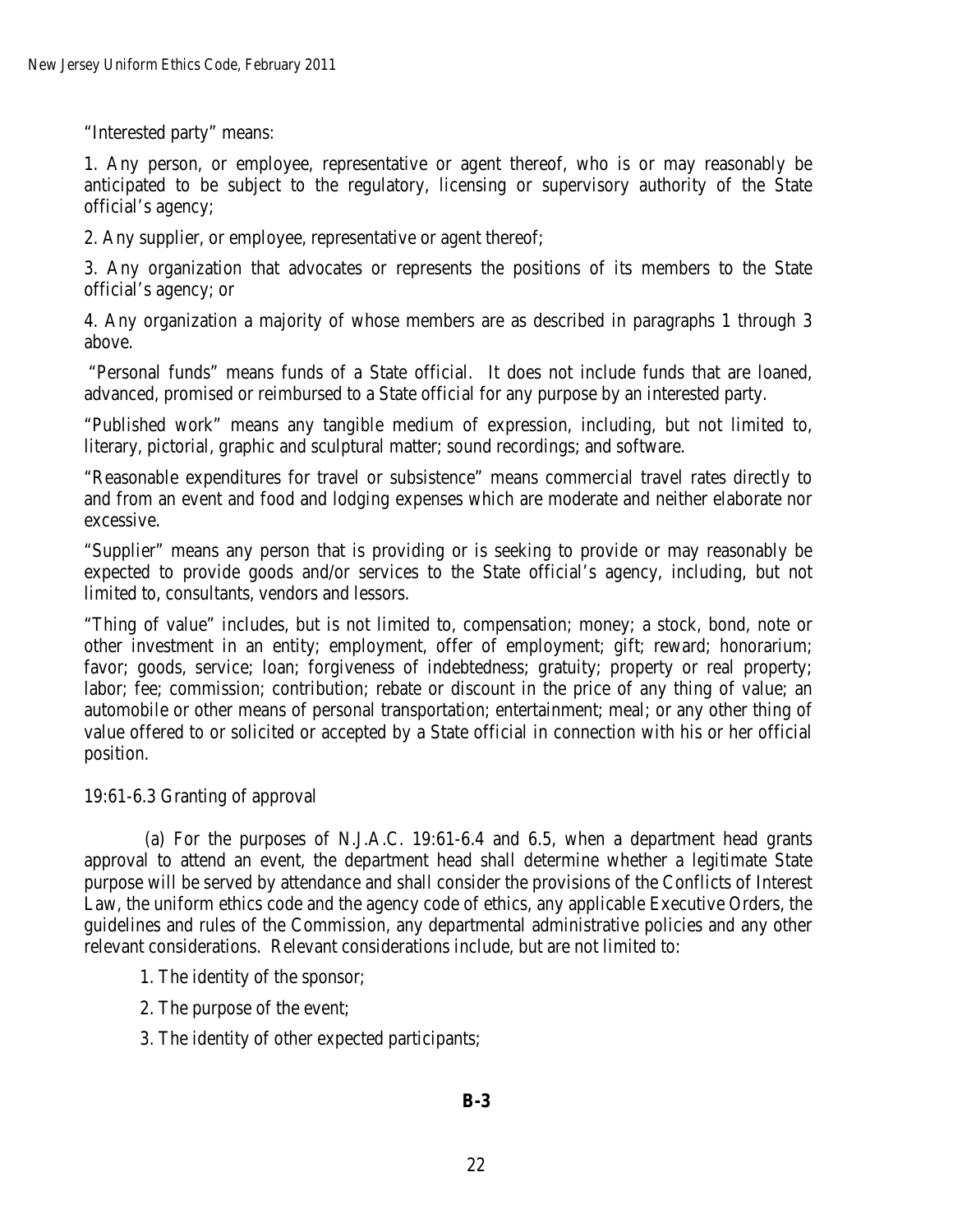"Interested party" means:

1. Any person, or employee, representative or agent thereof, who is or may reasonably be anticipated to be subject to the regulatory, licensing or supervisory authority of the State official's agency;

2. Any supplier, or employee, representative or agent thereof;

3. Any organization that advocates or represents the positions of its members to the State official's agency; or

4. Any organization a majority of whose members are as described in paragraphs 1 through 3 above.

"Personal funds" means funds of a State official. It does not include funds that are loaned, advanced, promised or reimbursed to a State official for any purpose by an interested party.

"Published work" means any tangible medium of expression, including, but not limited to, literary, pictorial, graphic and sculptural matter; sound recordings; and software.

"Reasonable expenditures for travel or subsistence" means commercial travel rates directly to and from an event and food and lodging expenses which are moderate and neither elaborate nor excessive.

"Supplier" means any person that is providing or is seeking to provide or may reasonably be expected to provide goods and/or services to the State official's agency, including, but not limited to, consultants, vendors and lessors.

"Thing of value" includes, but is not limited to, compensation; money; a stock, bond, note or other investment in an entity; employment, offer of employment; gift; reward; honorarium; favor; goods, service; loan; forgiveness of indebtedness; gratuity; property or real property; labor; fee; commission; contribution; rebate or discount in the price of any thing of value; an automobile or other means of personal transportation; entertainment; meal; or any other thing of value offered to or solicited or accepted by a State official in connection with his or her official position.

19:61-6.3 Granting of approval

(a) For the purposes of N.J.A.C. 19:61-6.4 and 6.5, when a department head grants approval to attend an event, the department head shall determine whether a legitimate State purpose will be served by attendance and shall consider the provisions of the Conflicts of Interest Law, the uniform ethics code and the agency code of ethics, any applicable Executive Orders, the guidelines and rules of the Commission, any departmental administrative policies and any other relevant considerations. Relevant considerations include, but are not limited to:

1. The identity of the sponsor;

2. The purpose of the event;

3. The identity of other expected participants;

**B-3**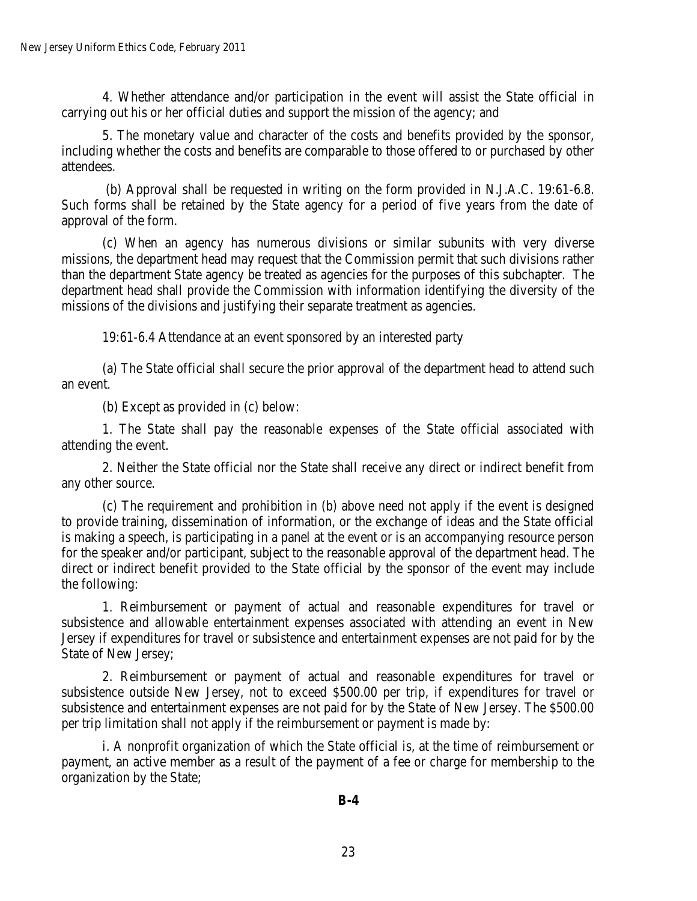4. Whether attendance and/or participation in the event will assist the State official in carrying out his or her official duties and support the mission of the agency; and

5. The monetary value and character of the costs and benefits provided by the sponsor, including whether the costs and benefits are comparable to those offered to or purchased by other attendees.

(b) Approval shall be requested in writing on the form provided in N.J.A.C. 19:61-6.8. Such forms shall be retained by the State agency for a period of five years from the date of approval of the form.

(c) When an agency has numerous divisions or similar subunits with very diverse missions, the department head may request that the Commission permit that such divisions rather than the department State agency be treated as agencies for the purposes of this subchapter. The department head shall provide the Commission with information identifying the diversity of the missions of the divisions and justifying their separate treatment as agencies.

19:61-6.4 Attendance at an event sponsored by an interested party

(a) The State official shall secure the prior approval of the department head to attend such an event.

(b) Except as provided in (c) below:

1. The State shall pay the reasonable expenses of the State official associated with attending the event.

2. Neither the State official nor the State shall receive any direct or indirect benefit from any other source.

(c) The requirement and prohibition in (b) above need not apply if the event is designed to provide training, dissemination of information, or the exchange of ideas and the State official is making a speech, is participating in a panel at the event or is an accompanying resource person for the speaker and/or participant, subject to the reasonable approval of the department head. The direct or indirect benefit provided to the State official by the sponsor of the event may include the following:

1. Reimbursement or payment of actual and reasonable expenditures for travel or subsistence and allowable entertainment expenses associated with attending an event in New Jersey if expenditures for travel or subsistence and entertainment expenses are not paid for by the State of New Jersey;

2. Reimbursement or payment of actual and reasonable expenditures for travel or subsistence outside New Jersey, not to exceed $500.00 per trip, if expenditures for travel or subsistence and entertainment expenses are not paid for by the State of New Jersey. The $500.00 per trip limitation shall not apply if the reimbursement or payment is made by:

i. A nonprofit organization of which the State official is, at the time of reimbursement or payment, an active member as a result of the payment of a fee or charge for membership to the organization by the State;

**B-4**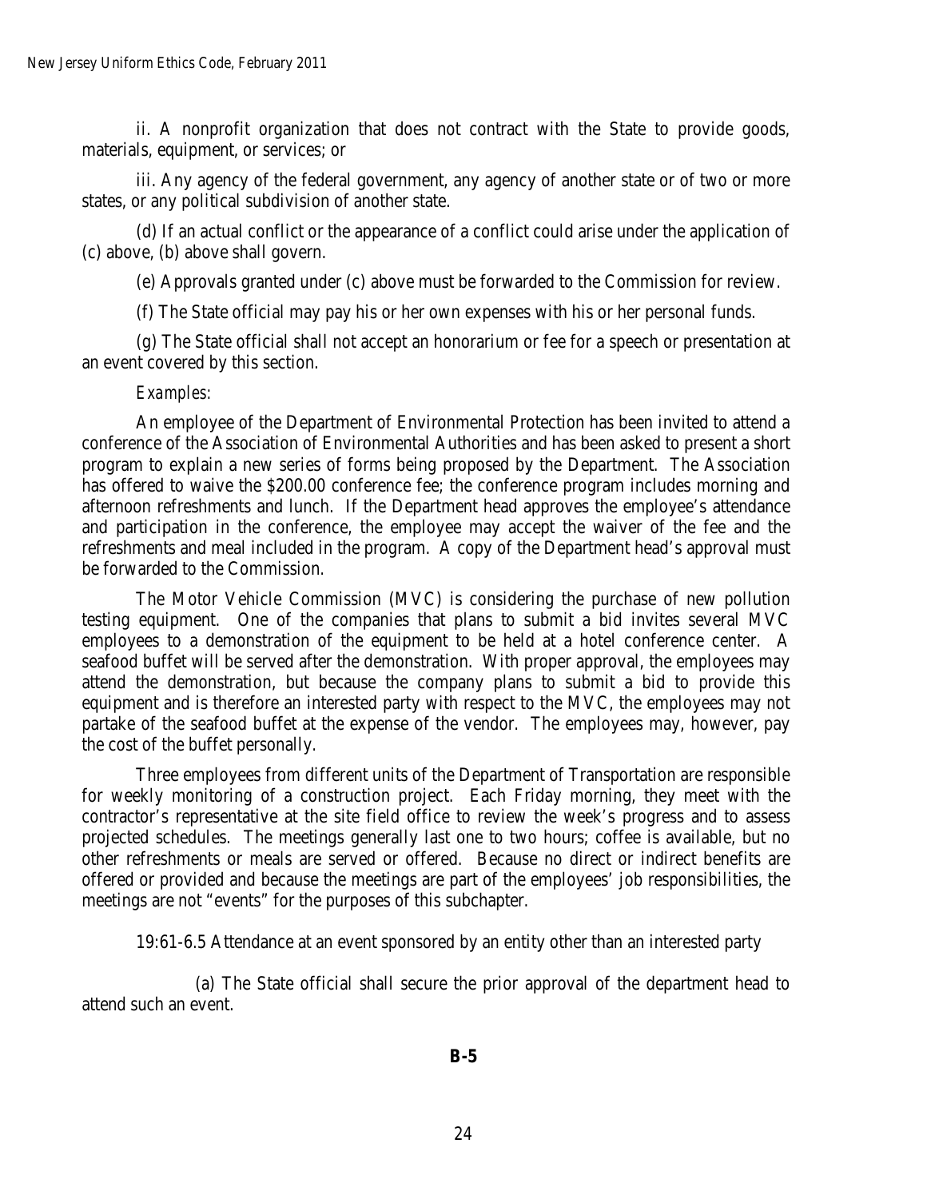ii. A nonprofit organization that does not contract with the State to provide goods, materials, equipment, or services; or

iii. Any agency of the federal government, any agency of another state or of two or more states, or any political subdivision of another state.

(d) If an actual conflict or the appearance of a conflict could arise under the application of (c) above, (b) above shall govern.

(e) Approvals granted under (c) above must be forwarded to the Commission for review.

(f) The State official may pay his or her own expenses with his or her personal funds.

(g) The State official shall not accept an honorarium or fee for a speech or presentation at an event covered by this section.

*Examples:*

An employee of the Department of Environmental Protection has been invited to attend a conference of the Association of Environmental Authorities and has been asked to present a short program to explain a new series of forms being proposed by the Department. The Association has offered to waive the $200.00 conference fee; the conference program includes morning and afternoon refreshments and lunch. If the Department head approves the employee's attendance and participation in the conference, the employee may accept the waiver of the fee and the refreshments and meal included in the program. A copy of the Department head's approval must be forwarded to the Commission.

The Motor Vehicle Commission (MVC) is considering the purchase of new pollution testing equipment. One of the companies that plans to submit a bid invites several MVC employees to a demonstration of the equipment to be held at a hotel conference center. A seafood buffet will be served after the demonstration. With proper approval, the employees may attend the demonstration, but because the company plans to submit a bid to provide this equipment and is therefore an interested party with respect to the MVC, the employees may not partake of the seafood buffet at the expense of the vendor. The employees may, however, pay the cost of the buffet personally.

Three employees from different units of the Department of Transportation are responsible for weekly monitoring of a construction project. Each Friday morning, they meet with the contractor's representative at the site field office to review the week's progress and to assess projected schedules. The meetings generally last one to two hours; coffee is available, but no other refreshments or meals are served or offered. Because no direct or indirect benefits are offered or provided and because the meetings are part of the employees' job responsibilities, the meetings are not "events" for the purposes of this subchapter.

19:61-6.5 Attendance at an event sponsored by an entity other than an interested party

(a) The State official shall secure the prior approval of the department head to attend such an event.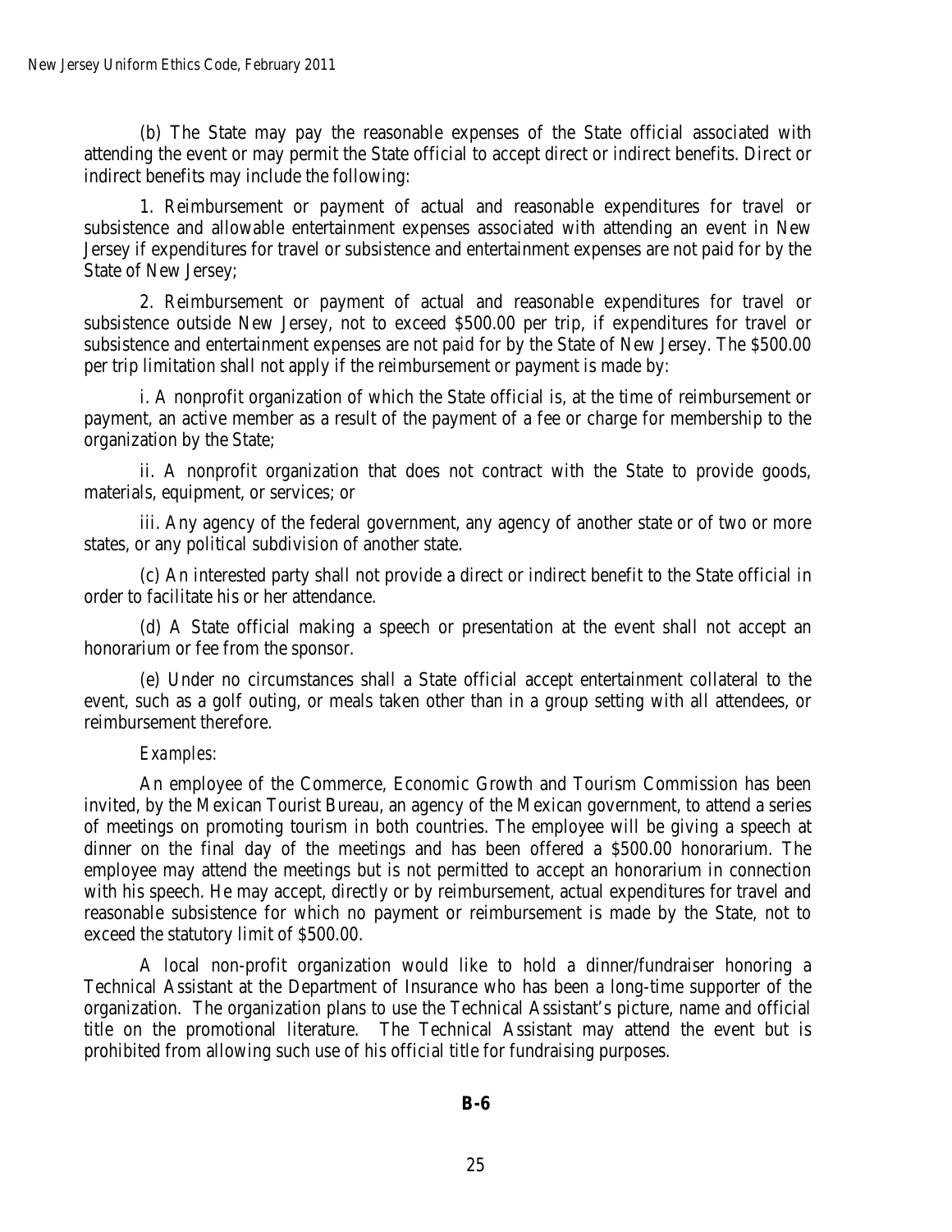(b) The State may pay the reasonable expenses of the State official associated with attending the event or may permit the State official to accept direct or indirect benefits. Direct or indirect benefits may include the following:

1. Reimbursement or payment of actual and reasonable expenditures for travel or subsistence and allowable entertainment expenses associated with attending an event in New Jersey if expenditures for travel or subsistence and entertainment expenses are not paid for by the State of New Jersey;

2. Reimbursement or payment of actual and reasonable expenditures for travel or subsistence outside New Jersey, not to exceed $500.00 per trip, if expenditures for travel or subsistence and entertainment expenses are not paid for by the State of New Jersey. The $500.00 per trip limitation shall not apply if the reimbursement or payment is made by:

i. A nonprofit organization of which the State official is, at the time of reimbursement or payment, an active member as a result of the payment of a fee or charge for membership to the organization by the State;

ii. A nonprofit organization that does not contract with the State to provide goods, materials, equipment, or services; or

iii. Any agency of the federal government, any agency of another state or of two or more states, or any political subdivision of another state.

(c) An interested party shall not provide a direct or indirect benefit to the State official in order to facilitate his or her attendance.

(d) A State official making a speech or presentation at the event shall not accept an honorarium or fee from the sponsor.

(e) Under no circumstances shall a State official accept entertainment collateral to the event, such as a golf outing, or meals taken other than in a group setting with all attendees, or reimbursement therefore.

*Examples:*

An employee of the Commerce, Economic Growth and Tourism Commission has been invited, by the Mexican Tourist Bureau, an agency of the Mexican government, to attend a series of meetings on promoting tourism in both countries. The employee will be giving a speech at dinner on the final day of the meetings and has been offered a $500.00 honorarium. The employee may attend the meetings but is not permitted to accept an honorarium in connection with his speech. He may accept, directly or by reimbursement, actual expenditures for travel and reasonable subsistence for which no payment or reimbursement is made by the State, not to exceed the statutory limit of $500.00.

A local non-profit organization would like to hold a dinner/fundraiser honoring a Technical Assistant at the Department of Insurance who has been a long-time supporter of the organization. The organization plans to use the Technical Assistant's picture, name and official title on the promotional literature. The Technical Assistant may attend the event but is prohibited from allowing such use of his official title for fundraising purposes.

**B-6**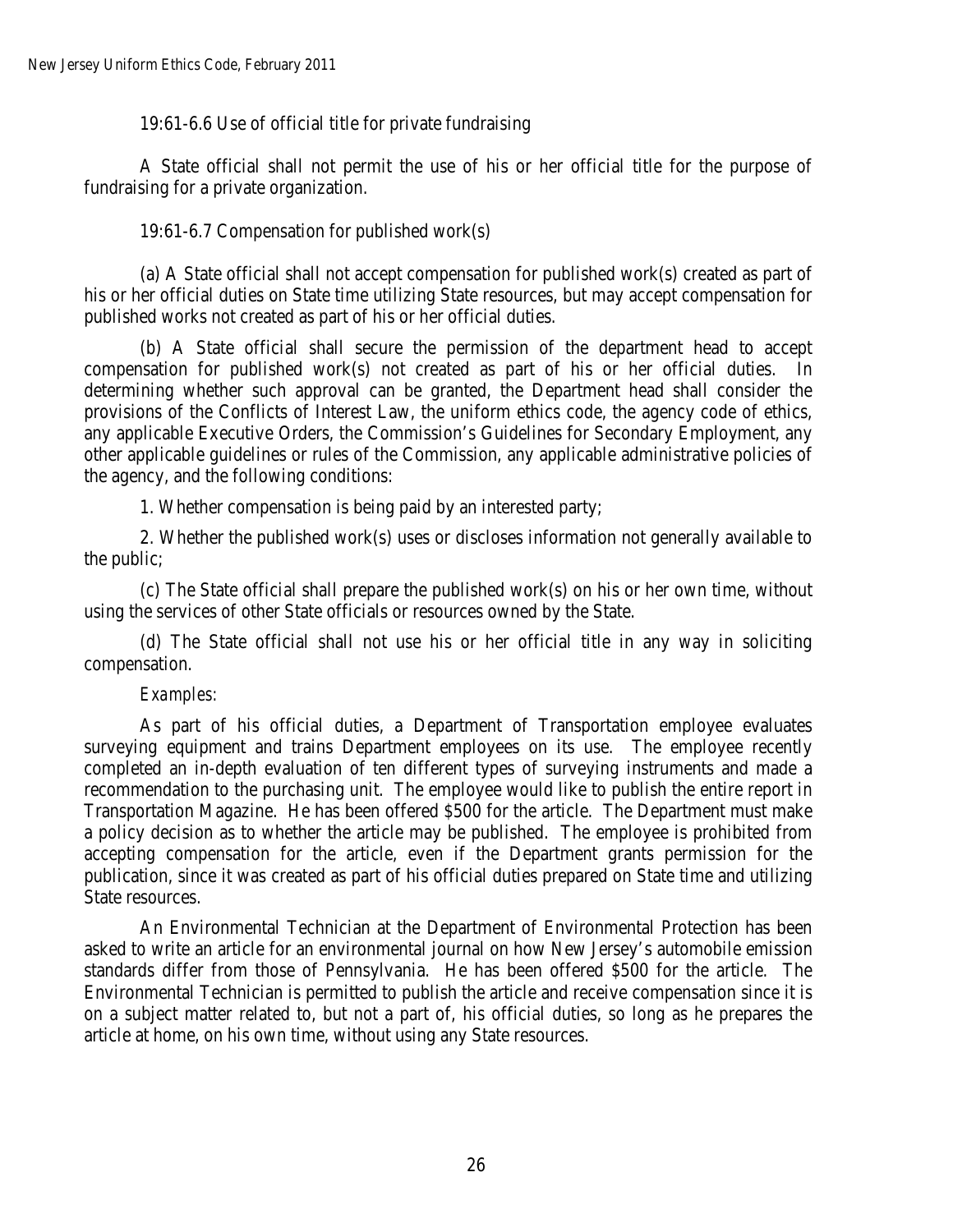19:61-6.6 Use of official title for private fundraising

A State official shall not permit the use of his or her official title for the purpose of fundraising for a private organization.

19:61-6.7 Compensation for published work(s)

(a) A State official shall not accept compensation for published work(s) created as part of his or her official duties on State time utilizing State resources, but may accept compensation for published works not created as part of his or her official duties.

(b) A State official shall secure the permission of the department head to accept compensation for published work(s) not created as part of his or her official duties. In determining whether such approval can be granted, the Department head shall consider the provisions of the Conflicts of Interest Law, the uniform ethics code, the agency code of ethics, any applicable Executive Orders, the Commission's Guidelines for Secondary Employment, any other applicable guidelines or rules of the Commission, any applicable administrative policies of the agency, and the following conditions:

1. Whether compensation is being paid by an interested party;

2. Whether the published work(s) uses or discloses information not generally available to the public;

(c) The State official shall prepare the published work(s) on his or her own time, without using the services of other State officials or resources owned by the State.

(d) The State official shall not use his or her official title in any way in soliciting compensation.

*Examples:*

As part of his official duties, a Department of Transportation employee evaluates surveying equipment and trains Department employees on its use. The employee recently completed an in-depth evaluation of ten different types of surveying instruments and made a recommendation to the purchasing unit. The employee would like to publish the entire report in Transportation Magazine. He has been offered $500 for the article. The Department must make a policy decision as to whether the article may be published. The employee is prohibited from accepting compensation for the article, even if the Department grants permission for the publication, since it was created as part of his official duties prepared on State time and utilizing State resources.

An Environmental Technician at the Department of Environmental Protection has been asked to write an article for an environmental journal on how New Jersey's automobile emission standards differ from those of Pennsylvania. He has been offered $500 for the article. The Environmental Technician is permitted to publish the article and receive compensation since it is on a subject matter related to, but not a part of, his official duties, so long as he prepares the article at home, on his own time, without using any State resources.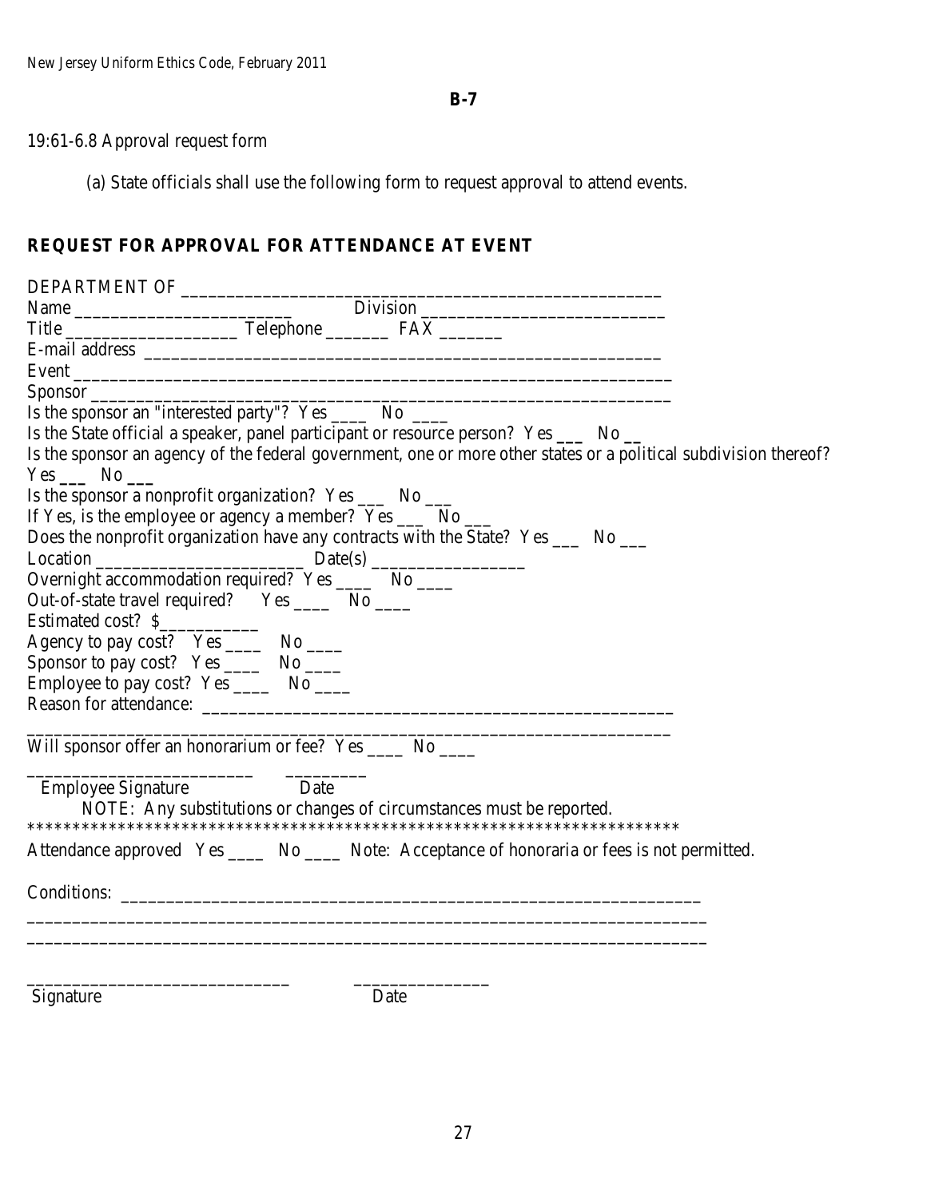**B-7**

19:61-6.8 Approval request form

(a) State officials shall use the following form to request approval to attend events.

**REQUEST FOR APPROVAL FOR ATTENDANCE AT EVENT**

DEPARTMENT OF ________________________________________________________

Name ________________________ Division ___________________________

Title ___________________ Telephone _______ FAX _______

E-mail address ____________________________________________________________

Event _________________________________________________________________

Sponsor _______________________________________________________________

Is the sponsor an "interested party"? Yes ____ No ____

Is the State official a speaker, panel participant or resource person? Yes ___ No __

Is the sponsor an agency of the federal government, one or more other states or a political subdivision thereof? Yes ___ No ___

Is the sponsor a nonprofit organization? Yes ___ No ___

If Yes, is the employee or agency a member? Yes ___ No ___

Does the nonprofit organization have any contracts with the State? Yes ___ No ___

Location ________________________ Date(s) _________________

Overnight accommodation required? Yes ____ No ____

Out-of-state travel required? Yes ____ No ____

Estimated cost? $___________

Agency to pay cost? Yes ____ No ____

Sponsor to pay cost? Yes ____ No ____

Employee to pay cost? Yes ____ No ____

Reason for attendance: ____________________________________________________

_______________________________________________________________________

Will sponsor offer an honorarium or fee? Yes ____ No ____

________________________ _________
Employee Signature Date

NOTE: Any substitutions or changes of circumstances must be reported.

*************************************************************************

Attendance approved Yes ____ No ____ Note: Acceptance of honoraria or fees is not permitted.

Conditions: ____________________________________________________________

_________________________________________________________________________

_________________________________________________________________________

_____________________________ _______________
Signature Date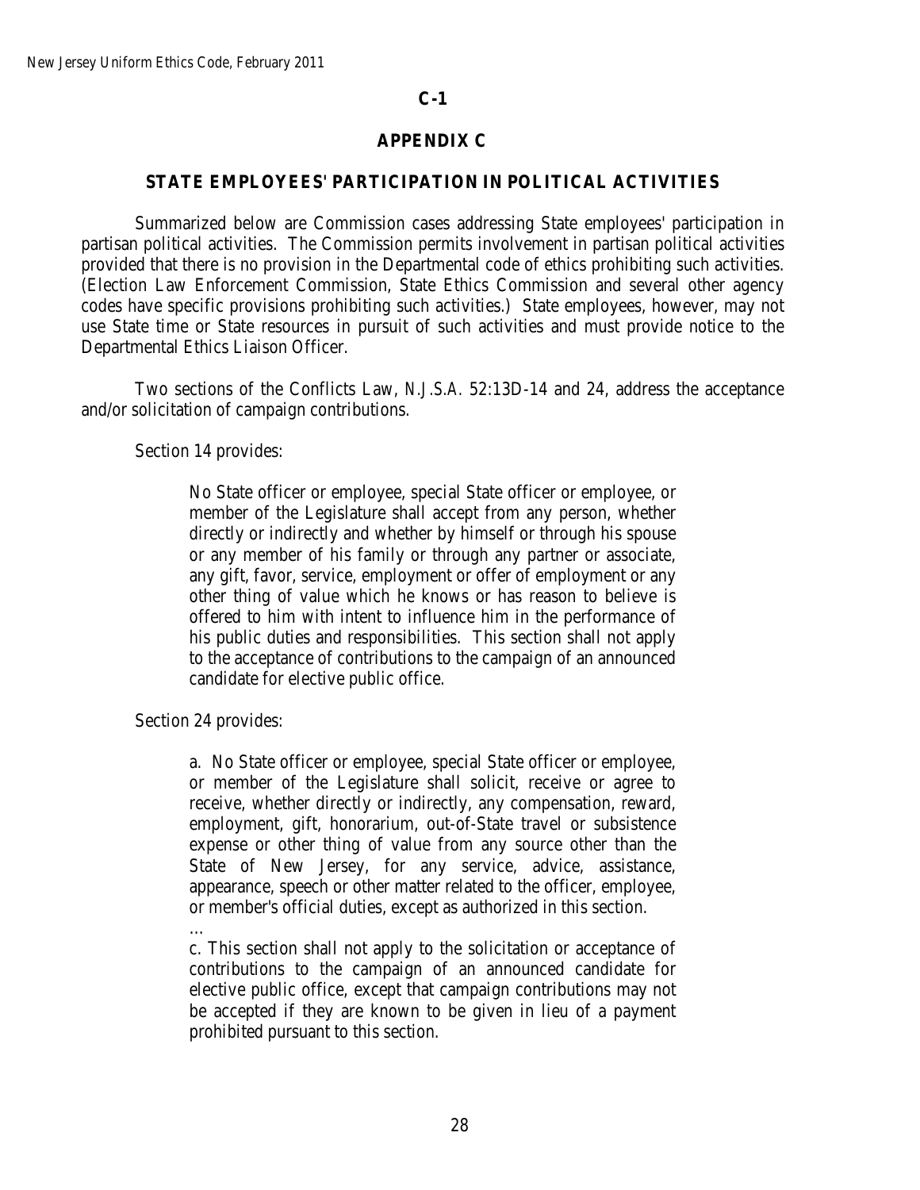**C-1**

## APPENDIX C

### STATE EMPLOYEES' PARTICIPATION IN POLITICAL ACTIVITIES

Summarized below are Commission cases addressing State employees' participation in partisan political activities. The Commission permits involvement in partisan political activities provided that there is no provision in the Departmental code of ethics prohibiting such activities. (Election Law Enforcement Commission, State Ethics Commission and several other agency codes have specific provisions prohibiting such activities.) State employees, however, may not use State time or State resources in pursuit of such activities and must provide notice to the Departmental Ethics Liaison Officer.

Two sections of the Conflicts Law, *N.J.S.A.* 52:13D-14 and 24, address the acceptance and/or solicitation of campaign contributions.

Section 14 provides:

> No State officer or employee, special State officer or employee, or member of the Legislature shall accept from any person, whether directly or indirectly and whether by himself or through his spouse or any member of his family or through any partner or associate, any gift, favor, service, employment or offer of employment or any other thing of value which he knows or has reason to believe is offered to him with intent to influence him in the performance of his public duties and responsibilities. This section shall not apply to the acceptance of contributions to the campaign of an announced candidate for elective public office.

Section 24 provides:

> a. No State officer or employee, special State officer or employee, or member of the Legislature shall solicit, receive or agree to receive, whether directly or indirectly, any compensation, reward, employment, gift, honorarium, out-of-State travel or subsistence expense or other thing of value from any source other than the State of New Jersey, for any service, advice, assistance, appearance, speech or other matter related to the officer, employee, or member's official duties, except as authorized in this section.
>
> …
>
> c. This section shall not apply to the solicitation or acceptance of contributions to the campaign of an announced candidate for elective public office, except that campaign contributions may not be accepted if they are known to be given in lieu of a payment prohibited pursuant to this section.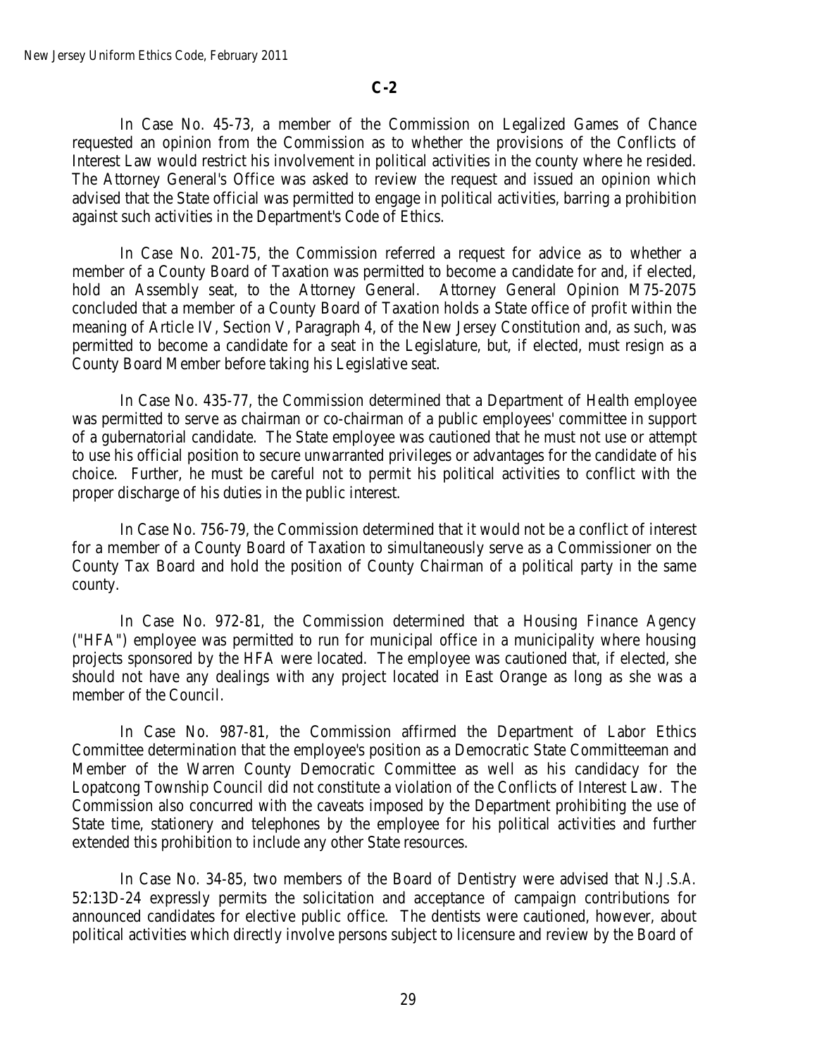**C-2**

In Case No. 45-73, a member of the Commission on Legalized Games of Chance requested an opinion from the Commission as to whether the provisions of the Conflicts of Interest Law would restrict his involvement in political activities in the county where he resided. The Attorney General's Office was asked to review the request and issued an opinion which advised that the State official was permitted to engage in political activities, barring a prohibition against such activities in the Department's Code of Ethics.

In Case No. 201-75, the Commission referred a request for advice as to whether a member of a County Board of Taxation was permitted to become a candidate for and, if elected, hold an Assembly seat, to the Attorney General. Attorney General Opinion M75-2075 concluded that a member of a County Board of Taxation holds a State office of profit within the meaning of Article IV, Section V, Paragraph 4, of the New Jersey Constitution and, as such, was permitted to become a candidate for a seat in the Legislature, but, if elected, must resign as a County Board Member before taking his Legislative seat.

In Case No. 435-77, the Commission determined that a Department of Health employee was permitted to serve as chairman or co-chairman of a public employees' committee in support of a gubernatorial candidate. The State employee was cautioned that he must not use or attempt to use his official position to secure unwarranted privileges or advantages for the candidate of his choice. Further, he must be careful not to permit his political activities to conflict with the proper discharge of his duties in the public interest.

In Case No. 756-79, the Commission determined that it would not be a conflict of interest for a member of a County Board of Taxation to simultaneously serve as a Commissioner on the County Tax Board and hold the position of County Chairman of a political party in the same county.

In Case No. 972-81, the Commission determined that a Housing Finance Agency ("HFA") employee was permitted to run for municipal office in a municipality where housing projects sponsored by the HFA were located. The employee was cautioned that, if elected, she should not have any dealings with any project located in East Orange as long as she was a member of the Council.

In Case No. 987-81, the Commission affirmed the Department of Labor Ethics Committee determination that the employee's position as a Democratic State Committeeman and Member of the Warren County Democratic Committee as well as his candidacy for the Lopatcong Township Council did not constitute a violation of the Conflicts of Interest Law. The Commission also concurred with the caveats imposed by the Department prohibiting the use of State time, stationery and telephones by the employee for his political activities and further extended this prohibition to include any other State resources.

In Case No. 34-85, two members of the Board of Dentistry were advised that *N.J.S.A.* 52:13D-24 expressly permits the solicitation and acceptance of campaign contributions for announced candidates for elective public office. The dentists were cautioned, however, about political activities which directly involve persons subject to licensure and review by the Board of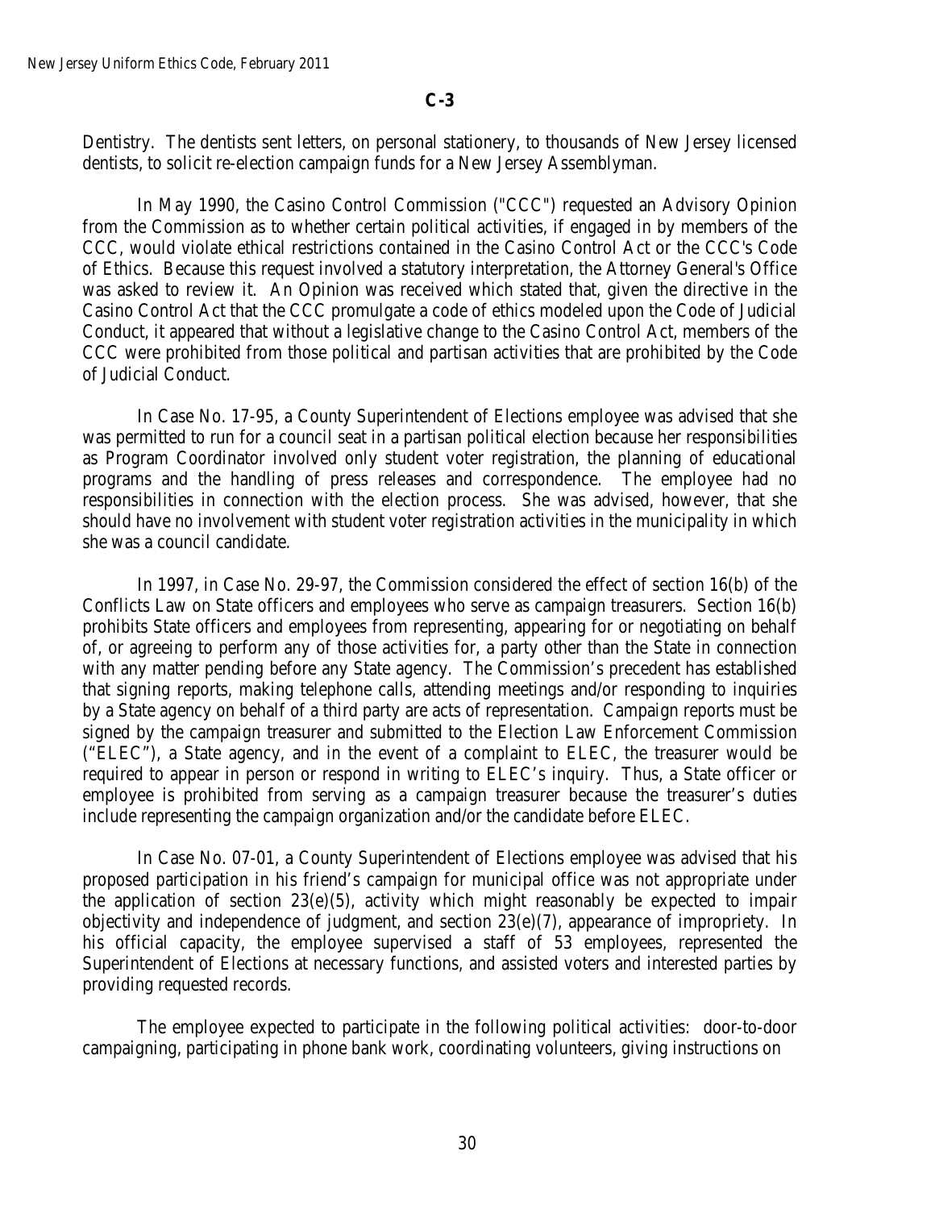Dentistry. The dentists sent letters, on personal stationery, to thousands of New Jersey licensed dentists, to solicit re-election campaign funds for a New Jersey Assemblyman.

In May 1990, the Casino Control Commission ("CCC") requested an Advisory Opinion from the Commission as to whether certain political activities, if engaged in by members of the CCC, would violate ethical restrictions contained in the Casino Control Act or the CCC's Code of Ethics. Because this request involved a statutory interpretation, the Attorney General's Office was asked to review it. An Opinion was received which stated that, given the directive in the Casino Control Act that the CCC promulgate a code of ethics modeled upon the Code of Judicial Conduct, it appeared that without a legislative change to the Casino Control Act, members of the CCC were prohibited from those political and partisan activities that are prohibited by the Code of Judicial Conduct.

In Case No. 17-95, a County Superintendent of Elections employee was advised that she was permitted to run for a council seat in a partisan political election because her responsibilities as Program Coordinator involved only student voter registration, the planning of educational programs and the handling of press releases and correspondence. The employee had no responsibilities in connection with the election process. She was advised, however, that she should have no involvement with student voter registration activities in the municipality in which she was a council candidate.

In 1997, in Case No. 29-97, the Commission considered the effect of section 16(b) of the Conflicts Law on State officers and employees who serve as campaign treasurers. Section 16(b) prohibits State officers and employees from representing, appearing for or negotiating on behalf of, or agreeing to perform any of those activities for, a party other than the State in connection with any matter pending before any State agency. The Commission's precedent has established that signing reports, making telephone calls, attending meetings and/or responding to inquiries by a State agency on behalf of a third party are acts of representation. Campaign reports must be signed by the campaign treasurer and submitted to the Election Law Enforcement Commission ("ELEC"), a State agency, and in the event of a complaint to ELEC, the treasurer would be required to appear in person or respond in writing to ELEC's inquiry. Thus, a State officer or employee is prohibited from serving as a campaign treasurer because the treasurer's duties include representing the campaign organization and/or the candidate before ELEC.

In Case No. 07-01, a County Superintendent of Elections employee was advised that his proposed participation in his friend's campaign for municipal office was not appropriate under the application of section 23(e)(5), activity which might reasonably be expected to impair objectivity and independence of judgment, and section 23(e)(7), appearance of impropriety. In his official capacity, the employee supervised a staff of 53 employees, represented the Superintendent of Elections at necessary functions, and assisted voters and interested parties by providing requested records.

The employee expected to participate in the following political activities: door-to-door campaigning, participating in phone bank work, coordinating volunteers, giving instructions on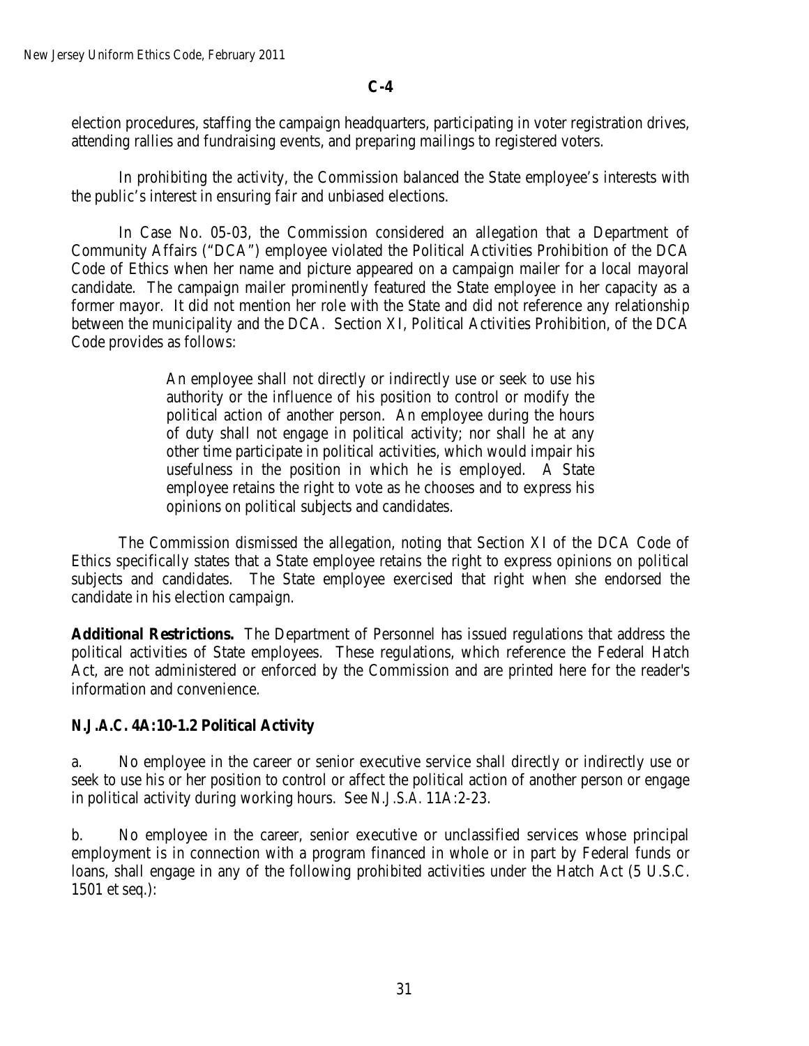**C-4**

election procedures, staffing the campaign headquarters, participating in voter registration drives, attending rallies and fundraising events, and preparing mailings to registered voters.

In prohibiting the activity, the Commission balanced the State employee's interests with the public's interest in ensuring fair and unbiased elections.

In Case No. 05-03, the Commission considered an allegation that a Department of Community Affairs ("DCA") employee violated the Political Activities Prohibition of the DCA Code of Ethics when her name and picture appeared on a campaign mailer for a local mayoral candidate. The campaign mailer prominently featured the State employee in her capacity as a former mayor. It did not mention her role with the State and did not reference any relationship between the municipality and the DCA. Section XI, Political Activities Prohibition, of the DCA Code provides as follows:

> An employee shall not directly or indirectly use or seek to use his authority or the influence of his position to control or modify the political action of another person. An employee during the hours of duty shall not engage in political activity; nor shall he at any other time participate in political activities, which would impair his usefulness in the position in which he is employed. A State employee retains the right to vote as he chooses and to express his opinions on political subjects and candidates.

The Commission dismissed the allegation, noting that Section XI of the DCA Code of Ethics specifically states that a State employee retains the right to express opinions on political subjects and candidates. The State employee exercised that right when she endorsed the candidate in his election campaign.

**Additional Restrictions.** The Department of Personnel has issued regulations that address the political activities of State employees. These regulations, which reference the Federal Hatch Act, are not administered or enforced by the Commission and are printed here for the reader's information and convenience.

**N.J.A.C. 4A:10-1.2 Political Activity**

a. No employee in the career or senior executive service shall directly or indirectly use or seek to use his or her position to control or affect the political action of another person or engage in political activity during working hours. See *N.J.S.A.* 11A:2-23.

b. No employee in the career, senior executive or unclassified services whose principal employment is in connection with a program financed in whole or in part by Federal funds or loans, shall engage in any of the following prohibited activities under the Hatch Act (5 U.S.C. 1501 *et seq.*):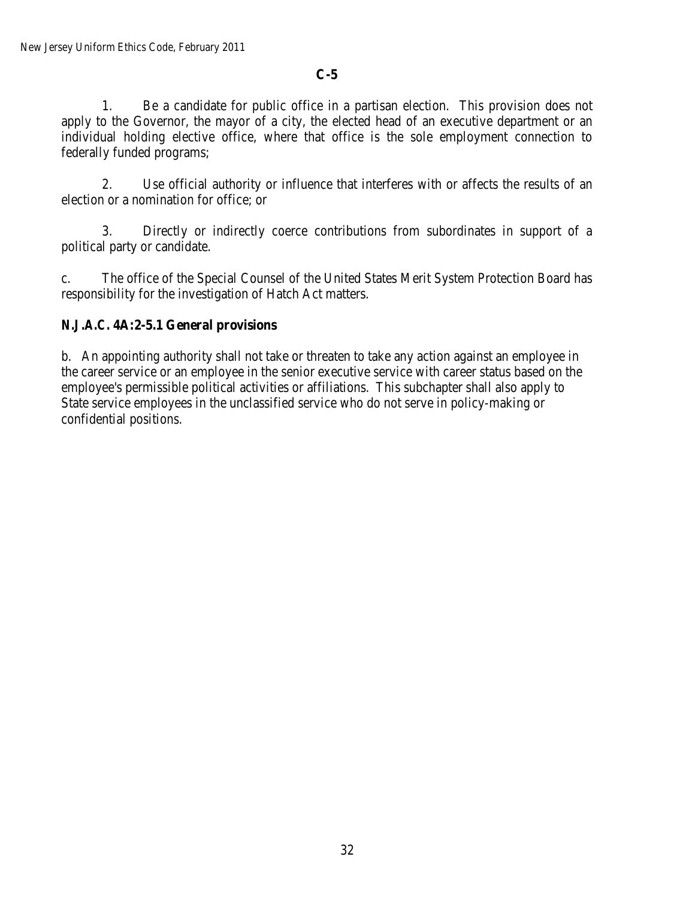**C-5**

1. Be a candidate for public office in a partisan election. This provision does not apply to the Governor, the mayor of a city, the elected head of an executive department or an individual holding elective office, where that office is the sole employment connection to federally funded programs;

2. Use official authority or influence that interferes with or affects the results of an election or a nomination for office; or

3. Directly or indirectly coerce contributions from subordinates in support of a political party or candidate.

c. The office of the Special Counsel of the United States Merit System Protection Board has responsibility for the investigation of Hatch Act matters.

**N.J.A.C. 4A:2-5.1 General provisions**

b. An appointing authority shall not take or threaten to take any action against an employee in the career service or an employee in the senior executive service with career status based on the employee's permissible political activities or affiliations. This subchapter shall also apply to State service employees in the unclassified service who do not serve in policy-making or confidential positions.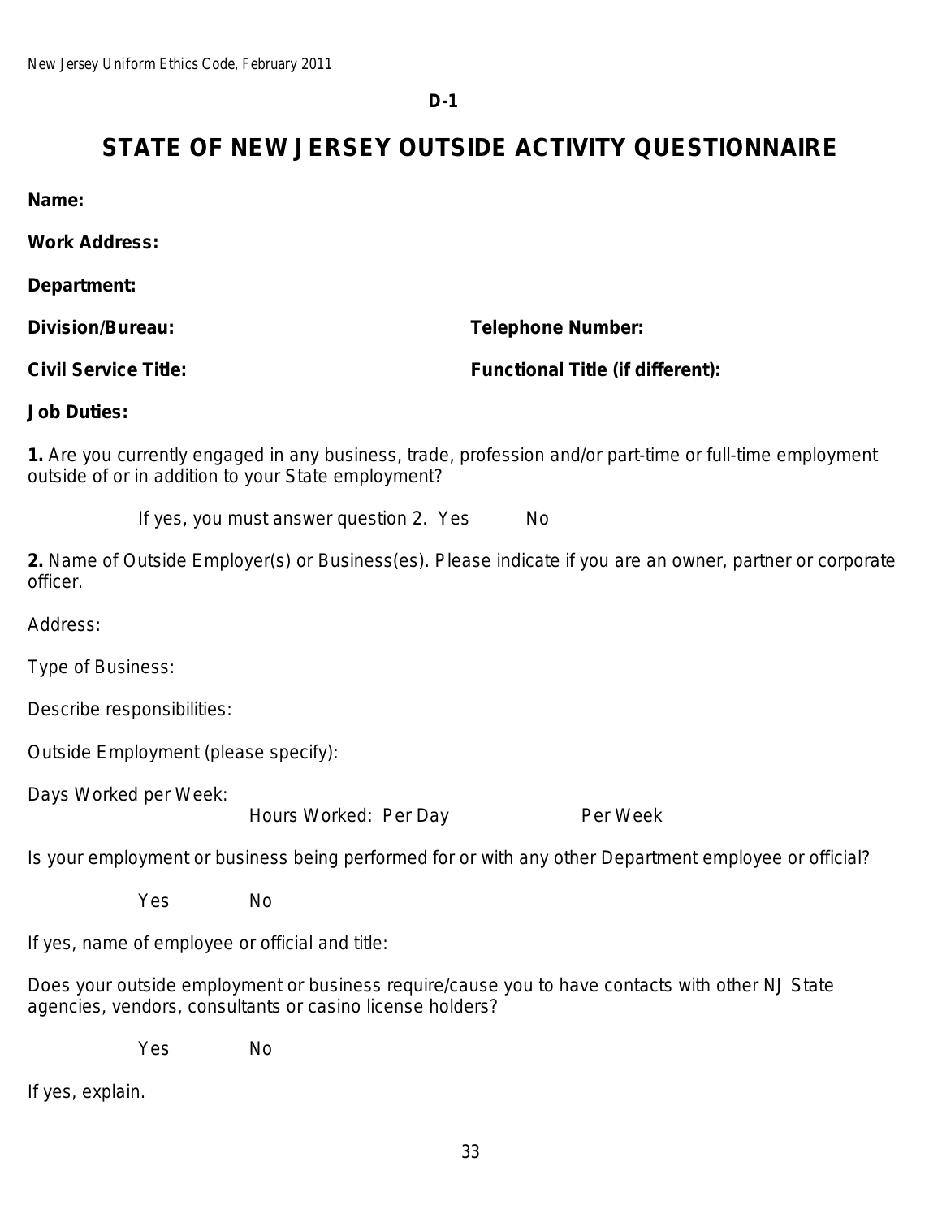**D-1**

# STATE OF NEW JERSEY OUTSIDE ACTIVITY QUESTIONNAIRE

**Name:**

**Work Address:**

**Department:**

**Division/Bureau:** **Telephone Number:**

**Civil Service Title:** **Functional Title (if different):**

**Job Duties:**

**1.** Are you currently engaged in any business, trade, profession and/or part-time or full-time employment outside of or in addition to your State employment?

If yes, you must answer question 2. Yes No

**2.** Name of Outside Employer(s) or Business(es). Please indicate if you are an owner, partner or corporate officer.

Address:

Type of Business:

Describe responsibilities:

Outside Employment (please specify):

Days Worked per Week:

Hours Worked: Per Day Per Week

Is your employment or business being performed for or with any other Department employee or official?

Yes No

If yes, name of employee or official and title:

Does your outside employment or business require/cause you to have contacts with other NJ State agencies, vendors, consultants or casino license holders?

Yes No

If yes, explain.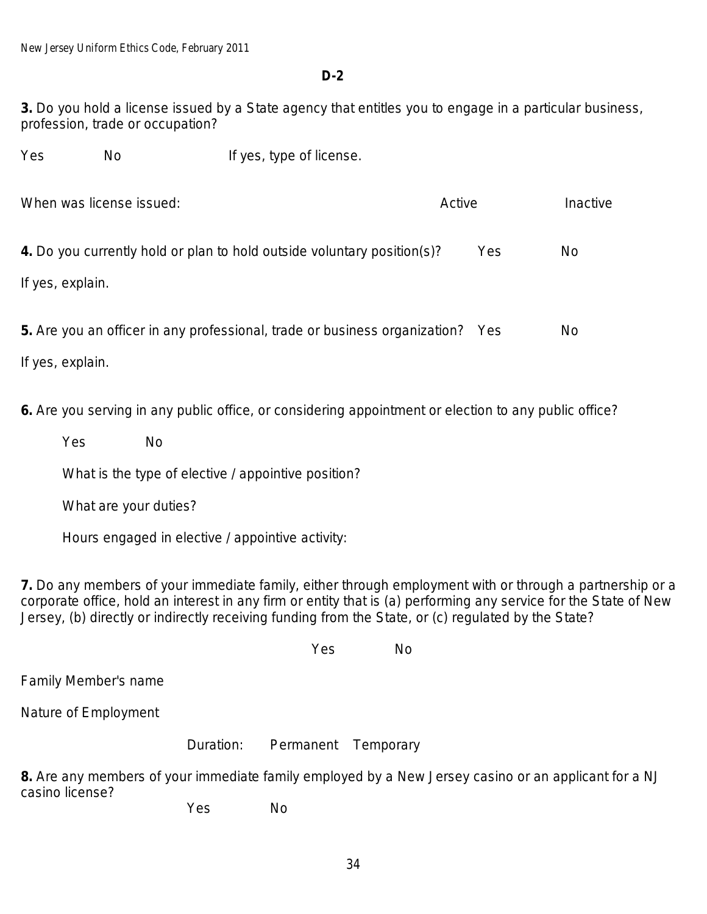**D-2**

**3.** Do you hold a license issued by a State agency that entitles you to engage in a particular business, profession, trade or occupation?

Yes No If yes, type of license.

When was license issued: Active Inactive

**4.** Do you currently hold or plan to hold outside voluntary position(s)? Yes No

If yes, explain.

**5.** Are you an officer in any professional, trade or business organization? Yes No

If yes, explain.

**6.** Are you serving in any public office, or considering appointment or election to any public office?

Yes No

What is the type of elective / appointive position?

What are your duties?

Hours engaged in elective / appointive activity:

**7.** Do any members of your immediate family, either through employment with or through a partnership or a corporate office, hold an interest in any firm or entity that is (a) performing any service for the State of New Jersey, (b) directly or indirectly receiving funding from the State, or (c) regulated by the State?

Yes No

Family Member's name

Nature of Employment

Duration: Permanent Temporary

**8.** Are any members of your immediate family employed by a New Jersey casino or an applicant for a NJ casino license?

Yes No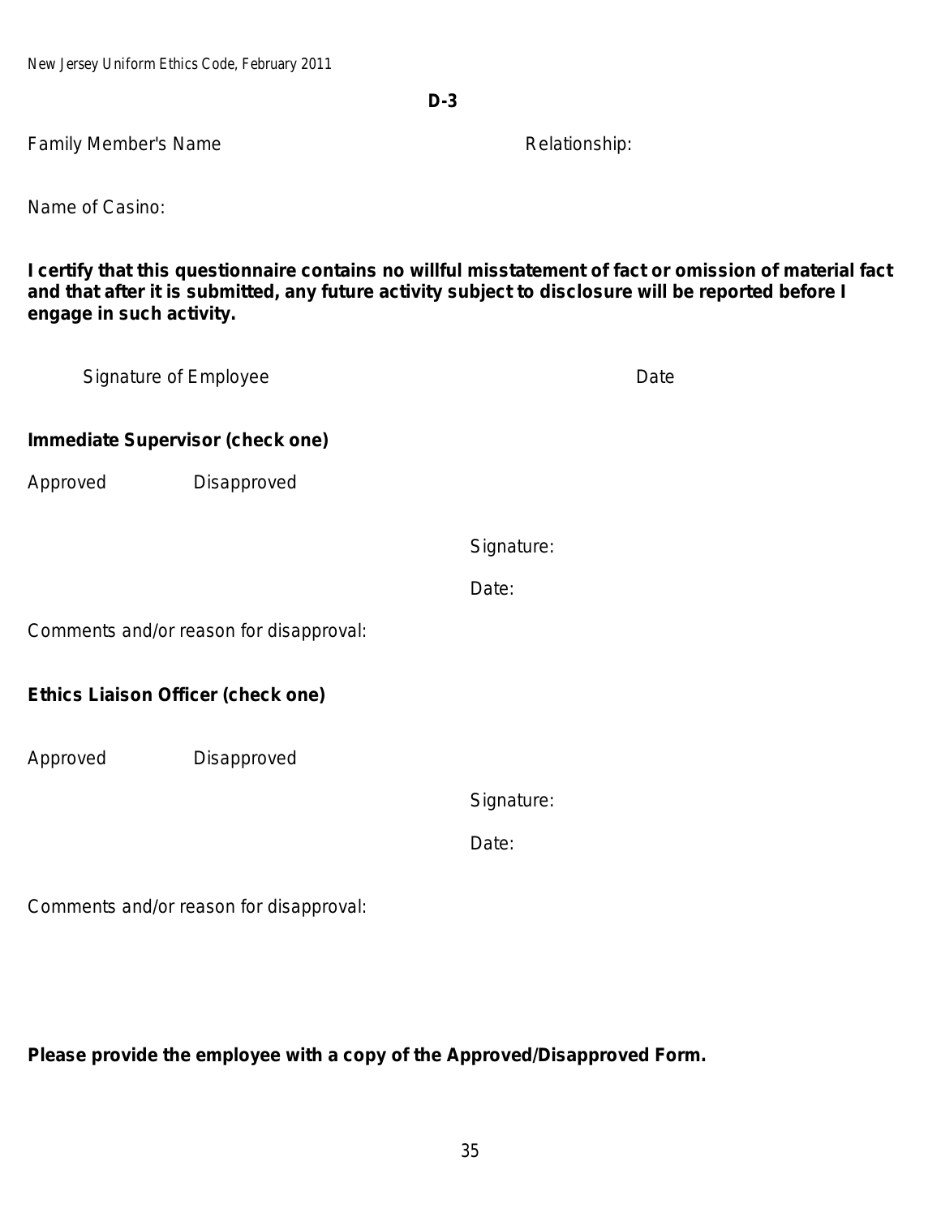**D-3**

Family Member's Name Relationship:

Name of Casino:

**I certify that this questionnaire contains no willful misstatement of fact or omission of material fact and that after it is submitted, any future activity subject to disclosure will be reported before I engage in such activity.**

Signature of Employee Date

**Immediate Supervisor (check one)**

Approved Disapproved

Signature:

Date:

Comments and/or reason for disapproval:

**Ethics Liaison Officer (check one)**

Approved Disapproved

Signature:

Date:

Comments and/or reason for disapproval:

**Please provide the employee with a copy of the Approved/Disapproved Form.**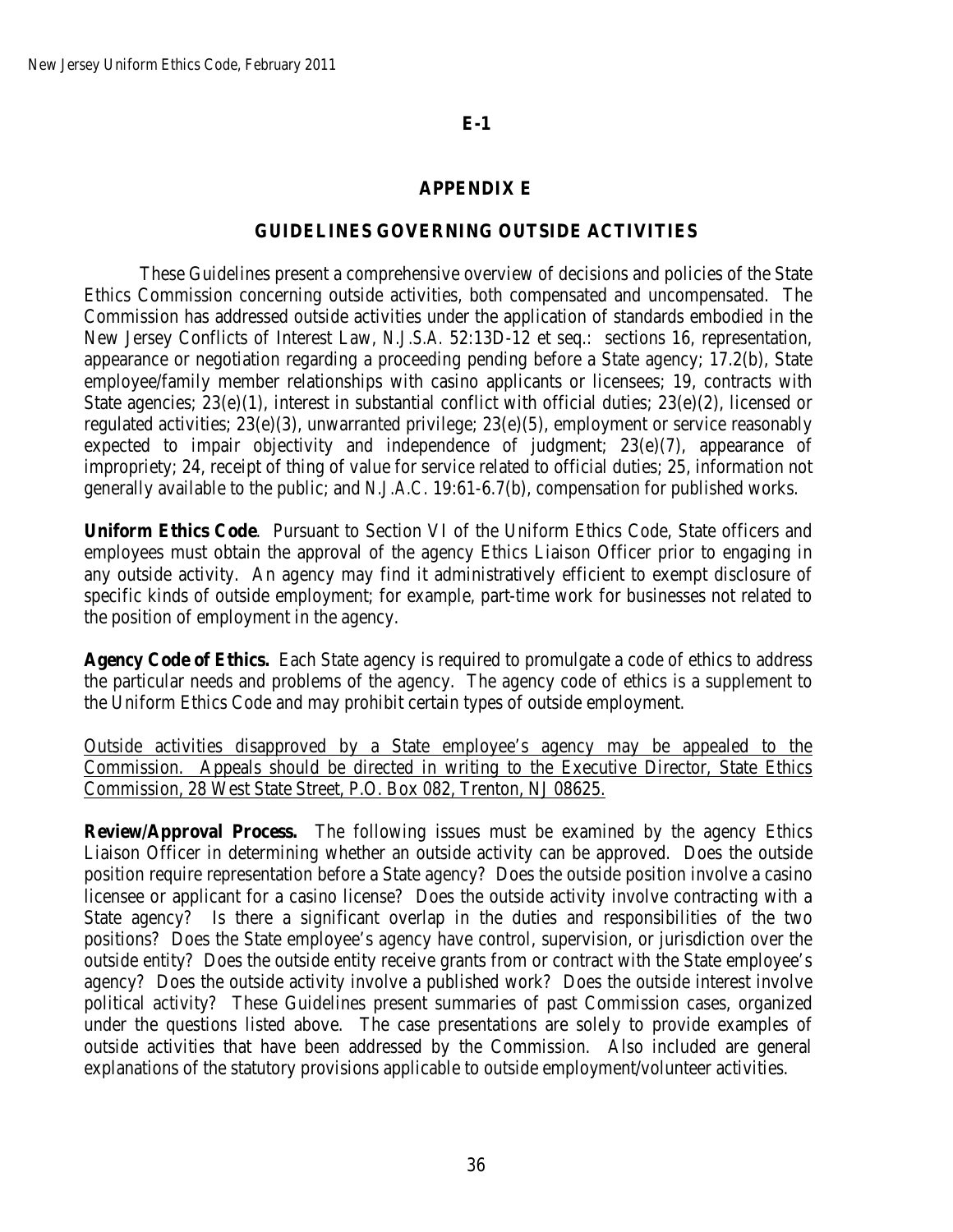**E-1**

# APPENDIX E

## GUIDELINES GOVERNING OUTSIDE ACTIVITIES

These Guidelines present a comprehensive overview of decisions and policies of the State Ethics Commission concerning outside activities, both compensated and uncompensated. The Commission has addressed outside activities under the application of standards embodied in the New Jersey Conflicts of Interest Law, *N.J.S.A.* 52:13D-12 et seq.: sections 16, representation, appearance or negotiation regarding a proceeding pending before a State agency; 17.2(b), State employee/family member relationships with casino applicants or licensees; 19, contracts with State agencies; 23(e)(1), interest in substantial conflict with official duties; 23(e)(2), licensed or regulated activities; 23(e)(3), unwarranted privilege; 23(e)(5), employment or service reasonably expected to impair objectivity and independence of judgment; 23(e)(7), appearance of impropriety; 24, receipt of thing of value for service related to official duties; 25, information not generally available to the public; and *N.J.A.C.* 19:61-6.7(b), compensation for published works.

**Uniform Ethics Code**. Pursuant to Section VI of the Uniform Ethics Code, State officers and employees must obtain the approval of the agency Ethics Liaison Officer prior to engaging in any outside activity. An agency may find it administratively efficient to exempt disclosure of specific kinds of outside employment; for example, part-time work for businesses not related to the position of employment in the agency.

**Agency Code of Ethics.** Each State agency is required to promulgate a code of ethics to address the particular needs and problems of the agency. The agency code of ethics is a supplement to the Uniform Ethics Code and may prohibit certain types of outside employment.

<u>Outside activities disapproved by a State employee's agency may be appealed to the Commission. Appeals should be directed in writing to the Executive Director, State Ethics Commission, 28 West State Street, P.O. Box 082, Trenton, NJ 08625.</u>

**Review/Approval Process.** The following issues must be examined by the agency Ethics Liaison Officer in determining whether an outside activity can be approved. Does the outside position require representation before a State agency? Does the outside position involve a casino licensee or applicant for a casino license? Does the outside activity involve contracting with a State agency? Is there a significant overlap in the duties and responsibilities of the two positions? Does the State employee's agency have control, supervision, or jurisdiction over the outside entity? Does the outside entity receive grants from or contract with the State employee's agency? Does the outside activity involve a published work? Does the outside interest involve political activity? These Guidelines present summaries of past Commission cases, organized under the questions listed above. The case presentations are solely to provide examples of outside activities that have been addressed by the Commission. Also included are general explanations of the statutory provisions applicable to outside employment/volunteer activities.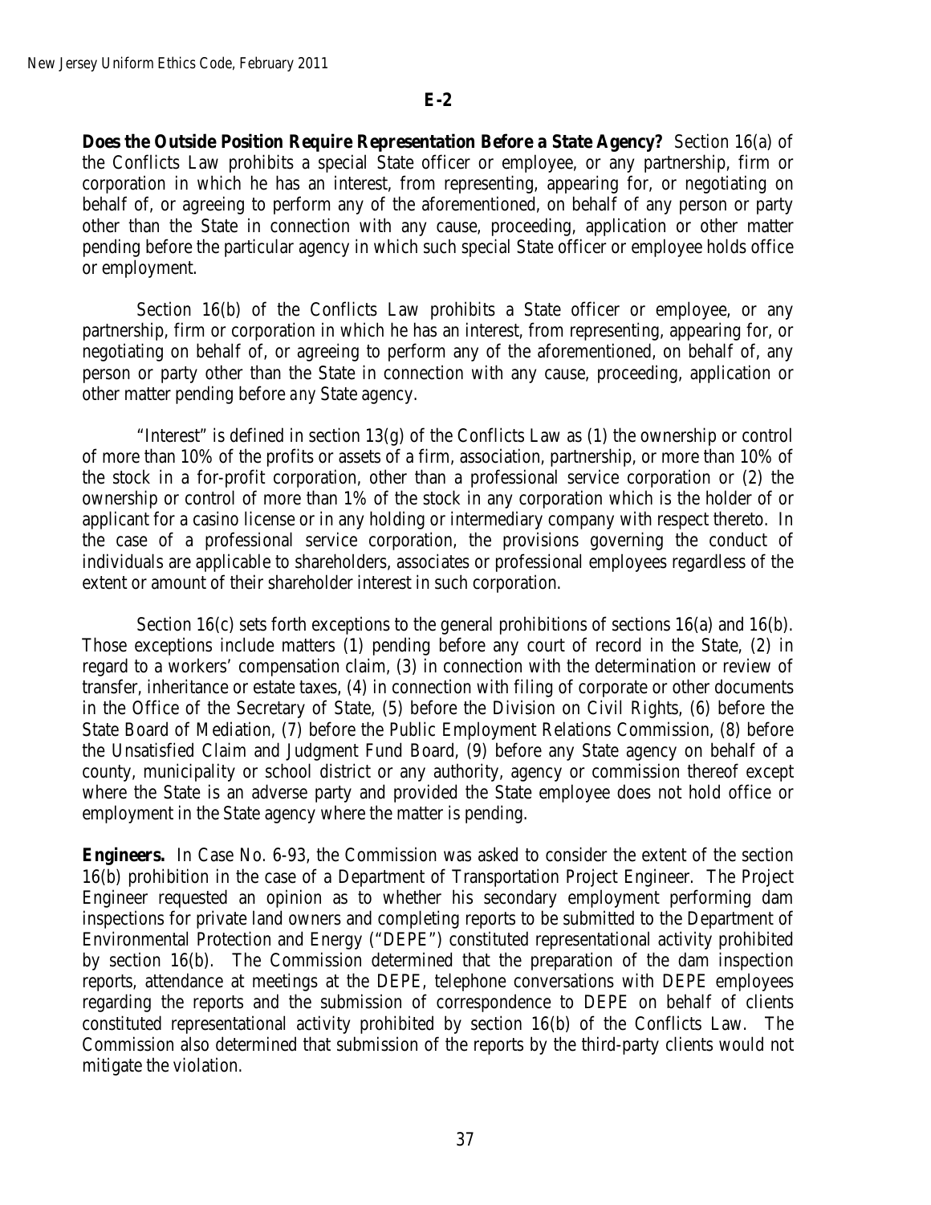## E-2

**Does the Outside Position Require Representation Before a State Agency?** Section 16(a) of the Conflicts Law prohibits a special State officer or employee, or any partnership, firm or corporation in which he has an interest, from representing, appearing for, or negotiating on behalf of, or agreeing to perform any of the aforementioned, on behalf of any person or party other than the State in connection with any cause, proceeding, application or other matter pending before the particular agency in which such special State officer or employee holds office or employment.

Section 16(b) of the Conflicts Law prohibits a State officer or employee, or any partnership, firm or corporation in which he has an interest, from representing, appearing for, or negotiating on behalf of, or agreeing to perform any of the aforementioned, on behalf of, any person or party other than the State in connection with any cause, proceeding, application or other matter pending before *any* State agency.

"Interest" is defined in section 13(g) of the Conflicts Law as (1) the ownership or control of more than 10% of the profits or assets of a firm, association, partnership, or more than 10% of the stock in a for-profit corporation, other than a professional service corporation or (2) the ownership or control of more than 1% of the stock in any corporation which is the holder of or applicant for a casino license or in any holding or intermediary company with respect thereto. In the case of a professional service corporation, the provisions governing the conduct of individuals are applicable to shareholders, associates or professional employees regardless of the extent or amount of their shareholder interest in such corporation.

Section 16(c) sets forth exceptions to the general prohibitions of sections 16(a) and 16(b). Those exceptions include matters (1) pending before any court of record in the State, (2) in regard to a workers' compensation claim, (3) in connection with the determination or review of transfer, inheritance or estate taxes, (4) in connection with filing of corporate or other documents in the Office of the Secretary of State, (5) before the Division on Civil Rights, (6) before the State Board of Mediation, (7) before the Public Employment Relations Commission, (8) before the Unsatisfied Claim and Judgment Fund Board, (9) before any State agency on behalf of a county, municipality or school district or any authority, agency or commission thereof except where the State is an adverse party and provided the State employee does not hold office or employment in the State agency where the matter is pending.

**Engineers.** In Case No. 6-93, the Commission was asked to consider the extent of the section 16(b) prohibition in the case of a Department of Transportation Project Engineer. The Project Engineer requested an opinion as to whether his secondary employment performing dam inspections for private land owners and completing reports to be submitted to the Department of Environmental Protection and Energy ("DEPE") constituted representational activity prohibited by section 16(b). The Commission determined that the preparation of the dam inspection reports, attendance at meetings at the DEPE, telephone conversations with DEPE employees regarding the reports and the submission of correspondence to DEPE on behalf of clients constituted representational activity prohibited by section 16(b) of the Conflicts Law. The Commission also determined that submission of the reports by the third-party clients would not mitigate the violation.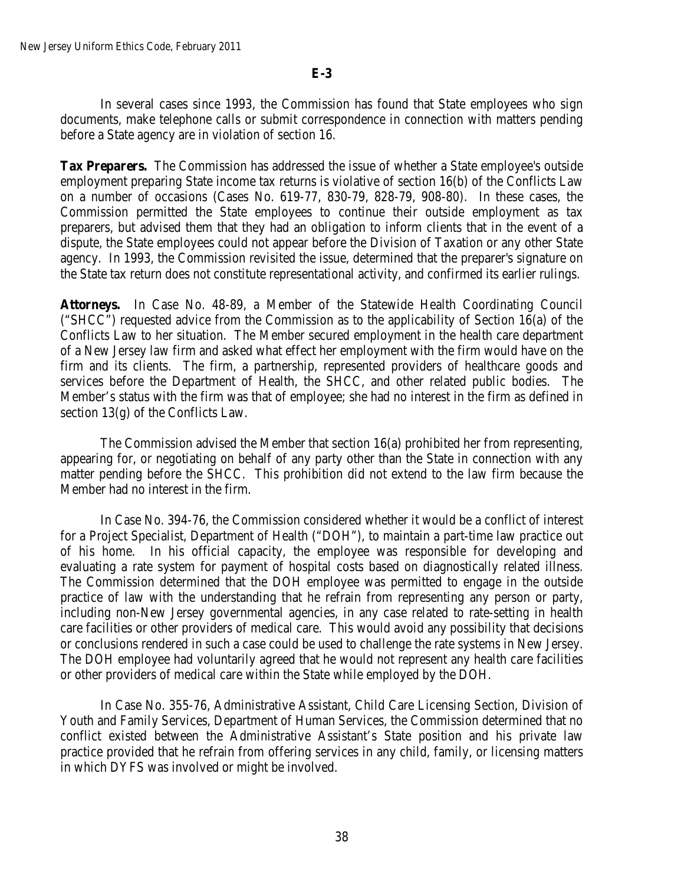**E-3**

In several cases since 1993, the Commission has found that State employees who sign documents, make telephone calls or submit correspondence in connection with matters pending before a State agency are in violation of section 16.

**Tax Preparers.** The Commission has addressed the issue of whether a State employee's outside employment preparing State income tax returns is violative of section 16(b) of the Conflicts Law on a number of occasions (Cases No. 619-77, 830-79, 828-79, 908-80). In these cases, the Commission permitted the State employees to continue their outside employment as tax preparers, but advised them that they had an obligation to inform clients that in the event of a dispute, the State employees could not appear before the Division of Taxation or any other State agency. In 1993, the Commission revisited the issue, determined that the preparer's signature on the State tax return does not constitute representational activity, and confirmed its earlier rulings.

**Attorneys.** In Case No. 48-89, a Member of the Statewide Health Coordinating Council ("SHCC") requested advice from the Commission as to the applicability of Section 16(a) of the Conflicts Law to her situation. The Member secured employment in the health care department of a New Jersey law firm and asked what effect her employment with the firm would have on the firm and its clients. The firm, a partnership, represented providers of healthcare goods and services before the Department of Health, the SHCC, and other related public bodies. The Member's status with the firm was that of employee; she had no interest in the firm as defined in section 13(g) of the Conflicts Law.

The Commission advised the Member that section 16(a) prohibited her from representing, appearing for, or negotiating on behalf of any party other than the State in connection with any matter pending before the SHCC. This prohibition did not extend to the law firm because the Member had no interest in the firm.

In Case No. 394-76, the Commission considered whether it would be a conflict of interest for a Project Specialist, Department of Health ("DOH"), to maintain a part-time law practice out of his home. In his official capacity, the employee was responsible for developing and evaluating a rate system for payment of hospital costs based on diagnostically related illness. The Commission determined that the DOH employee was permitted to engage in the outside practice of law with the understanding that he refrain from representing any person or party, including non-New Jersey governmental agencies, in any case related to rate-setting in health care facilities or other providers of medical care. This would avoid any possibility that decisions or conclusions rendered in such a case could be used to challenge the rate systems in New Jersey. The DOH employee had voluntarily agreed that he would not represent any health care facilities or other providers of medical care within the State while employed by the DOH.

In Case No. 355-76, Administrative Assistant, Child Care Licensing Section, Division of Youth and Family Services, Department of Human Services, the Commission determined that no conflict existed between the Administrative Assistant's State position and his private law practice provided that he refrain from offering services in any child, family, or licensing matters in which DYFS was involved or might be involved.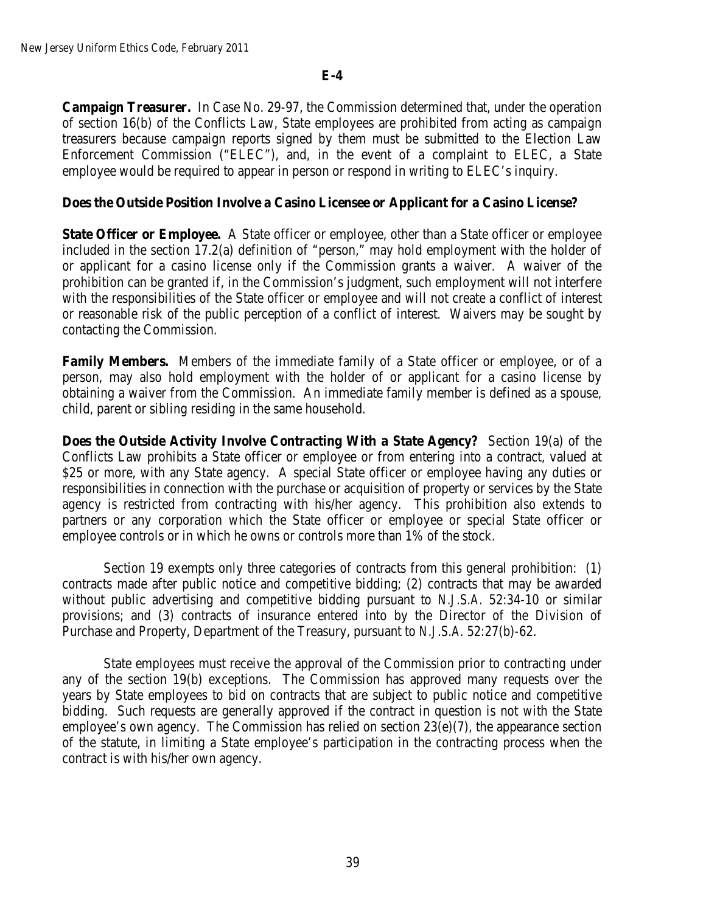**E-4**

**Campaign Treasurer.** In Case No. 29-97, the Commission determined that, under the operation of section 16(b) of the Conflicts Law, State employees are prohibited from acting as campaign treasurers because campaign reports signed by them must be submitted to the Election Law Enforcement Commission ("ELEC"), and, in the event of a complaint to ELEC, a State employee would be required to appear in person or respond in writing to ELEC's inquiry.

**Does the Outside Position Involve a Casino Licensee or Applicant for a Casino License?**

**State Officer or Employee.** A State officer or employee, other than a State officer or employee included in the section 17.2(a) definition of "person," may hold employment with the holder of or applicant for a casino license only if the Commission grants a waiver. A waiver of the prohibition can be granted if, in the Commission's judgment, such employment will not interfere with the responsibilities of the State officer or employee and will not create a conflict of interest or reasonable risk of the public perception of a conflict of interest. Waivers may be sought by contacting the Commission.

**Family Members.** Members of the immediate family of a State officer or employee, or of a person, may also hold employment with the holder of or applicant for a casino license by obtaining a waiver from the Commission. An immediate family member is defined as a spouse, child, parent or sibling residing in the same household.

**Does the Outside Activity Involve Contracting With a State Agency?** Section 19(a) of the Conflicts Law prohibits a State officer or employee or from entering into a contract, valued at $25 or more, with any State agency. A special State officer or employee having any duties or responsibilities in connection with the purchase or acquisition of property or services by the State agency is restricted from contracting with his/her agency. This prohibition also extends to partners or any corporation which the State officer or employee or special State officer or employee controls or in which he owns or controls more than 1% of the stock.

Section 19 exempts only three categories of contracts from this general prohibition: (1) contracts made after public notice and competitive bidding; (2) contracts that may be awarded without public advertising and competitive bidding pursuant to *N.J.S.A.* 52:34-10 or similar provisions; and (3) contracts of insurance entered into by the Director of the Division of Purchase and Property, Department of the Treasury, pursuant to *N.J.S.A.* 52:27(b)-62.

State employees must receive the approval of the Commission prior to contracting under any of the section 19(b) exceptions. The Commission has approved many requests over the years by State employees to bid on contracts that are subject to public notice and competitive bidding. Such requests are generally approved if the contract in question is not with the State employee's own agency. The Commission has relied on section 23(e)(7), the appearance section of the statute, in limiting a State employee's participation in the contracting process when the contract is with his/her own agency.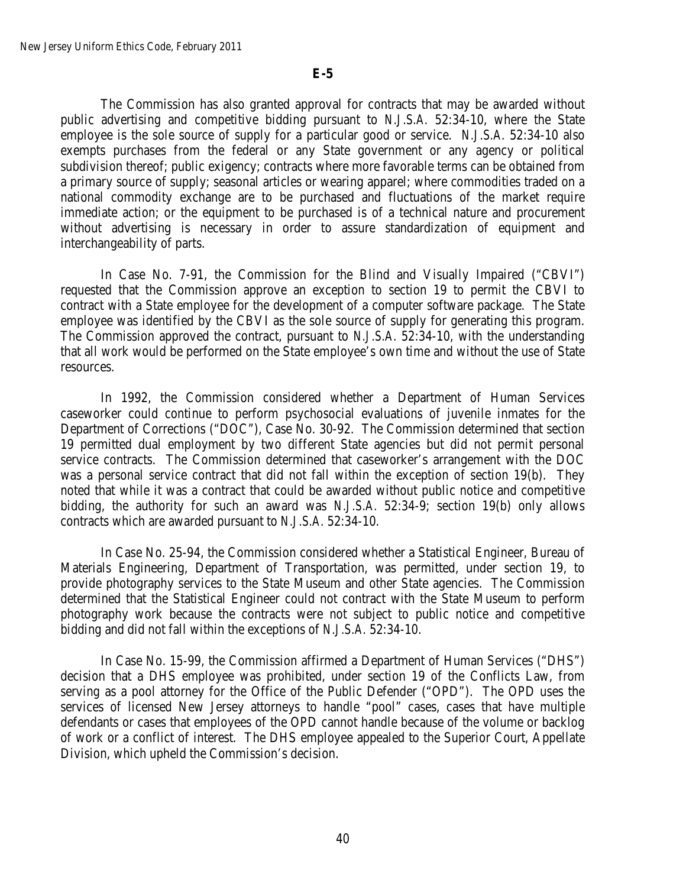**E-5**

The Commission has also granted approval for contracts that may be awarded without public advertising and competitive bidding pursuant to *N.J.S.A.* 52:34-10, where the State employee is the sole source of supply for a particular good or service. *N.J.S.A.* 52:34-10 also exempts purchases from the federal or any State government or any agency or political subdivision thereof; public exigency; contracts where more favorable terms can be obtained from a primary source of supply; seasonal articles or wearing apparel; where commodities traded on a national commodity exchange are to be purchased and fluctuations of the market require immediate action; or the equipment to be purchased is of a technical nature and procurement without advertising is necessary in order to assure standardization of equipment and interchangeability of parts.

In Case No. 7-91, the Commission for the Blind and Visually Impaired ("CBVI") requested that the Commission approve an exception to section 19 to permit the CBVI to contract with a State employee for the development of a computer software package. The State employee was identified by the CBVI as the sole source of supply for generating this program. The Commission approved the contract, pursuant to *N.J.S.A.* 52:34-10, with the understanding that all work would be performed on the State employee's own time and without the use of State resources.

In 1992, the Commission considered whether a Department of Human Services caseworker could continue to perform psychosocial evaluations of juvenile inmates for the Department of Corrections ("DOC"), Case No. 30-92. The Commission determined that section 19 permitted dual employment by two different State agencies but did not permit personal service contracts. The Commission determined that caseworker's arrangement with the DOC was a personal service contract that did not fall within the exception of section 19(b). They noted that while it was a contract that could be awarded without public notice and competitive bidding, the authority for such an award was *N.J.S.A.* 52:34-9; section 19(b) only allows contracts which are awarded pursuant to *N.J.S.A.* 52:34-10.

In Case No. 25-94, the Commission considered whether a Statistical Engineer, Bureau of Materials Engineering, Department of Transportation, was permitted, under section 19, to provide photography services to the State Museum and other State agencies. The Commission determined that the Statistical Engineer could not contract with the State Museum to perform photography work because the contracts were not subject to public notice and competitive bidding and did not fall within the exceptions of *N.J.S.A.* 52:34-10.

In Case No. 15-99, the Commission affirmed a Department of Human Services ("DHS") decision that a DHS employee was prohibited, under section 19 of the Conflicts Law, from serving as a pool attorney for the Office of the Public Defender ("OPD"). The OPD uses the services of licensed New Jersey attorneys to handle "pool" cases, cases that have multiple defendants or cases that employees of the OPD cannot handle because of the volume or backlog of work or a conflict of interest. The DHS employee appealed to the Superior Court, Appellate Division, which upheld the Commission's decision.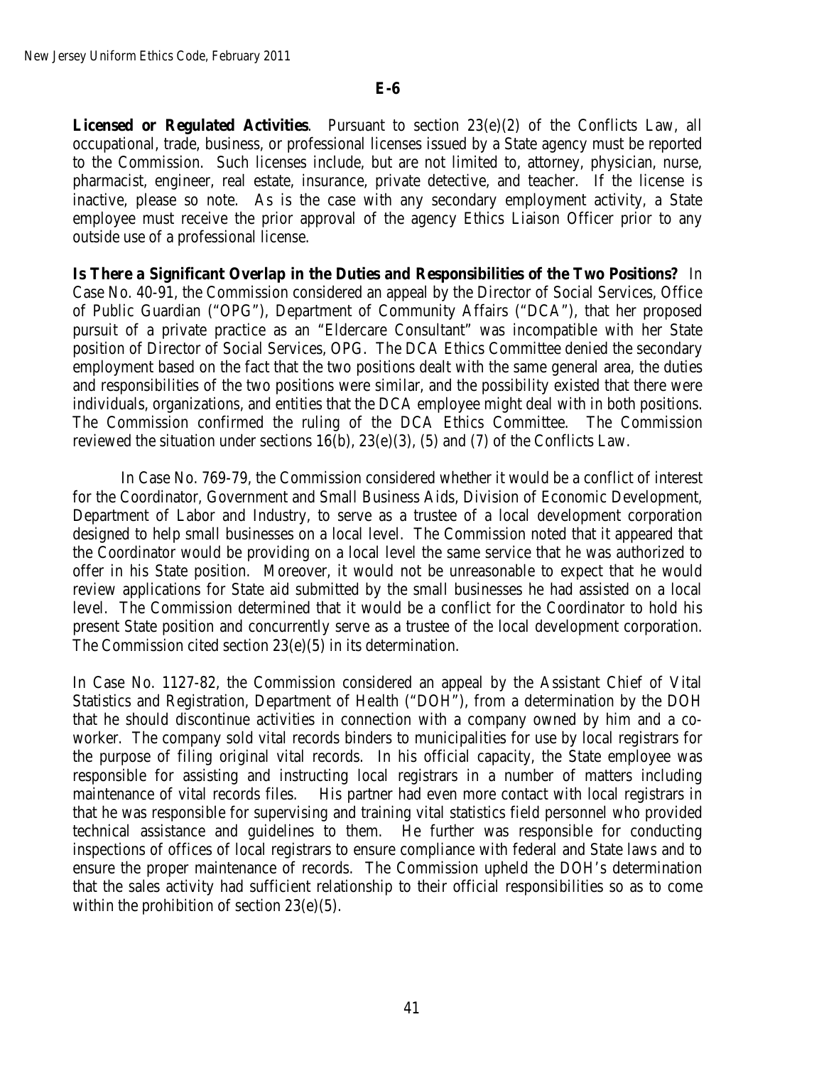**E-6**

**Licensed or Regulated Activities**. Pursuant to section 23(e)(2) of the Conflicts Law, all occupational, trade, business, or professional licenses issued by a State agency must be reported to the Commission. Such licenses include, but are not limited to, attorney, physician, nurse, pharmacist, engineer, real estate, insurance, private detective, and teacher. If the license is inactive, please so note. As is the case with any secondary employment activity, a State employee must receive the prior approval of the agency Ethics Liaison Officer prior to any outside use of a professional license.

**Is There a Significant Overlap in the Duties and Responsibilities of the Two Positions?** In Case No. 40-91, the Commission considered an appeal by the Director of Social Services, Office of Public Guardian ("OPG"), Department of Community Affairs ("DCA"), that her proposed pursuit of a private practice as an "Eldercare Consultant" was incompatible with her State position of Director of Social Services, OPG. The DCA Ethics Committee denied the secondary employment based on the fact that the two positions dealt with the same general area, the duties and responsibilities of the two positions were similar, and the possibility existed that there were individuals, organizations, and entities that the DCA employee might deal with in both positions. The Commission confirmed the ruling of the DCA Ethics Committee. The Commission reviewed the situation under sections 16(b), 23(e)(3), (5) and (7) of the Conflicts Law.

In Case No. 769-79, the Commission considered whether it would be a conflict of interest for the Coordinator, Government and Small Business Aids, Division of Economic Development, Department of Labor and Industry, to serve as a trustee of a local development corporation designed to help small businesses on a local level. The Commission noted that it appeared that the Coordinator would be providing on a local level the same service that he was authorized to offer in his State position. Moreover, it would not be unreasonable to expect that he would review applications for State aid submitted by the small businesses he had assisted on a local level. The Commission determined that it would be a conflict for the Coordinator to hold his present State position and concurrently serve as a trustee of the local development corporation. The Commission cited section 23(e)(5) in its determination.

In Case No. 1127-82, the Commission considered an appeal by the Assistant Chief of Vital Statistics and Registration, Department of Health ("DOH"), from a determination by the DOH that he should discontinue activities in connection with a company owned by him and a co-worker. The company sold vital records binders to municipalities for use by local registrars for the purpose of filing original vital records. In his official capacity, the State employee was responsible for assisting and instructing local registrars in a number of matters including maintenance of vital records files. His partner had even more contact with local registrars in that he was responsible for supervising and training vital statistics field personnel who provided technical assistance and guidelines to them. He further was responsible for conducting inspections of offices of local registrars to ensure compliance with federal and State laws and to ensure the proper maintenance of records. The Commission upheld the DOH's determination that the sales activity had sufficient relationship to their official responsibilities so as to come within the prohibition of section 23(e)(5).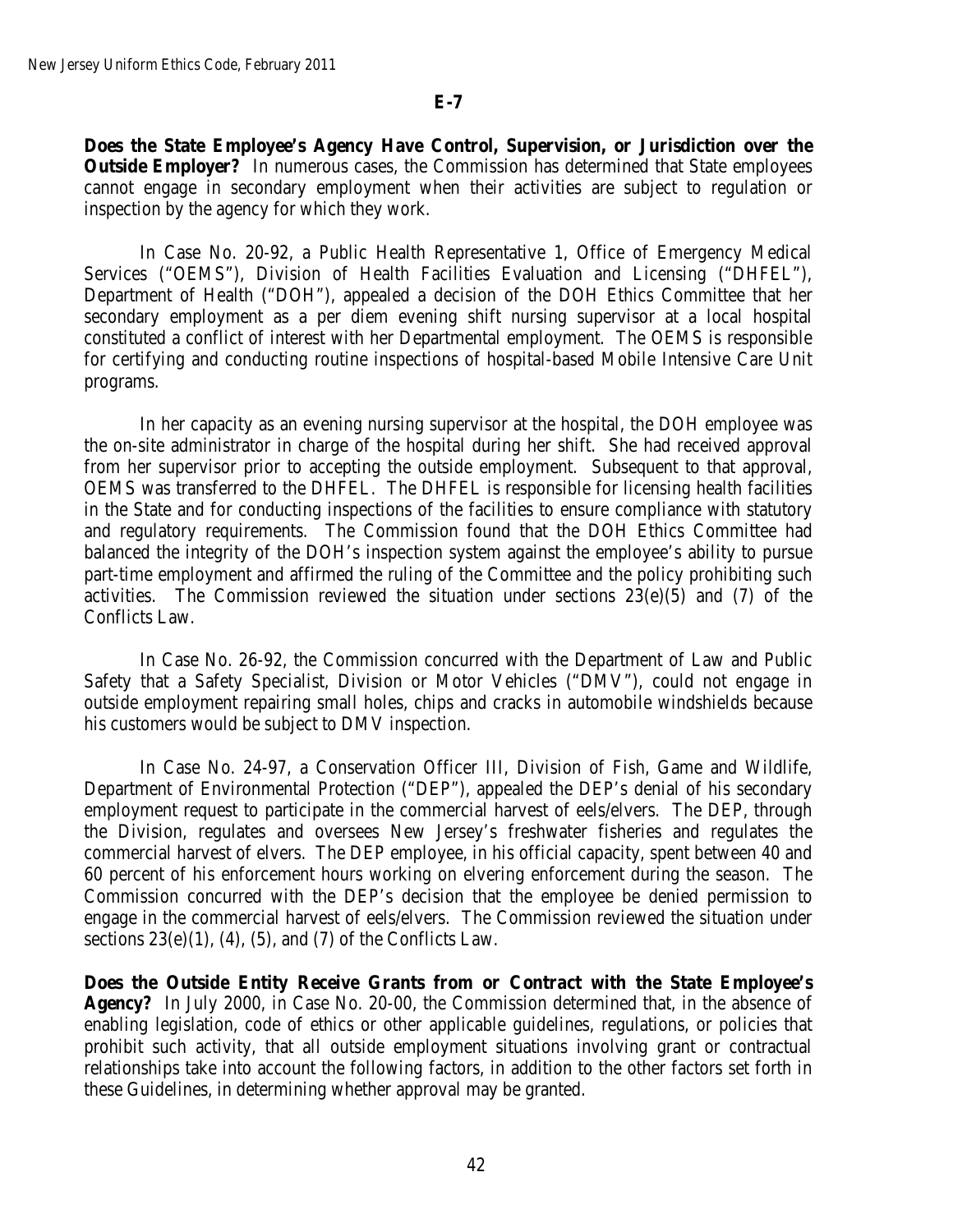**E-7**

**Does the State Employee's Agency Have Control, Supervision, or Jurisdiction over the Outside Employer?** In numerous cases, the Commission has determined that State employees cannot engage in secondary employment when their activities are subject to regulation or inspection by the agency for which they work.

In Case No. 20-92, a Public Health Representative 1, Office of Emergency Medical Services ("OEMS"), Division of Health Facilities Evaluation and Licensing ("DHFEL"), Department of Health ("DOH"), appealed a decision of the DOH Ethics Committee that her secondary employment as a per diem evening shift nursing supervisor at a local hospital constituted a conflict of interest with her Departmental employment. The OEMS is responsible for certifying and conducting routine inspections of hospital-based Mobile Intensive Care Unit programs.

In her capacity as an evening nursing supervisor at the hospital, the DOH employee was the on-site administrator in charge of the hospital during her shift. She had received approval from her supervisor prior to accepting the outside employment. Subsequent to that approval, OEMS was transferred to the DHFEL. The DHFEL is responsible for licensing health facilities in the State and for conducting inspections of the facilities to ensure compliance with statutory and regulatory requirements. The Commission found that the DOH Ethics Committee had balanced the integrity of the DOH's inspection system against the employee's ability to pursue part-time employment and affirmed the ruling of the Committee and the policy prohibiting such activities. The Commission reviewed the situation under sections 23(e)(5) and (7) of the Conflicts Law.

In Case No. 26-92, the Commission concurred with the Department of Law and Public Safety that a Safety Specialist, Division or Motor Vehicles ("DMV"), could not engage in outside employment repairing small holes, chips and cracks in automobile windshields because his customers would be subject to DMV inspection.

In Case No. 24-97, a Conservation Officer III, Division of Fish, Game and Wildlife, Department of Environmental Protection ("DEP"), appealed the DEP's denial of his secondary employment request to participate in the commercial harvest of eels/elvers. The DEP, through the Division, regulates and oversees New Jersey's freshwater fisheries and regulates the commercial harvest of elvers. The DEP employee, in his official capacity, spent between 40 and 60 percent of his enforcement hours working on elvering enforcement during the season. The Commission concurred with the DEP's decision that the employee be denied permission to engage in the commercial harvest of eels/elvers. The Commission reviewed the situation under sections 23(e)(1), (4), (5), and (7) of the Conflicts Law.

**Does the Outside Entity Receive Grants from or Contract with the State Employee's Agency?** In July 2000, in Case No. 20-00, the Commission determined that, in the absence of enabling legislation, code of ethics or other applicable guidelines, regulations, or policies that prohibit such activity, that all outside employment situations involving grant or contractual relationships take into account the following factors, in addition to the other factors set forth in these Guidelines, in determining whether approval may be granted.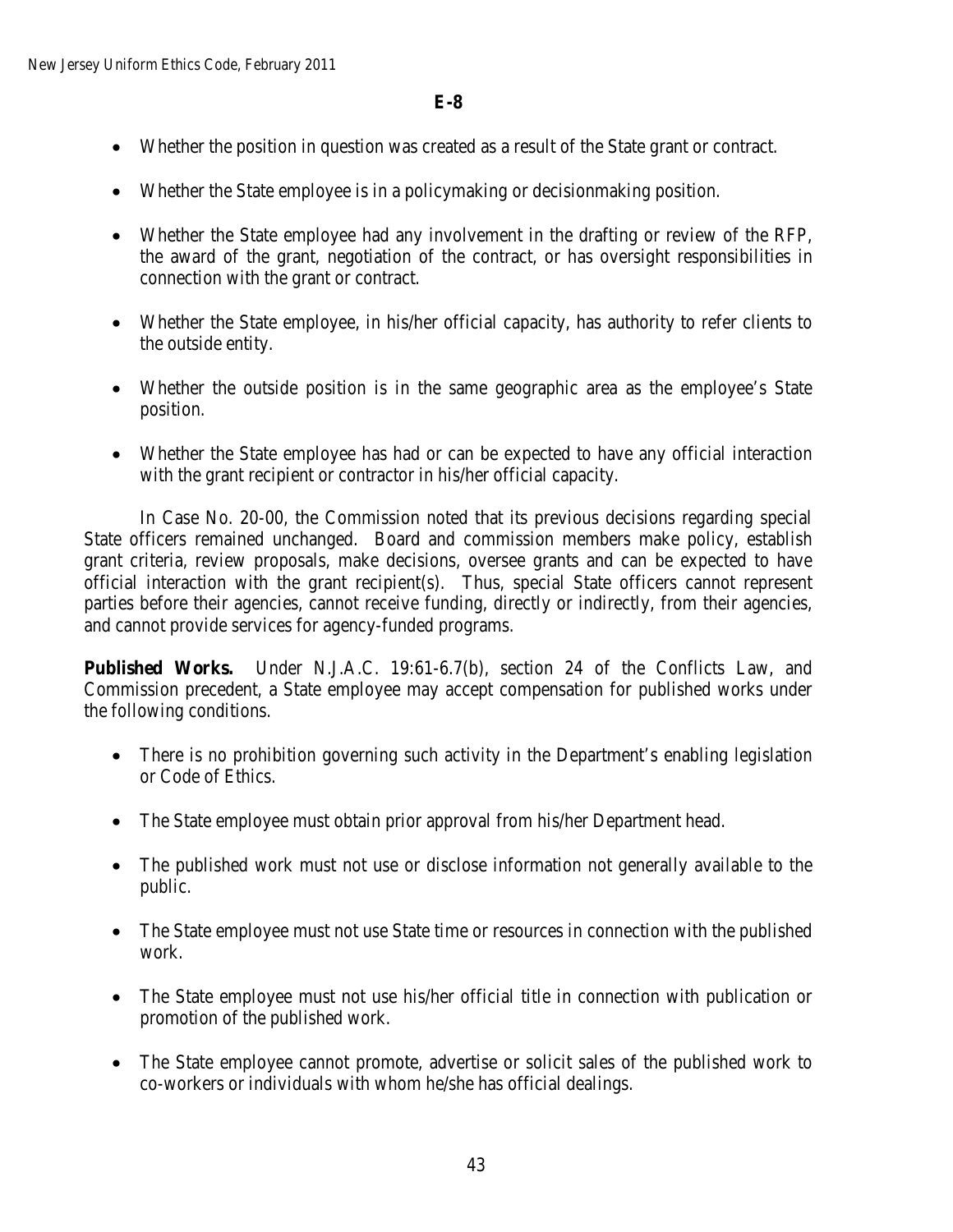**E-8**

- Whether the position in question was created as a result of the State grant or contract.
- Whether the State employee is in a policymaking or decisionmaking position.
- Whether the State employee had any involvement in the drafting or review of the RFP, the award of the grant, negotiation of the contract, or has oversight responsibilities in connection with the grant or contract.
- Whether the State employee, in his/her official capacity, has authority to refer clients to the outside entity.
- Whether the outside position is in the same geographic area as the employee's State position.
- Whether the State employee has had or can be expected to have any official interaction with the grant recipient or contractor in his/her official capacity.

In Case No. 20-00, the Commission noted that its previous decisions regarding special State officers remained unchanged. Board and commission members make policy, establish grant criteria, review proposals, make decisions, oversee grants and can be expected to have official interaction with the grant recipient(s). Thus, special State officers cannot represent parties before their agencies, cannot receive funding, directly or indirectly, from their agencies, and cannot provide services for agency-funded programs.

**Published Works.** Under N.J.A.C. 19:61-6.7(b), section 24 of the Conflicts Law, and Commission precedent, a State employee may accept compensation for published works under the following conditions.

- There is no prohibition governing such activity in the Department's enabling legislation or Code of Ethics.
- The State employee must obtain prior approval from his/her Department head.
- The published work must not use or disclose information not generally available to the public.
- The State employee must not use State time or resources in connection with the published work.
- The State employee must not use his/her official title in connection with publication or promotion of the published work.
- The State employee cannot promote, advertise or solicit sales of the published work to co-workers or individuals with whom he/she has official dealings.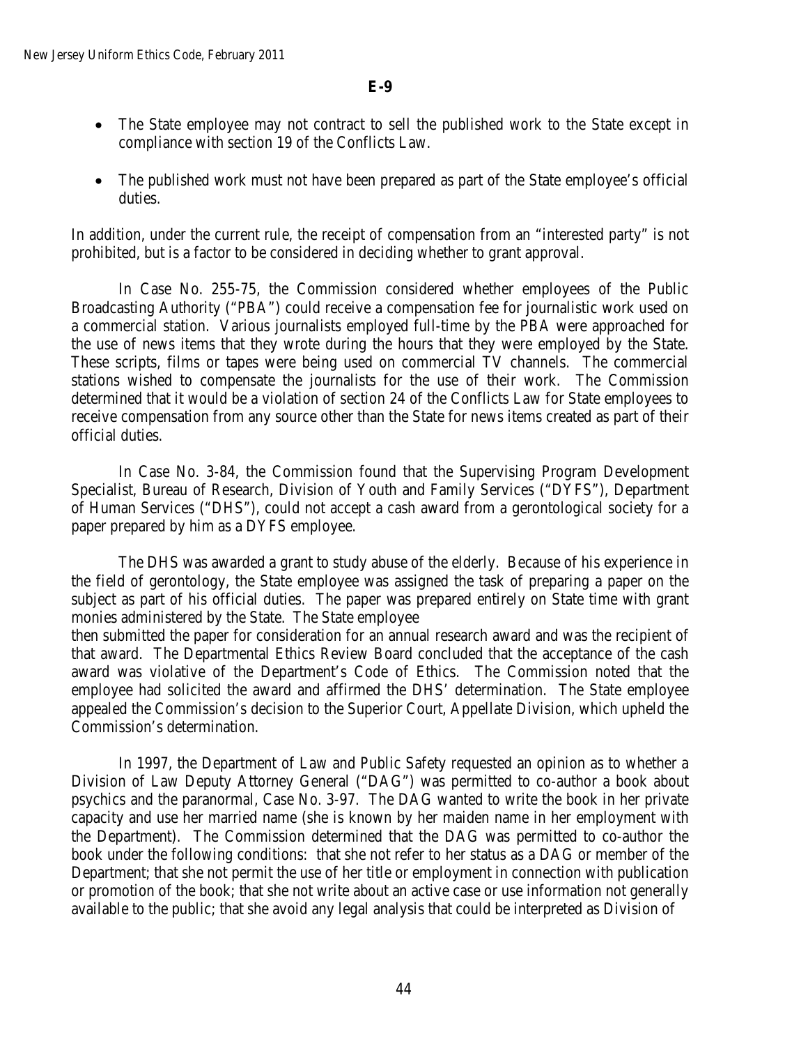**E-9**

- The State employee may not contract to sell the published work to the State except in compliance with section 19 of the Conflicts Law.

- The published work must not have been prepared as part of the State employee's official duties.

In addition, under the current rule, the receipt of compensation from an "interested party" is not prohibited, but is a factor to be considered in deciding whether to grant approval.

In Case No. 255-75, the Commission considered whether employees of the Public Broadcasting Authority ("PBA") could receive a compensation fee for journalistic work used on a commercial station. Various journalists employed full-time by the PBA were approached for the use of news items that they wrote during the hours that they were employed by the State. These scripts, films or tapes were being used on commercial TV channels. The commercial stations wished to compensate the journalists for the use of their work. The Commission determined that it would be a violation of section 24 of the Conflicts Law for State employees to receive compensation from any source other than the State for news items created as part of their official duties.

In Case No. 3-84, the Commission found that the Supervising Program Development Specialist, Bureau of Research, Division of Youth and Family Services ("DYFS"), Department of Human Services ("DHS"), could not accept a cash award from a gerontological society for a paper prepared by him as a DYFS employee.

The DHS was awarded a grant to study abuse of the elderly. Because of his experience in the field of gerontology, the State employee was assigned the task of preparing a paper on the subject as part of his official duties. The paper was prepared entirely on State time with grant monies administered by the State. The State employee then submitted the paper for consideration for an annual research award and was the recipient of that award. The Departmental Ethics Review Board concluded that the acceptance of the cash award was violative of the Department's Code of Ethics. The Commission noted that the employee had solicited the award and affirmed the DHS' determination. The State employee appealed the Commission's decision to the Superior Court, Appellate Division, which upheld the Commission's determination.

In 1997, the Department of Law and Public Safety requested an opinion as to whether a Division of Law Deputy Attorney General ("DAG") was permitted to co-author a book about psychics and the paranormal, Case No. 3-97. The DAG wanted to write the book in her private capacity and use her married name (she is known by her maiden name in her employment with the Department). The Commission determined that the DAG was permitted to co-author the book under the following conditions: that she not refer to her status as a DAG or member of the Department; that she not permit the use of her title or employment in connection with publication or promotion of the book; that she not write about an active case or use information not generally available to the public; that she avoid any legal analysis that could be interpreted as Division of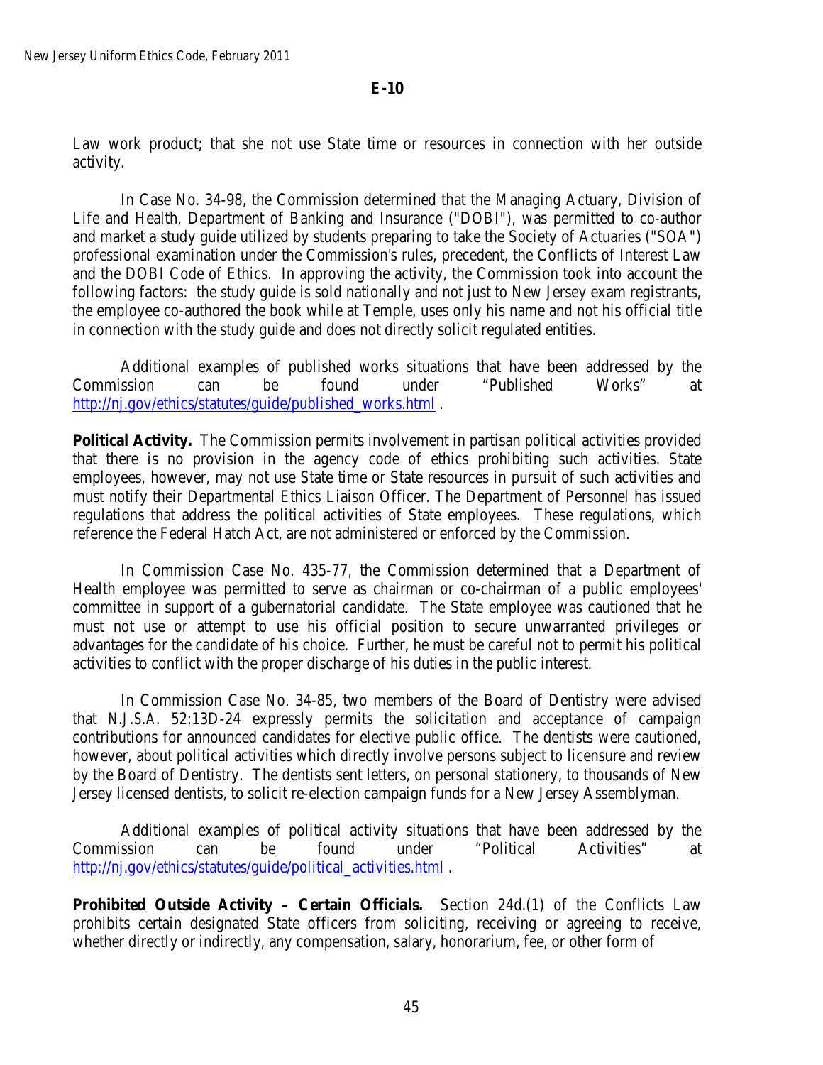Law work product; that she not use State time or resources in connection with her outside activity.

In Case No. 34-98, the Commission determined that the Managing Actuary, Division of Life and Health, Department of Banking and Insurance ("DOBI"), was permitted to co-author and market a study guide utilized by students preparing to take the Society of Actuaries ("SOA") professional examination under the Commission's rules, precedent, the Conflicts of Interest Law and the DOBI Code of Ethics. In approving the activity, the Commission took into account the following factors: the study guide is sold nationally and not just to New Jersey exam registrants, the employee co-authored the book while at Temple, uses only his name and not his official title in connection with the study guide and does not directly solicit regulated entities.

Additional examples of published works situations that have been addressed by the Commission can be found under "Published Works" at http://nj.gov/ethics/statutes/guide/published_works.html .

**Political Activity.** The Commission permits involvement in partisan political activities provided that there is no provision in the agency code of ethics prohibiting such activities. State employees, however, may not use State time or State resources in pursuit of such activities and must notify their Departmental Ethics Liaison Officer. The Department of Personnel has issued regulations that address the political activities of State employees. These regulations, which reference the Federal Hatch Act, are not administered or enforced by the Commission.

In Commission Case No. 435-77, the Commission determined that a Department of Health employee was permitted to serve as chairman or co-chairman of a public employees' committee in support of a gubernatorial candidate. The State employee was cautioned that he must not use or attempt to use his official position to secure unwarranted privileges or advantages for the candidate of his choice. Further, he must be careful not to permit his political activities to conflict with the proper discharge of his duties in the public interest.

In Commission Case No. 34-85, two members of the Board of Dentistry were advised that *N.J.S.A.* 52:13D-24 expressly permits the solicitation and acceptance of campaign contributions for announced candidates for elective public office. The dentists were cautioned, however, about political activities which directly involve persons subject to licensure and review by the Board of Dentistry. The dentists sent letters, on personal stationery, to thousands of New Jersey licensed dentists, to solicit re-election campaign funds for a New Jersey Assemblyman.

Additional examples of political activity situations that have been addressed by the Commission can be found under "Political Activities" at http://nj.gov/ethics/statutes/guide/political_activities.html .

**Prohibited Outside Activity – Certain Officials.** Section 24d.(1) of the Conflicts Law prohibits certain designated State officers from soliciting, receiving or agreeing to receive, whether directly or indirectly, any compensation, salary, honorarium, fee, or other form of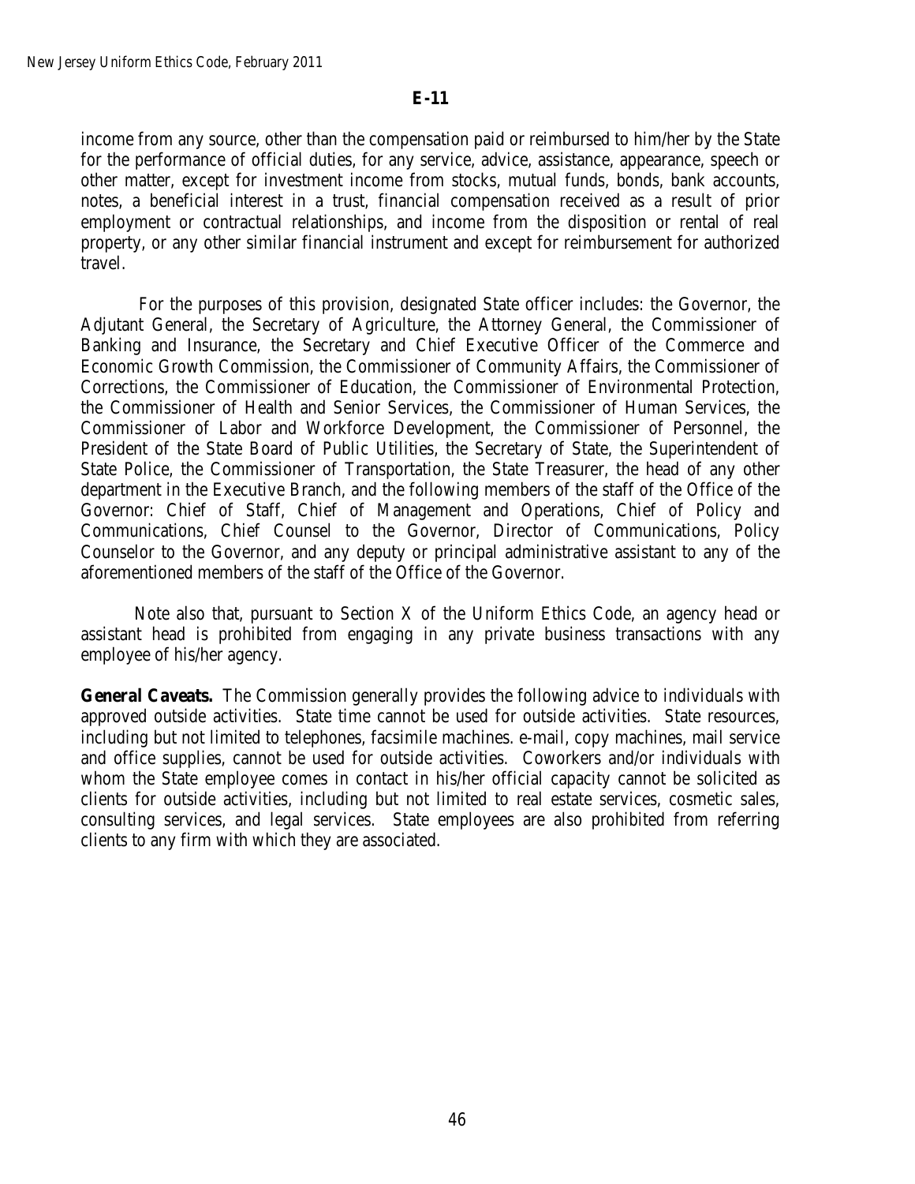**E-11**

income from any source, other than the compensation paid or reimbursed to him/her by the State for the performance of official duties, for any service, advice, assistance, appearance, speech or other matter, except for investment income from stocks, mutual funds, bonds, bank accounts, notes, a beneficial interest in a trust, financial compensation received as a result of prior employment or contractual relationships, and income from the disposition or rental of real property, or any other similar financial instrument and except for reimbursement for authorized travel.

For the purposes of this provision, designated State officer includes: the Governor, the Adjutant General, the Secretary of Agriculture, the Attorney General, the Commissioner of Banking and Insurance, the Secretary and Chief Executive Officer of the Commerce and Economic Growth Commission, the Commissioner of Community Affairs, the Commissioner of Corrections, the Commissioner of Education, the Commissioner of Environmental Protection, the Commissioner of Health and Senior Services, the Commissioner of Human Services, the Commissioner of Labor and Workforce Development, the Commissioner of Personnel, the President of the State Board of Public Utilities, the Secretary of State, the Superintendent of State Police, the Commissioner of Transportation, the State Treasurer, the head of any other department in the Executive Branch, and the following members of the staff of the Office of the Governor: Chief of Staff, Chief of Management and Operations, Chief of Policy and Communications, Chief Counsel to the Governor, Director of Communications, Policy Counselor to the Governor, and any deputy or principal administrative assistant to any of the aforementioned members of the staff of the Office of the Governor.

Note also that, pursuant to Section X of the Uniform Ethics Code, an agency head or assistant head is prohibited from engaging in any private business transactions with any employee of his/her agency.

**General Caveats.** The Commission generally provides the following advice to individuals with approved outside activities. State time cannot be used for outside activities. State resources, including but not limited to telephones, facsimile machines. e-mail, copy machines, mail service and office supplies, cannot be used for outside activities. Coworkers and/or individuals with whom the State employee comes in contact in his/her official capacity cannot be solicited as clients for outside activities, including but not limited to real estate services, cosmetic sales, consulting services, and legal services. State employees are also prohibited from referring clients to any firm with which they are associated.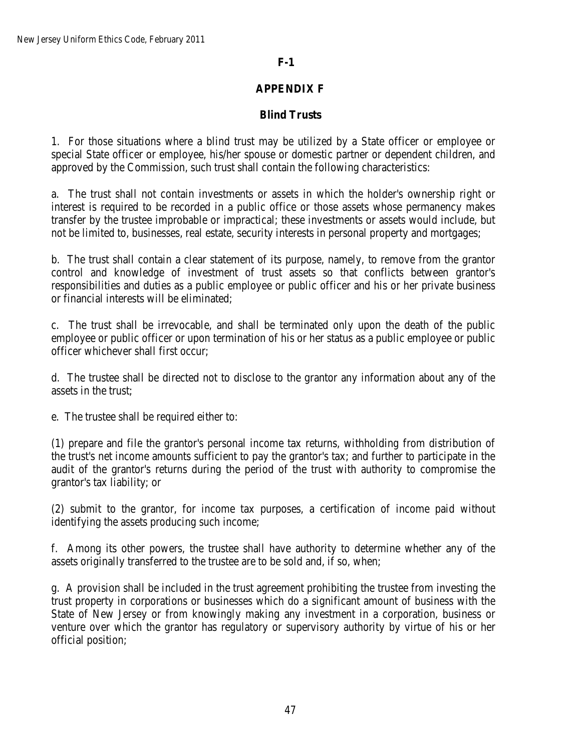**F-1**

# APPENDIX F

## Blind Trusts

1. For those situations where a blind trust may be utilized by a State officer or employee or special State officer or employee, his/her spouse or domestic partner or dependent children, and approved by the Commission, such trust shall contain the following characteristics:

a. The trust shall not contain investments or assets in which the holder's ownership right or interest is required to be recorded in a public office or those assets whose permanency makes transfer by the trustee improbable or impractical; these investments or assets would include, but not be limited to, businesses, real estate, security interests in personal property and mortgages;

b. The trust shall contain a clear statement of its purpose, namely, to remove from the grantor control and knowledge of investment of trust assets so that conflicts between grantor's responsibilities and duties as a public employee or public officer and his or her private business or financial interests will be eliminated;

c. The trust shall be irrevocable, and shall be terminated only upon the death of the public employee or public officer or upon termination of his or her status as a public employee or public officer whichever shall first occur;

d. The trustee shall be directed not to disclose to the grantor any information about any of the assets in the trust;

e. The trustee shall be required either to:

(1) prepare and file the grantor's personal income tax returns, withholding from distribution of the trust's net income amounts sufficient to pay the grantor's tax; and further to participate in the audit of the grantor's returns during the period of the trust with authority to compromise the grantor's tax liability; or

(2) submit to the grantor, for income tax purposes, a certification of income paid without identifying the assets producing such income;

f. Among its other powers, the trustee shall have authority to determine whether any of the assets originally transferred to the trustee are to be sold and, if so, when;

g. A provision shall be included in the trust agreement prohibiting the trustee from investing the trust property in corporations or businesses which do a significant amount of business with the State of New Jersey or from knowingly making any investment in a corporation, business or venture over which the grantor has regulatory or supervisory authority by virtue of his or her official position;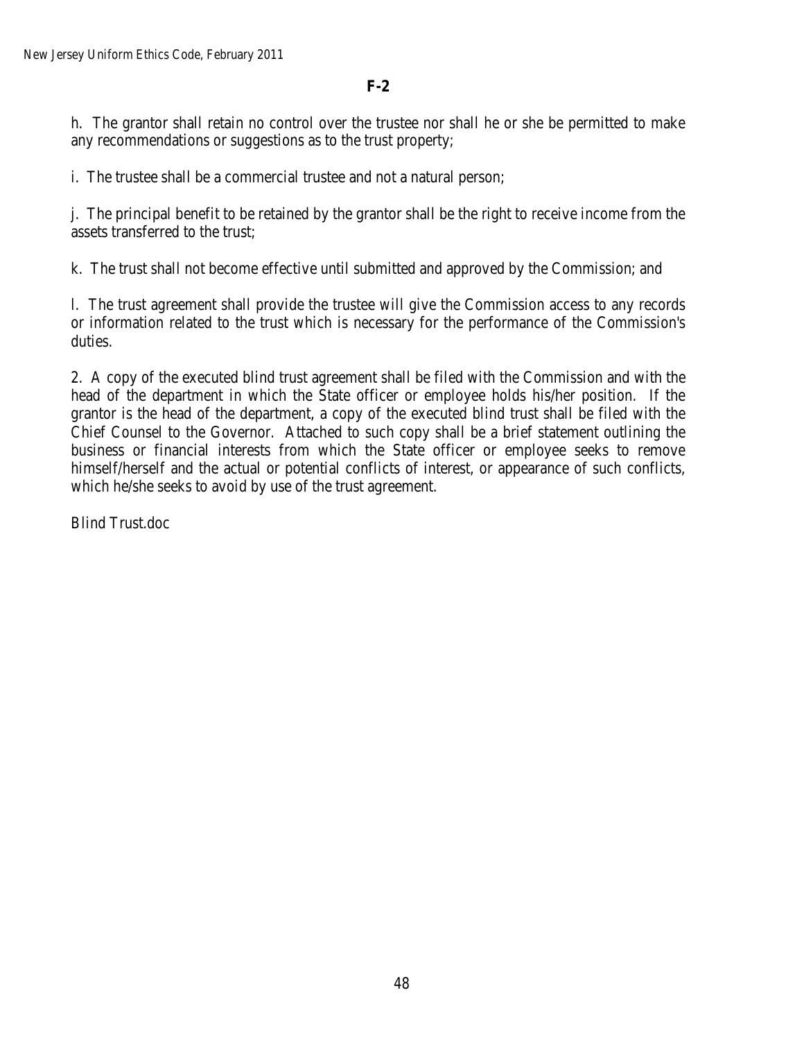**F-2**

h. The grantor shall retain no control over the trustee nor shall he or she be permitted to make any recommendations or suggestions as to the trust property;

i. The trustee shall be a commercial trustee and not a natural person;

j. The principal benefit to be retained by the grantor shall be the right to receive income from the assets transferred to the trust;

k. The trust shall not become effective until submitted and approved by the Commission; and

l. The trust agreement shall provide the trustee will give the Commission access to any records or information related to the trust which is necessary for the performance of the Commission's duties.

2. A copy of the executed blind trust agreement shall be filed with the Commission and with the head of the department in which the State officer or employee holds his/her position. If the grantor is the head of the department, a copy of the executed blind trust shall be filed with the Chief Counsel to the Governor. Attached to such copy shall be a brief statement outlining the business or financial interests from which the State officer or employee seeks to remove himself/herself and the actual or potential conflicts of interest, or appearance of such conflicts, which he/she seeks to avoid by use of the trust agreement.

Blind Trust.doc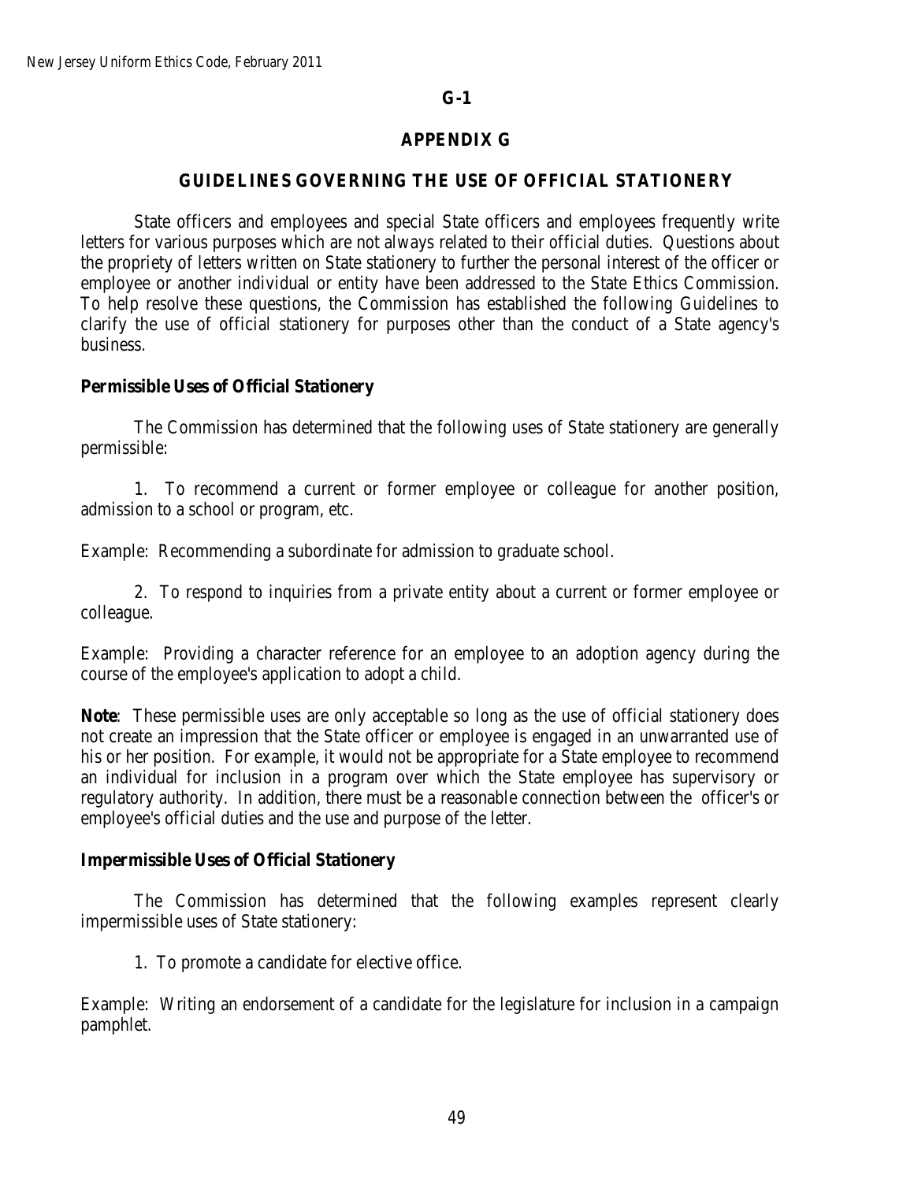**G-1**

# APPENDIX G

## GUIDELINES GOVERNING THE USE OF OFFICIAL STATIONERY

State officers and employees and special State officers and employees frequently write letters for various purposes which are not always related to their official duties. Questions about the propriety of letters written on State stationery to further the personal interest of the officer or employee or another individual or entity have been addressed to the State Ethics Commission. To help resolve these questions, the Commission has established the following Guidelines to clarify the use of official stationery for purposes other than the conduct of a State agency's business.

### Permissible Uses of Official Stationery

The Commission has determined that the following uses of State stationery are generally permissible:

1. To recommend a current or former employee or colleague for another position, admission to a school or program, etc.

Example: Recommending a subordinate for admission to graduate school.

2. To respond to inquiries from a private entity about a current or former employee or colleague.

Example: Providing a character reference for an employee to an adoption agency during the course of the employee's application to adopt a child.

**Note**: These permissible uses are only acceptable so long as the use of official stationery does not create an impression that the State officer or employee is engaged in an unwarranted use of his or her position. For example, it would not be appropriate for a State employee to recommend an individual for inclusion in a program over which the State employee has supervisory or regulatory authority. In addition, there must be a reasonable connection between the officer's or employee's official duties and the use and purpose of the letter.

### Impermissible Uses of Official Stationery

The Commission has determined that the following examples represent clearly impermissible uses of State stationery:

1. To promote a candidate for elective office.

Example: Writing an endorsement of a candidate for the legislature for inclusion in a campaign pamphlet.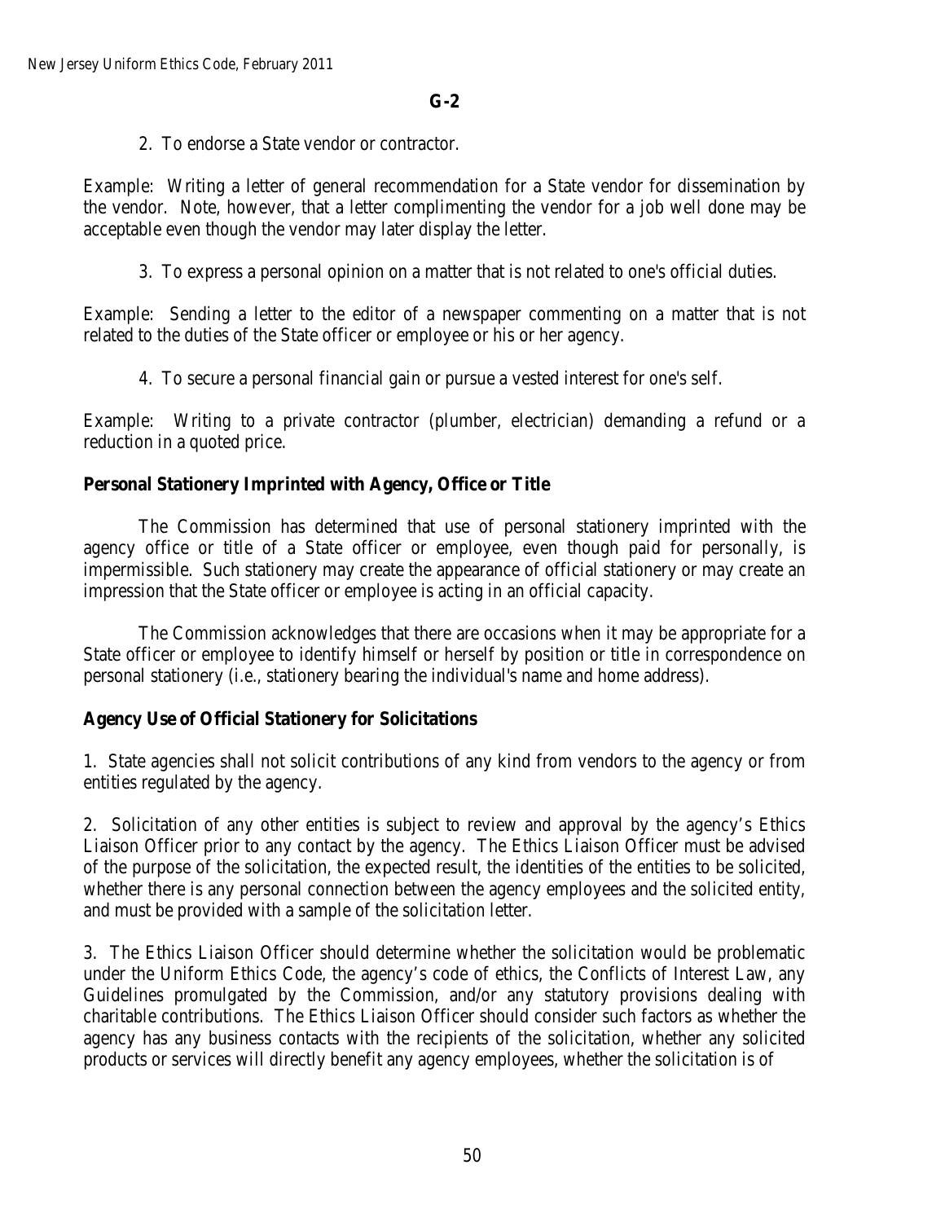**G-2**

2. To endorse a State vendor or contractor.

Example: Writing a letter of general recommendation for a State vendor for dissemination by the vendor. Note, however, that a letter complimenting the vendor for a job well done may be acceptable even though the vendor may later display the letter.

3. To express a personal opinion on a matter that is not related to one's official duties.

Example: Sending a letter to the editor of a newspaper commenting on a matter that is not related to the duties of the State officer or employee or his or her agency.

4. To secure a personal financial gain or pursue a vested interest for one's self.

Example: Writing to a private contractor (plumber, electrician) demanding a refund or a reduction in a quoted price.

**Personal Stationery Imprinted with Agency, Office or Title**

The Commission has determined that use of personal stationery imprinted with the agency office or title of a State officer or employee, even though paid for personally, is impermissible. Such stationery may create the appearance of official stationery or may create an impression that the State officer or employee is acting in an official capacity.

The Commission acknowledges that there are occasions when it may be appropriate for a State officer or employee to identify himself or herself by position or title in correspondence on personal stationery (i.e., stationery bearing the individual's name and home address).

**Agency Use of Official Stationery for Solicitations**

1. State agencies shall not solicit contributions of any kind from vendors to the agency or from entities regulated by the agency.

2. Solicitation of any other entities is subject to review and approval by the agency's Ethics Liaison Officer prior to any contact by the agency. The Ethics Liaison Officer must be advised of the purpose of the solicitation, the expected result, the identities of the entities to be solicited, whether there is any personal connection between the agency employees and the solicited entity, and must be provided with a sample of the solicitation letter.

3. The Ethics Liaison Officer should determine whether the solicitation would be problematic under the Uniform Ethics Code, the agency's code of ethics, the Conflicts of Interest Law, any Guidelines promulgated by the Commission, and/or any statutory provisions dealing with charitable contributions. The Ethics Liaison Officer should consider such factors as whether the agency has any business contacts with the recipients of the solicitation, whether any solicited products or services will directly benefit any agency employees, whether the solicitation is of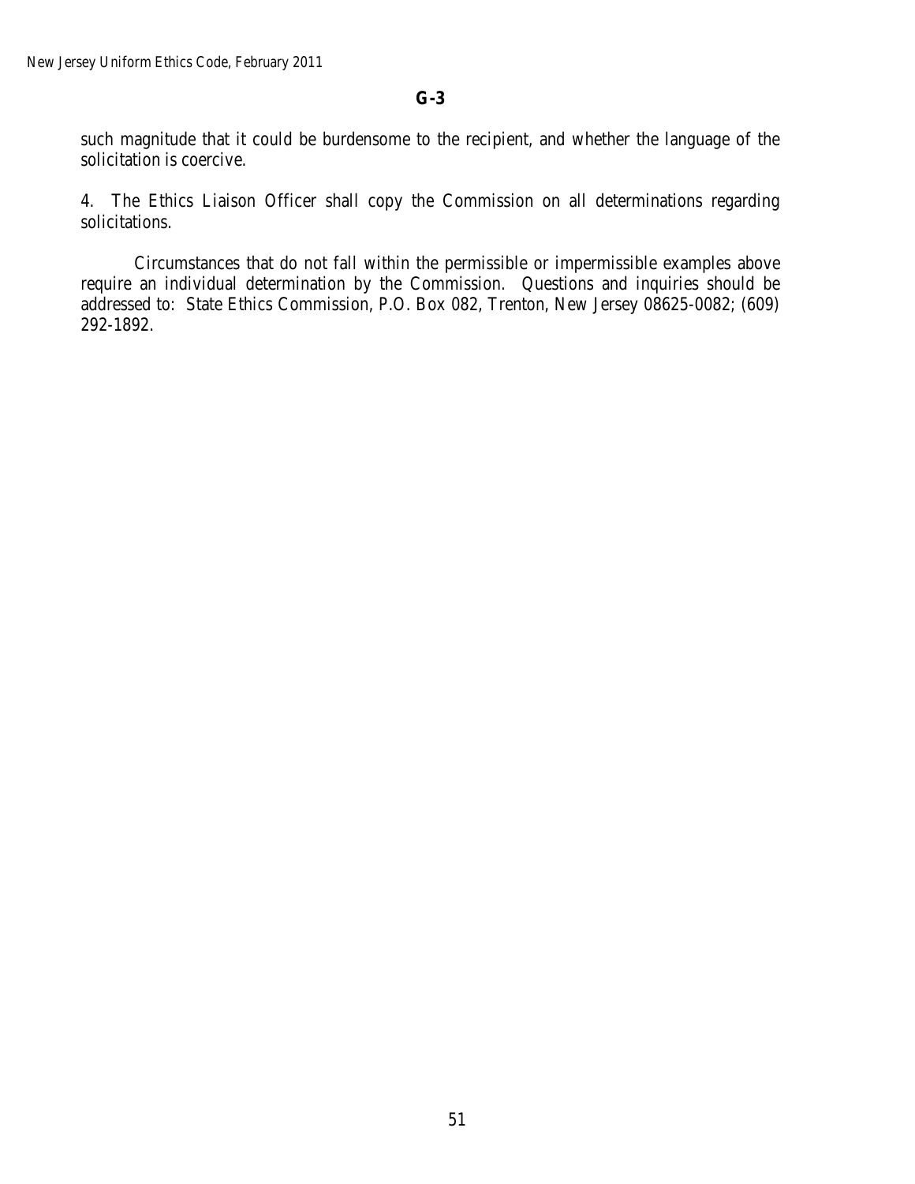**G-3**

such magnitude that it could be burdensome to the recipient, and whether the language of the solicitation is coercive.

4. The Ethics Liaison Officer shall copy the Commission on all determinations regarding solicitations.

Circumstances that do not fall within the permissible or impermissible examples above require an individual determination by the Commission. Questions and inquiries should be addressed to: State Ethics Commission, P.O. Box 082, Trenton, New Jersey 08625-0082; (609) 292-1892.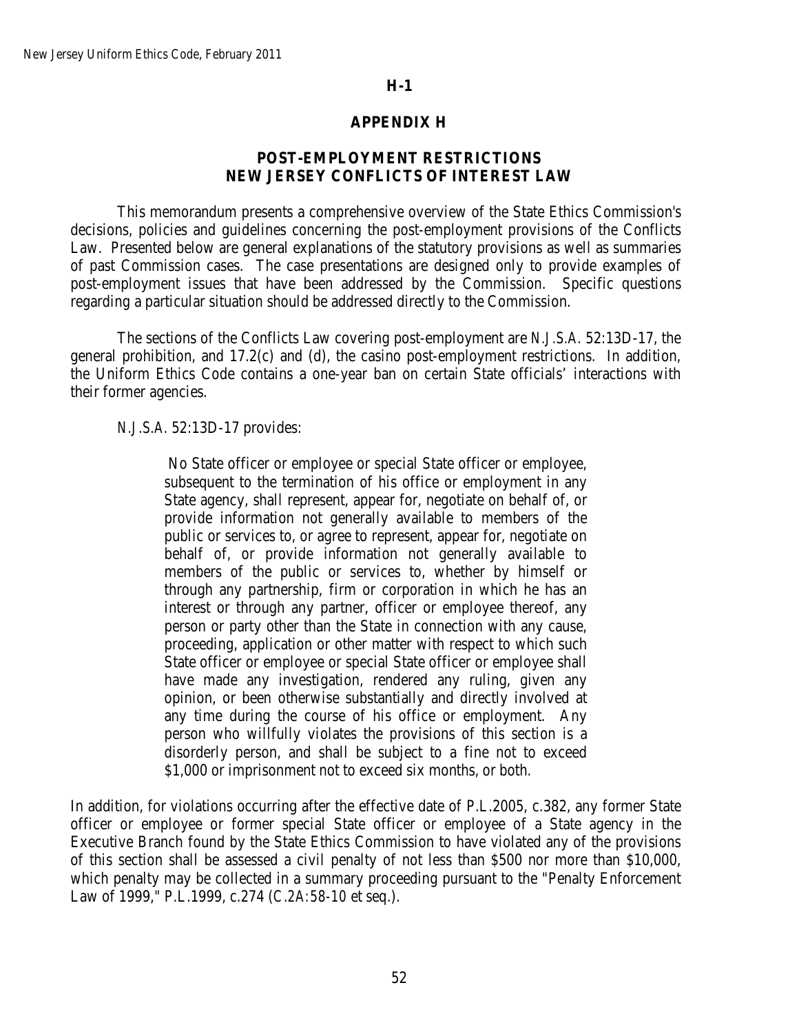**H-1**

## APPENDIX H

## POST-EMPLOYMENT RESTRICTIONS NEW JERSEY CONFLICTS OF INTEREST LAW

This memorandum presents a comprehensive overview of the State Ethics Commission's decisions, policies and guidelines concerning the post-employment provisions of the Conflicts Law. Presented below are general explanations of the statutory provisions as well as summaries of past Commission cases. The case presentations are designed only to provide examples of post-employment issues that have been addressed by the Commission. Specific questions regarding a particular situation should be addressed directly to the Commission.

The sections of the Conflicts Law covering post-employment are *N.J.S.A.* 52:13D-17, the general prohibition, and 17.2(c) and (d), the casino post-employment restrictions. In addition, the Uniform Ethics Code contains a one-year ban on certain State officials' interactions with their former agencies.

*N.J.S.A.* 52:13D-17 provides:

> No State officer or employee or special State officer or employee, subsequent to the termination of his office or employment in any State agency, shall represent, appear for, negotiate on behalf of, or provide information not generally available to members of the public or services to, or agree to represent, appear for, negotiate on behalf of, or provide information not generally available to members of the public or services to, whether by himself or through any partnership, firm or corporation in which he has an interest or through any partner, officer or employee thereof, any person or party other than the State in connection with any cause, proceeding, application or other matter with respect to which such State officer or employee or special State officer or employee shall have made any investigation, rendered any ruling, given any opinion, or been otherwise substantially and directly involved at any time during the course of his office or employment. Any person who willfully violates the provisions of this section is a disorderly person, and shall be subject to a fine not to exceed \$1,000 or imprisonment not to exceed six months, or both.

In addition, for violations occurring after the effective date of P.L.2005, c.382, any former State officer or employee or former special State officer or employee of a State agency in the Executive Branch found by the State Ethics Commission to have violated any of the provisions of this section shall be assessed a civil penalty of not less than \$500 nor more than \$10,000, which penalty may be collected in a summary proceeding pursuant to the "Penalty Enforcement Law of 1999," P.L.1999, c.274 (C.2A:58-10 et seq.).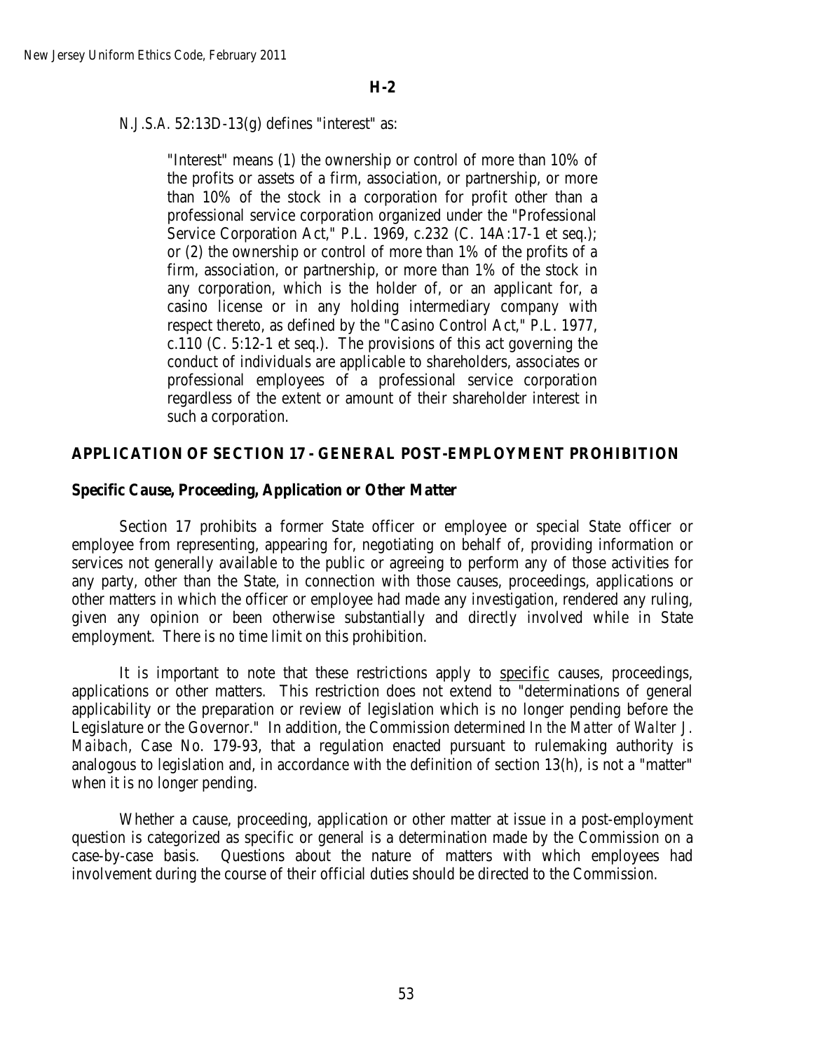**H-2**

*N.J.S.A.* 52:13D-13(g) defines "interest" as:

> "Interest" means (1) the ownership or control of more than 10% of the profits or assets of a firm, association, or partnership, or more than 10% of the stock in a corporation for profit other than a professional service corporation organized under the "Professional Service Corporation Act," P.L. 1969, c.232 (C. 14A:17-1 et seq.); or (2) the ownership or control of more than 1% of the profits of a firm, association, or partnership, or more than 1% of the stock in any corporation, which is the holder of, or an applicant for, a casino license or in any holding intermediary company with respect thereto, as defined by the "Casino Control Act," P.L. 1977, c.110 (C. 5:12-1 et seq.). The provisions of this act governing the conduct of individuals are applicable to shareholders, associates or professional employees of a professional service corporation regardless of the extent or amount of their shareholder interest in such a corporation.

## APPLICATION OF SECTION 17 - GENERAL POST-EMPLOYMENT PROHIBITION

### Specific Cause, Proceeding, Application or Other Matter

Section 17 prohibits a former State officer or employee or special State officer or employee from representing, appearing for, negotiating on behalf of, providing information or services not generally available to the public or agreeing to perform any of those activities for any party, other than the State, in connection with those causes, proceedings, applications or other matters in which the officer or employee had made any investigation, rendered any ruling, given any opinion or been otherwise substantially and directly involved while in State employment. There is no time limit on this prohibition.

It is important to note that these restrictions apply to specific causes, proceedings, applications or other matters. This restriction does not extend to "determinations of general applicability or the preparation or review of legislation which is no longer pending before the Legislature or the Governor." In addition, the Commission determined *In the Matter of Walter J. Maibach*, Case No. 179-93, that a regulation enacted pursuant to rulemaking authority is analogous to legislation and, in accordance with the definition of section 13(h), is not a "matter" when it is no longer pending.

Whether a cause, proceeding, application or other matter at issue in a post-employment question is categorized as specific or general is a determination made by the Commission on a case-by-case basis. Questions about the nature of matters with which employees had involvement during the course of their official duties should be directed to the Commission.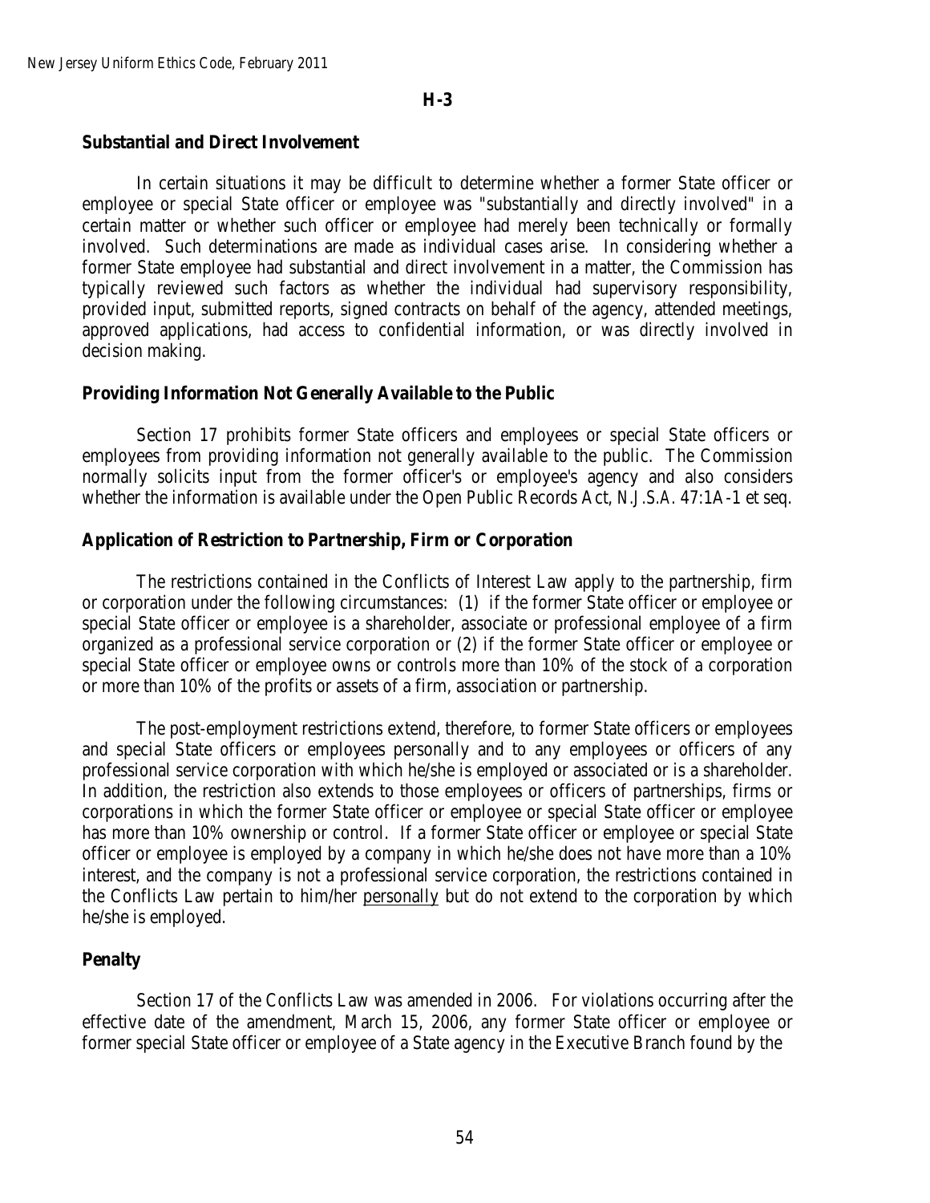**H-3**

## Substantial and Direct Involvement

In certain situations it may be difficult to determine whether a former State officer or employee or special State officer or employee was "substantially and directly involved" in a certain matter or whether such officer or employee had merely been technically or formally involved. Such determinations are made as individual cases arise. In considering whether a former State employee had substantial and direct involvement in a matter, the Commission has typically reviewed such factors as whether the individual had supervisory responsibility, provided input, submitted reports, signed contracts on behalf of the agency, attended meetings, approved applications, had access to confidential information, or was directly involved in decision making.

## Providing Information Not Generally Available to the Public

Section 17 prohibits former State officers and employees or special State officers or employees from providing information not generally available to the public. The Commission normally solicits input from the former officer's or employee's agency and also considers whether the information is available under the Open Public Records Act, *N.J.S.A.* 47:1A-1 *et seq.*

## Application of Restriction to Partnership, Firm or Corporation

The restrictions contained in the Conflicts of Interest Law apply to the partnership, firm or corporation under the following circumstances: (1) if the former State officer or employee or special State officer or employee is a shareholder, associate or professional employee of a firm organized as a professional service corporation or (2) if the former State officer or employee or special State officer or employee owns or controls more than 10% of the stock of a corporation or more than 10% of the profits or assets of a firm, association or partnership.

The post-employment restrictions extend, therefore, to former State officers or employees and special State officers or employees personally and to any employees or officers of any professional service corporation with which he/she is employed or associated or is a shareholder. In addition, the restriction also extends to those employees or officers of partnerships, firms or corporations in which the former State officer or employee or special State officer or employee has more than 10% ownership or control. If a former State officer or employee or special State officer or employee is employed by a company in which he/she does not have more than a 10% interest, and the company is not a professional service corporation, the restrictions contained in the Conflicts Law pertain to him/her personally but do not extend to the corporation by which he/she is employed.

## Penalty

Section 17 of the Conflicts Law was amended in 2006. For violations occurring after the effective date of the amendment, March 15, 2006, any former State officer or employee or former special State officer or employee of a State agency in the Executive Branch found by the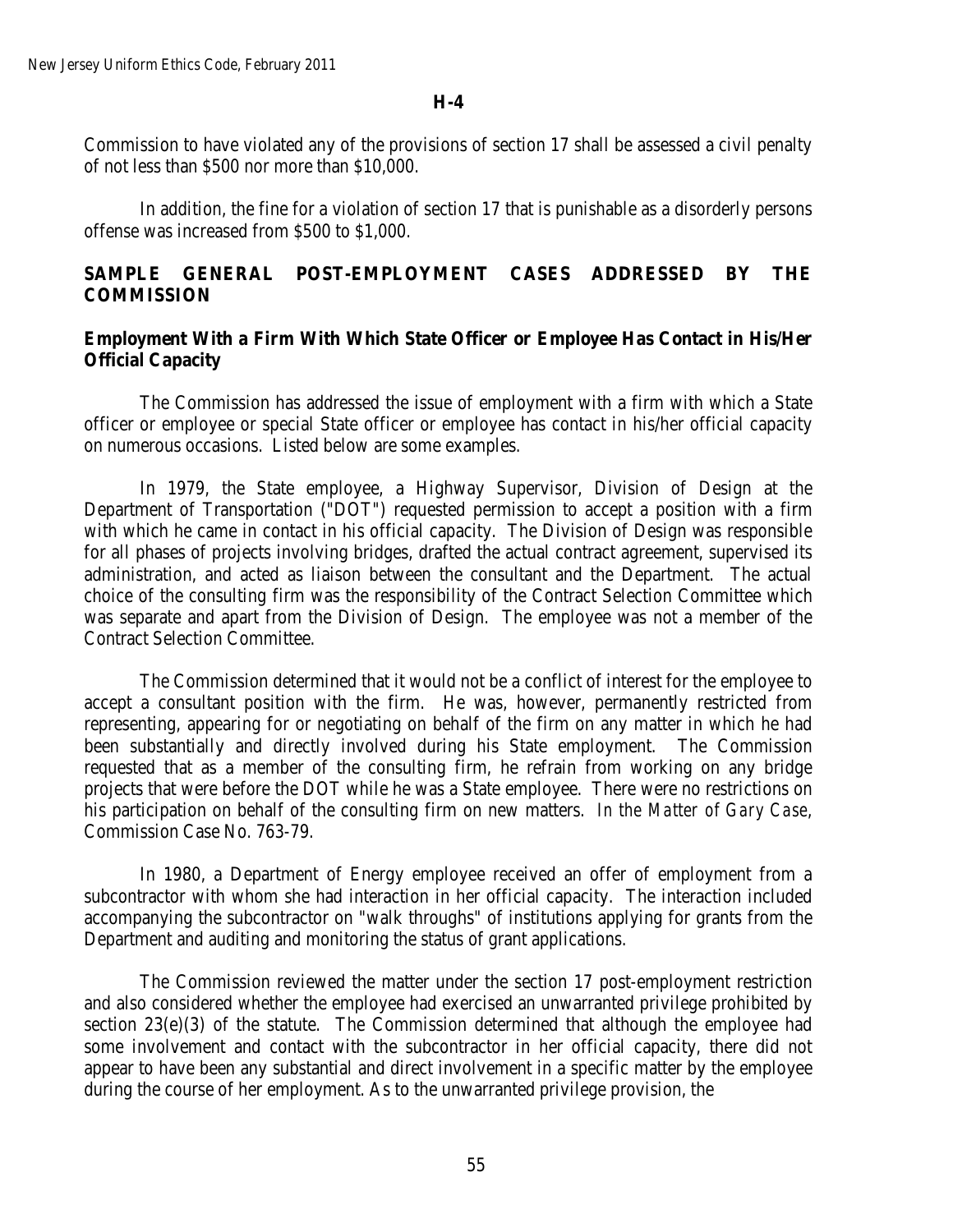**H-4**

Commission to have violated any of the provisions of section 17 shall be assessed a civil penalty of not less than $500 nor more than $10,000.

In addition, the fine for a violation of section 17 that is punishable as a disorderly persons offense was increased from $500 to $1,000.

## SAMPLE GENERAL POST-EMPLOYMENT CASES ADDRESSED BY THE COMMISSION

### Employment With a Firm With Which State Officer or Employee Has Contact in His/Her Official Capacity

The Commission has addressed the issue of employment with a firm with which a State officer or employee or special State officer or employee has contact in his/her official capacity on numerous occasions. Listed below are some examples.

In 1979, the State employee, a Highway Supervisor, Division of Design at the Department of Transportation ("DOT") requested permission to accept a position with a firm with which he came in contact in his official capacity. The Division of Design was responsible for all phases of projects involving bridges, drafted the actual contract agreement, supervised its administration, and acted as liaison between the consultant and the Department. The actual choice of the consulting firm was the responsibility of the Contract Selection Committee which was separate and apart from the Division of Design. The employee was not a member of the Contract Selection Committee.

The Commission determined that it would not be a conflict of interest for the employee to accept a consultant position with the firm. He was, however, permanently restricted from representing, appearing for or negotiating on behalf of the firm on any matter in which he had been substantially and directly involved during his State employment. The Commission requested that as a member of the consulting firm, he refrain from working on any bridge projects that were before the DOT while he was a State employee. There were no restrictions on his participation on behalf of the consulting firm on new matters. *In the Matter of Gary Case*, Commission Case No. 763-79.

In 1980, a Department of Energy employee received an offer of employment from a subcontractor with whom she had interaction in her official capacity. The interaction included accompanying the subcontractor on "walk throughs" of institutions applying for grants from the Department and auditing and monitoring the status of grant applications.

The Commission reviewed the matter under the section 17 post-employment restriction and also considered whether the employee had exercised an unwarranted privilege prohibited by section 23(e)(3) of the statute. The Commission determined that although the employee had some involvement and contact with the subcontractor in her official capacity, there did not appear to have been any substantial and direct involvement in a specific matter by the employee during the course of her employment. As to the unwarranted privilege provision, the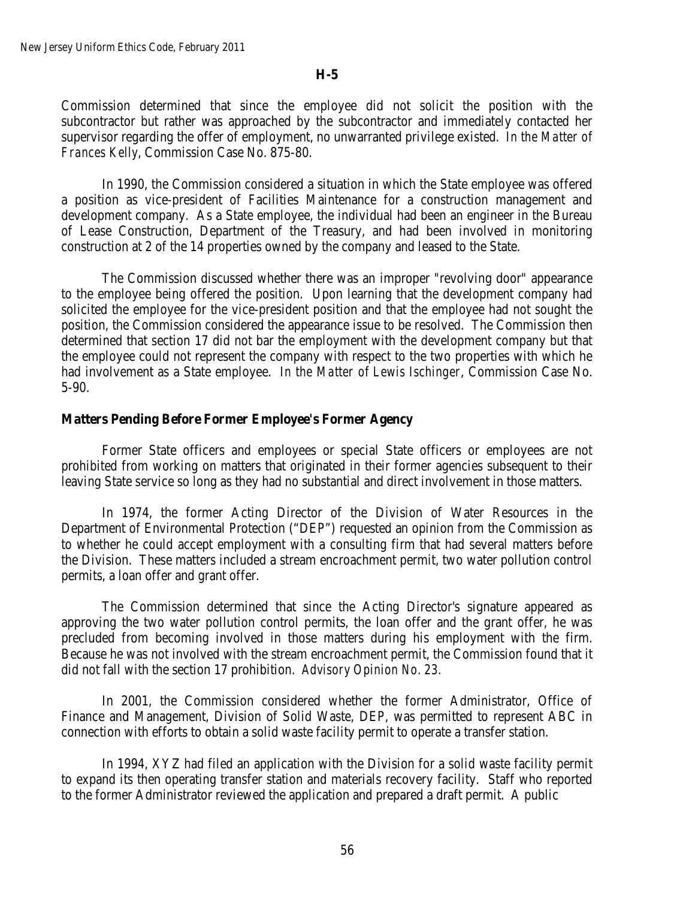Commission determined that since the employee did not solicit the position with the subcontractor but rather was approached by the subcontractor and immediately contacted her supervisor regarding the offer of employment, no unwarranted privilege existed. *In the Matter of Frances Kelly*, Commission Case No. 875-80.

In 1990, the Commission considered a situation in which the State employee was offered a position as vice-president of Facilities Maintenance for a construction management and development company. As a State employee, the individual had been an engineer in the Bureau of Lease Construction, Department of the Treasury, and had been involved in monitoring construction at 2 of the 14 properties owned by the company and leased to the State.

The Commission discussed whether there was an improper "revolving door" appearance to the employee being offered the position. Upon learning that the development company had solicited the employee for the vice-president position and that the employee had not sought the position, the Commission considered the appearance issue to be resolved. The Commission then determined that section 17 did not bar the employment with the development company but that the employee could not represent the company with respect to the two properties with which he had involvement as a State employee. *In the Matter of Lewis Ischinger*, Commission Case No. 5-90.

**Matters Pending Before Former Employee's Former Agency**

Former State officers and employees or special State officers or employees are not prohibited from working on matters that originated in their former agencies subsequent to their leaving State service so long as they had no substantial and direct involvement in those matters.

In 1974, the former Acting Director of the Division of Water Resources in the Department of Environmental Protection ("DEP") requested an opinion from the Commission as to whether he could accept employment with a consulting firm that had several matters before the Division. These matters included a stream encroachment permit, two water pollution control permits, a loan offer and grant offer.

The Commission determined that since the Acting Director's signature appeared as approving the two water pollution control permits, the loan offer and the grant offer, he was precluded from becoming involved in those matters during his employment with the firm. Because he was not involved with the stream encroachment permit, the Commission found that it did not fall with the section 17 prohibition. *Advisory Opinion No. 23.*

In 2001, the Commission considered whether the former Administrator, Office of Finance and Management, Division of Solid Waste, DEP, was permitted to represent ABC in connection with efforts to obtain a solid waste facility permit to operate a transfer station.

In 1994, XYZ had filed an application with the Division for a solid waste facility permit to expand its then operating transfer station and materials recovery facility. Staff who reported to the former Administrator reviewed the application and prepared a draft permit. A public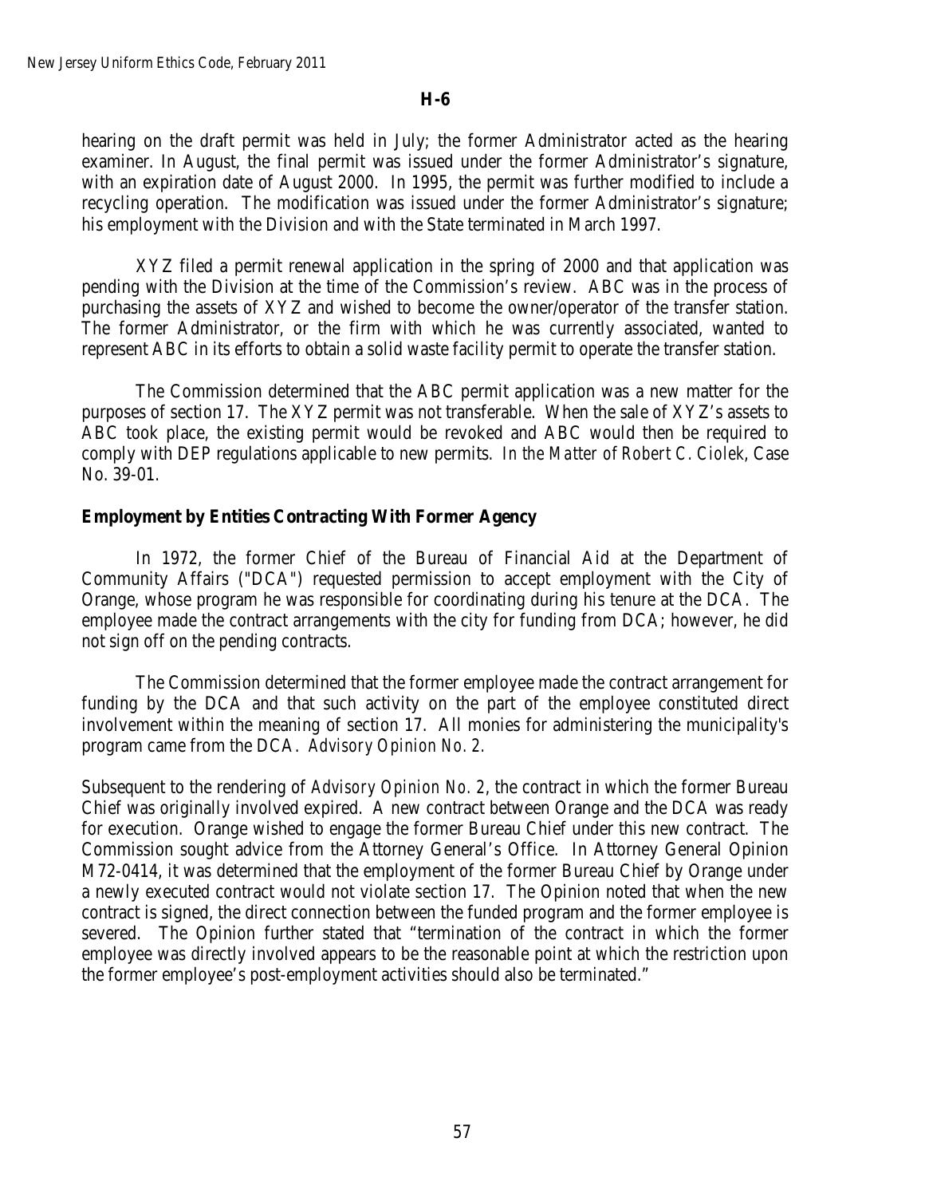hearing on the draft permit was held in July; the former Administrator acted as the hearing examiner. In August, the final permit was issued under the former Administrator's signature, with an expiration date of August 2000. In 1995, the permit was further modified to include a recycling operation. The modification was issued under the former Administrator's signature; his employment with the Division and with the State terminated in March 1997.

XYZ filed a permit renewal application in the spring of 2000 and that application was pending with the Division at the time of the Commission's review. ABC was in the process of purchasing the assets of XYZ and wished to become the owner/operator of the transfer station. The former Administrator, or the firm with which he was currently associated, wanted to represent ABC in its efforts to obtain a solid waste facility permit to operate the transfer station.

The Commission determined that the ABC permit application was a new matter for the purposes of section 17. The XYZ permit was not transferable. When the sale of XYZ's assets to ABC took place, the existing permit would be revoked and ABC would then be required to comply with DEP regulations applicable to new permits. *In the Matter of Robert C. Ciolek*, Case No. 39-01.

**Employment by Entities Contracting With Former Agency**

In 1972, the former Chief of the Bureau of Financial Aid at the Department of Community Affairs ("DCA") requested permission to accept employment with the City of Orange, whose program he was responsible for coordinating during his tenure at the DCA. The employee made the contract arrangements with the city for funding from DCA; however, he did not sign off on the pending contracts.

The Commission determined that the former employee made the contract arrangement for funding by the DCA and that such activity on the part of the employee constituted direct involvement within the meaning of section 17. All monies for administering the municipality's program came from the DCA. *Advisory Opinion No. 2*.

Subsequent to the rendering of *Advisory Opinion No. 2*, the contract in which the former Bureau Chief was originally involved expired. A new contract between Orange and the DCA was ready for execution. Orange wished to engage the former Bureau Chief under this new contract. The Commission sought advice from the Attorney General's Office. In Attorney General Opinion M72-0414, it was determined that the employment of the former Bureau Chief by Orange under a newly executed contract would not violate section 17. The Opinion noted that when the new contract is signed, the direct connection between the funded program and the former employee is severed. The Opinion further stated that "termination of the contract in which the former employee was directly involved appears to be the reasonable point at which the restriction upon the former employee's post-employment activities should also be terminated."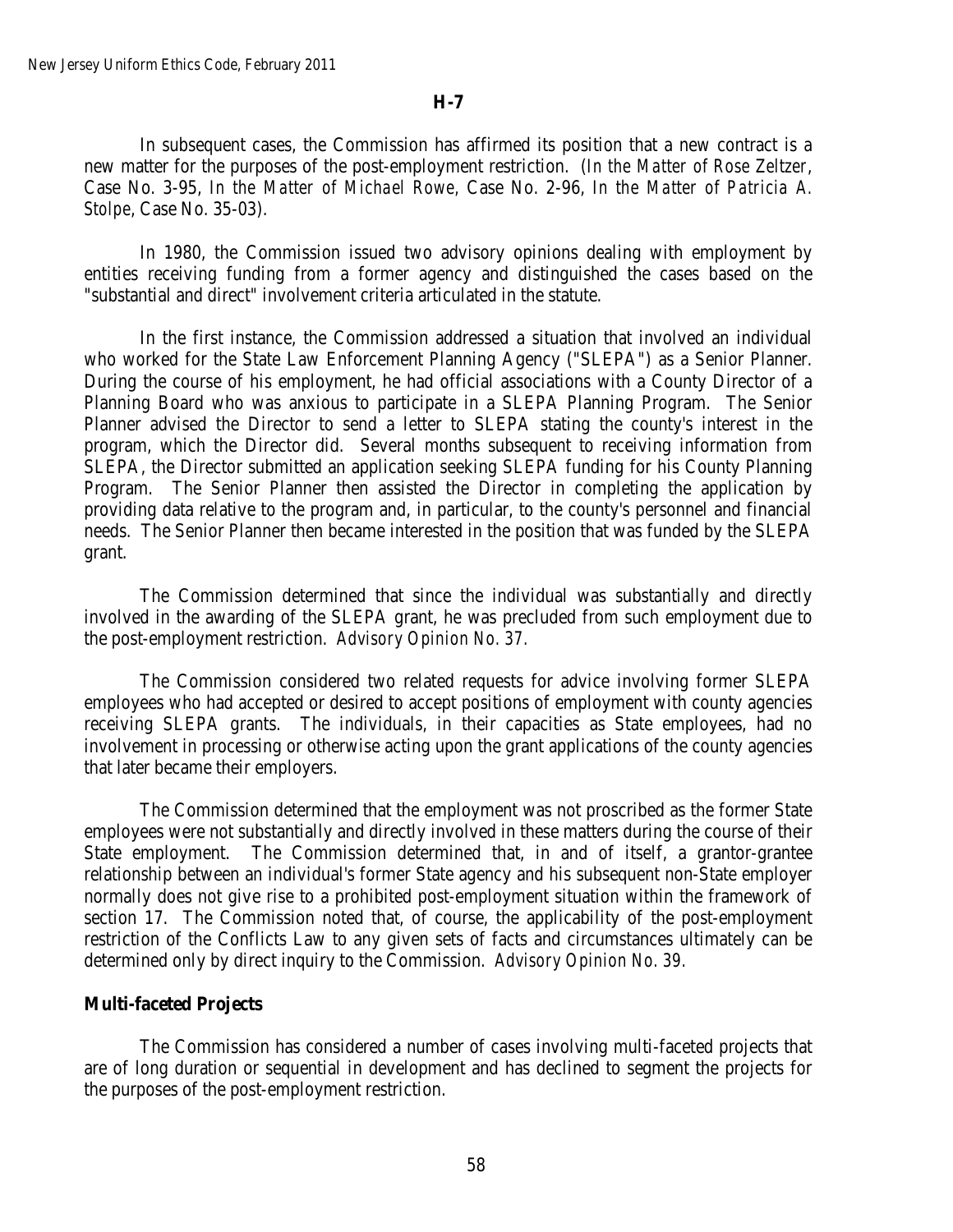**H-7**

In subsequent cases, the Commission has affirmed its position that a new contract is a new matter for the purposes of the post-employment restriction. (*In the Matter of Rose Zeltzer*, Case No. 3-95, *In the Matter of Michael Rowe*, Case No. 2-96, *In the Matter of Patricia A. Stolpe*, Case No. 35-03).

In 1980, the Commission issued two advisory opinions dealing with employment by entities receiving funding from a former agency and distinguished the cases based on the "substantial and direct" involvement criteria articulated in the statute.

In the first instance, the Commission addressed a situation that involved an individual who worked for the State Law Enforcement Planning Agency ("SLEPA") as a Senior Planner. During the course of his employment, he had official associations with a County Director of a Planning Board who was anxious to participate in a SLEPA Planning Program. The Senior Planner advised the Director to send a letter to SLEPA stating the county's interest in the program, which the Director did. Several months subsequent to receiving information from SLEPA, the Director submitted an application seeking SLEPA funding for his County Planning Program. The Senior Planner then assisted the Director in completing the application by providing data relative to the program and, in particular, to the county's personnel and financial needs. The Senior Planner then became interested in the position that was funded by the SLEPA grant.

The Commission determined that since the individual was substantially and directly involved in the awarding of the SLEPA grant, he was precluded from such employment due to the post-employment restriction. *Advisory Opinion No. 37.*

The Commission considered two related requests for advice involving former SLEPA employees who had accepted or desired to accept positions of employment with county agencies receiving SLEPA grants. The individuals, in their capacities as State employees, had no involvement in processing or otherwise acting upon the grant applications of the county agencies that later became their employers.

The Commission determined that the employment was not proscribed as the former State employees were not substantially and directly involved in these matters during the course of their State employment. The Commission determined that, in and of itself, a grantor-grantee relationship between an individual's former State agency and his subsequent non-State employer normally does not give rise to a prohibited post-employment situation within the framework of section 17. The Commission noted that, of course, the applicability of the post-employment restriction of the Conflicts Law to any given sets of facts and circumstances ultimately can be determined only by direct inquiry to the Commission. *Advisory Opinion No. 39.*

**Multi-faceted Projects**

The Commission has considered a number of cases involving multi-faceted projects that are of long duration or sequential in development and has declined to segment the projects for the purposes of the post-employment restriction.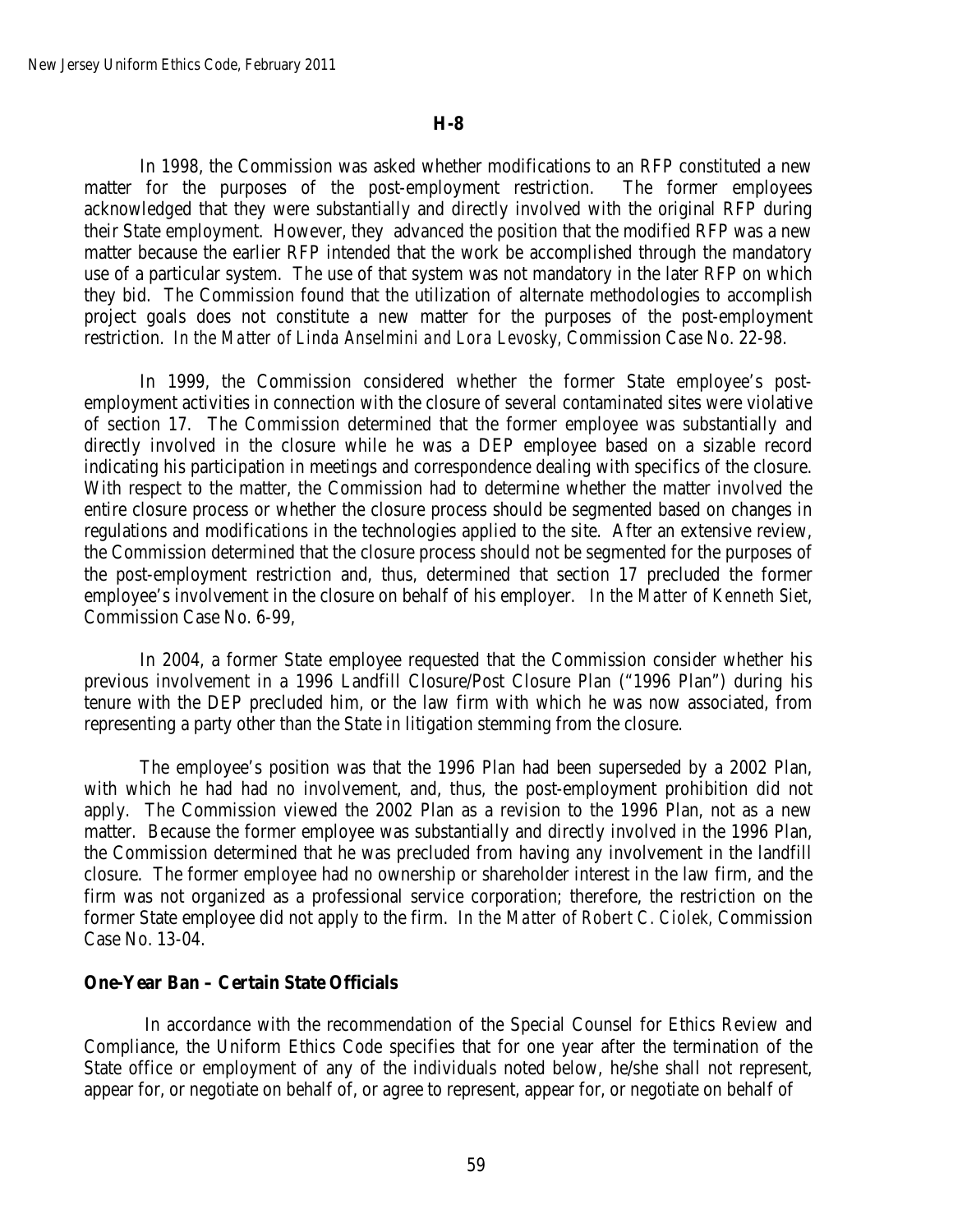**H-8**

In 1998, the Commission was asked whether modifications to an RFP constituted a new matter for the purposes of the post-employment restriction. The former employees acknowledged that they were substantially and directly involved with the original RFP during their State employment. However, they advanced the position that the modified RFP was a new matter because the earlier RFP intended that the work be accomplished through the mandatory use of a particular system. The use of that system was not mandatory in the later RFP on which they bid. The Commission found that the utilization of alternate methodologies to accomplish project goals does not constitute a new matter for the purposes of the post-employment restriction. *In the Matter of Linda Anselmini and Lora Levosky*, Commission Case No. 22-98.

In 1999, the Commission considered whether the former State employee's post-employment activities in connection with the closure of several contaminated sites were violative of section 17. The Commission determined that the former employee was substantially and directly involved in the closure while he was a DEP employee based on a sizable record indicating his participation in meetings and correspondence dealing with specifics of the closure. With respect to the matter, the Commission had to determine whether the matter involved the entire closure process or whether the closure process should be segmented based on changes in regulations and modifications in the technologies applied to the site. After an extensive review, the Commission determined that the closure process should not be segmented for the purposes of the post-employment restriction and, thus, determined that section 17 precluded the former employee's involvement in the closure on behalf of his employer. *In the Matter of Kenneth Siet*, Commission Case No. 6-99,

In 2004, a former State employee requested that the Commission consider whether his previous involvement in a 1996 Landfill Closure/Post Closure Plan ("1996 Plan") during his tenure with the DEP precluded him, or the law firm with which he was now associated, from representing a party other than the State in litigation stemming from the closure.

The employee's position was that the 1996 Plan had been superseded by a 2002 Plan, with which he had had no involvement, and, thus, the post-employment prohibition did not apply. The Commission viewed the 2002 Plan as a revision to the 1996 Plan, not as a new matter. Because the former employee was substantially and directly involved in the 1996 Plan, the Commission determined that he was precluded from having any involvement in the landfill closure. The former employee had no ownership or shareholder interest in the law firm, and the firm was not organized as a professional service corporation; therefore, the restriction on the former State employee did not apply to the firm. *In the Matter of Robert C. Ciolek,* Commission Case No. 13-04.

**One-Year Ban – Certain State Officials**

In accordance with the recommendation of the Special Counsel for Ethics Review and Compliance, the Uniform Ethics Code specifies that for one year after the termination of the State office or employment of any of the individuals noted below, he/she shall not represent, appear for, or negotiate on behalf of, or agree to represent, appear for, or negotiate on behalf of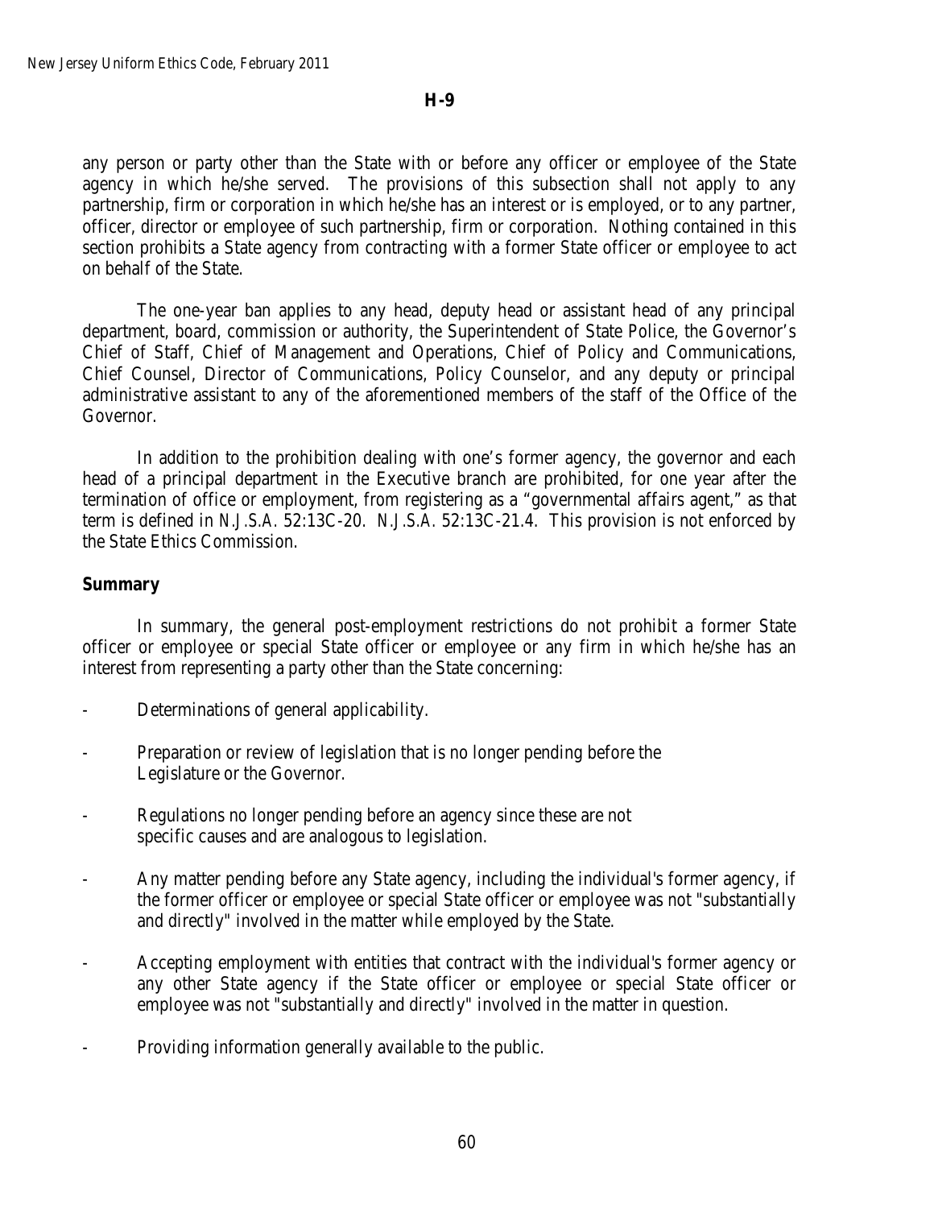any person or party other than the State with or before any officer or employee of the State agency in which he/she served. The provisions of this subsection shall not apply to any partnership, firm or corporation in which he/she has an interest or is employed, or to any partner, officer, director or employee of such partnership, firm or corporation. Nothing contained in this section prohibits a State agency from contracting with a former State officer or employee to act on behalf of the State.

The one-year ban applies to any head, deputy head or assistant head of any principal department, board, commission or authority, the Superintendent of State Police, the Governor's Chief of Staff, Chief of Management and Operations, Chief of Policy and Communications, Chief Counsel, Director of Communications, Policy Counselor, and any deputy or principal administrative assistant to any of the aforementioned members of the staff of the Office of the Governor.

In addition to the prohibition dealing with one's former agency, the governor and each head of a principal department in the Executive branch are prohibited, for one year after the termination of office or employment, from registering as a "governmental affairs agent," as that term is defined in *N.J.S.A.* 52:13C-20. *N.J.S.A.* 52:13C-21.4. This provision is not enforced by the State Ethics Commission.

**Summary**

In summary, the general post-employment restrictions do not prohibit a former State officer or employee or special State officer or employee or any firm in which he/she has an interest from representing a party other than the State concerning:

- Determinations of general applicability.
- Preparation or review of legislation that is no longer pending before the Legislature or the Governor.
- Regulations no longer pending before an agency since these are not specific causes and are analogous to legislation.
- Any matter pending before any State agency, including the individual's former agency, if the former officer or employee or special State officer or employee was not "substantially and directly" involved in the matter while employed by the State.
- Accepting employment with entities that contract with the individual's former agency or any other State agency if the State officer or employee or special State officer or employee was not "substantially and directly" involved in the matter in question.
- Providing information generally available to the public.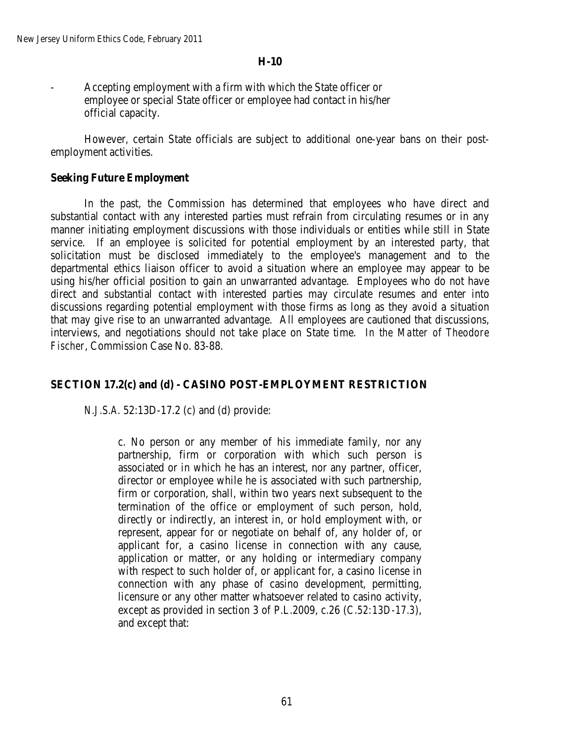**H-10**

- Accepting employment with a firm with which the State officer or employee or special State officer or employee had contact in his/her official capacity.

However, certain State officials are subject to additional one-year bans on their post-employment activities.

### Seeking Future Employment

In the past, the Commission has determined that employees who have direct and substantial contact with any interested parties must refrain from circulating resumes or in any manner initiating employment discussions with those individuals or entities while still in State service. If an employee is solicited for potential employment by an interested party, that solicitation must be disclosed immediately to the employee's management and to the departmental ethics liaison officer to avoid a situation where an employee may appear to be using his/her official position to gain an unwarranted advantage. Employees who do not have direct and substantial contact with interested parties may circulate resumes and enter into discussions regarding potential employment with those firms as long as they avoid a situation that may give rise to an unwarranted advantage. All employees are cautioned that discussions, interviews, and negotiations should not take place on State time. *In the Matter of Theodore Fischer*, Commission Case No. 83-88.

## SECTION 17.2(c) and (d) - CASINO POST-EMPLOYMENT RESTRICTION

*N.J.S.A.* 52:13D-17.2 (c) and (d) provide:

> c. No person or any member of his immediate family, nor any partnership, firm or corporation with which such person is associated or in which he has an interest, nor any partner, officer, director or employee while he is associated with such partnership, firm or corporation, shall, within two years next subsequent to the termination of the office or employment of such person, hold, directly or indirectly, an interest in, or hold employment with, or represent, appear for or negotiate on behalf of, any holder of, or applicant for, a casino license in connection with any cause, application or matter, or any holding or intermediary company with respect to such holder of, or applicant for, a casino license in connection with any phase of casino development, permitting, licensure or any other matter whatsoever related to casino activity, except as provided in section 3 of P.L.2009, c.26 (C.52:13D-17.3), and except that: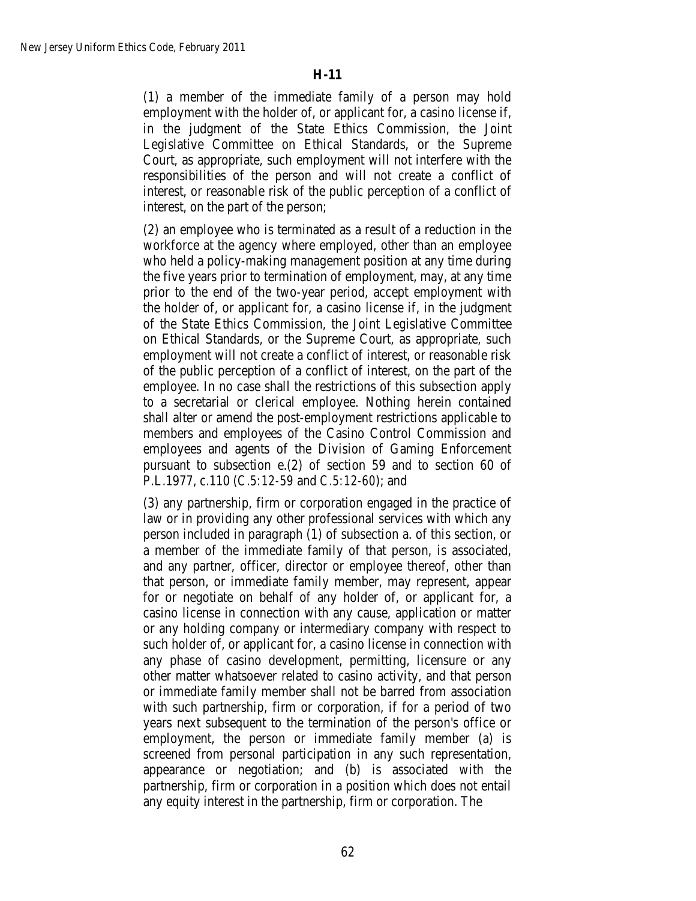**H-11**

(1) a member of the immediate family of a person may hold employment with the holder of, or applicant for, a casino license if, in the judgment of the State Ethics Commission, the Joint Legislative Committee on Ethical Standards, or the Supreme Court, as appropriate, such employment will not interfere with the responsibilities of the person and will not create a conflict of interest, or reasonable risk of the public perception of a conflict of interest, on the part of the person;

(2) an employee who is terminated as a result of a reduction in the workforce at the agency where employed, other than an employee who held a policy-making management position at any time during the five years prior to termination of employment, may, at any time prior to the end of the two-year period, accept employment with the holder of, or applicant for, a casino license if, in the judgment of the State Ethics Commission, the Joint Legislative Committee on Ethical Standards, or the Supreme Court, as appropriate, such employment will not create a conflict of interest, or reasonable risk of the public perception of a conflict of interest, on the part of the employee. In no case shall the restrictions of this subsection apply to a secretarial or clerical employee. Nothing herein contained shall alter or amend the post-employment restrictions applicable to members and employees of the Casino Control Commission and employees and agents of the Division of Gaming Enforcement pursuant to subsection e.(2) of section 59 and to section 60 of P.L.1977, c.110 (C.5:12-59 and C.5:12-60); and

(3) any partnership, firm or corporation engaged in the practice of law or in providing any other professional services with which any person included in paragraph (1) of subsection a. of this section, or a member of the immediate family of that person, is associated, and any partner, officer, director or employee thereof, other than that person, or immediate family member, may represent, appear for or negotiate on behalf of any holder of, or applicant for, a casino license in connection with any cause, application or matter or any holding company or intermediary company with respect to such holder of, or applicant for, a casino license in connection with any phase of casino development, permitting, licensure or any other matter whatsoever related to casino activity, and that person or immediate family member shall not be barred from association with such partnership, firm or corporation, if for a period of two years next subsequent to the termination of the person's office or employment, the person or immediate family member (a) is screened from personal participation in any such representation, appearance or negotiation; and (b) is associated with the partnership, firm or corporation in a position which does not entail any equity interest in the partnership, firm or corporation. The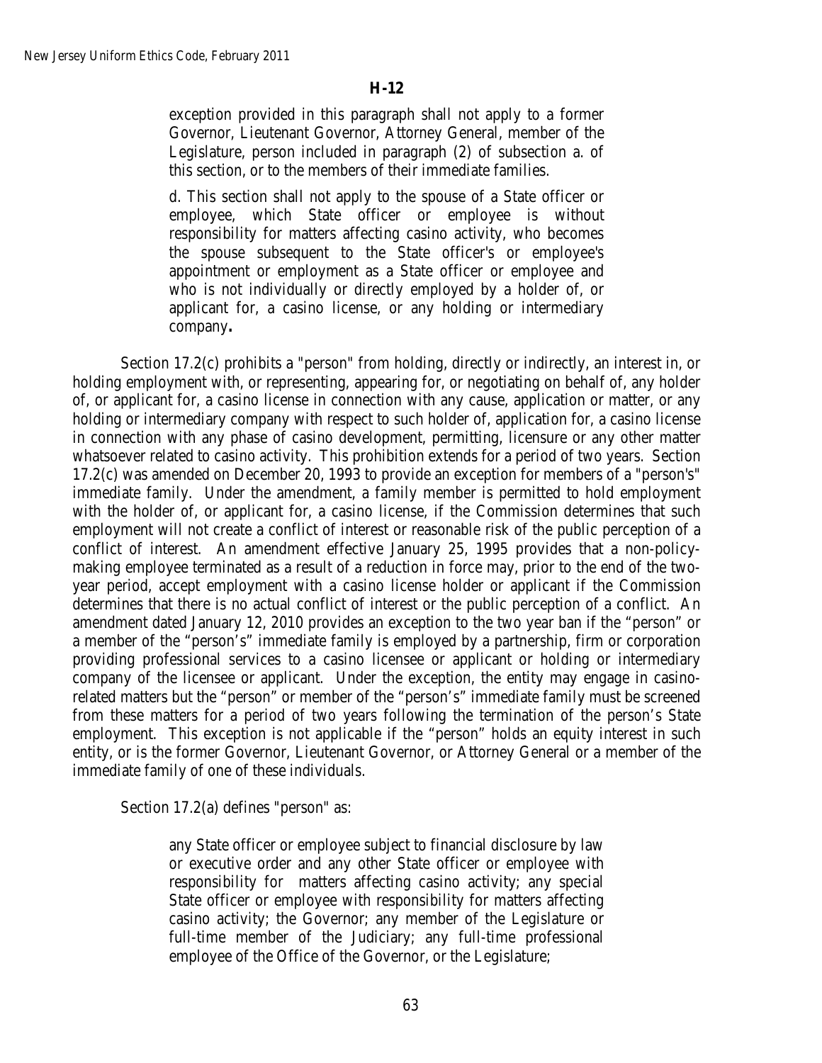exception provided in this paragraph shall not apply to a former Governor, Lieutenant Governor, Attorney General, member of the Legislature, person included in paragraph (2) of subsection a. of this section, or to the members of their immediate families.

> d. This section shall not apply to the spouse of a State officer or employee, which State officer or employee is without responsibility for matters affecting casino activity, who becomes the spouse subsequent to the State officer's or employee's appointment or employment as a State officer or employee and who is not individually or directly employed by a holder of, or applicant for, a casino license, or any holding or intermediary company**.**

Section 17.2(c) prohibits a "person" from holding, directly or indirectly, an interest in, or holding employment with, or representing, appearing for, or negotiating on behalf of, any holder of, or applicant for, a casino license in connection with any cause, application or matter, or any holding or intermediary company with respect to such holder of, application for, a casino license in connection with any phase of casino development, permitting, licensure or any other matter whatsoever related to casino activity. This prohibition extends for a period of two years. Section 17.2(c) was amended on December 20, 1993 to provide an exception for members of a "person's" immediate family. Under the amendment, a family member is permitted to hold employment with the holder of, or applicant for, a casino license, if the Commission determines that such employment will not create a conflict of interest or reasonable risk of the public perception of a conflict of interest. An amendment effective January 25, 1995 provides that a non-policy-making employee terminated as a result of a reduction in force may, prior to the end of the two-year period, accept employment with a casino license holder or applicant if the Commission determines that there is no actual conflict of interest or the public perception of a conflict. An amendment dated January 12, 2010 provides an exception to the two year ban if the "person" or a member of the "person's" immediate family is employed by a partnership, firm or corporation providing professional services to a casino licensee or applicant or holding or intermediary company of the licensee or applicant. Under the exception, the entity may engage in casino-related matters but the "person" or member of the "person's" immediate family must be screened from these matters for a period of two years following the termination of the person's State employment. This exception is not applicable if the "person" holds an equity interest in such entity, or is the former Governor, Lieutenant Governor, or Attorney General or a member of the immediate family of one of these individuals.

Section 17.2(a) defines "person" as:

> any State officer or employee subject to financial disclosure by law or executive order and any other State officer or employee with responsibility for matters affecting casino activity; any special State officer or employee with responsibility for matters affecting casino activity; the Governor; any member of the Legislature or full-time member of the Judiciary; any full-time professional employee of the Office of the Governor, or the Legislature;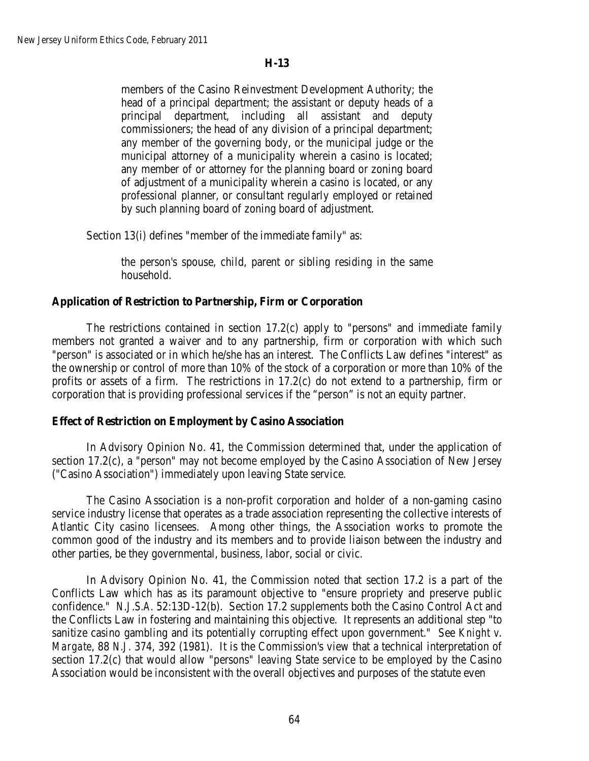## H-13

> members of the Casino Reinvestment Development Authority; the head of a principal department; the assistant or deputy heads of a principal department, including all assistant and deputy commissioners; the head of any division of a principal department; any member of the governing body, or the municipal judge or the municipal attorney of a municipality wherein a casino is located; any member of or attorney for the planning board or zoning board of adjustment of a municipality wherein a casino is located, or any professional planner, or consultant regularly employed or retained by such planning board of zoning board of adjustment.

Section 13(i) defines "member of the immediate family" as:

> the person's spouse, child, parent or sibling residing in the same household.

### Application of Restriction to Partnership, Firm or Corporation

The restrictions contained in section 17.2(c) apply to "persons" and immediate family members not granted a waiver and to any partnership, firm or corporation with which such "person" is associated or in which he/she has an interest. The Conflicts Law defines "interest" as the ownership or control of more than 10% of the stock of a corporation or more than 10% of the profits or assets of a firm. The restrictions in 17.2(c) do not extend to a partnership, firm or corporation that is providing professional services if the "person" is not an equity partner.

### Effect of Restriction on Employment by Casino Association

In Advisory Opinion No. 41, the Commission determined that, under the application of section 17.2(c), a "person" may not become employed by the Casino Association of New Jersey ("Casino Association") immediately upon leaving State service.

The Casino Association is a non-profit corporation and holder of a non-gaming casino service industry license that operates as a trade association representing the collective interests of Atlantic City casino licensees. Among other things, the Association works to promote the common good of the industry and its members and to provide liaison between the industry and other parties, be they governmental, business, labor, social or civic.

In Advisory Opinion No. 41, the Commission noted that section 17.2 is a part of the Conflicts Law which has as its paramount objective to "ensure propriety and preserve public confidence." *N.J.S.A.* 52:13D-12(b). Section 17.2 supplements both the Casino Control Act and the Conflicts Law in fostering and maintaining this objective. It represents an additional step "to sanitize casino gambling and its potentially corrupting effect upon government." See *Knight v. Margate*, 88 N.J. 374, 392 (1981). It is the Commission's view that a technical interpretation of section 17.2(c) that would allow "persons" leaving State service to be employed by the Casino Association would be inconsistent with the overall objectives and purposes of the statute even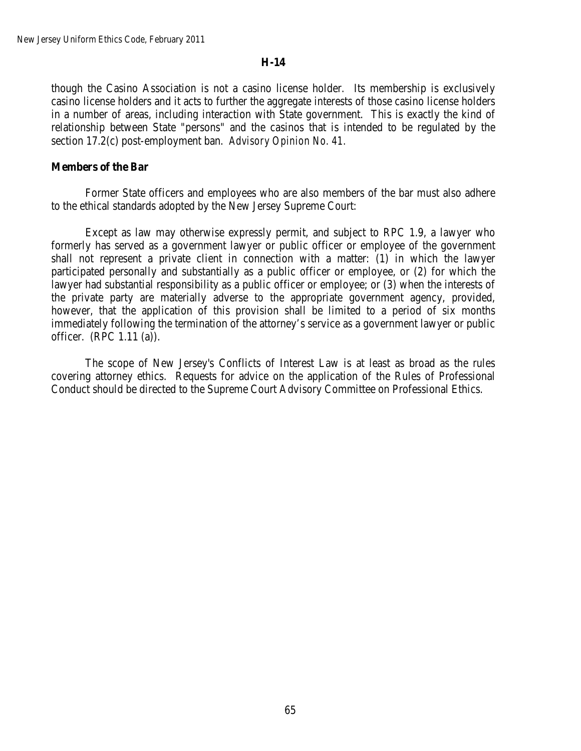though the Casino Association is not a casino license holder. Its membership is exclusively casino license holders and it acts to further the aggregate interests of those casino license holders in a number of areas, including interaction with State government. This is exactly the kind of relationship between State "persons" and the casinos that is intended to be regulated by the section 17.2(c) post-employment ban. *Advisory Opinion No. 41.*

**Members of the Bar**

Former State officers and employees who are also members of the bar must also adhere to the ethical standards adopted by the New Jersey Supreme Court:

Except as law may otherwise expressly permit, and subject to RPC 1.9, a lawyer who formerly has served as a government lawyer or public officer or employee of the government shall not represent a private client in connection with a matter: (1) in which the lawyer participated personally and substantially as a public officer or employee, or (2) for which the lawyer had substantial responsibility as a public officer or employee; or (3) when the interests of the private party are materially adverse to the appropriate government agency, provided, however, that the application of this provision shall be limited to a period of six months immediately following the termination of the attorney's service as a government lawyer or public officer. (RPC 1.11 (a)).

The scope of New Jersey's Conflicts of Interest Law is at least as broad as the rules covering attorney ethics. Requests for advice on the application of the Rules of Professional Conduct should be directed to the Supreme Court Advisory Committee on Professional Ethics.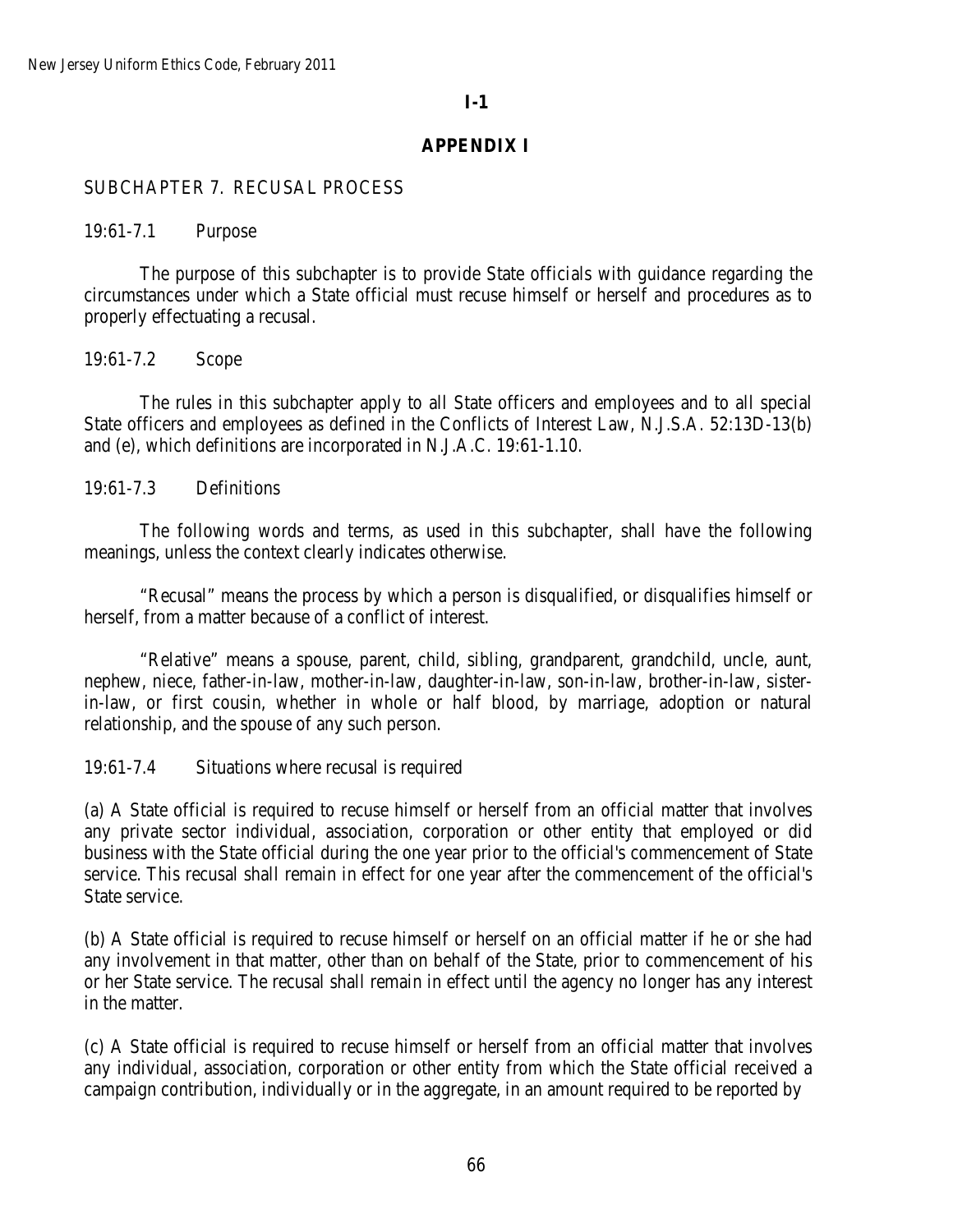**I-1**

## APPENDIX I

### SUBCHAPTER 7. RECUSAL PROCESS

19:61-7.1 Purpose

The purpose of this subchapter is to provide State officials with guidance regarding the circumstances under which a State official must recuse himself or herself and procedures as to properly effectuating a recusal.

19:61-7.2 Scope

The rules in this subchapter apply to all State officers and employees and to all special State officers and employees as defined in the Conflicts of Interest Law, N.J.S.A. 52:13D-13(b) and (e), which definitions are incorporated in N.J.A.C. 19:61-1.10.

19:61-7.3 Definitions

The following words and terms, as used in this subchapter, shall have the following meanings, unless the context clearly indicates otherwise.

"Recusal" means the process by which a person is disqualified, or disqualifies himself or herself, from a matter because of a conflict of interest.

"Relative" means a spouse, parent, child, sibling, grandparent, grandchild, uncle, aunt, nephew, niece, father-in-law, mother-in-law, daughter-in-law, son-in-law, brother-in-law, sister-in-law, or first cousin, whether in whole or half blood, by marriage, adoption or natural relationship, and the spouse of any such person.

19:61-7.4 Situations where recusal is required

(a) A State official is required to recuse himself or herself from an official matter that involves any private sector individual, association, corporation or other entity that employed or did business with the State official during the one year prior to the official's commencement of State service. This recusal shall remain in effect for one year after the commencement of the official's State service.

(b) A State official is required to recuse himself or herself on an official matter if he or she had any involvement in that matter, other than on behalf of the State, prior to commencement of his or her State service. The recusal shall remain in effect until the agency no longer has any interest in the matter.

(c) A State official is required to recuse himself or herself from an official matter that involves any individual, association, corporation or other entity from which the State official received a campaign contribution, individually or in the aggregate, in an amount required to be reported by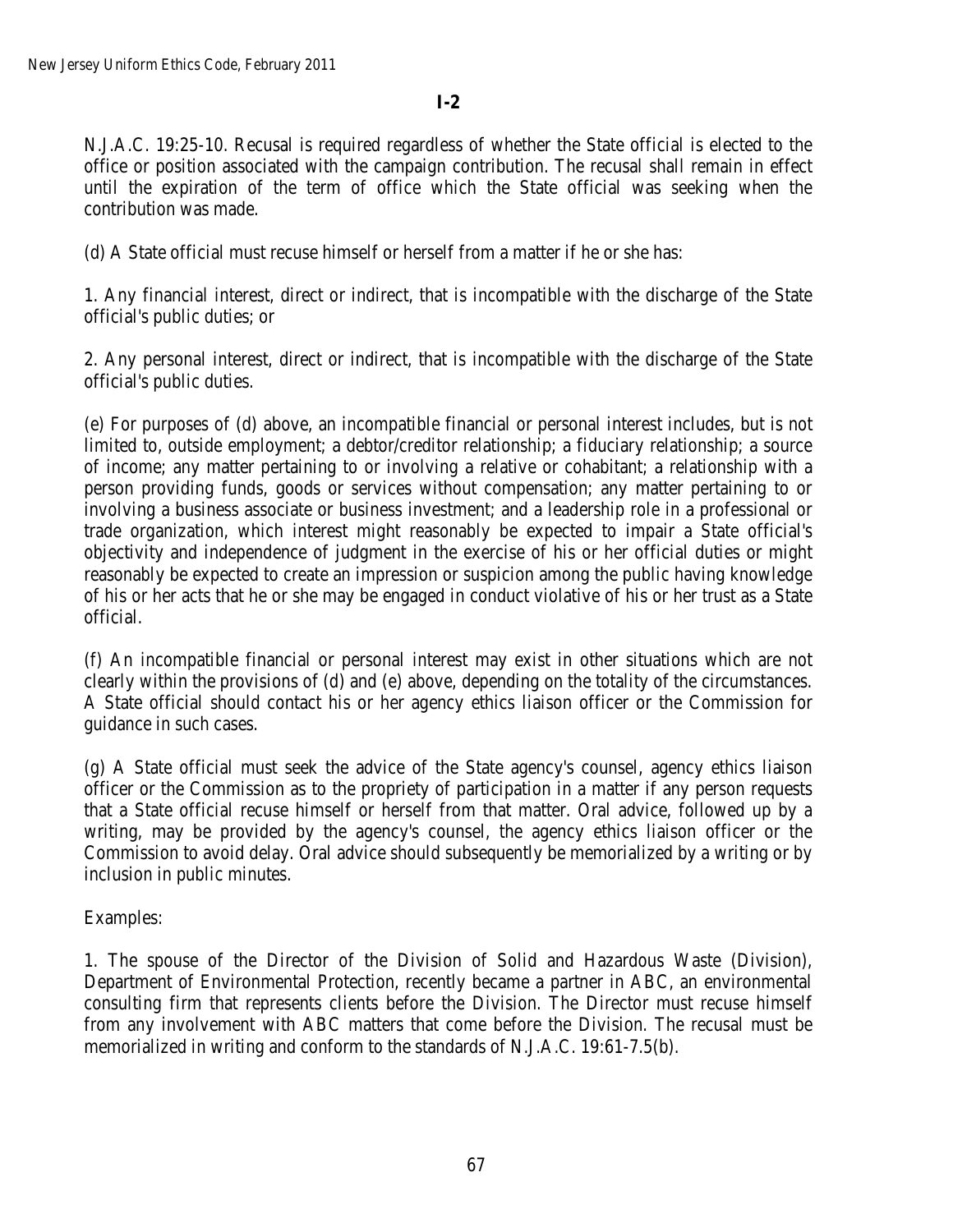**I-2**

N.J.A.C. 19:25-10. Recusal is required regardless of whether the State official is elected to the office or position associated with the campaign contribution. The recusal shall remain in effect until the expiration of the term of office which the State official was seeking when the contribution was made.

(d) A State official must recuse himself or herself from a matter if he or she has:

1. Any financial interest, direct or indirect, that is incompatible with the discharge of the State official's public duties; or

2. Any personal interest, direct or indirect, that is incompatible with the discharge of the State official's public duties.

(e) For purposes of (d) above, an incompatible financial or personal interest includes, but is not limited to, outside employment; a debtor/creditor relationship; a fiduciary relationship; a source of income; any matter pertaining to or involving a relative or cohabitant; a relationship with a person providing funds, goods or services without compensation; any matter pertaining to or involving a business associate or business investment; and a leadership role in a professional or trade organization, which interest might reasonably be expected to impair a State official's objectivity and independence of judgment in the exercise of his or her official duties or might reasonably be expected to create an impression or suspicion among the public having knowledge of his or her acts that he or she may be engaged in conduct violative of his or her trust as a State official.

(f) An incompatible financial or personal interest may exist in other situations which are not clearly within the provisions of (d) and (e) above, depending on the totality of the circumstances. A State official should contact his or her agency ethics liaison officer or the Commission for guidance in such cases.

(g) A State official must seek the advice of the State agency's counsel, agency ethics liaison officer or the Commission as to the propriety of participation in a matter if any person requests that a State official recuse himself or herself from that matter. Oral advice, followed up by a writing, may be provided by the agency's counsel, the agency ethics liaison officer or the Commission to avoid delay. Oral advice should subsequently be memorialized by a writing or by inclusion in public minutes.

Examples:

1. The spouse of the Director of the Division of Solid and Hazardous Waste (Division), Department of Environmental Protection, recently became a partner in ABC, an environmental consulting firm that represents clients before the Division. The Director must recuse himself from any involvement with ABC matters that come before the Division. The recusal must be memorialized in writing and conform to the standards of N.J.A.C. 19:61-7.5(b).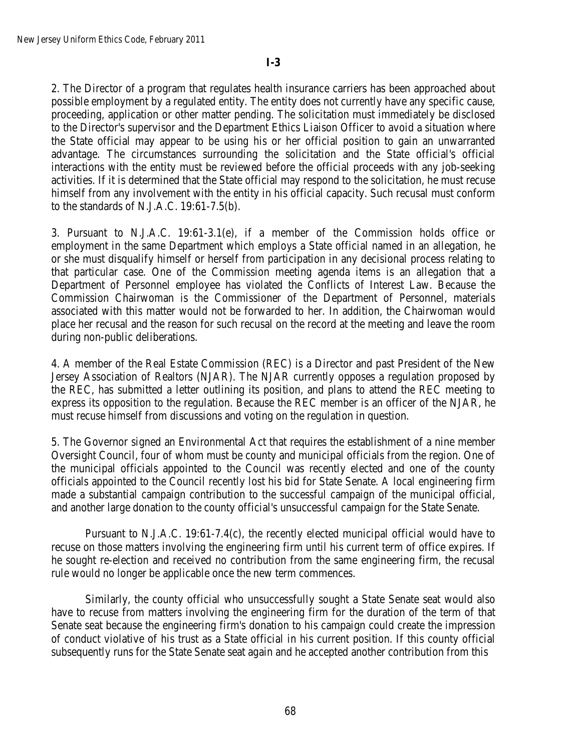**I-3**

2. The Director of a program that regulates health insurance carriers has been approached about possible employment by a regulated entity. The entity does not currently have any specific cause, proceeding, application or other matter pending. The solicitation must immediately be disclosed to the Director's supervisor and the Department Ethics Liaison Officer to avoid a situation where the State official may appear to be using his or her official position to gain an unwarranted advantage. The circumstances surrounding the solicitation and the State official's official interactions with the entity must be reviewed before the official proceeds with any job-seeking activities. If it is determined that the State official may respond to the solicitation, he must recuse himself from any involvement with the entity in his official capacity. Such recusal must conform to the standards of N.J.A.C. 19:61-7.5(b).

3. Pursuant to N.J.A.C. 19:61-3.1(e), if a member of the Commission holds office or employment in the same Department which employs a State official named in an allegation, he or she must disqualify himself or herself from participation in any decisional process relating to that particular case. One of the Commission meeting agenda items is an allegation that a Department of Personnel employee has violated the Conflicts of Interest Law. Because the Commission Chairwoman is the Commissioner of the Department of Personnel, materials associated with this matter would not be forwarded to her. In addition, the Chairwoman would place her recusal and the reason for such recusal on the record at the meeting and leave the room during non-public deliberations.

4. A member of the Real Estate Commission (REC) is a Director and past President of the New Jersey Association of Realtors (NJAR). The NJAR currently opposes a regulation proposed by the REC, has submitted a letter outlining its position, and plans to attend the REC meeting to express its opposition to the regulation. Because the REC member is an officer of the NJAR, he must recuse himself from discussions and voting on the regulation in question.

5. The Governor signed an Environmental Act that requires the establishment of a nine member Oversight Council, four of whom must be county and municipal officials from the region. One of the municipal officials appointed to the Council was recently elected and one of the county officials appointed to the Council recently lost his bid for State Senate. A local engineering firm made a substantial campaign contribution to the successful campaign of the municipal official, and another large donation to the county official's unsuccessful campaign for the State Senate.

Pursuant to N.J.A.C. 19:61-7.4(c), the recently elected municipal official would have to recuse on those matters involving the engineering firm until his current term of office expires. If he sought re-election and received no contribution from the same engineering firm, the recusal rule would no longer be applicable once the new term commences.

Similarly, the county official who unsuccessfully sought a State Senate seat would also have to recuse from matters involving the engineering firm for the duration of the term of that Senate seat because the engineering firm's donation to his campaign could create the impression of conduct violative of his trust as a State official in his current position. If this county official subsequently runs for the State Senate seat again and he accepted another contribution from this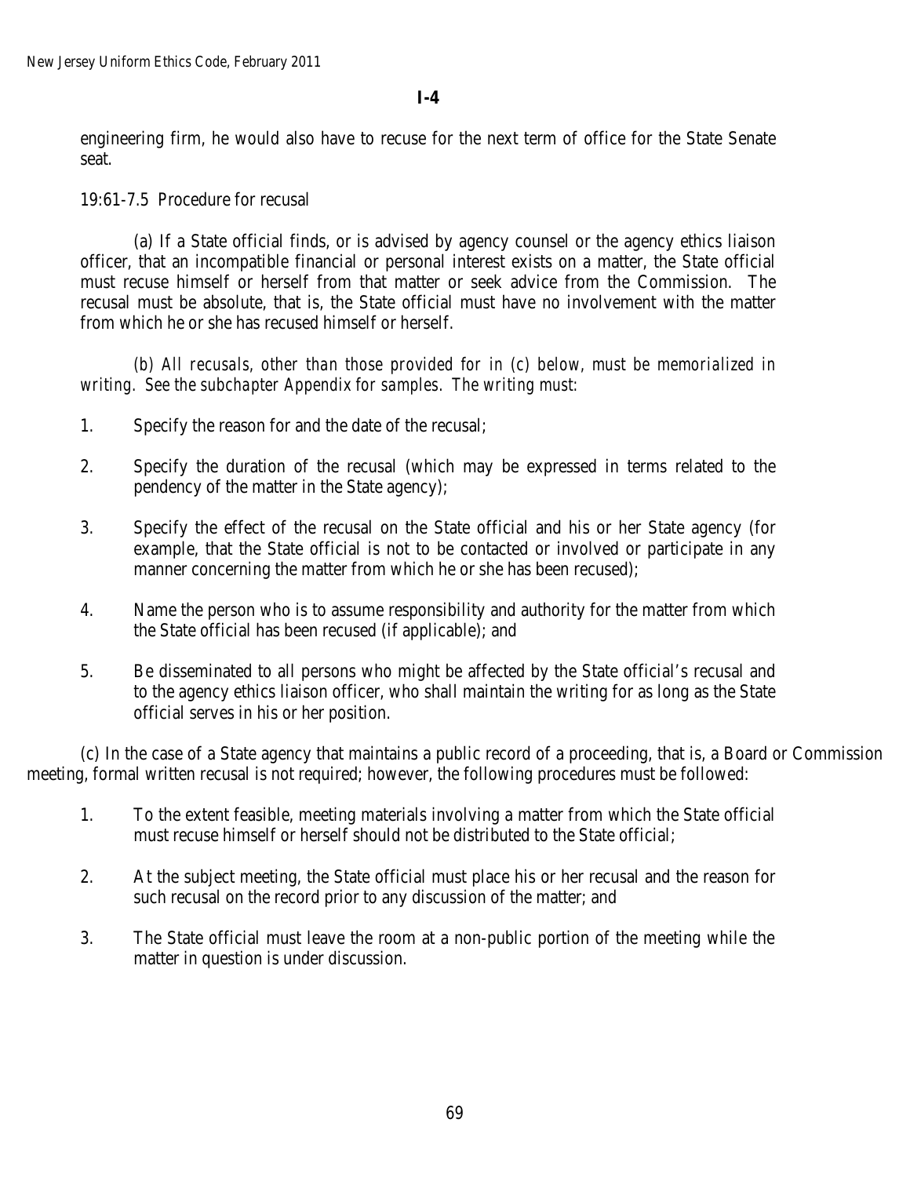**I-4**

engineering firm, he would also have to recuse for the next term of office for the State Senate seat.

19:61-7.5 Procedure for recusal

(a) If a State official finds, or is advised by agency counsel or the agency ethics liaison officer, that an incompatible financial or personal interest exists on a matter, the State official must recuse himself or herself from that matter or seek advice from the Commission. The recusal must be absolute, that is, the State official must have no involvement with the matter from which he or she has recused himself or herself.

*(b) All recusals, other than those provided for in (c) below, must be memorialized in writing. See the subchapter Appendix for samples. The writing must:*

1. Specify the reason for and the date of the recusal;
2. Specify the duration of the recusal (which may be expressed in terms related to the pendency of the matter in the State agency);
3. Specify the effect of the recusal on the State official and his or her State agency (for example, that the State official is not to be contacted or involved or participate in any manner concerning the matter from which he or she has been recused);
4. Name the person who is to assume responsibility and authority for the matter from which the State official has been recused (if applicable); and
5. Be disseminated to all persons who might be affected by the State official's recusal and to the agency ethics liaison officer, who shall maintain the writing for as long as the State official serves in his or her position.

(c) In the case of a State agency that maintains a public record of a proceeding, that is, a Board or Commission meeting, formal written recusal is not required; however, the following procedures must be followed:

1. To the extent feasible, meeting materials involving a matter from which the State official must recuse himself or herself should not be distributed to the State official;
2. At the subject meeting, the State official must place his or her recusal and the reason for such recusal on the record prior to any discussion of the matter; and
3. The State official must leave the room at a non-public portion of the meeting while the matter in question is under discussion.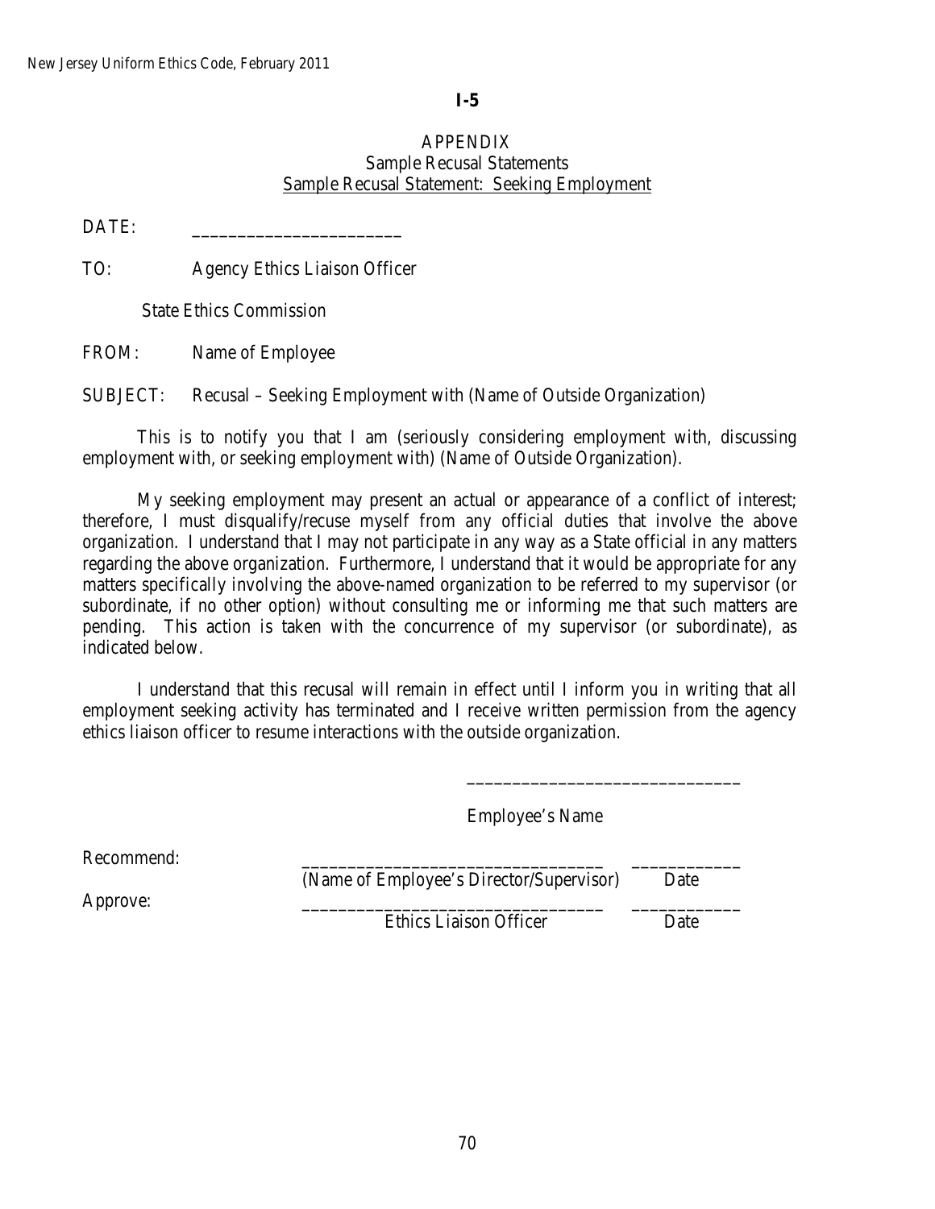**I-5**

APPENDIX
Sample Recusal Statements
Sample Recusal Statement: Seeking Employment

DATE: ______________________

TO: Agency Ethics Liaison Officer

State Ethics Commission

FROM: Name of Employee

SUBJECT: Recusal – Seeking Employment with (Name of Outside Organization)

This is to notify you that I am (seriously considering employment with, discussing employment with, or seeking employment with) (Name of Outside Organization).

My seeking employment may present an actual or appearance of a conflict of interest; therefore, I must disqualify/recuse myself from any official duties that involve the above organization. I understand that I may not participate in any way as a State official in any matters regarding the above organization. Furthermore, I understand that it would be appropriate for any matters specifically involving the above-named organization to be referred to my supervisor (or subordinate, if no other option) without consulting me or informing me that such matters are pending. This action is taken with the concurrence of my supervisor (or subordinate), as indicated below.

I understand that this recusal will remain in effect until I inform you in writing that all employment seeking activity has terminated and I receive written permission from the agency ethics liaison officer to resume interactions with the outside organization.

_______________________________
Employee's Name

Recommend: _________________________________ ____________
(Name of Employee's Director/Supervisor) Date

Approve: _________________________________ ____________
Ethics Liaison Officer Date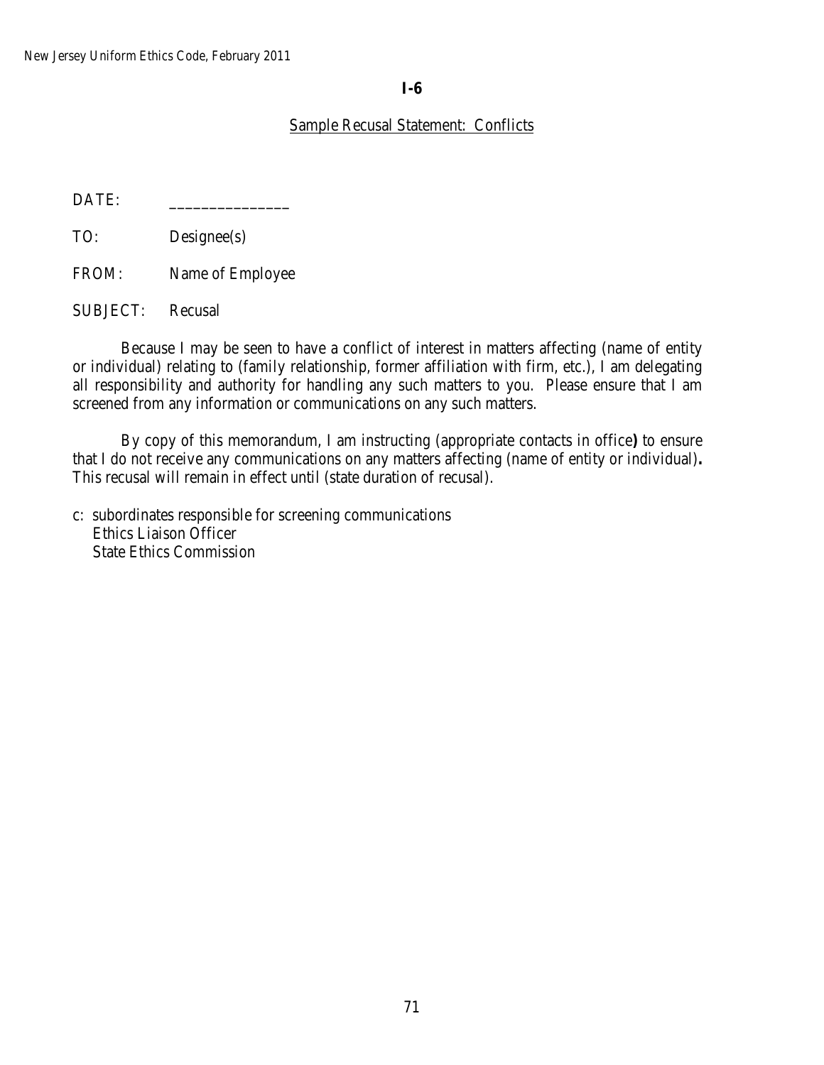**I-6**

Sample Recusal Statement: Conflicts

DATE: _______________

TO: Designee(s)

FROM: Name of Employee

SUBJECT: Recusal

Because I may be seen to have a conflict of interest in matters affecting (name of entity or individual) relating to (family relationship, former affiliation with firm, etc.), I am delegating all responsibility and authority for handling any such matters to you. Please ensure that I am screened from any information or communications on any such matters.

By copy of this memorandum, I am instructing (appropriate contacts in office**)** to ensure that I do not receive any communications on any matters affecting (name of entity or individual)**.** This recusal will remain in effect until (state duration of recusal).

c: subordinates responsible for screening communications
Ethics Liaison Officer
State Ethics Commission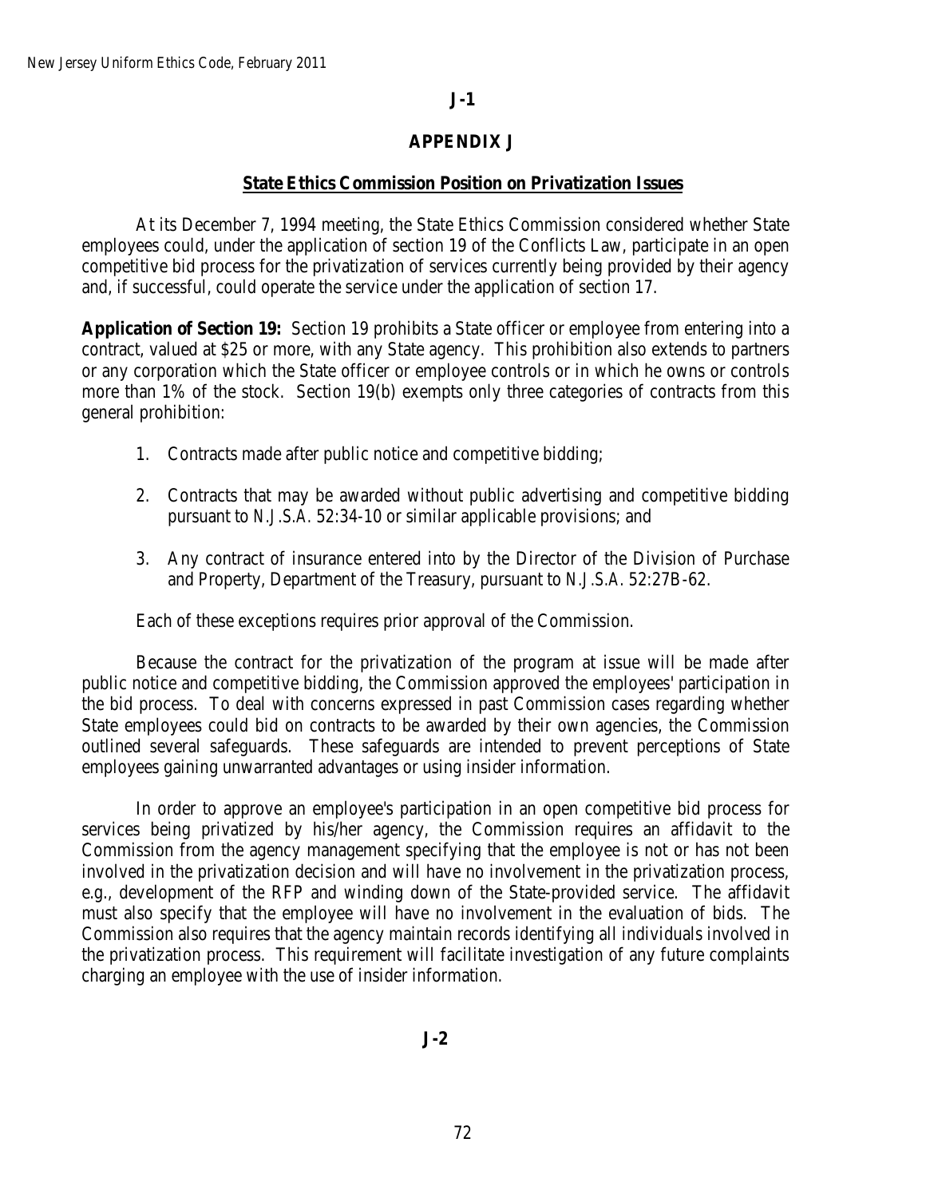**J-1**

# APPENDIX J

## State Ethics Commission Position on Privatization Issues

At its December 7, 1994 meeting, the State Ethics Commission considered whether State employees could, under the application of section 19 of the Conflicts Law, participate in an open competitive bid process for the privatization of services currently being provided by their agency and, if successful, could operate the service under the application of section 17.

**Application of Section 19:** Section 19 prohibits a State officer or employee from entering into a contract, valued at $25 or more, with any State agency. This prohibition also extends to partners or any corporation which the State officer or employee controls or in which he owns or controls more than 1% of the stock. Section 19(b) exempts only three categories of contracts from this general prohibition:

1. Contracts made after public notice and competitive bidding;

2. Contracts that may be awarded without public advertising and competitive bidding pursuant to *N.J.S.A.* 52:34-10 or similar applicable provisions; and

3. Any contract of insurance entered into by the Director of the Division of Purchase and Property, Department of the Treasury, pursuant to *N.J.S.A.* 52:27B-62.

Each of these exceptions requires prior approval of the Commission.

Because the contract for the privatization of the program at issue will be made after public notice and competitive bidding, the Commission approved the employees' participation in the bid process. To deal with concerns expressed in past Commission cases regarding whether State employees could bid on contracts to be awarded by their own agencies, the Commission outlined several safeguards. These safeguards are intended to prevent perceptions of State employees gaining unwarranted advantages or using insider information.

In order to approve an employee's participation in an open competitive bid process for services being privatized by his/her agency, the Commission requires an affidavit to the Commission from the agency management specifying that the employee is not or has not been involved in the privatization decision and will have no involvement in the privatization process, e.g., development of the RFP and winding down of the State-provided service. The affidavit must also specify that the employee will have no involvement in the evaluation of bids. The Commission also requires that the agency maintain records identifying all individuals involved in the privatization process. This requirement will facilitate investigation of any future complaints charging an employee with the use of insider information.

**J-2**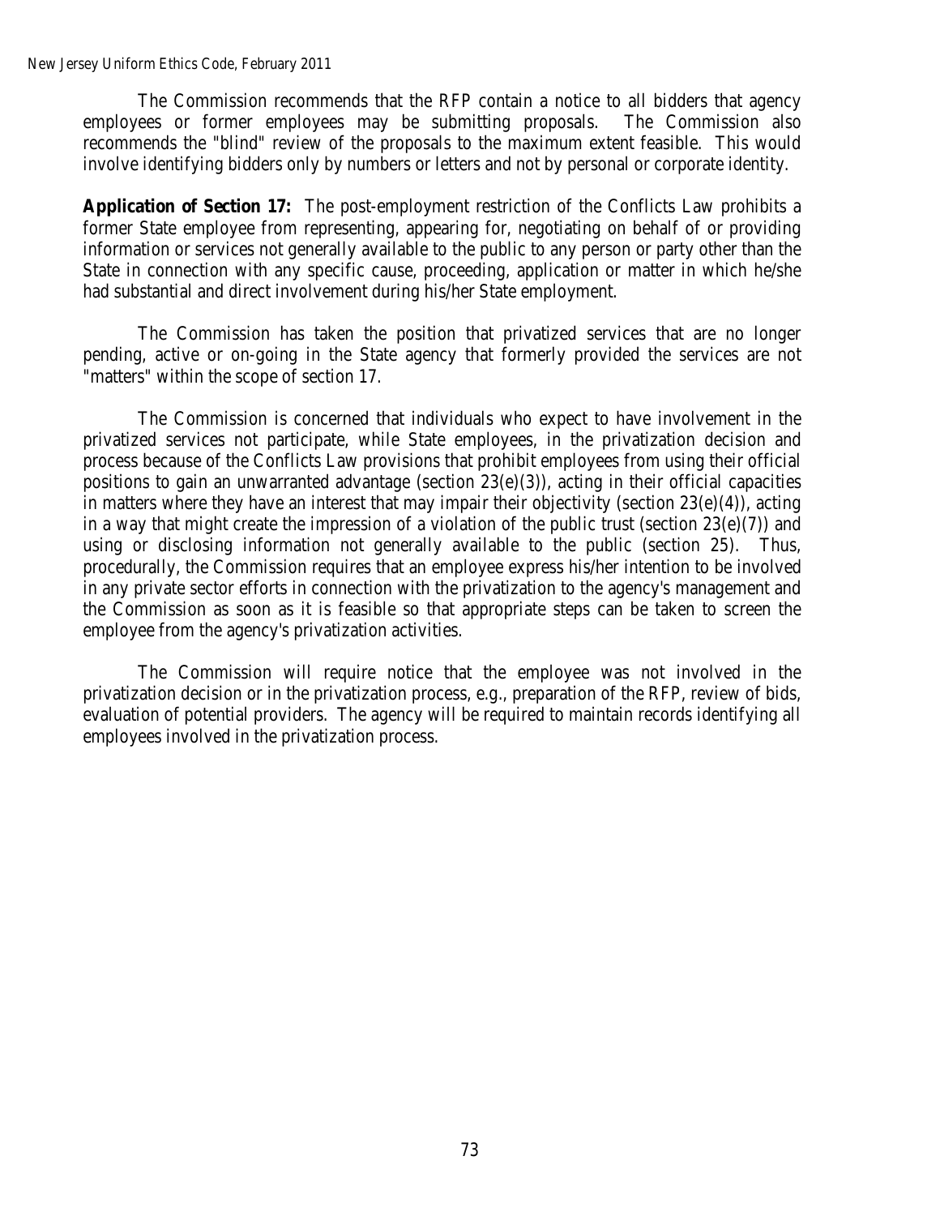The Commission recommends that the RFP contain a notice to all bidders that agency employees or former employees may be submitting proposals. The Commission also recommends the "blind" review of the proposals to the maximum extent feasible. This would involve identifying bidders only by numbers or letters and not by personal or corporate identity.

**Application of Section 17:** The post-employment restriction of the Conflicts Law prohibits a former State employee from representing, appearing for, negotiating on behalf of or providing information or services not generally available to the public to any person or party other than the State in connection with any specific cause, proceeding, application or matter in which he/she had substantial and direct involvement during his/her State employment.

The Commission has taken the position that privatized services that are no longer pending, active or on-going in the State agency that formerly provided the services are not "matters" within the scope of section 17.

The Commission is concerned that individuals who expect to have involvement in the privatized services not participate, while State employees, in the privatization decision and process because of the Conflicts Law provisions that prohibit employees from using their official positions to gain an unwarranted advantage (section 23(e)(3)), acting in their official capacities in matters where they have an interest that may impair their objectivity (section 23(e)(4)), acting in a way that might create the impression of a violation of the public trust (section 23(e)(7)) and using or disclosing information not generally available to the public (section 25). Thus, procedurally, the Commission requires that an employee express his/her intention to be involved in any private sector efforts in connection with the privatization to the agency's management and the Commission as soon as it is feasible so that appropriate steps can be taken to screen the employee from the agency's privatization activities.

The Commission will require notice that the employee was not involved in the privatization decision or in the privatization process, e.g., preparation of the RFP, review of bids, evaluation of potential providers. The agency will be required to maintain records identifying all employees involved in the privatization process.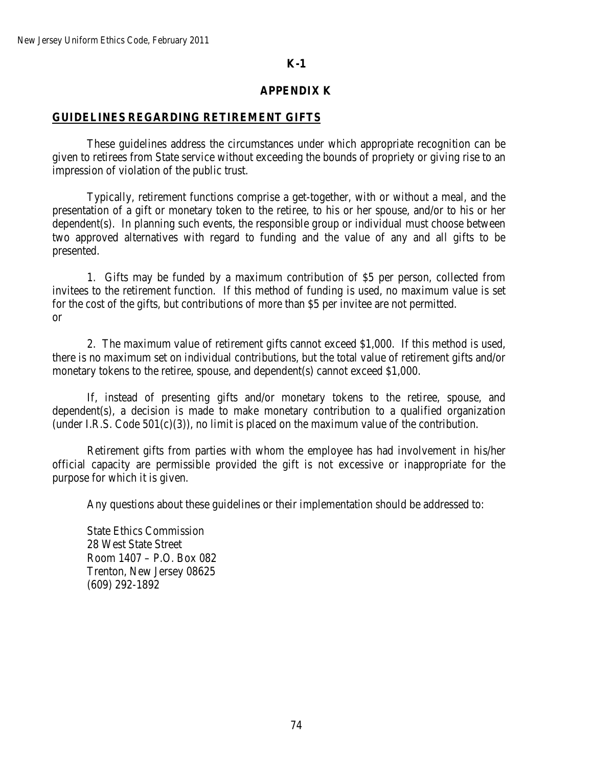**K-1**

## APPENDIX K

### GUIDELINES REGARDING RETIREMENT GIFTS

These guidelines address the circumstances under which appropriate recognition can be given to retirees from State service without exceeding the bounds of propriety or giving rise to an impression of violation of the public trust.

Typically, retirement functions comprise a get-together, with or without a meal, and the presentation of a gift or monetary token to the retiree, to his or her spouse, and/or to his or her dependent(s). In planning such events, the responsible group or individual must choose between two approved alternatives with regard to funding and the value of any and all gifts to be presented.

1. Gifts may be funded by a maximum contribution of $5 per person, collected from invitees to the retirement function. If this method of funding is used, no maximum value is set for the cost of the gifts, but contributions of more than $5 per invitee are not permitted.

or

2. The maximum value of retirement gifts cannot exceed $1,000. If this method is used, there is no maximum set on individual contributions, but the total value of retirement gifts and/or monetary tokens to the retiree, spouse, and dependent(s) cannot exceed $1,000.

If, instead of presenting gifts and/or monetary tokens to the retiree, spouse, and dependent(s), a decision is made to make monetary contribution to a qualified organization (under I.R.S. Code 501(c)(3)), no limit is placed on the maximum value of the contribution.

Retirement gifts from parties with whom the employee has had involvement in his/her official capacity are permissible provided the gift is not excessive or inappropriate for the purpose for which it is given.

Any questions about these guidelines or their implementation should be addressed to:

State Ethics Commission
28 West State Street
Room 1407 – P.O. Box 082
Trenton, New Jersey 08625
(609) 292-1892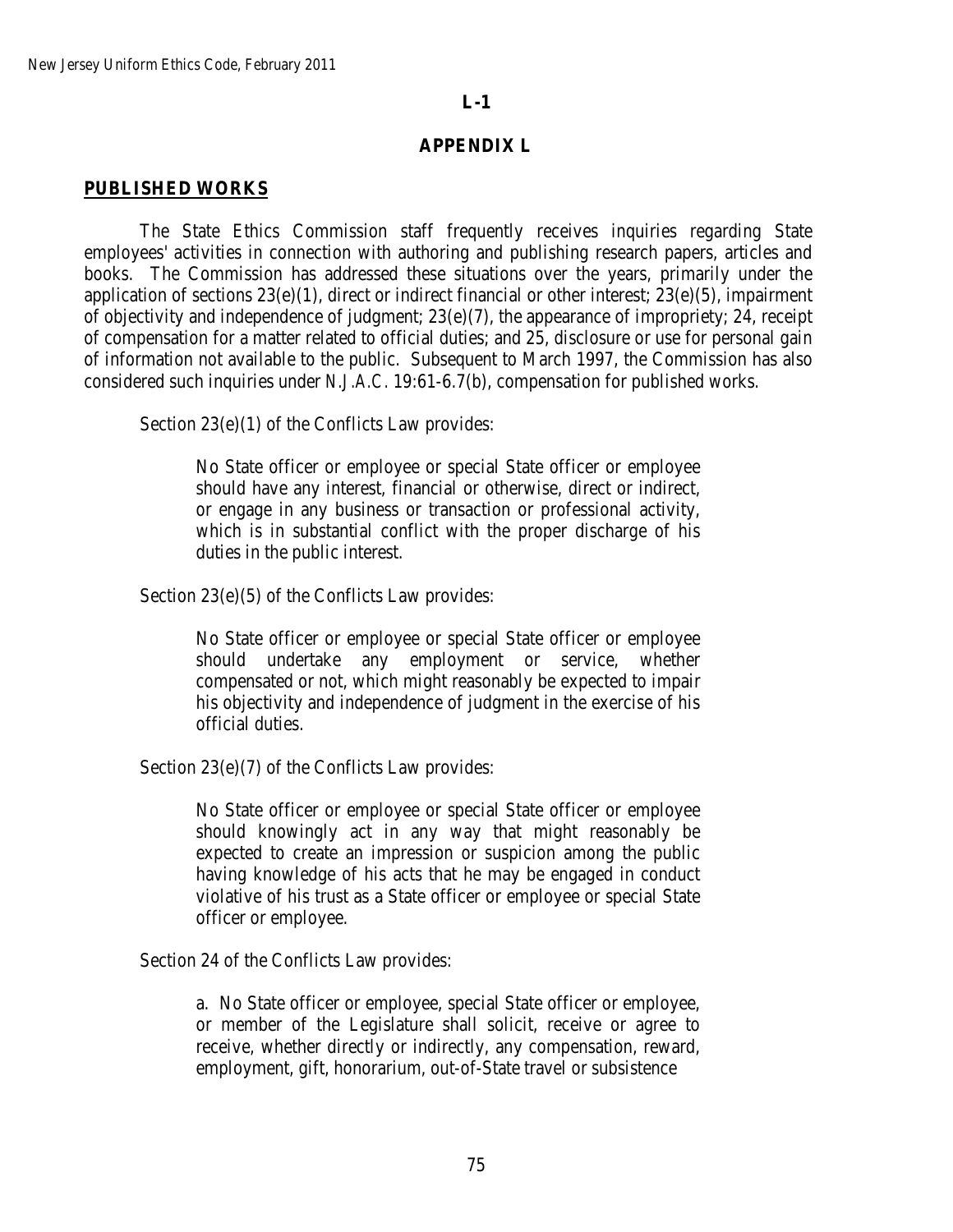**L-1**

**APPENDIX L**

## PUBLISHED WORKS

The State Ethics Commission staff frequently receives inquiries regarding State employees' activities in connection with authoring and publishing research papers, articles and books. The Commission has addressed these situations over the years, primarily under the application of sections 23(e)(1), direct or indirect financial or other interest; 23(e)(5), impairment of objectivity and independence of judgment; 23(e)(7), the appearance of impropriety; 24, receipt of compensation for a matter related to official duties; and 25, disclosure or use for personal gain of information not available to the public. Subsequent to March 1997, the Commission has also considered such inquiries under N.J.A.C. 19:61-6.7(b), compensation for published works.

Section 23(e)(1) of the Conflicts Law provides:

> No State officer or employee or special State officer or employee should have any interest, financial or otherwise, direct or indirect, or engage in any business or transaction or professional activity, which is in substantial conflict with the proper discharge of his duties in the public interest.

Section 23(e)(5) of the Conflicts Law provides:

> No State officer or employee or special State officer or employee should undertake any employment or service, whether compensated or not, which might reasonably be expected to impair his objectivity and independence of judgment in the exercise of his official duties.

Section 23(e)(7) of the Conflicts Law provides:

> No State officer or employee or special State officer or employee should knowingly act in any way that might reasonably be expected to create an impression or suspicion among the public having knowledge of his acts that he may be engaged in conduct violative of his trust as a State officer or employee or special State officer or employee.

Section 24 of the Conflicts Law provides:

> a. No State officer or employee, special State officer or employee, or member of the Legislature shall solicit, receive or agree to receive, whether directly or indirectly, any compensation, reward, employment, gift, honorarium, out-of-State travel or subsistence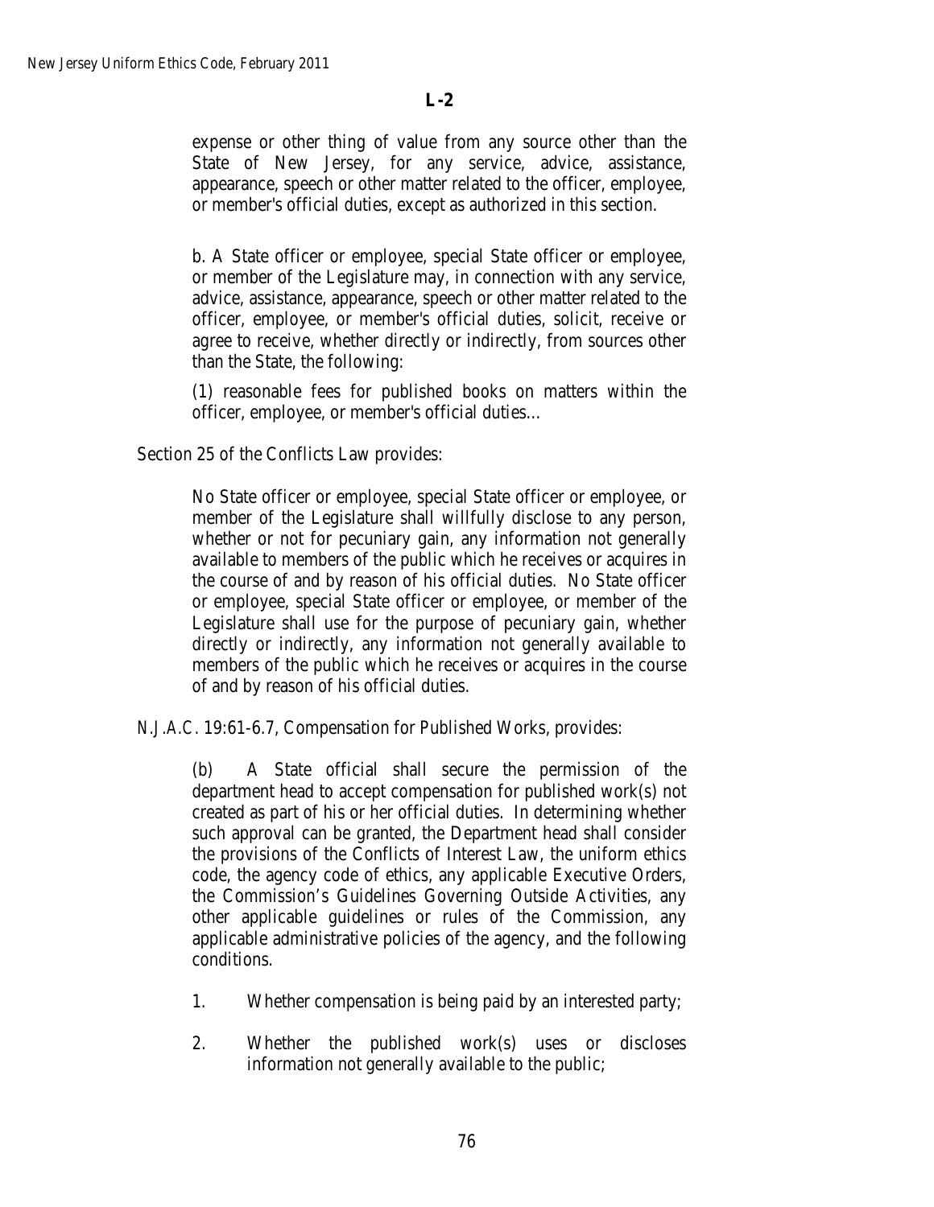## L-2

> expense or other thing of value from any source other than the State of New Jersey, for any service, advice, assistance, appearance, speech or other matter related to the officer, employee, or member's official duties, except as authorized in this section.
>
> b. A State officer or employee, special State officer or employee, or member of the Legislature may, in connection with any service, advice, assistance, appearance, speech or other matter related to the officer, employee, or member's official duties, solicit, receive or agree to receive, whether directly or indirectly, from sources other than the State, the following:
>
> (1) reasonable fees for published books on matters within the officer, employee, or member's official duties...

Section 25 of the Conflicts Law provides:

> No State officer or employee, special State officer or employee, or member of the Legislature shall willfully disclose to any person, whether or not for pecuniary gain, any information not generally available to members of the public which he receives or acquires in the course of and by reason of his official duties. No State officer or employee, special State officer or employee, or member of the Legislature shall use for the purpose of pecuniary gain, whether directly or indirectly, any information not generally available to members of the public which he receives or acquires in the course of and by reason of his official duties.

N.J.A.C. 19:61-6.7, Compensation for Published Works, provides:

> (b) A State official shall secure the permission of the department head to accept compensation for published work(s) not created as part of his or her official duties. In determining whether such approval can be granted, the Department head shall consider the provisions of the Conflicts of Interest Law, the uniform ethics code, the agency code of ethics, any applicable Executive Orders, the Commission's Guidelines Governing Outside Activities, any other applicable guidelines or rules of the Commission, any applicable administrative policies of the agency, and the following conditions.
>
> 1. Whether compensation is being paid by an interested party;
>
> 2. Whether the published work(s) uses or discloses information not generally available to the public;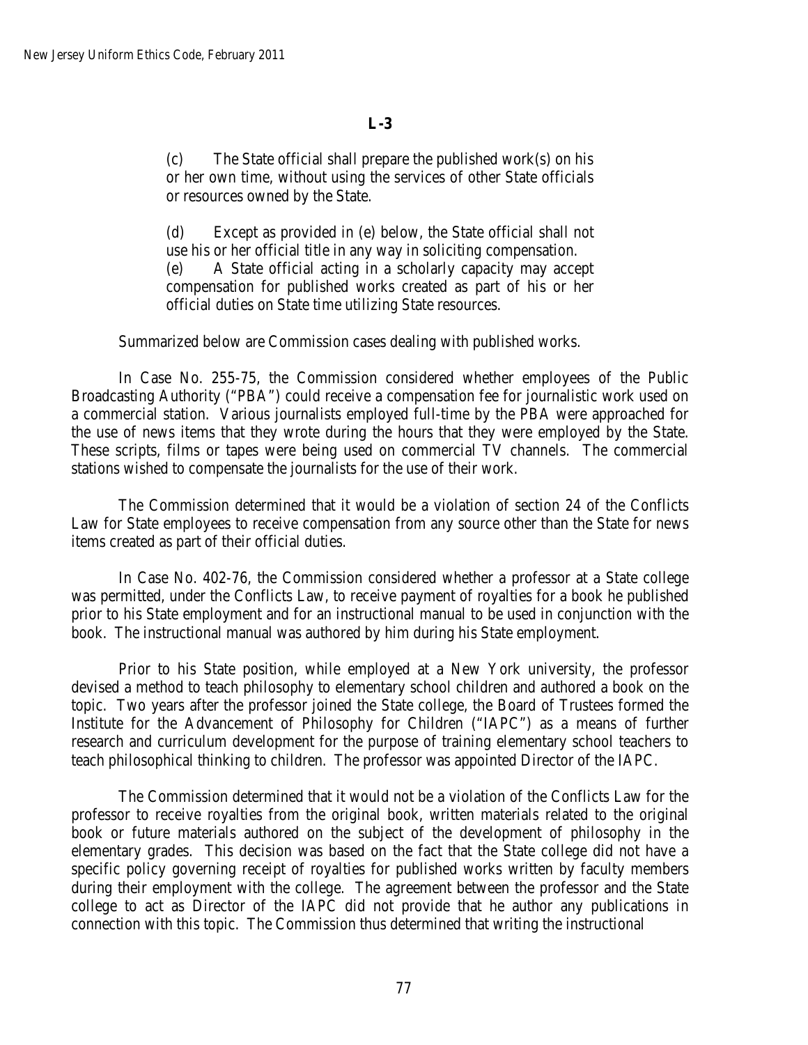**L-3**

> (c) The State official shall prepare the published work(s) on his or her own time, without using the services of other State officials or resources owned by the State.
>
> (d) Except as provided in (e) below, the State official shall not use his or her official title in any way in soliciting compensation.
>
> (e) A State official acting in a scholarly capacity may accept compensation for published works created as part of his or her official duties on State time utilizing State resources.

Summarized below are Commission cases dealing with published works.

In Case No. 255-75, the Commission considered whether employees of the Public Broadcasting Authority ("PBA") could receive a compensation fee for journalistic work used on a commercial station. Various journalists employed full-time by the PBA were approached for the use of news items that they wrote during the hours that they were employed by the State. These scripts, films or tapes were being used on commercial TV channels. The commercial stations wished to compensate the journalists for the use of their work.

The Commission determined that it would be a violation of section 24 of the Conflicts Law for State employees to receive compensation from any source other than the State for news items created as part of their official duties.

In Case No. 402-76, the Commission considered whether a professor at a State college was permitted, under the Conflicts Law, to receive payment of royalties for a book he published prior to his State employment and for an instructional manual to be used in conjunction with the book. The instructional manual was authored by him during his State employment.

Prior to his State position, while employed at a New York university, the professor devised a method to teach philosophy to elementary school children and authored a book on the topic. Two years after the professor joined the State college, the Board of Trustees formed the Institute for the Advancement of Philosophy for Children ("IAPC") as a means of further research and curriculum development for the purpose of training elementary school teachers to teach philosophical thinking to children. The professor was appointed Director of the IAPC.

The Commission determined that it would not be a violation of the Conflicts Law for the professor to receive royalties from the original book, written materials related to the original book or future materials authored on the subject of the development of philosophy in the elementary grades. This decision was based on the fact that the State college did not have a specific policy governing receipt of royalties for published works written by faculty members during their employment with the college. The agreement between the professor and the State college to act as Director of the IAPC did not provide that he author any publications in connection with this topic. The Commission thus determined that writing the instructional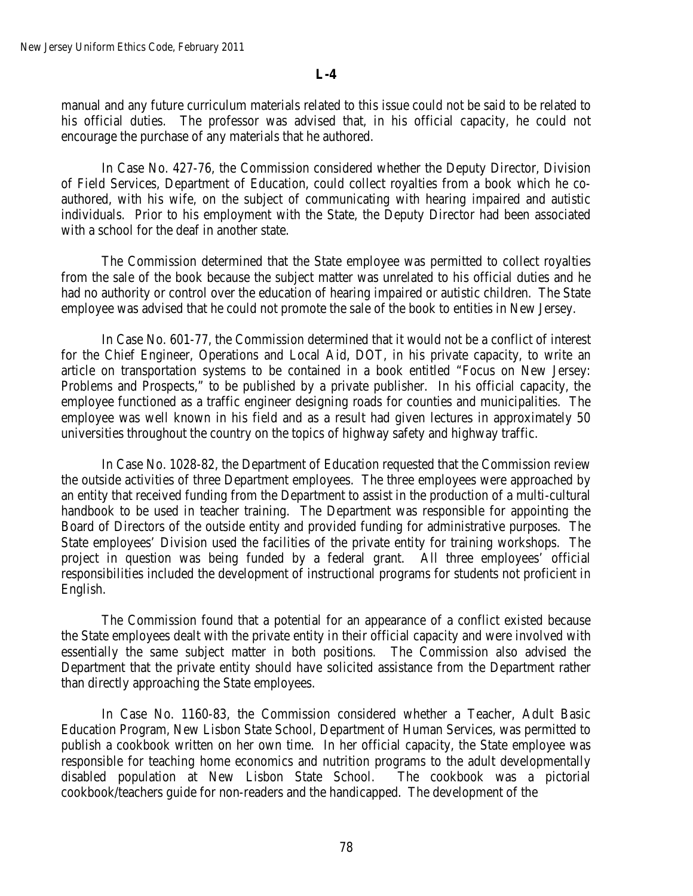manual and any future curriculum materials related to this issue could not be said to be related to his official duties. The professor was advised that, in his official capacity, he could not encourage the purchase of any materials that he authored.

In Case No. 427-76, the Commission considered whether the Deputy Director, Division of Field Services, Department of Education, could collect royalties from a book which he co-authored, with his wife, on the subject of communicating with hearing impaired and autistic individuals. Prior to his employment with the State, the Deputy Director had been associated with a school for the deaf in another state.

The Commission determined that the State employee was permitted to collect royalties from the sale of the book because the subject matter was unrelated to his official duties and he had no authority or control over the education of hearing impaired or autistic children. The State employee was advised that he could not promote the sale of the book to entities in New Jersey.

In Case No. 601-77, the Commission determined that it would not be a conflict of interest for the Chief Engineer, Operations and Local Aid, DOT, in his private capacity, to write an article on transportation systems to be contained in a book entitled "Focus on New Jersey: Problems and Prospects," to be published by a private publisher. In his official capacity, the employee functioned as a traffic engineer designing roads for counties and municipalities. The employee was well known in his field and as a result had given lectures in approximately 50 universities throughout the country on the topics of highway safety and highway traffic.

In Case No. 1028-82, the Department of Education requested that the Commission review the outside activities of three Department employees. The three employees were approached by an entity that received funding from the Department to assist in the production of a multi-cultural handbook to be used in teacher training. The Department was responsible for appointing the Board of Directors of the outside entity and provided funding for administrative purposes. The State employees' Division used the facilities of the private entity for training workshops. The project in question was being funded by a federal grant. All three employees' official responsibilities included the development of instructional programs for students not proficient in English.

The Commission found that a potential for an appearance of a conflict existed because the State employees dealt with the private entity in their official capacity and were involved with essentially the same subject matter in both positions. The Commission also advised the Department that the private entity should have solicited assistance from the Department rather than directly approaching the State employees.

In Case No. 1160-83, the Commission considered whether a Teacher, Adult Basic Education Program, New Lisbon State School, Department of Human Services, was permitted to publish a cookbook written on her own time. In her official capacity, the State employee was responsible for teaching home economics and nutrition programs to the adult developmentally disabled population at New Lisbon State School. The cookbook was a pictorial cookbook/teachers guide for non-readers and the handicapped. The development of the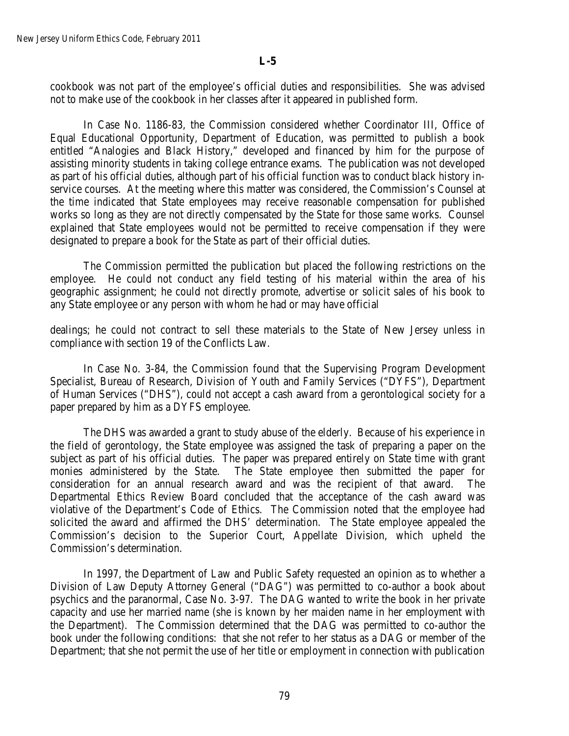cookbook was not part of the employee's official duties and responsibilities. She was advised not to make use of the cookbook in her classes after it appeared in published form.

In Case No. 1186-83, the Commission considered whether Coordinator III, Office of Equal Educational Opportunity, Department of Education, was permitted to publish a book entitled "Analogies and Black History," developed and financed by him for the purpose of assisting minority students in taking college entrance exams. The publication was not developed as part of his official duties, although part of his official function was to conduct black history in-service courses. At the meeting where this matter was considered, the Commission's Counsel at the time indicated that State employees may receive reasonable compensation for published works so long as they are not directly compensated by the State for those same works. Counsel explained that State employees would not be permitted to receive compensation if they were designated to prepare a book for the State as part of their official duties.

The Commission permitted the publication but placed the following restrictions on the employee. He could not conduct any field testing of his material within the area of his geographic assignment; he could not directly promote, advertise or solicit sales of his book to any State employee or any person with whom he had or may have official dealings; he could not contract to sell these materials to the State of New Jersey unless in compliance with section 19 of the Conflicts Law.

In Case No. 3-84, the Commission found that the Supervising Program Development Specialist, Bureau of Research, Division of Youth and Family Services ("DYFS"), Department of Human Services ("DHS"), could not accept a cash award from a gerontological society for a paper prepared by him as a DYFS employee.

The DHS was awarded a grant to study abuse of the elderly. Because of his experience in the field of gerontology, the State employee was assigned the task of preparing a paper on the subject as part of his official duties. The paper was prepared entirely on State time with grant monies administered by the State. The State employee then submitted the paper for consideration for an annual research award and was the recipient of that award. The Departmental Ethics Review Board concluded that the acceptance of the cash award was violative of the Department's Code of Ethics. The Commission noted that the employee had solicited the award and affirmed the DHS' determination. The State employee appealed the Commission's decision to the Superior Court, Appellate Division, which upheld the Commission's determination.

In 1997, the Department of Law and Public Safety requested an opinion as to whether a Division of Law Deputy Attorney General ("DAG") was permitted to co-author a book about psychics and the paranormal, Case No. 3-97. The DAG wanted to write the book in her private capacity and use her married name (she is known by her maiden name in her employment with the Department). The Commission determined that the DAG was permitted to co-author the book under the following conditions: that she not refer to her status as a DAG or member of the Department; that she not permit the use of her title or employment in connection with publication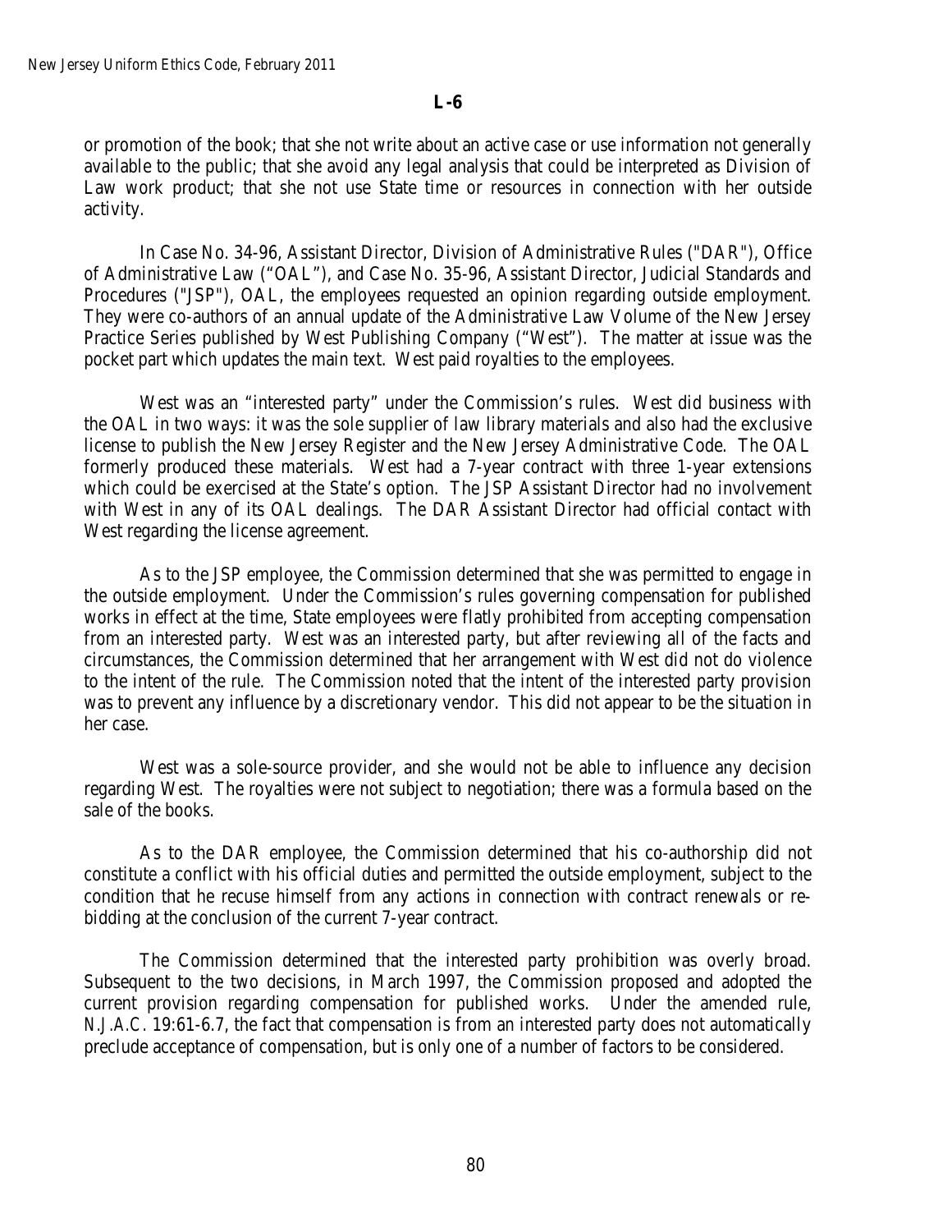or promotion of the book; that she not write about an active case or use information not generally available to the public; that she avoid any legal analysis that could be interpreted as Division of Law work product; that she not use State time or resources in connection with her outside activity.

In Case No. 34-96, Assistant Director, Division of Administrative Rules ("DAR"), Office of Administrative Law ("OAL"), and Case No. 35-96, Assistant Director, Judicial Standards and Procedures ("JSP"), OAL, the employees requested an opinion regarding outside employment. They were co-authors of an annual update of the Administrative Law Volume of the New Jersey Practice Series published by West Publishing Company ("West"). The matter at issue was the pocket part which updates the main text. West paid royalties to the employees.

West was an "interested party" under the Commission's rules. West did business with the OAL in two ways: it was the sole supplier of law library materials and also had the exclusive license to publish the New Jersey Register and the New Jersey Administrative Code. The OAL formerly produced these materials. West had a 7-year contract with three 1-year extensions which could be exercised at the State's option. The JSP Assistant Director had no involvement with West in any of its OAL dealings. The DAR Assistant Director had official contact with West regarding the license agreement.

As to the JSP employee, the Commission determined that she was permitted to engage in the outside employment. Under the Commission's rules governing compensation for published works in effect at the time, State employees were flatly prohibited from accepting compensation from an interested party. West was an interested party, but after reviewing all of the facts and circumstances, the Commission determined that her arrangement with West did not do violence to the intent of the rule. The Commission noted that the intent of the interested party provision was to prevent any influence by a discretionary vendor. This did not appear to be the situation in her case.

West was a sole-source provider, and she would not be able to influence any decision regarding West. The royalties were not subject to negotiation; there was a formula based on the sale of the books.

As to the DAR employee, the Commission determined that his co-authorship did not constitute a conflict with his official duties and permitted the outside employment, subject to the condition that he recuse himself from any actions in connection with contract renewals or re-bidding at the conclusion of the current 7-year contract.

The Commission determined that the interested party prohibition was overly broad. Subsequent to the two decisions, in March 1997, the Commission proposed and adopted the current provision regarding compensation for published works. Under the amended rule, *N.J.A.C.* 19:61-6.7, the fact that compensation is from an interested party does not automatically preclude acceptance of compensation, but is only one of a number of factors to be considered.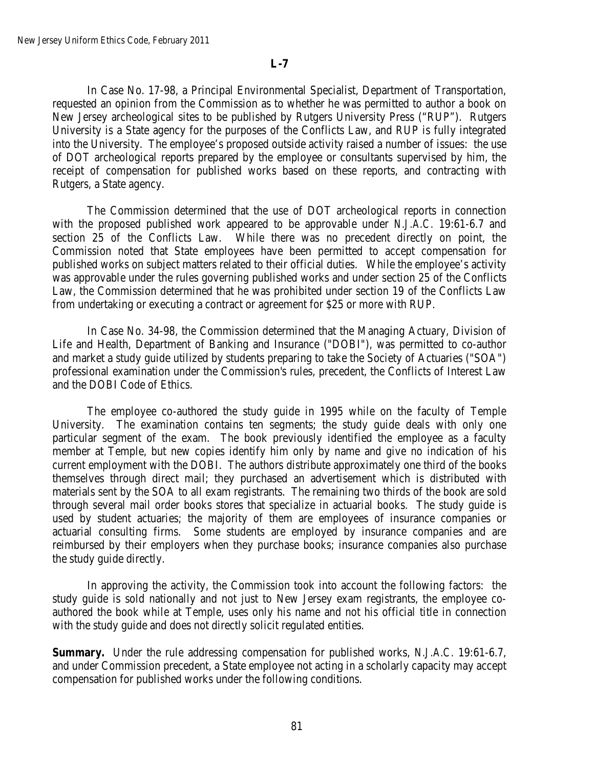**L-7**

In Case No. 17-98, a Principal Environmental Specialist, Department of Transportation, requested an opinion from the Commission as to whether he was permitted to author a book on New Jersey archeological sites to be published by Rutgers University Press ("RUP"). Rutgers University is a State agency for the purposes of the Conflicts Law, and RUP is fully integrated into the University. The employee's proposed outside activity raised a number of issues: the use of DOT archeological reports prepared by the employee or consultants supervised by him, the receipt of compensation for published works based on these reports, and contracting with Rutgers, a State agency.

The Commission determined that the use of DOT archeological reports in connection with the proposed published work appeared to be approvable under *N.J.A.C.* 19:61-6.7 and section 25 of the Conflicts Law. While there was no precedent directly on point, the Commission noted that State employees have been permitted to accept compensation for published works on subject matters related to their official duties. While the employee's activity was approvable under the rules governing published works and under section 25 of the Conflicts Law, the Commission determined that he was prohibited under section 19 of the Conflicts Law from undertaking or executing a contract or agreement for $25 or more with RUP.

In Case No. 34-98, the Commission determined that the Managing Actuary, Division of Life and Health, Department of Banking and Insurance ("DOBI"), was permitted to co-author and market a study guide utilized by students preparing to take the Society of Actuaries ("SOA") professional examination under the Commission's rules, precedent, the Conflicts of Interest Law and the DOBI Code of Ethics.

The employee co-authored the study guide in 1995 while on the faculty of Temple University. The examination contains ten segments; the study guide deals with only one particular segment of the exam. The book previously identified the employee as a faculty member at Temple, but new copies identify him only by name and give no indication of his current employment with the DOBI. The authors distribute approximately one third of the books themselves through direct mail; they purchased an advertisement which is distributed with materials sent by the SOA to all exam registrants. The remaining two thirds of the book are sold through several mail order books stores that specialize in actuarial books. The study guide is used by student actuaries; the majority of them are employees of insurance companies or actuarial consulting firms. Some students are employed by insurance companies and are reimbursed by their employers when they purchase books; insurance companies also purchase the study guide directly.

In approving the activity, the Commission took into account the following factors: the study guide is sold nationally and not just to New Jersey exam registrants, the employee co-authored the book while at Temple, uses only his name and not his official title in connection with the study guide and does not directly solicit regulated entities.

**Summary.** Under the rule addressing compensation for published works, *N.J.A.C.* 19:61-6.7, and under Commission precedent, a State employee not acting in a scholarly capacity may accept compensation for published works under the following conditions.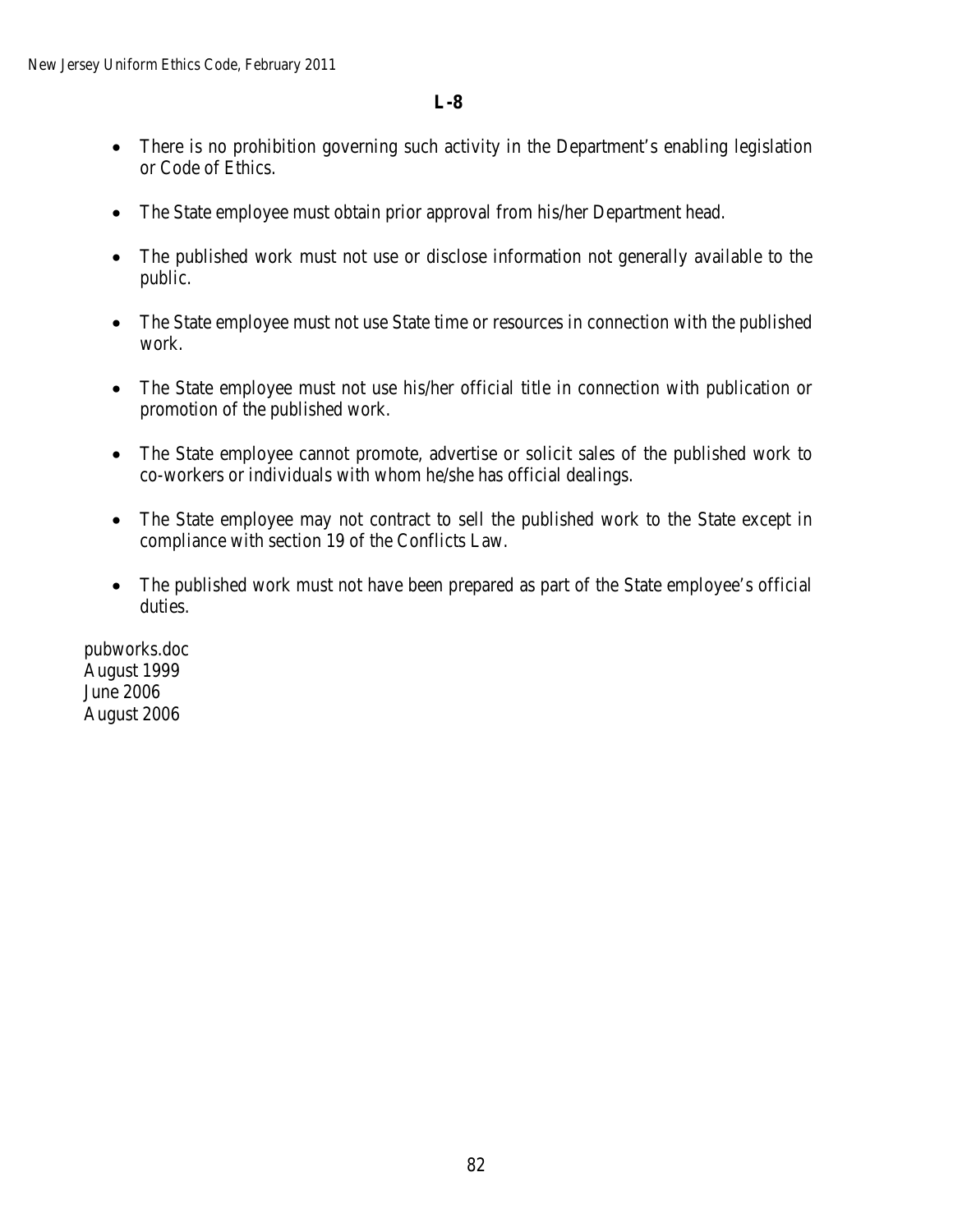**L-8**

- There is no prohibition governing such activity in the Department's enabling legislation or Code of Ethics.
- The State employee must obtain prior approval from his/her Department head.
- The published work must not use or disclose information not generally available to the public.
- The State employee must not use State time or resources in connection with the published work.
- The State employee must not use his/her official title in connection with publication or promotion of the published work.
- The State employee cannot promote, advertise or solicit sales of the published work to co-workers or individuals with whom he/she has official dealings.
- The State employee may not contract to sell the published work to the State except in compliance with section 19 of the Conflicts Law.
- The published work must not have been prepared as part of the State employee's official duties.

pubworks.doc
August 1999
June 2006
August 2006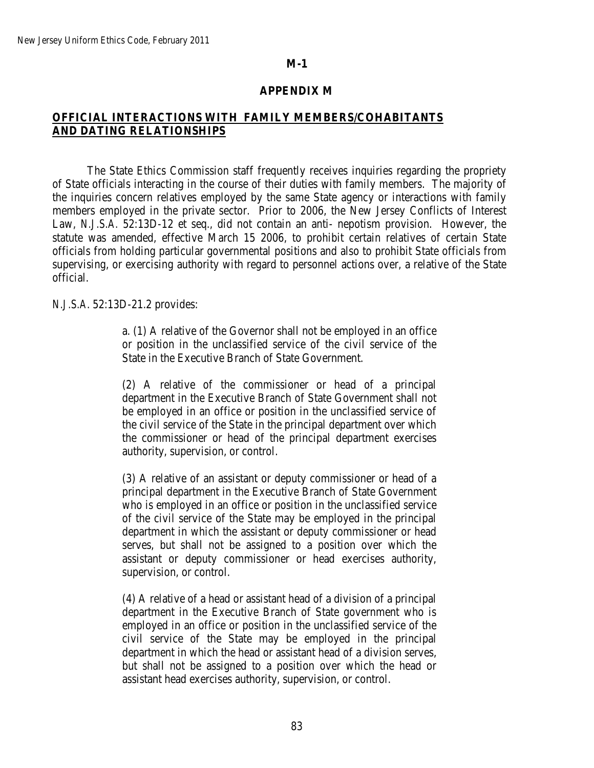**M-1**

## APPENDIX M

## OFFICIAL INTERACTIONS WITH FAMILY MEMBERS/COHABITANTS AND DATING RELATIONSHIPS

The State Ethics Commission staff frequently receives inquiries regarding the propriety of State officials interacting in the course of their duties with family members. The majority of the inquiries concern relatives employed by the same State agency or interactions with family members employed in the private sector. Prior to 2006, the New Jersey Conflicts of Interest Law, *N.J.S.A.* 52:13D-12 et seq., did not contain an anti- nepotism provision. However, the statute was amended, effective March 15 2006, to prohibit certain relatives of certain State officials from holding particular governmental positions and also to prohibit State officials from supervising, or exercising authority with regard to personnel actions over, a relative of the State official.

*N.J.S.A.* 52:13D-21.2 provides:

> a. (1) A relative of the Governor shall not be employed in an office or position in the unclassified service of the civil service of the State in the Executive Branch of State Government.
>
> (2) A relative of the commissioner or head of a principal department in the Executive Branch of State Government shall not be employed in an office or position in the unclassified service of the civil service of the State in the principal department over which the commissioner or head of the principal department exercises authority, supervision, or control.
>
> (3) A relative of an assistant or deputy commissioner or head of a principal department in the Executive Branch of State Government who is employed in an office or position in the unclassified service of the civil service of the State may be employed in the principal department in which the assistant or deputy commissioner or head serves, but shall not be assigned to a position over which the assistant or deputy commissioner or head exercises authority, supervision, or control.
>
> (4) A relative of a head or assistant head of a division of a principal department in the Executive Branch of State government who is employed in an office or position in the unclassified service of the civil service of the State may be employed in the principal department in which the head or assistant head of a division serves, but shall not be assigned to a position over which the head or assistant head exercises authority, supervision, or control.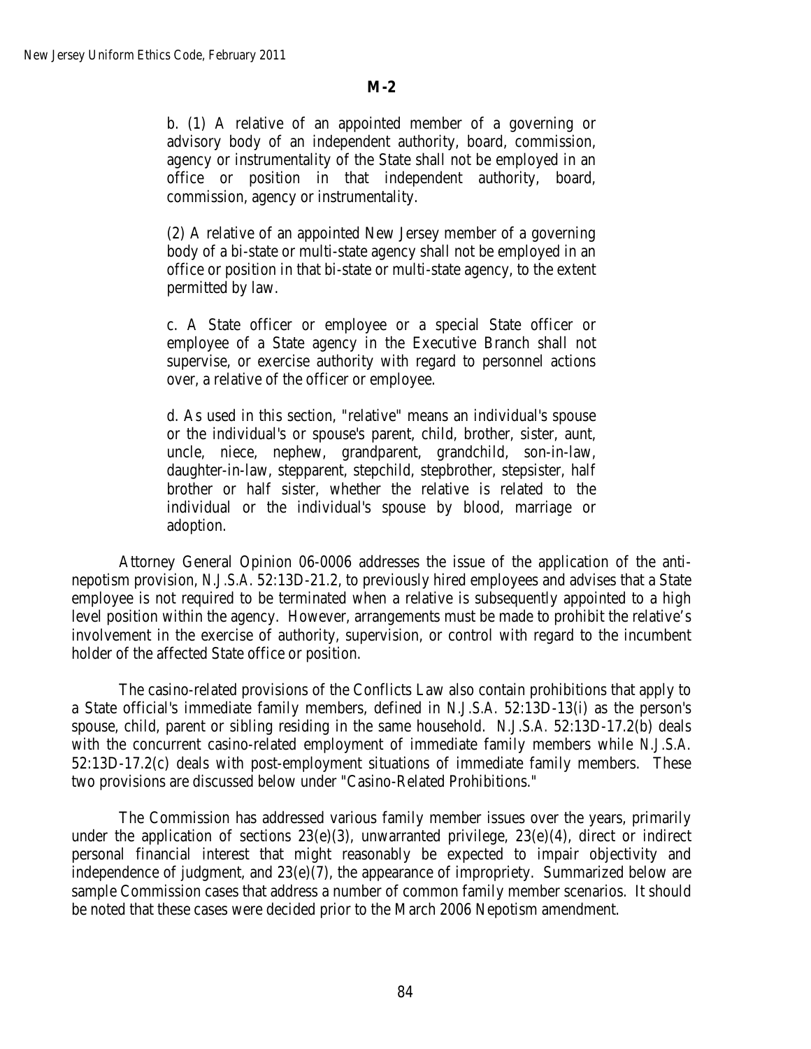**M-2**

b. (1) A relative of an appointed member of a governing or advisory body of an independent authority, board, commission, agency or instrumentality of the State shall not be employed in an office or position in that independent authority, board, commission, agency or instrumentality.

(2) A relative of an appointed New Jersey member of a governing body of a bi-state or multi-state agency shall not be employed in an office or position in that bi-state or multi-state agency, to the extent permitted by law.

c. A State officer or employee or a special State officer or employee of a State agency in the Executive Branch shall not supervise, or exercise authority with regard to personnel actions over, a relative of the officer or employee.

d. As used in this section, "relative" means an individual's spouse or the individual's or spouse's parent, child, brother, sister, aunt, uncle, niece, nephew, grandparent, grandchild, son-in-law, daughter-in-law, stepparent, stepchild, stepbrother, stepsister, half brother or half sister, whether the relative is related to the individual or the individual's spouse by blood, marriage or adoption.

Attorney General Opinion 06-0006 addresses the issue of the application of the anti-nepotism provision, *N.J.S.A.* 52:13D-21.2, to previously hired employees and advises that a State employee is not required to be terminated when a relative is subsequently appointed to a high level position within the agency. However, arrangements must be made to prohibit the relative's involvement in the exercise of authority, supervision, or control with regard to the incumbent holder of the affected State office or position.

The casino-related provisions of the Conflicts Law also contain prohibitions that apply to a State official's immediate family members, defined in *N.J.S.A.* 52:13D-13(i) as the person's spouse, child, parent or sibling residing in the same household. *N.J.S.A.* 52:13D-17.2(b) deals with the concurrent casino-related employment of immediate family members while *N.J.S.A.* 52:13D-17.2(c) deals with post-employment situations of immediate family members. These two provisions are discussed below under "Casino-Related Prohibitions."

The Commission has addressed various family member issues over the years, primarily under the application of sections 23(e)(3), unwarranted privilege, 23(e)(4), direct or indirect personal financial interest that might reasonably be expected to impair objectivity and independence of judgment, and 23(e)(7), the appearance of impropriety. Summarized below are sample Commission cases that address a number of common family member scenarios. It should be noted that these cases were decided prior to the March 2006 Nepotism amendment.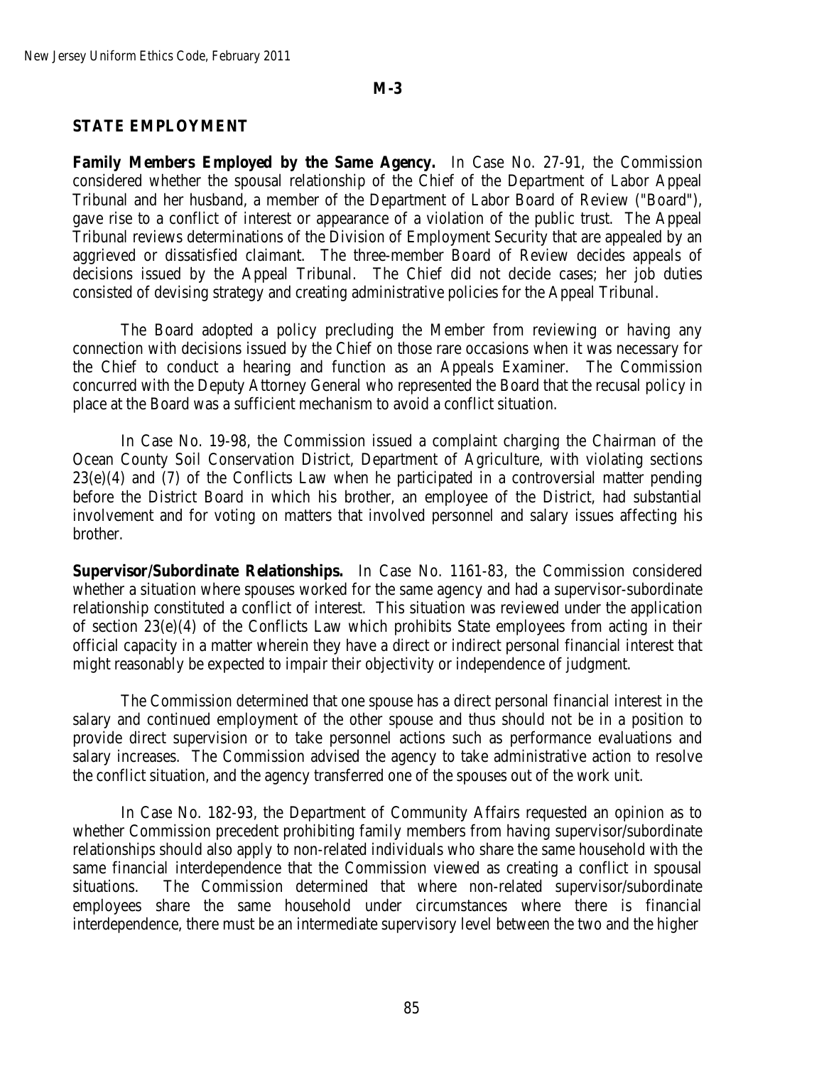**M-3**

**STATE EMPLOYMENT**

**Family Members Employed by the Same Agency.** In Case No. 27-91, the Commission considered whether the spousal relationship of the Chief of the Department of Labor Appeal Tribunal and her husband, a member of the Department of Labor Board of Review ("Board"), gave rise to a conflict of interest or appearance of a violation of the public trust. The Appeal Tribunal reviews determinations of the Division of Employment Security that are appealed by an aggrieved or dissatisfied claimant. The three-member Board of Review decides appeals of decisions issued by the Appeal Tribunal. The Chief did not decide cases; her job duties consisted of devising strategy and creating administrative policies for the Appeal Tribunal.

The Board adopted a policy precluding the Member from reviewing or having any connection with decisions issued by the Chief on those rare occasions when it was necessary for the Chief to conduct a hearing and function as an Appeals Examiner. The Commission concurred with the Deputy Attorney General who represented the Board that the recusal policy in place at the Board was a sufficient mechanism to avoid a conflict situation.

In Case No. 19-98, the Commission issued a complaint charging the Chairman of the Ocean County Soil Conservation District, Department of Agriculture, with violating sections 23(e)(4) and (7) of the Conflicts Law when he participated in a controversial matter pending before the District Board in which his brother, an employee of the District, had substantial involvement and for voting on matters that involved personnel and salary issues affecting his brother.

**Supervisor/Subordinate Relationships.** In Case No. 1161-83, the Commission considered whether a situation where spouses worked for the same agency and had a supervisor-subordinate relationship constituted a conflict of interest. This situation was reviewed under the application of section 23(e)(4) of the Conflicts Law which prohibits State employees from acting in their official capacity in a matter wherein they have a direct or indirect personal financial interest that might reasonably be expected to impair their objectivity or independence of judgment.

The Commission determined that one spouse has a direct personal financial interest in the salary and continued employment of the other spouse and thus should not be in a position to provide direct supervision or to take personnel actions such as performance evaluations and salary increases. The Commission advised the agency to take administrative action to resolve the conflict situation, and the agency transferred one of the spouses out of the work unit.

In Case No. 182-93, the Department of Community Affairs requested an opinion as to whether Commission precedent prohibiting family members from having supervisor/subordinate relationships should also apply to non-related individuals who share the same household with the same financial interdependence that the Commission viewed as creating a conflict in spousal situations. The Commission determined that where non-related supervisor/subordinate employees share the same household under circumstances where there is financial interdependence, there must be an intermediate supervisory level between the two and the higher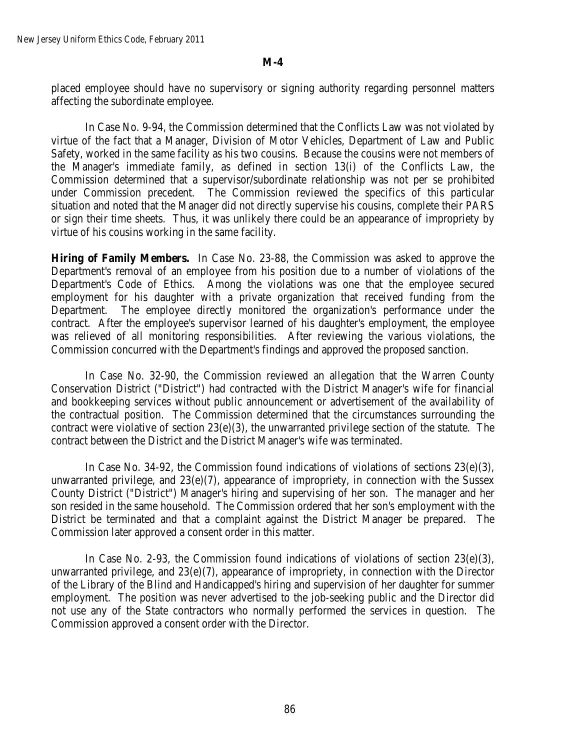placed employee should have no supervisory or signing authority regarding personnel matters affecting the subordinate employee.

In Case No. 9-94, the Commission determined that the Conflicts Law was not violated by virtue of the fact that a Manager, Division of Motor Vehicles, Department of Law and Public Safety, worked in the same facility as his two cousins. Because the cousins were not members of the Manager's immediate family, as defined in section 13(i) of the Conflicts Law, the Commission determined that a supervisor/subordinate relationship was not per se prohibited under Commission precedent. The Commission reviewed the specifics of this particular situation and noted that the Manager did not directly supervise his cousins, complete their PARS or sign their time sheets. Thus, it was unlikely there could be an appearance of impropriety by virtue of his cousins working in the same facility.

**Hiring of Family Members.** In Case No. 23-88, the Commission was asked to approve the Department's removal of an employee from his position due to a number of violations of the Department's Code of Ethics. Among the violations was one that the employee secured employment for his daughter with a private organization that received funding from the Department. The employee directly monitored the organization's performance under the contract. After the employee's supervisor learned of his daughter's employment, the employee was relieved of all monitoring responsibilities. After reviewing the various violations, the Commission concurred with the Department's findings and approved the proposed sanction.

In Case No. 32-90, the Commission reviewed an allegation that the Warren County Conservation District ("District") had contracted with the District Manager's wife for financial and bookkeeping services without public announcement or advertisement of the availability of the contractual position. The Commission determined that the circumstances surrounding the contract were violative of section 23(e)(3), the unwarranted privilege section of the statute. The contract between the District and the District Manager's wife was terminated.

In Case No. 34-92, the Commission found indications of violations of sections 23(e)(3), unwarranted privilege, and 23(e)(7), appearance of impropriety, in connection with the Sussex County District ("District") Manager's hiring and supervising of her son. The manager and her son resided in the same household. The Commission ordered that her son's employment with the District be terminated and that a complaint against the District Manager be prepared. The Commission later approved a consent order in this matter.

In Case No. 2-93, the Commission found indications of violations of section 23(e)(3), unwarranted privilege, and 23(e)(7), appearance of impropriety, in connection with the Director of the Library of the Blind and Handicapped's hiring and supervision of her daughter for summer employment. The position was never advertised to the job-seeking public and the Director did not use any of the State contractors who normally performed the services in question. The Commission approved a consent order with the Director.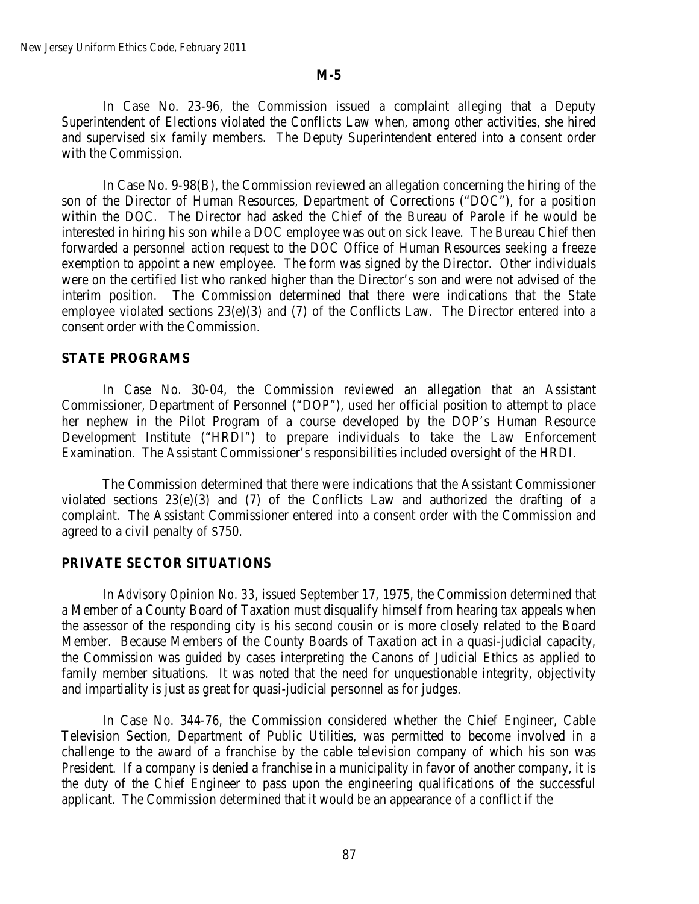**M-5**

In Case No. 23-96, the Commission issued a complaint alleging that a Deputy Superintendent of Elections violated the Conflicts Law when, among other activities, she hired and supervised six family members. The Deputy Superintendent entered into a consent order with the Commission.

In Case No. 9-98(B), the Commission reviewed an allegation concerning the hiring of the son of the Director of Human Resources, Department of Corrections ("DOC"), for a position within the DOC. The Director had asked the Chief of the Bureau of Parole if he would be interested in hiring his son while a DOC employee was out on sick leave. The Bureau Chief then forwarded a personnel action request to the DOC Office of Human Resources seeking a freeze exemption to appoint a new employee. The form was signed by the Director. Other individuals were on the certified list who ranked higher than the Director's son and were not advised of the interim position. The Commission determined that there were indications that the State employee violated sections 23(e)(3) and (7) of the Conflicts Law. The Director entered into a consent order with the Commission.

## STATE PROGRAMS

In Case No. 30-04, the Commission reviewed an allegation that an Assistant Commissioner, Department of Personnel ("DOP"), used her official position to attempt to place her nephew in the Pilot Program of a course developed by the DOP's Human Resource Development Institute ("HRDI") to prepare individuals to take the Law Enforcement Examination. The Assistant Commissioner's responsibilities included oversight of the HRDI.

The Commission determined that there were indications that the Assistant Commissioner violated sections 23(e)(3) and (7) of the Conflicts Law and authorized the drafting of a complaint. The Assistant Commissioner entered into a consent order with the Commission and agreed to a civil penalty of $750.

## PRIVATE SECTOR SITUATIONS

In *Advisory Opinion No. 33*, issued September 17, 1975, the Commission determined that a Member of a County Board of Taxation must disqualify himself from hearing tax appeals when the assessor of the responding city is his second cousin or is more closely related to the Board Member. Because Members of the County Boards of Taxation act in a quasi-judicial capacity, the Commission was guided by cases interpreting the Canons of Judicial Ethics as applied to family member situations. It was noted that the need for unquestionable integrity, objectivity and impartiality is just as great for quasi-judicial personnel as for judges.

In Case No. 344-76, the Commission considered whether the Chief Engineer, Cable Television Section, Department of Public Utilities, was permitted to become involved in a challenge to the award of a franchise by the cable television company of which his son was President. If a company is denied a franchise in a municipality in favor of another company, it is the duty of the Chief Engineer to pass upon the engineering qualifications of the successful applicant. The Commission determined that it would be an appearance of a conflict if the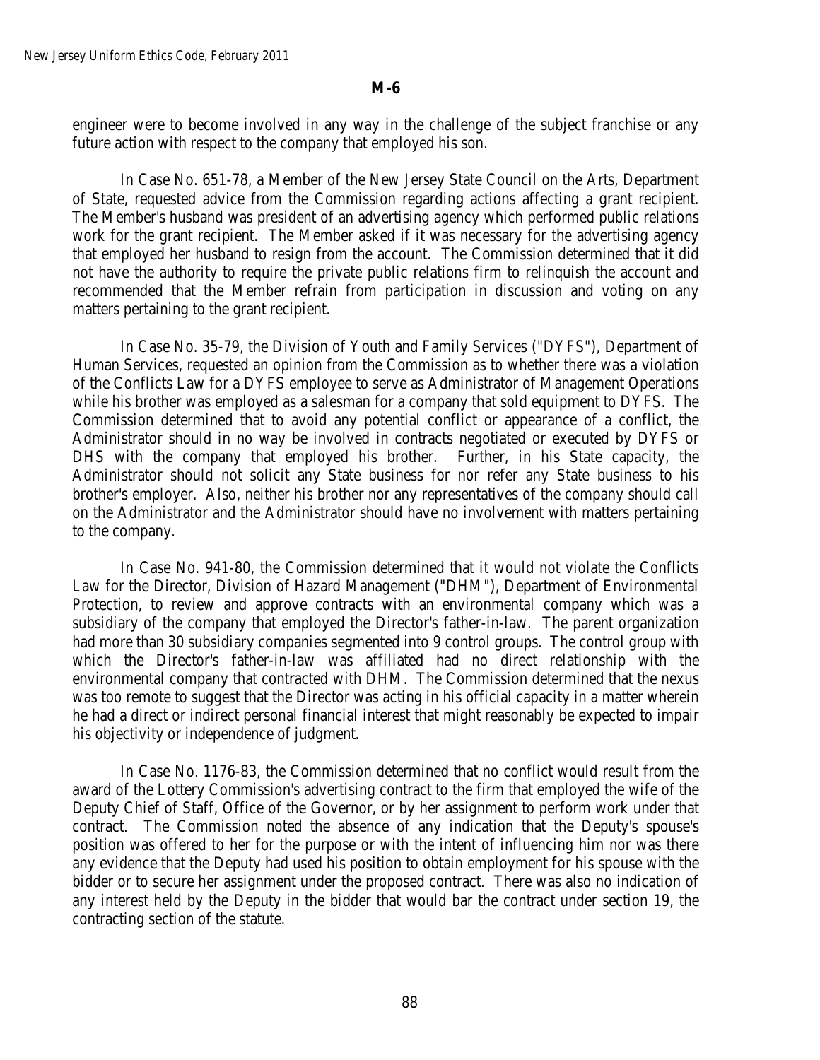**M-6**

engineer were to become involved in any way in the challenge of the subject franchise or any future action with respect to the company that employed his son.

In Case No. 651-78, a Member of the New Jersey State Council on the Arts, Department of State, requested advice from the Commission regarding actions affecting a grant recipient. The Member's husband was president of an advertising agency which performed public relations work for the grant recipient. The Member asked if it was necessary for the advertising agency that employed her husband to resign from the account. The Commission determined that it did not have the authority to require the private public relations firm to relinquish the account and recommended that the Member refrain from participation in discussion and voting on any matters pertaining to the grant recipient.

In Case No. 35-79, the Division of Youth and Family Services ("DYFS"), Department of Human Services, requested an opinion from the Commission as to whether there was a violation of the Conflicts Law for a DYFS employee to serve as Administrator of Management Operations while his brother was employed as a salesman for a company that sold equipment to DYFS. The Commission determined that to avoid any potential conflict or appearance of a conflict, the Administrator should in no way be involved in contracts negotiated or executed by DYFS or DHS with the company that employed his brother. Further, in his State capacity, the Administrator should not solicit any State business for nor refer any State business to his brother's employer. Also, neither his brother nor any representatives of the company should call on the Administrator and the Administrator should have no involvement with matters pertaining to the company.

In Case No. 941-80, the Commission determined that it would not violate the Conflicts Law for the Director, Division of Hazard Management ("DHM"), Department of Environmental Protection, to review and approve contracts with an environmental company which was a subsidiary of the company that employed the Director's father-in-law. The parent organization had more than 30 subsidiary companies segmented into 9 control groups. The control group with which the Director's father-in-law was affiliated had no direct relationship with the environmental company that contracted with DHM. The Commission determined that the nexus was too remote to suggest that the Director was acting in his official capacity in a matter wherein he had a direct or indirect personal financial interest that might reasonably be expected to impair his objectivity or independence of judgment.

In Case No. 1176-83, the Commission determined that no conflict would result from the award of the Lottery Commission's advertising contract to the firm that employed the wife of the Deputy Chief of Staff, Office of the Governor, or by her assignment to perform work under that contract. The Commission noted the absence of any indication that the Deputy's spouse's position was offered to her for the purpose or with the intent of influencing him nor was there any evidence that the Deputy had used his position to obtain employment for his spouse with the bidder or to secure her assignment under the proposed contract. There was also no indication of any interest held by the Deputy in the bidder that would bar the contract under section 19, the contracting section of the statute.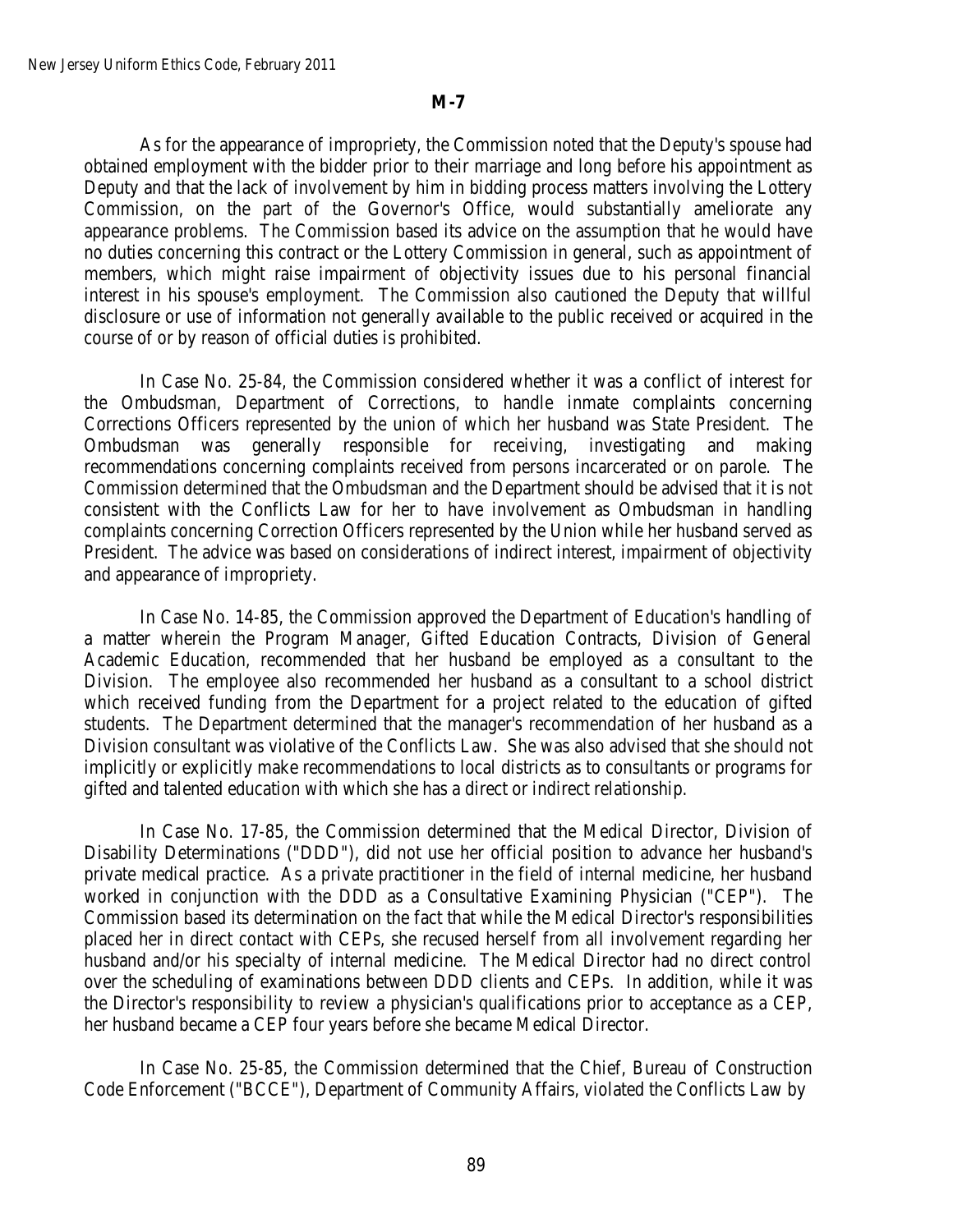**M-7**

As for the appearance of impropriety, the Commission noted that the Deputy's spouse had obtained employment with the bidder prior to their marriage and long before his appointment as Deputy and that the lack of involvement by him in bidding process matters involving the Lottery Commission, on the part of the Governor's Office, would substantially ameliorate any appearance problems. The Commission based its advice on the assumption that he would have no duties concerning this contract or the Lottery Commission in general, such as appointment of members, which might raise impairment of objectivity issues due to his personal financial interest in his spouse's employment. The Commission also cautioned the Deputy that willful disclosure or use of information not generally available to the public received or acquired in the course of or by reason of official duties is prohibited.

In Case No. 25-84, the Commission considered whether it was a conflict of interest for the Ombudsman, Department of Corrections, to handle inmate complaints concerning Corrections Officers represented by the union of which her husband was State President. The Ombudsman was generally responsible for receiving, investigating and making recommendations concerning complaints received from persons incarcerated or on parole. The Commission determined that the Ombudsman and the Department should be advised that it is not consistent with the Conflicts Law for her to have involvement as Ombudsman in handling complaints concerning Correction Officers represented by the Union while her husband served as President. The advice was based on considerations of indirect interest, impairment of objectivity and appearance of impropriety.

In Case No. 14-85, the Commission approved the Department of Education's handling of a matter wherein the Program Manager, Gifted Education Contracts, Division of General Academic Education, recommended that her husband be employed as a consultant to the Division. The employee also recommended her husband as a consultant to a school district which received funding from the Department for a project related to the education of gifted students. The Department determined that the manager's recommendation of her husband as a Division consultant was violative of the Conflicts Law. She was also advised that she should not implicitly or explicitly make recommendations to local districts as to consultants or programs for gifted and talented education with which she has a direct or indirect relationship.

In Case No. 17-85, the Commission determined that the Medical Director, Division of Disability Determinations ("DDD"), did not use her official position to advance her husband's private medical practice. As a private practitioner in the field of internal medicine, her husband worked in conjunction with the DDD as a Consultative Examining Physician ("CEP"). The Commission based its determination on the fact that while the Medical Director's responsibilities placed her in direct contact with CEPs, she recused herself from all involvement regarding her husband and/or his specialty of internal medicine. The Medical Director had no direct control over the scheduling of examinations between DDD clients and CEPs. In addition, while it was the Director's responsibility to review a physician's qualifications prior to acceptance as a CEP, her husband became a CEP four years before she became Medical Director.

In Case No. 25-85, the Commission determined that the Chief, Bureau of Construction Code Enforcement ("BCCE"), Department of Community Affairs, violated the Conflicts Law by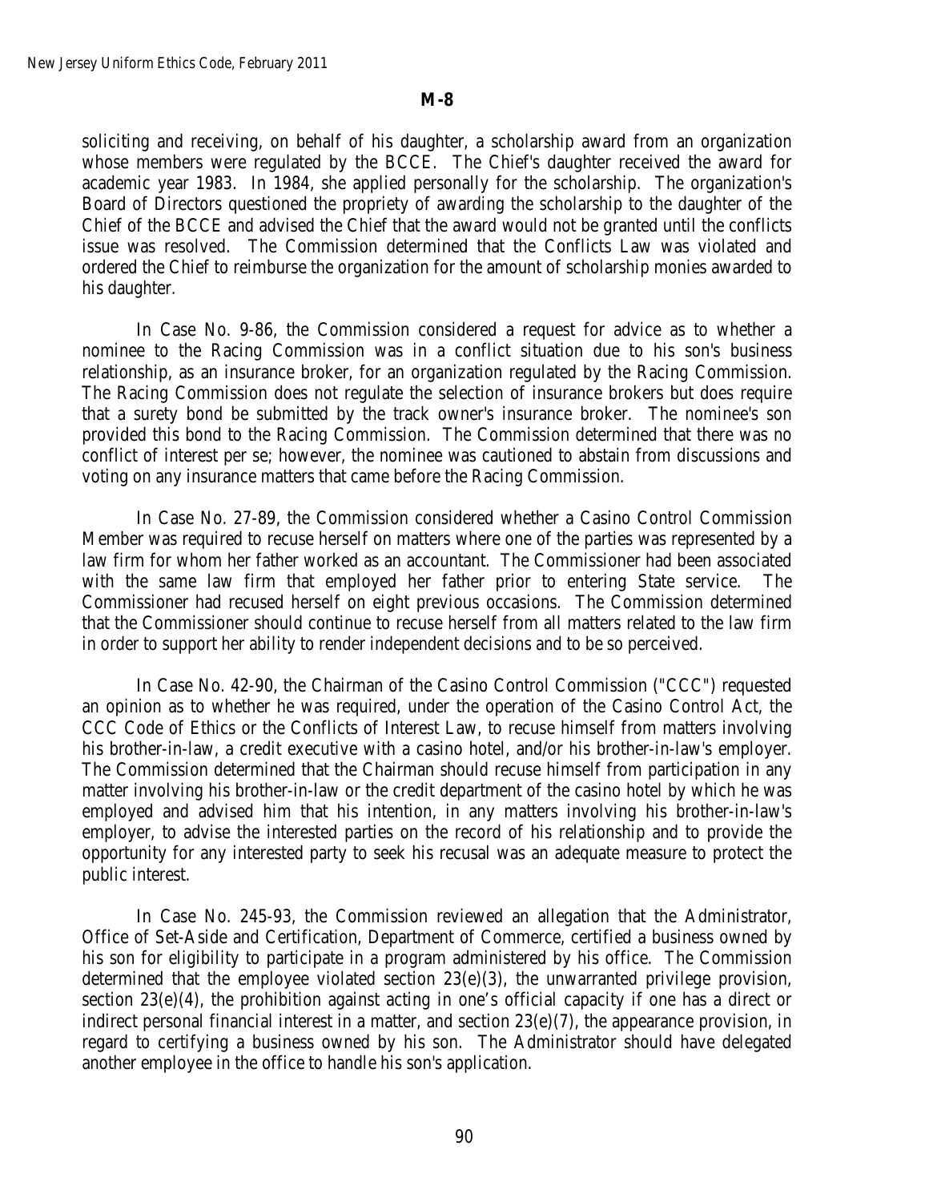soliciting and receiving, on behalf of his daughter, a scholarship award from an organization whose members were regulated by the BCCE. The Chief's daughter received the award for academic year 1983. In 1984, she applied personally for the scholarship. The organization's Board of Directors questioned the propriety of awarding the scholarship to the daughter of the Chief of the BCCE and advised the Chief that the award would not be granted until the conflicts issue was resolved. The Commission determined that the Conflicts Law was violated and ordered the Chief to reimburse the organization for the amount of scholarship monies awarded to his daughter.

In Case No. 9-86, the Commission considered a request for advice as to whether a nominee to the Racing Commission was in a conflict situation due to his son's business relationship, as an insurance broker, for an organization regulated by the Racing Commission. The Racing Commission does not regulate the selection of insurance brokers but does require that a surety bond be submitted by the track owner's insurance broker. The nominee's son provided this bond to the Racing Commission. The Commission determined that there was no conflict of interest per se; however, the nominee was cautioned to abstain from discussions and voting on any insurance matters that came before the Racing Commission.

In Case No. 27-89, the Commission considered whether a Casino Control Commission Member was required to recuse herself on matters where one of the parties was represented by a law firm for whom her father worked as an accountant. The Commissioner had been associated with the same law firm that employed her father prior to entering State service. The Commissioner had recused herself on eight previous occasions. The Commission determined that the Commissioner should continue to recuse herself from all matters related to the law firm in order to support her ability to render independent decisions and to be so perceived.

In Case No. 42-90, the Chairman of the Casino Control Commission ("CCC") requested an opinion as to whether he was required, under the operation of the Casino Control Act, the CCC Code of Ethics or the Conflicts of Interest Law, to recuse himself from matters involving his brother-in-law, a credit executive with a casino hotel, and/or his brother-in-law's employer. The Commission determined that the Chairman should recuse himself from participation in any matter involving his brother-in-law or the credit department of the casino hotel by which he was employed and advised him that his intention, in any matters involving his brother-in-law's employer, to advise the interested parties on the record of his relationship and to provide the opportunity for any interested party to seek his recusal was an adequate measure to protect the public interest.

In Case No. 245-93, the Commission reviewed an allegation that the Administrator, Office of Set-Aside and Certification, Department of Commerce, certified a business owned by his son for eligibility to participate in a program administered by his office. The Commission determined that the employee violated section 23(e)(3), the unwarranted privilege provision, section 23(e)(4), the prohibition against acting in one's official capacity if one has a direct or indirect personal financial interest in a matter, and section 23(e)(7), the appearance provision, in regard to certifying a business owned by his son. The Administrator should have delegated another employee in the office to handle his son's application.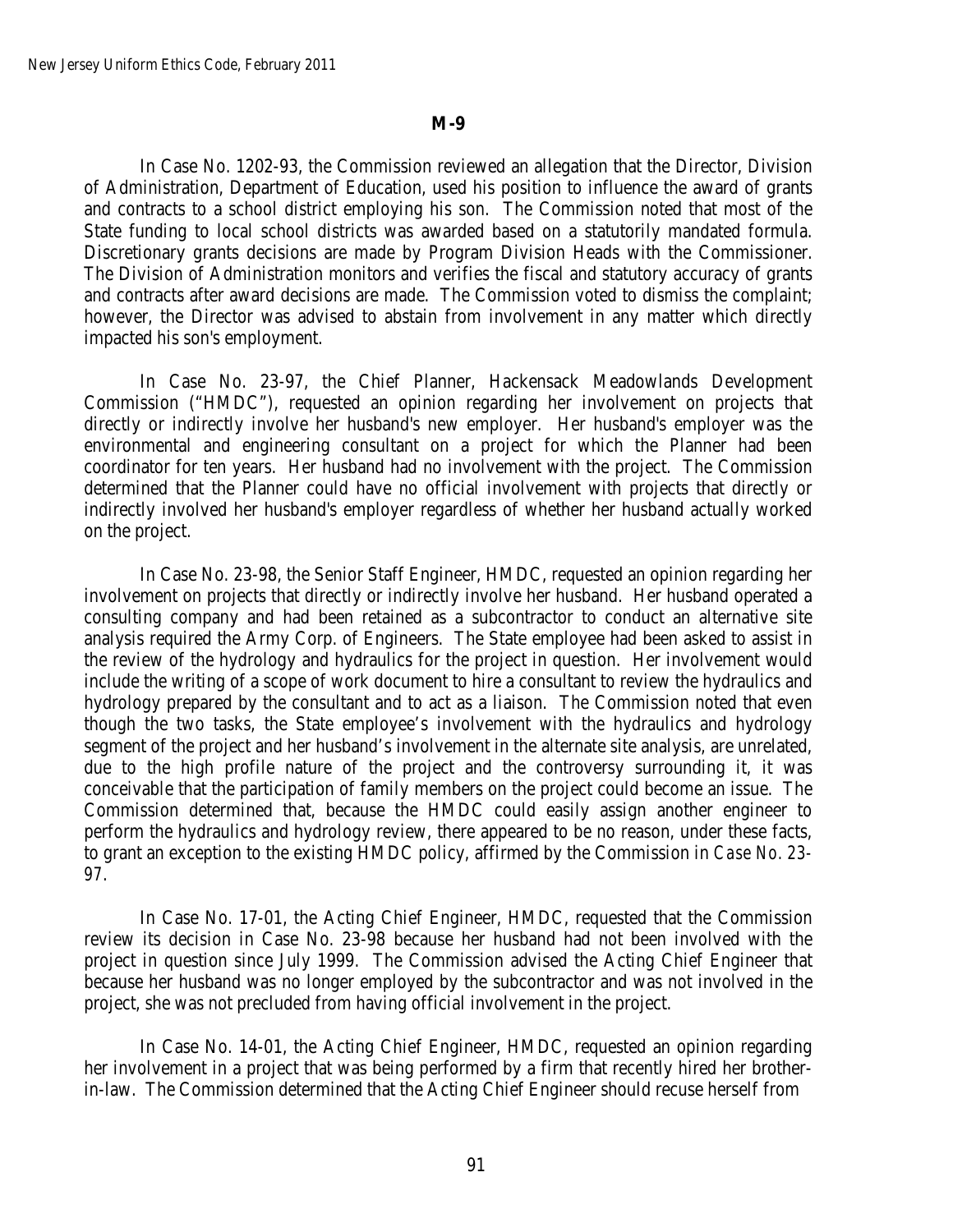**M-9**

In Case No. 1202-93, the Commission reviewed an allegation that the Director, Division of Administration, Department of Education, used his position to influence the award of grants and contracts to a school district employing his son. The Commission noted that most of the State funding to local school districts was awarded based on a statutorily mandated formula. Discretionary grants decisions are made by Program Division Heads with the Commissioner. The Division of Administration monitors and verifies the fiscal and statutory accuracy of grants and contracts after award decisions are made. The Commission voted to dismiss the complaint; however, the Director was advised to abstain from involvement in any matter which directly impacted his son's employment.

In Case No. 23-97, the Chief Planner, Hackensack Meadowlands Development Commission ("HMDC"), requested an opinion regarding her involvement on projects that directly or indirectly involve her husband's new employer. Her husband's employer was the environmental and engineering consultant on a project for which the Planner had been coordinator for ten years. Her husband had no involvement with the project. The Commission determined that the Planner could have no official involvement with projects that directly or indirectly involved her husband's employer regardless of whether her husband actually worked on the project.

In Case No. 23-98, the Senior Staff Engineer, HMDC, requested an opinion regarding her involvement on projects that directly or indirectly involve her husband. Her husband operated a consulting company and had been retained as a subcontractor to conduct an alternative site analysis required the Army Corp. of Engineers. The State employee had been asked to assist in the review of the hydrology and hydraulics for the project in question. Her involvement would include the writing of a scope of work document to hire a consultant to review the hydraulics and hydrology prepared by the consultant and to act as a liaison. The Commission noted that even though the two tasks, the State employee's involvement with the hydraulics and hydrology segment of the project and her husband's involvement in the alternate site analysis, are unrelated, due to the high profile nature of the project and the controversy surrounding it, it was conceivable that the participation of family members on the project could become an issue. The Commission determined that, because the HMDC could easily assign another engineer to perform the hydraulics and hydrology review, there appeared to be no reason, under these facts, to grant an exception to the existing HMDC policy, affirmed by the Commission in *Case No. 23-97*.

In Case No. 17-01, the Acting Chief Engineer, HMDC, requested that the Commission review its decision in Case No. 23-98 because her husband had not been involved with the project in question since July 1999. The Commission advised the Acting Chief Engineer that because her husband was no longer employed by the subcontractor and was not involved in the project, she was not precluded from having official involvement in the project.

In Case No. 14-01, the Acting Chief Engineer, HMDC, requested an opinion regarding her involvement in a project that was being performed by a firm that recently hired her brother-in-law. The Commission determined that the Acting Chief Engineer should recuse herself from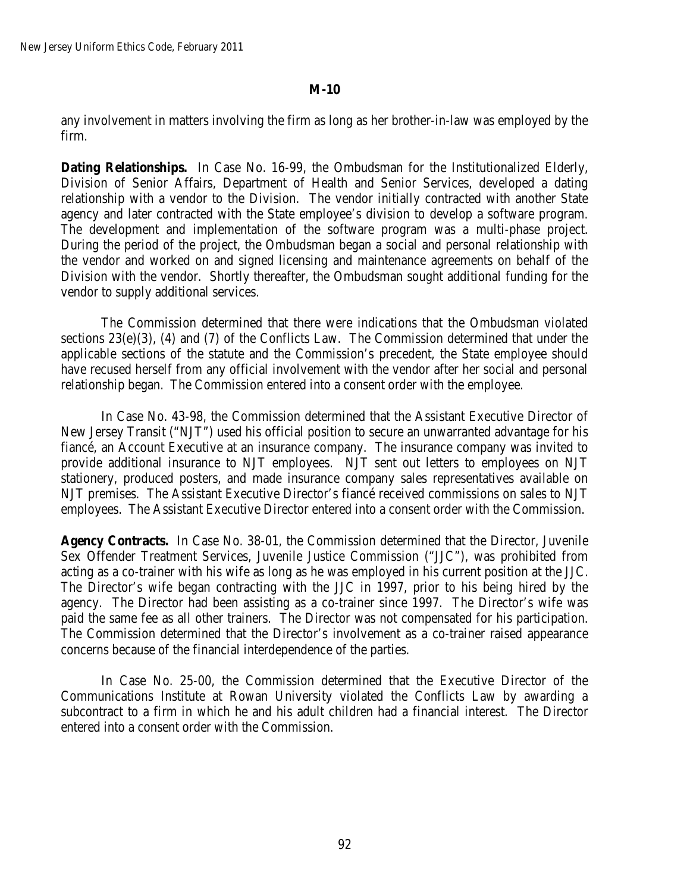**M-10**

any involvement in matters involving the firm as long as her brother-in-law was employed by the firm.

**Dating Relationships.** In Case No. 16-99, the Ombudsman for the Institutionalized Elderly, Division of Senior Affairs, Department of Health and Senior Services, developed a dating relationship with a vendor to the Division. The vendor initially contracted with another State agency and later contracted with the State employee's division to develop a software program. The development and implementation of the software program was a multi-phase project. During the period of the project, the Ombudsman began a social and personal relationship with the vendor and worked on and signed licensing and maintenance agreements on behalf of the Division with the vendor. Shortly thereafter, the Ombudsman sought additional funding for the vendor to supply additional services.

The Commission determined that there were indications that the Ombudsman violated sections 23(e)(3), (4) and (7) of the Conflicts Law. The Commission determined that under the applicable sections of the statute and the Commission's precedent, the State employee should have recused herself from any official involvement with the vendor after her social and personal relationship began. The Commission entered into a consent order with the employee.

In Case No. 43-98, the Commission determined that the Assistant Executive Director of New Jersey Transit ("NJT") used his official position to secure an unwarranted advantage for his fiancé, an Account Executive at an insurance company. The insurance company was invited to provide additional insurance to NJT employees. NJT sent out letters to employees on NJT stationery, produced posters, and made insurance company sales representatives available on NJT premises. The Assistant Executive Director's fiancé received commissions on sales to NJT employees. The Assistant Executive Director entered into a consent order with the Commission.

**Agency Contracts.** In Case No. 38-01, the Commission determined that the Director, Juvenile Sex Offender Treatment Services, Juvenile Justice Commission ("JJC"), was prohibited from acting as a co-trainer with his wife as long as he was employed in his current position at the JJC. The Director's wife began contracting with the JJC in 1997, prior to his being hired by the agency. The Director had been assisting as a co-trainer since 1997. The Director's wife was paid the same fee as all other trainers. The Director was not compensated for his participation. The Commission determined that the Director's involvement as a co-trainer raised appearance concerns because of the financial interdependence of the parties.

In Case No. 25-00, the Commission determined that the Executive Director of the Communications Institute at Rowan University violated the Conflicts Law by awarding a subcontract to a firm in which he and his adult children had a financial interest. The Director entered into a consent order with the Commission.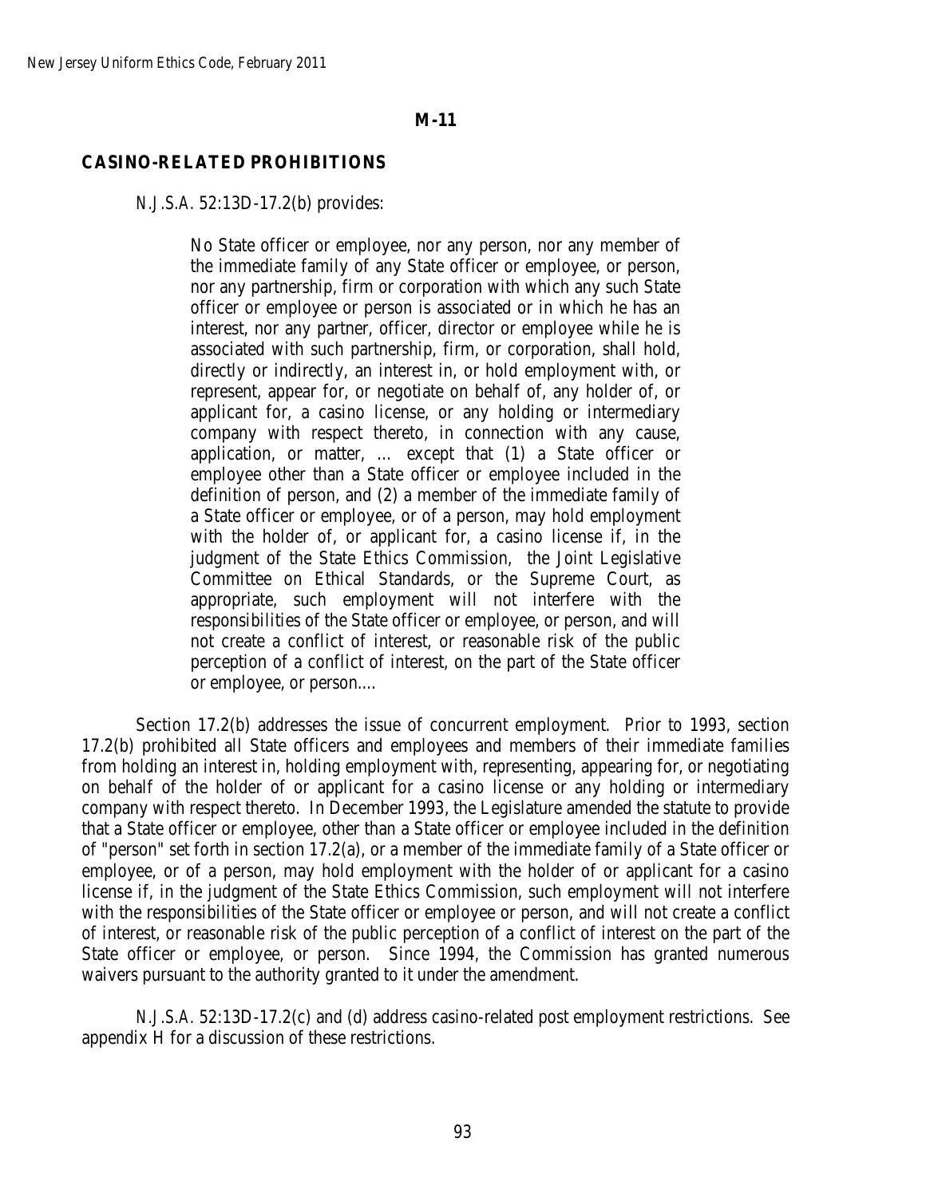**M-11**

**CASINO-RELATED PROHIBITIONS**

*N.J.S.A.* 52:13D-17.2(b) provides:

> No State officer or employee, nor any person, nor any member of the immediate family of any State officer or employee, or person, nor any partnership, firm or corporation with which any such State officer or employee or person is associated or in which he has an interest, nor any partner, officer, director or employee while he is associated with such partnership, firm, or corporation, shall hold, directly or indirectly, an interest in, or hold employment with, or represent, appear for, or negotiate on behalf of, any holder of, or applicant for, a casino license, or any holding or intermediary company with respect thereto, in connection with any cause, application, or matter, … except that (1) a State officer or employee other than a State officer or employee included in the definition of person, and (2) a member of the immediate family of a State officer or employee, or of a person, may hold employment with the holder of, or applicant for, a casino license if, in the judgment of the State Ethics Commission, the Joint Legislative Committee on Ethical Standards, or the Supreme Court, as appropriate, such employment will not interfere with the responsibilities of the State officer or employee, or person, and will not create a conflict of interest, or reasonable risk of the public perception of a conflict of interest, on the part of the State officer or employee, or person....

Section 17.2(b) addresses the issue of concurrent employment. Prior to 1993, section 17.2(b) prohibited all State officers and employees and members of their immediate families from holding an interest in, holding employment with, representing, appearing for, or negotiating on behalf of the holder of or applicant for a casino license or any holding or intermediary company with respect thereto. In December 1993, the Legislature amended the statute to provide that a State officer or employee, other than a State officer or employee included in the definition of "person" set forth in section 17.2(a), or a member of the immediate family of a State officer or employee, or of a person, may hold employment with the holder of or applicant for a casino license if, in the judgment of the State Ethics Commission, such employment will not interfere with the responsibilities of the State officer or employee or person, and will not create a conflict of interest, or reasonable risk of the public perception of a conflict of interest on the part of the State officer or employee, or person. Since 1994, the Commission has granted numerous waivers pursuant to the authority granted to it under the amendment.

*N.J.S.A.* 52:13D-17.2(c) and (d) address casino-related post employment restrictions. See appendix H for a discussion of these restrictions.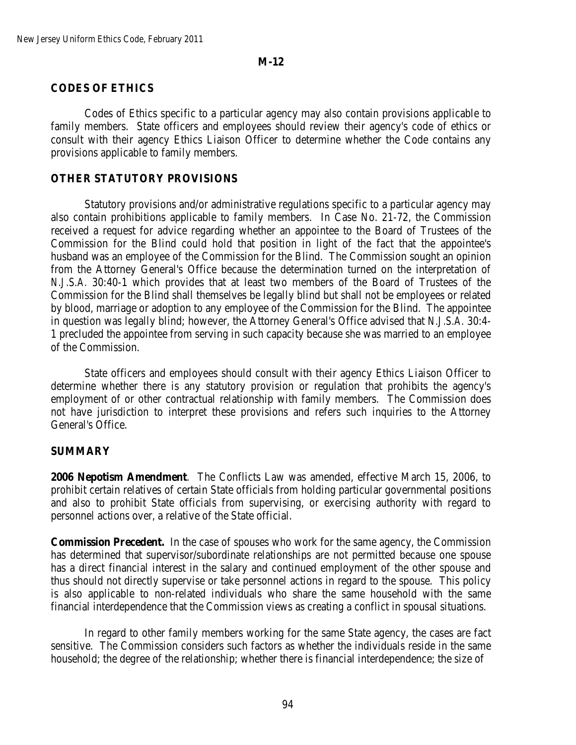M-12

## CODES OF ETHICS

Codes of Ethics specific to a particular agency may also contain provisions applicable to family members. State officers and employees should review their agency's code of ethics or consult with their agency Ethics Liaison Officer to determine whether the Code contains any provisions applicable to family members.

## OTHER STATUTORY PROVISIONS

Statutory provisions and/or administrative regulations specific to a particular agency may also contain prohibitions applicable to family members. In Case No. 21-72, the Commission received a request for advice regarding whether an appointee to the Board of Trustees of the Commission for the Blind could hold that position in light of the fact that the appointee's husband was an employee of the Commission for the Blind. The Commission sought an opinion from the Attorney General's Office because the determination turned on the interpretation of *N.J.S.A.* 30:40-1 which provides that at least two members of the Board of Trustees of the Commission for the Blind shall themselves be legally blind but shall not be employees or related by blood, marriage or adoption to any employee of the Commission for the Blind. The appointee in question was legally blind; however, the Attorney General's Office advised that *N.J.S.A.* 30:4-1 precluded the appointee from serving in such capacity because she was married to an employee of the Commission.

State officers and employees should consult with their agency Ethics Liaison Officer to determine whether there is any statutory provision or regulation that prohibits the agency's employment of or other contractual relationship with family members. The Commission does not have jurisdiction to interpret these provisions and refers such inquiries to the Attorney General's Office.

## SUMMARY

**2006 Nepotism Amendment**. The Conflicts Law was amended, effective March 15, 2006, to prohibit certain relatives of certain State officials from holding particular governmental positions and also to prohibit State officials from supervising, or exercising authority with regard to personnel actions over, a relative of the State official.

**Commission Precedent.** In the case of spouses who work for the same agency, the Commission has determined that supervisor/subordinate relationships are not permitted because one spouse has a direct financial interest in the salary and continued employment of the other spouse and thus should not directly supervise or take personnel actions in regard to the spouse. This policy is also applicable to non-related individuals who share the same household with the same financial interdependence that the Commission views as creating a conflict in spousal situations.

In regard to other family members working for the same State agency, the cases are fact sensitive. The Commission considers such factors as whether the individuals reside in the same household; the degree of the relationship; whether there is financial interdependence; the size of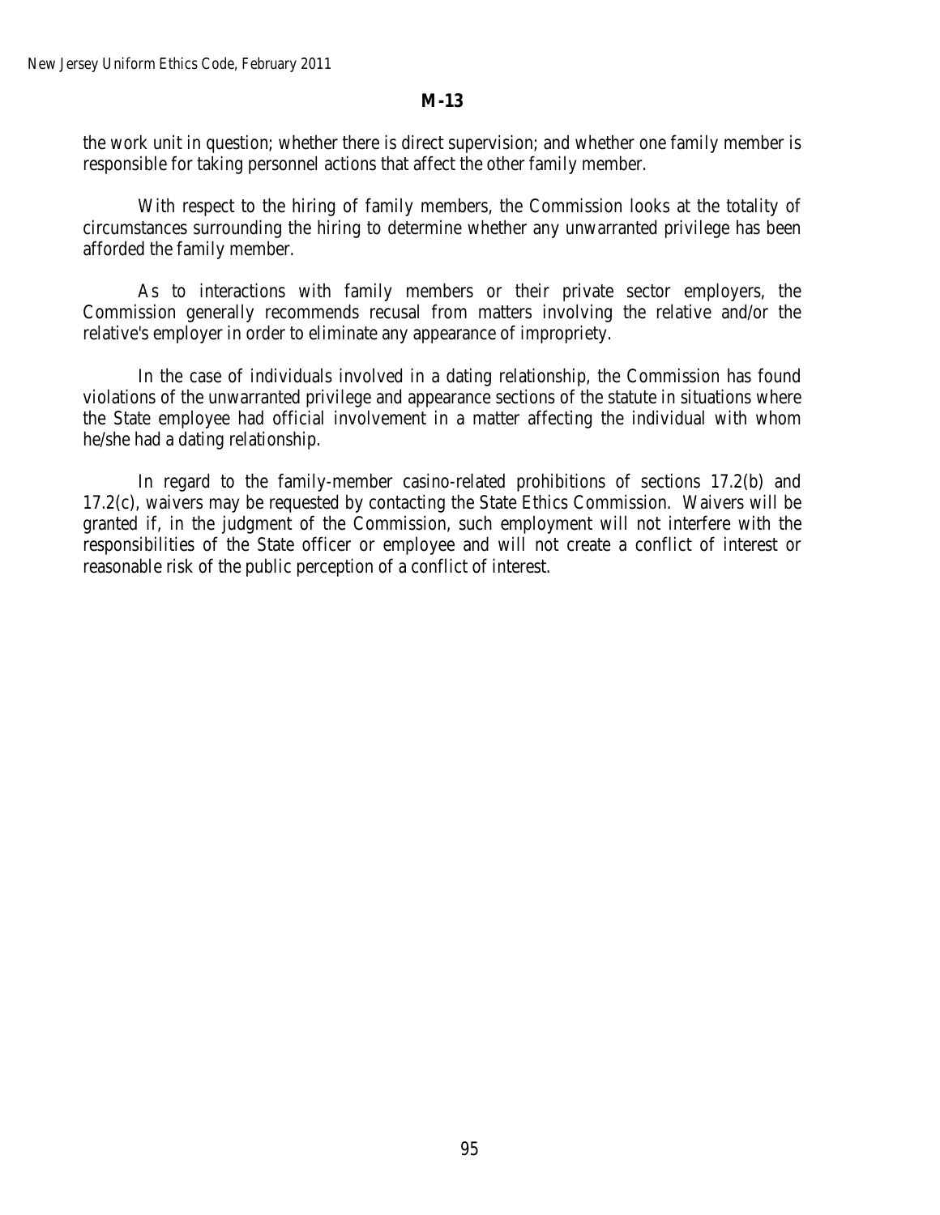the work unit in question; whether there is direct supervision; and whether one family member is responsible for taking personnel actions that affect the other family member.

With respect to the hiring of family members, the Commission looks at the totality of circumstances surrounding the hiring to determine whether any unwarranted privilege has been afforded the family member.

As to interactions with family members or their private sector employers, the Commission generally recommends recusal from matters involving the relative and/or the relative's employer in order to eliminate any appearance of impropriety.

In the case of individuals involved in a dating relationship, the Commission has found violations of the unwarranted privilege and appearance sections of the statute in situations where the State employee had official involvement in a matter affecting the individual with whom he/she had a dating relationship.

In regard to the family-member casino-related prohibitions of sections 17.2(b) and 17.2(c), waivers may be requested by contacting the State Ethics Commission. Waivers will be granted if, in the judgment of the Commission, such employment will not interfere with the responsibilities of the State officer or employee and will not create a conflict of interest or reasonable risk of the public perception of a conflict of interest.